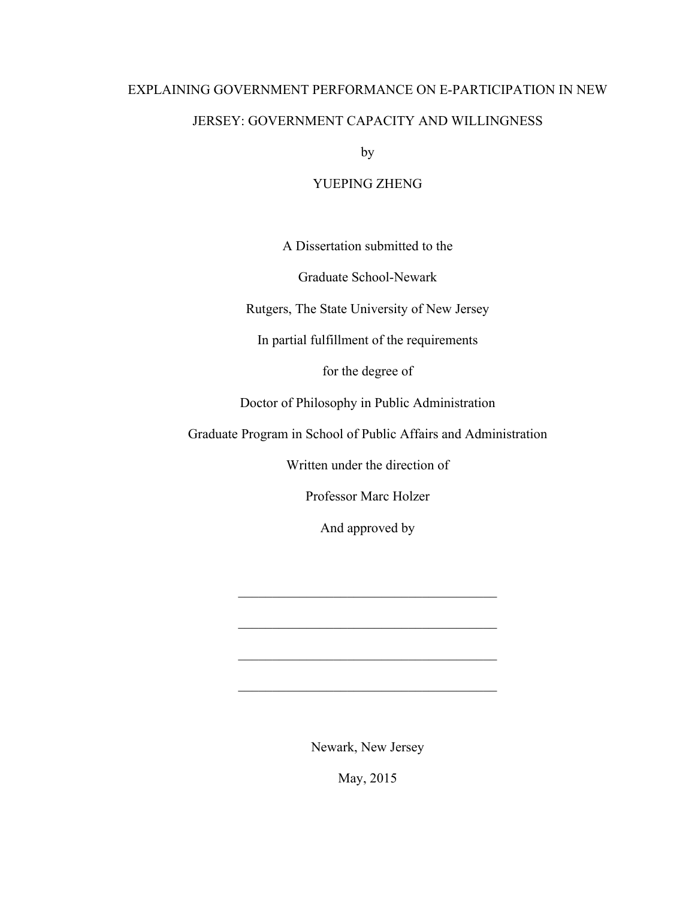# EXPLAINING GOVERNMENT PERFORMANCE ON E-PARTICIPATION IN NEW JERSEY: GOVERNMENT CAPACITY AND WILLINGNESS

by

YUEPING ZHENG

A Dissertation submitted to the

Graduate School-Newark

Rutgers, The State University of New Jersey

In partial fulfillment of the requirements

for the degree of

Doctor of Philosophy in Public Administration

Graduate Program in School of Public Affairs and Administration

Written under the direction of

Professor Marc Holzer

And approved by

\_\_\_\_\_\_\_\_\_\_\_\_\_\_\_\_\_\_\_\_\_\_\_\_\_\_\_\_\_\_\_\_\_\_\_\_\_\_

\_\_\_\_\_\_\_\_\_\_\_\_\_\_\_\_\_\_\_\_\_\_\_\_\_\_\_\_\_\_\_\_\_\_\_\_\_\_

\_\_\_\_\_\_\_\_\_\_\_\_\_\_\_\_\_\_\_\_\_\_\_\_\_\_\_\_\_\_\_\_\_\_\_\_\_\_

\_\_\_\_\_\_\_\_\_\_\_\_\_\_\_\_\_\_\_\_\_\_\_\_\_\_\_\_\_\_\_\_\_\_\_\_\_\_

Newark, New Jersey

May, 2015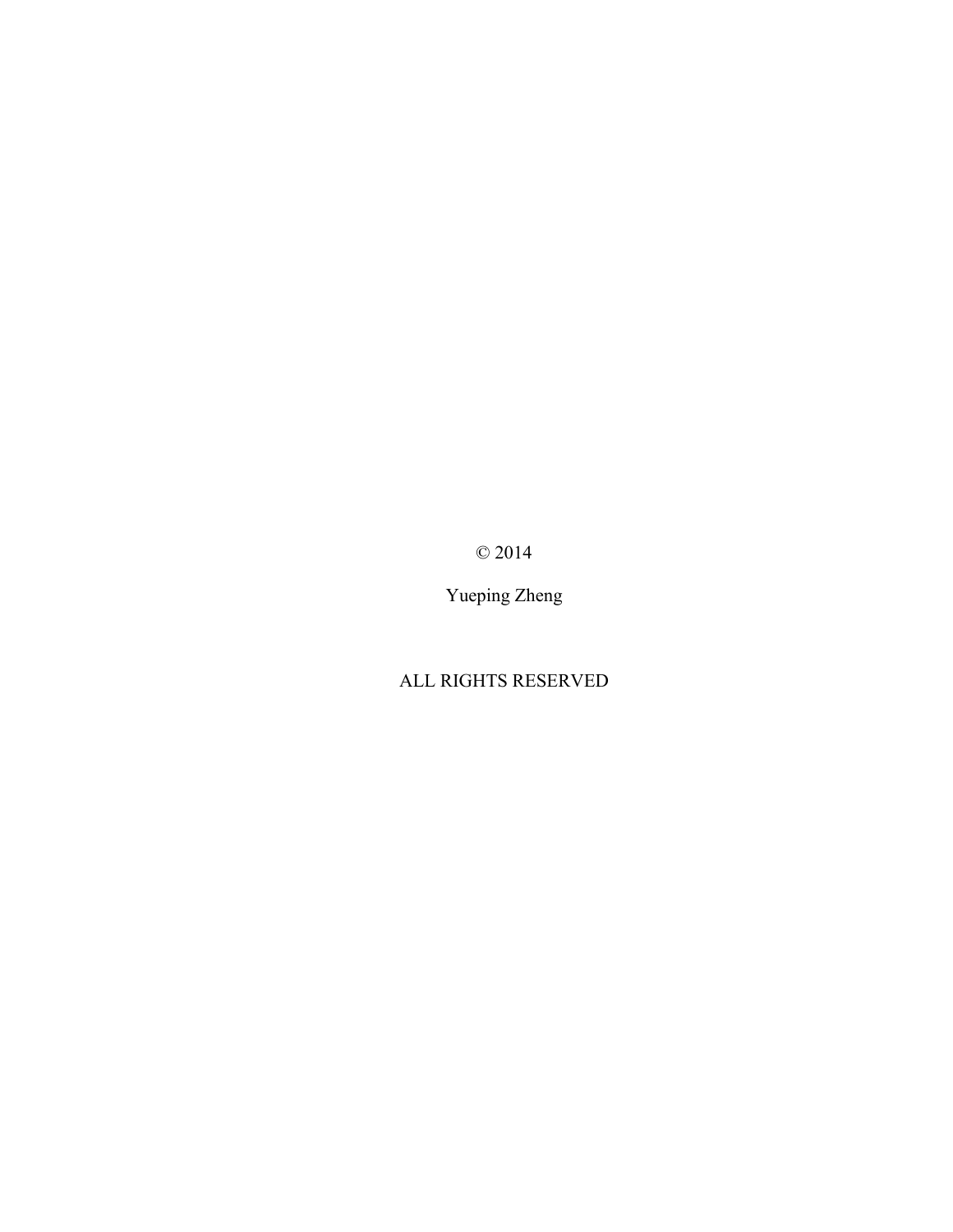© 2014

Yueping Zheng

ALL RIGHTS RESERVED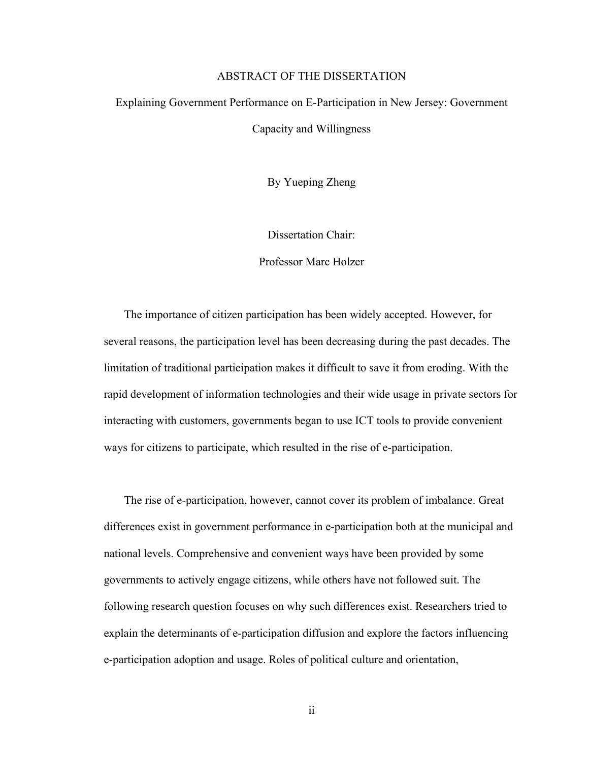# ABSTRACT OF THE DISSERTATION

## Explaining Government Performance on E-Participation in New Jersey: Government Capacity and Willingness

By Yueping Zheng

Dissertation Chair:

Professor Marc Holzer

The importance of citizen participation has been widely accepted. However, for several reasons, the participation level has been decreasing during the past decades. The limitation of traditional participation makes it difficult to save it from eroding. With the rapid development of information technologies and their wide usage in private sectors for interacting with customers, governments began to use ICT tools to provide convenient ways for citizens to participate, which resulted in the rise of e-participation.

The rise of e-participation, however, cannot cover its problem of imbalance. Great differences exist in government performance in e-participation both at the municipal and national levels. Comprehensive and convenient ways have been provided by some governments to actively engage citizens, while others have not followed suit. The following research question focuses on why such differences exist. Researchers tried to explain the determinants of e-participation diffusion and explore the factors influencing e-participation adoption and usage. Roles of political culture and orientation,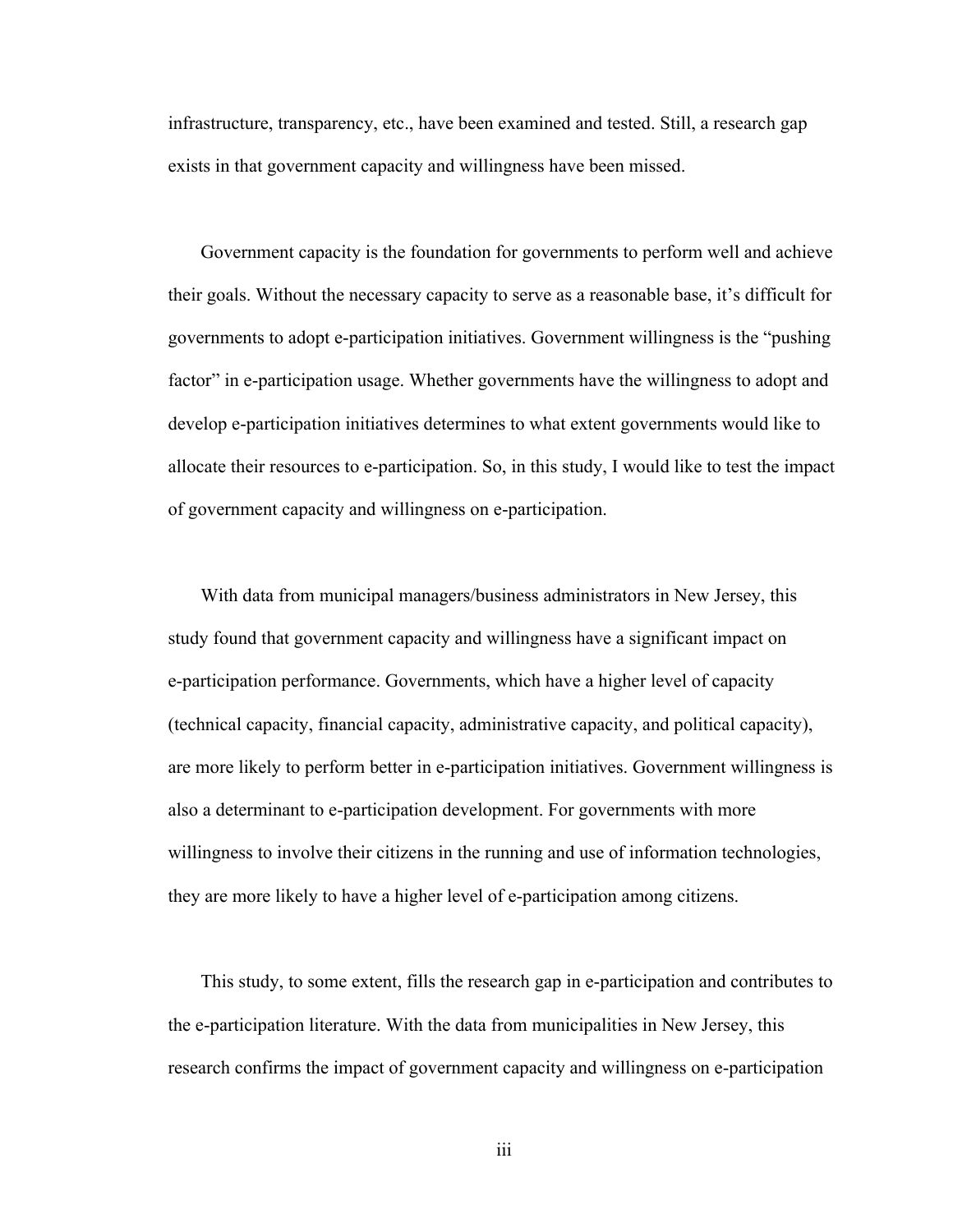infrastructure, transparency, etc., have been examined and tested. Still, a research gap exists in that government capacity and willingness have been missed.

Government capacity is the foundation for governments to perform well and achieve their goals. Without the necessary capacity to serve as a reasonable base, it's difficult for governments to adopt e-participation initiatives. Government willingness is the "pushing factor" in e-participation usage. Whether governments have the willingness to adopt and develop e-participation initiatives determines to what extent governments would like to allocate their resources to e-participation. So, in this study, I would like to test the impact of government capacity and willingness on e-participation.

With data from municipal managers/business administrators in New Jersey, this study found that government capacity and willingness have a significant impact on e-participation performance. Governments, which have a higher level of capacity (technical capacity, financial capacity, administrative capacity, and political capacity), are more likely to perform better in e-participation initiatives. Government willingness is also a determinant to e-participation development. For governments with more willingness to involve their citizens in the running and use of information technologies, they are more likely to have a higher level of e-participation among citizens.

This study, to some extent, fills the research gap in e-participation and contributes to the e-participation literature. With the data from municipalities in New Jersey, this research confirms the impact of government capacity and willingness on e-participation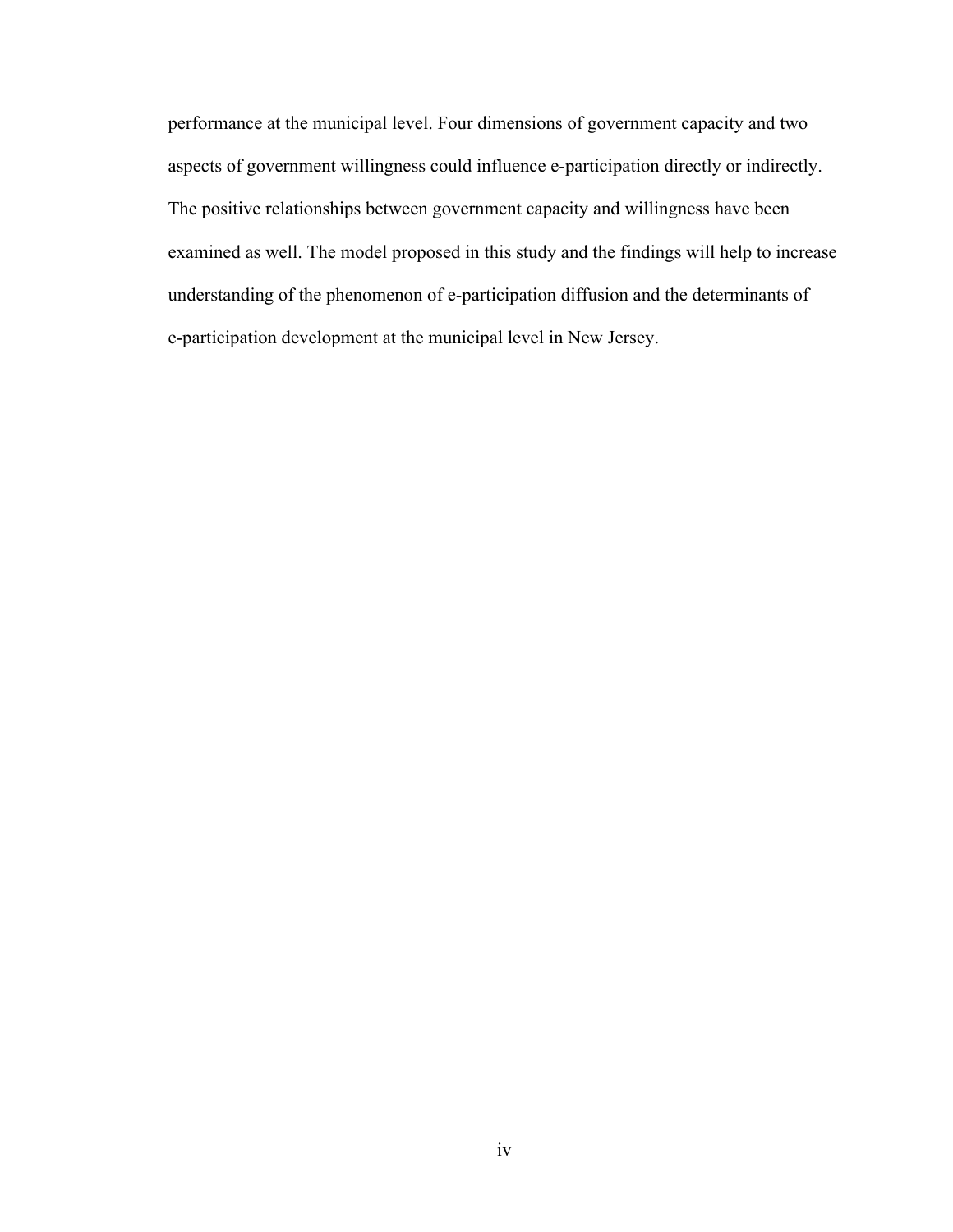performance at the municipal level. Four dimensions of government capacity and two aspects of government willingness could influence e-participation directly or indirectly. The positive relationships between government capacity and willingness have been examined as well. The model proposed in this study and the findings will help to increase understanding of the phenomenon of e-participation diffusion and the determinants of e-participation development at the municipal level in New Jersey.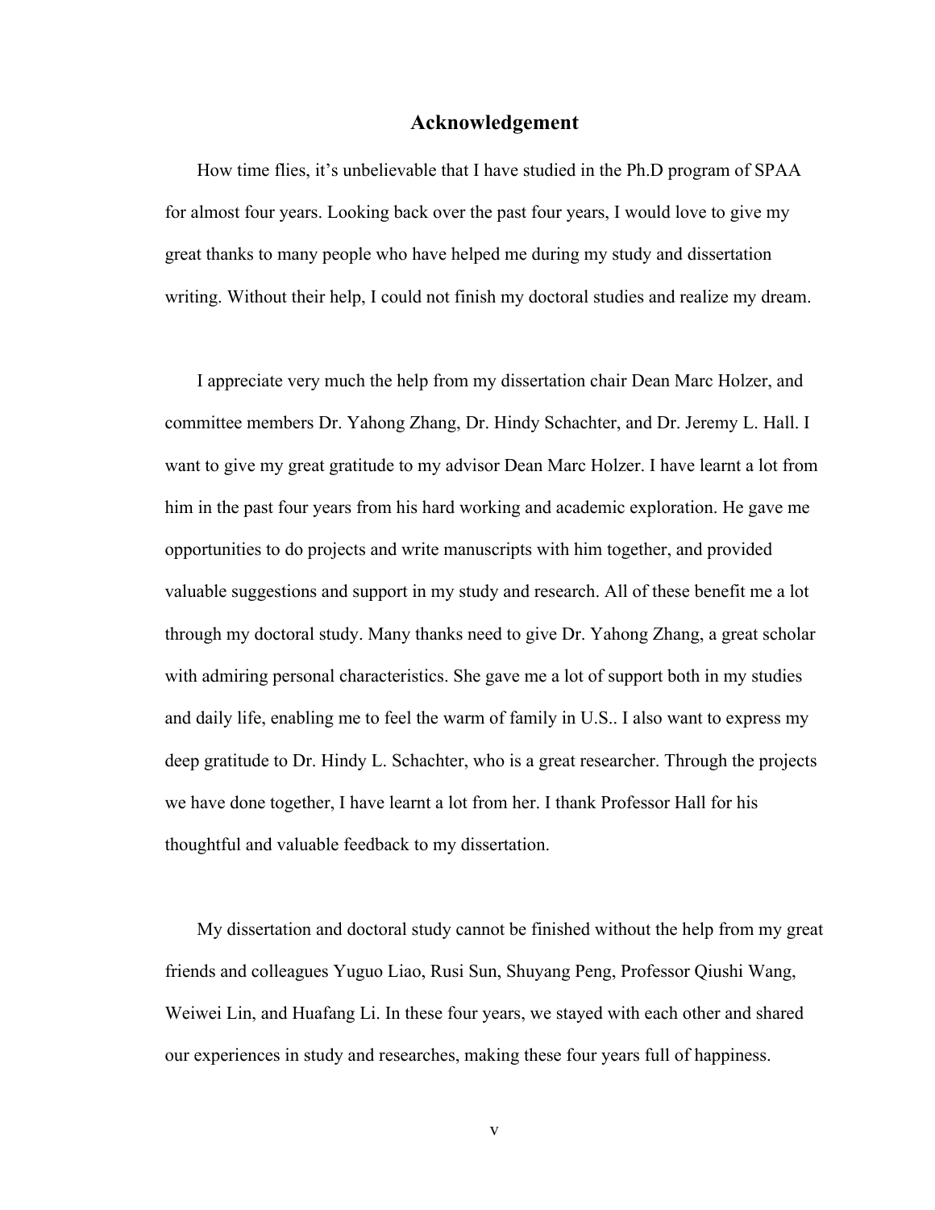# Acknowledgement

How time flies, it's unbelievable that I have studied in the Ph.D program of SPAA for almost four years. Looking back over the past four years, I would love to give my great thanks to many people who have helped me during my study and dissertation writing. Without their help, I could not finish my doctoral studies and realize my dream.

I appreciate very much the help from my dissertation chair Dean Marc Holzer, and committee members Dr. Yahong Zhang, Dr. Hindy Schachter, and Dr. Jeremy L. Hall. I want to give my great gratitude to my advisor Dean Marc Holzer. I have learnt a lot from him in the past four years from his hard working and academic exploration. He gave me opportunities to do projects and write manuscripts with him together, and provided valuable suggestions and support in my study and research. All of these benefit me a lot through my doctoral study. Many thanks need to give Dr. Yahong Zhang, a great scholar with admiring personal characteristics. She gave me a lot of support both in my studies and daily life, enabling me to feel the warm of family in U.S.. I also want to express my deep gratitude to Dr. Hindy L. Schachter, who is a great researcher. Through the projects we have done together, I have learnt a lot from her. I thank Professor Hall for his thoughtful and valuable feedback to my dissertation.

My dissertation and doctoral study cannot be finished without the help from my great friends and colleagues Yuguo Liao, Rusi Sun, Shuyang Peng, Professor Qiushi Wang, Weiwei Lin, and Huafang Li. In these four years, we stayed with each other and shared our experiences in study and researches, making these four years full of happiness.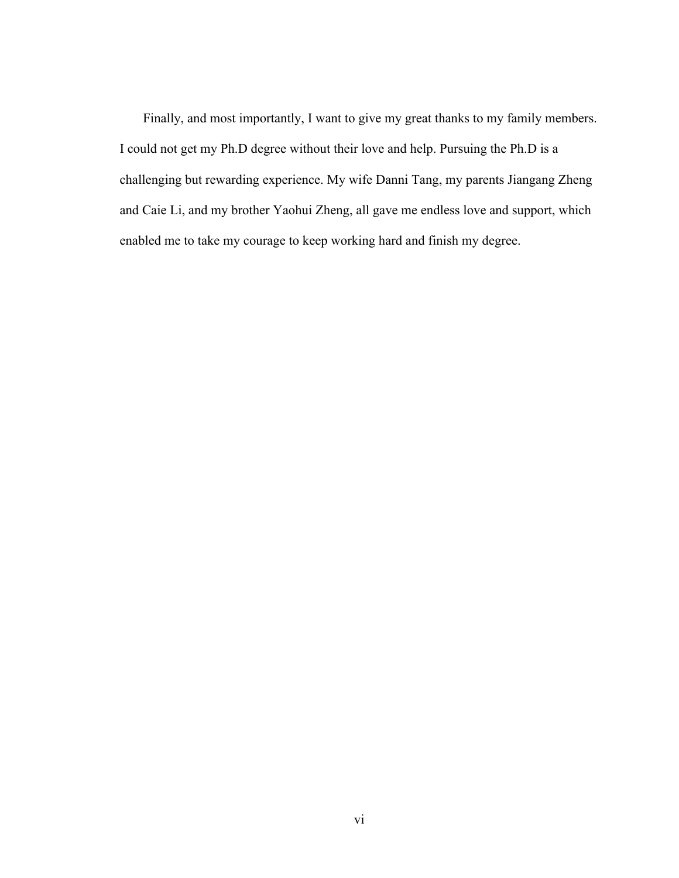Finally, and most importantly, I want to give my great thanks to my family members. I could not get my Ph.D degree without their love and help. Pursuing the Ph.D is a challenging but rewarding experience. My wife Danni Tang, my parents Jiangang Zheng and Caie Li, and my brother Yaohui Zheng, all gave me endless love and support, which enabled me to take my courage to keep working hard and finish my degree.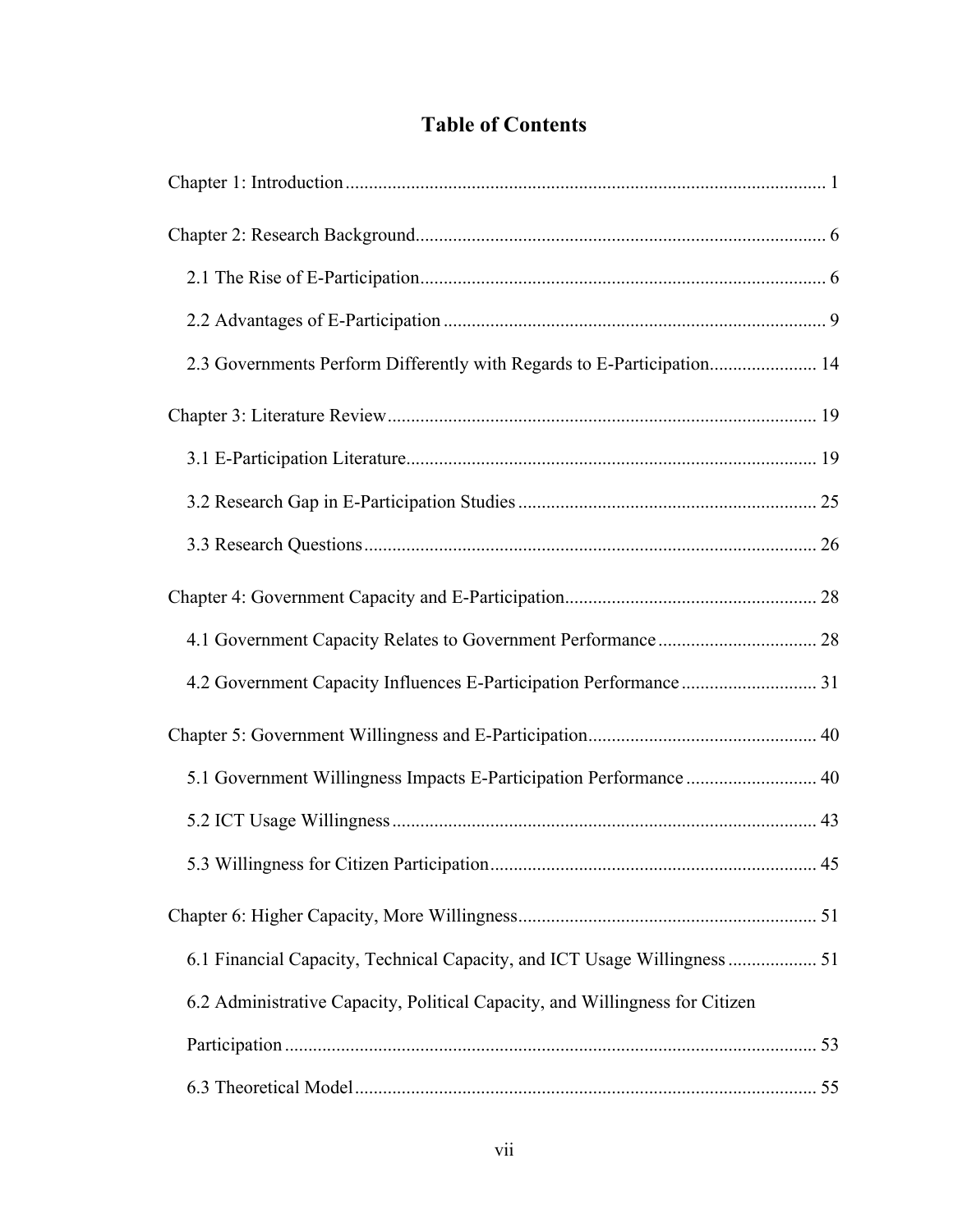# Table of Contents

Chapter 1: Introduction ........................................................................................................ 1

Chapter 2: Research Background........................................................................................ 6

2.1 The Rise of E-Participation....................................................................................... 6

2.2 Advantages of E-Participation .................................................................................. 9

2.3 Governments Perform Differently with Regards to E-Participation....................... 14

Chapter 3: Literature Review ............................................................................................ 19

3.1 E-Participation Literature........................................................................................ 19

3.2 Research Gap in E-Participation Studies ................................................................ 25

3.3 Research Questions ................................................................................................. 26

Chapter 4: Government Capacity and E-Participation...................................................... 28

4.1 Government Capacity Relates to Government Performance .................................. 28

4.2 Government Capacity Influences E-Participation Performance ............................. 31

Chapter 5: Government Willingness and E-Participation................................................. 40

5.1 Government Willingness Impacts E-Participation Performance ............................ 40

5.2 ICT Usage Willingness ........................................................................................... 43

5.3 Willingness for Citizen Participation...................................................................... 45

Chapter 6: Higher Capacity, More Willingness................................................................ 51

6.1 Financial Capacity, Technical Capacity, and ICT Usage Willingness ................... 51

6.2 Administrative Capacity, Political Capacity, and Willingness for Citizen Participation .................................................................................................................. 53

6.3 Theoretical Model ................................................................................................... 55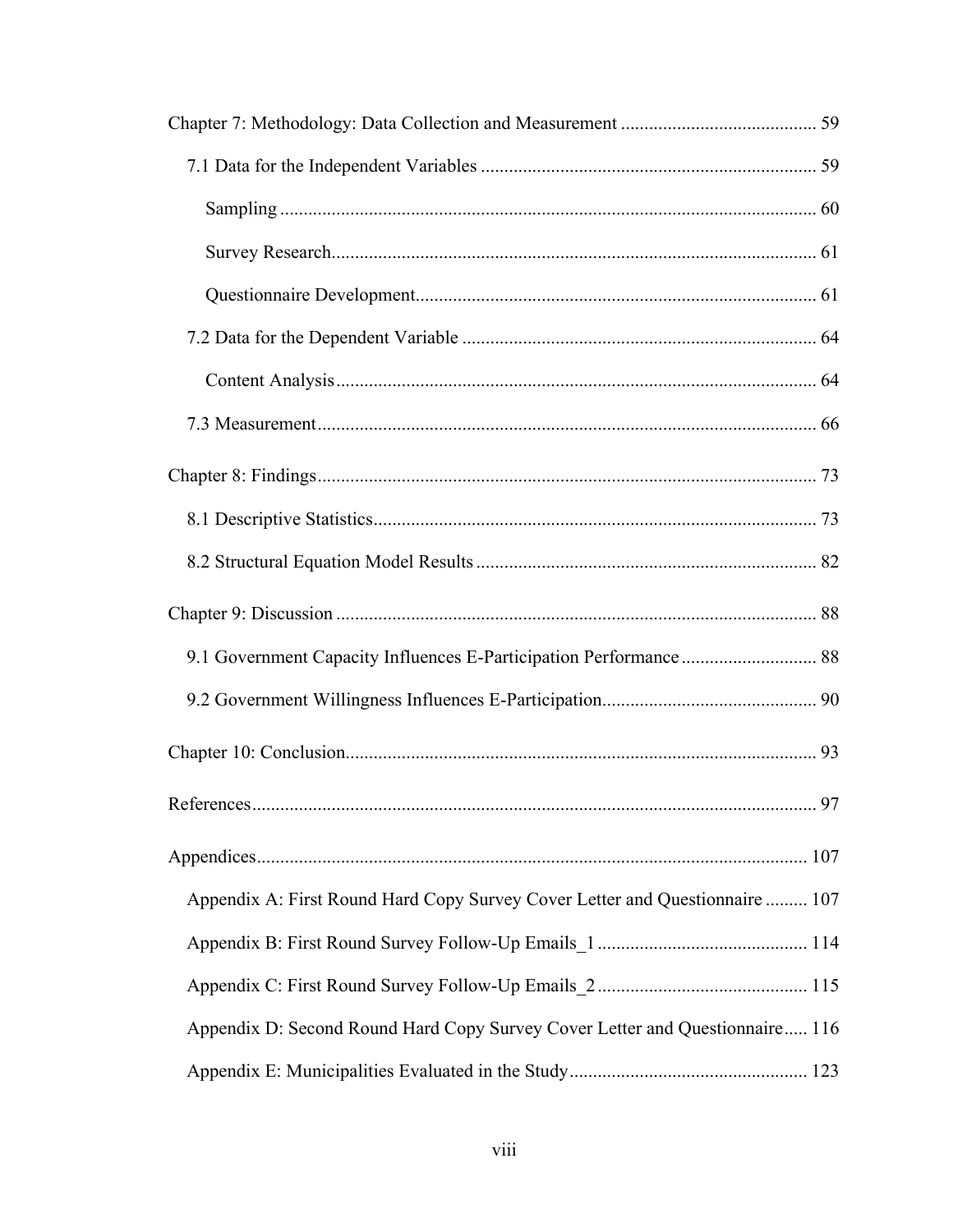Chapter 7: Methodology: Data Collection and Measurement ........................................ 59

7.1 Data for the Independent Variables ........................................................................ 59

Sampling ...................................................................................................................... 60

Survey Research.......................................................................................................... 61

Questionnaire Development........................................................................................ 61

7.2 Data for the Dependent Variable ............................................................................ 64

Content Analysis.......................................................................................................... 64

7.3 Measurement............................................................................................................. 66

Chapter 8: Findings............................................................................................................ 73

8.1 Descriptive Statistics................................................................................................ 73

8.2 Structural Equation Model Results .......................................................................... 82

Chapter 9: Discussion ........................................................................................................ 88

9.1 Government Capacity Influences E-Participation Performance ............................. 88

9.2 Government Willingness Influences E-Participation.............................................. 90

Chapter 10: Conclusion...................................................................................................... 93

References.......................................................................................................................... 97

Appendices....................................................................................................................... 107

Appendix A: First Round Hard Copy Survey Cover Letter and Questionnaire ......... 107

Appendix B: First Round Survey Follow-Up Emails_1 ............................................ 114

Appendix C: First Round Survey Follow-Up Emails_2 ............................................ 115

Appendix D: Second Round Hard Copy Survey Cover Letter and Questionnaire..... 116

Appendix E: Municipalities Evaluated in the Study.................................................. 123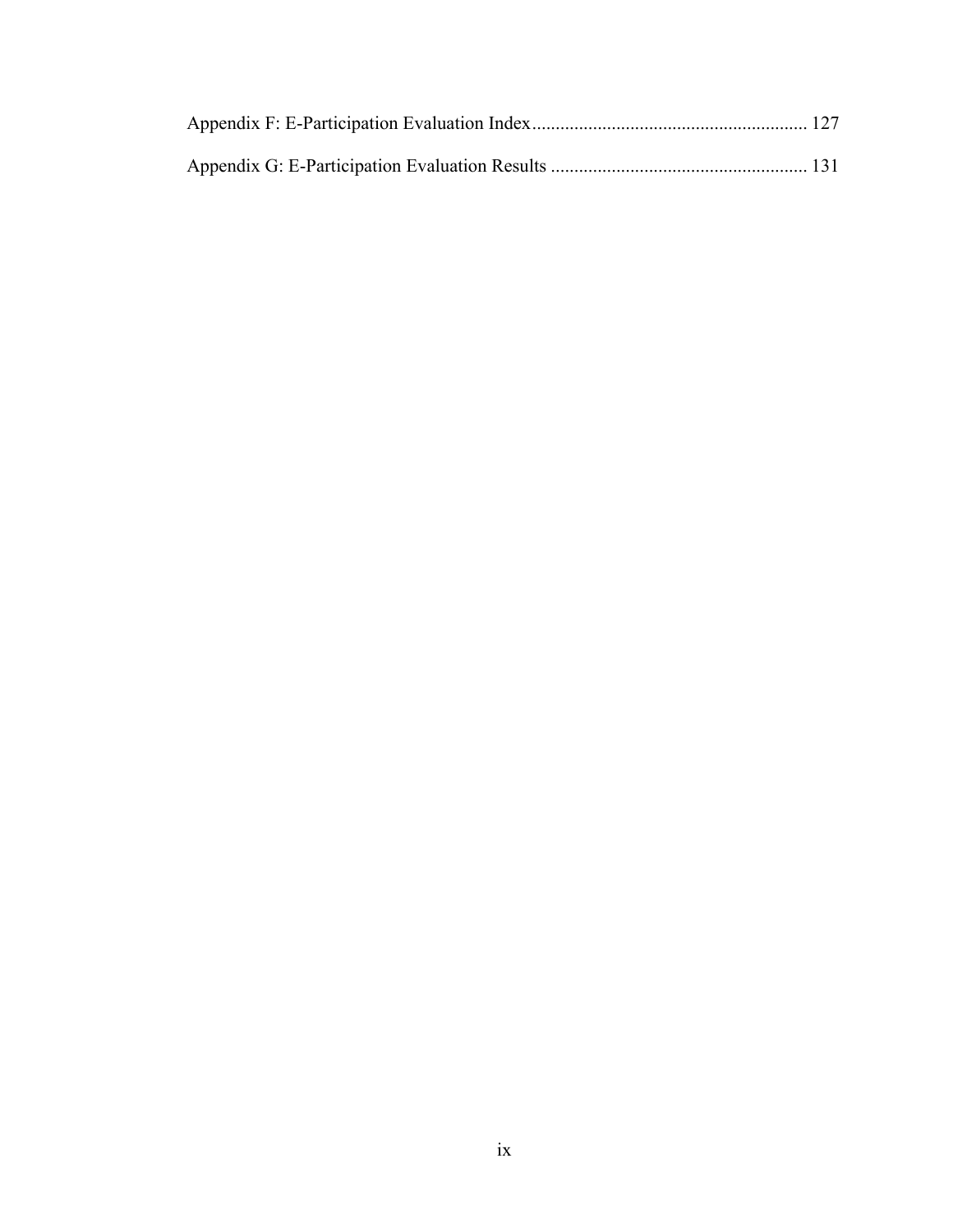Appendix F: E-Participation Evaluation Index .......................................................... 127

Appendix G: E-Participation Evaluation Results ...................................................... 131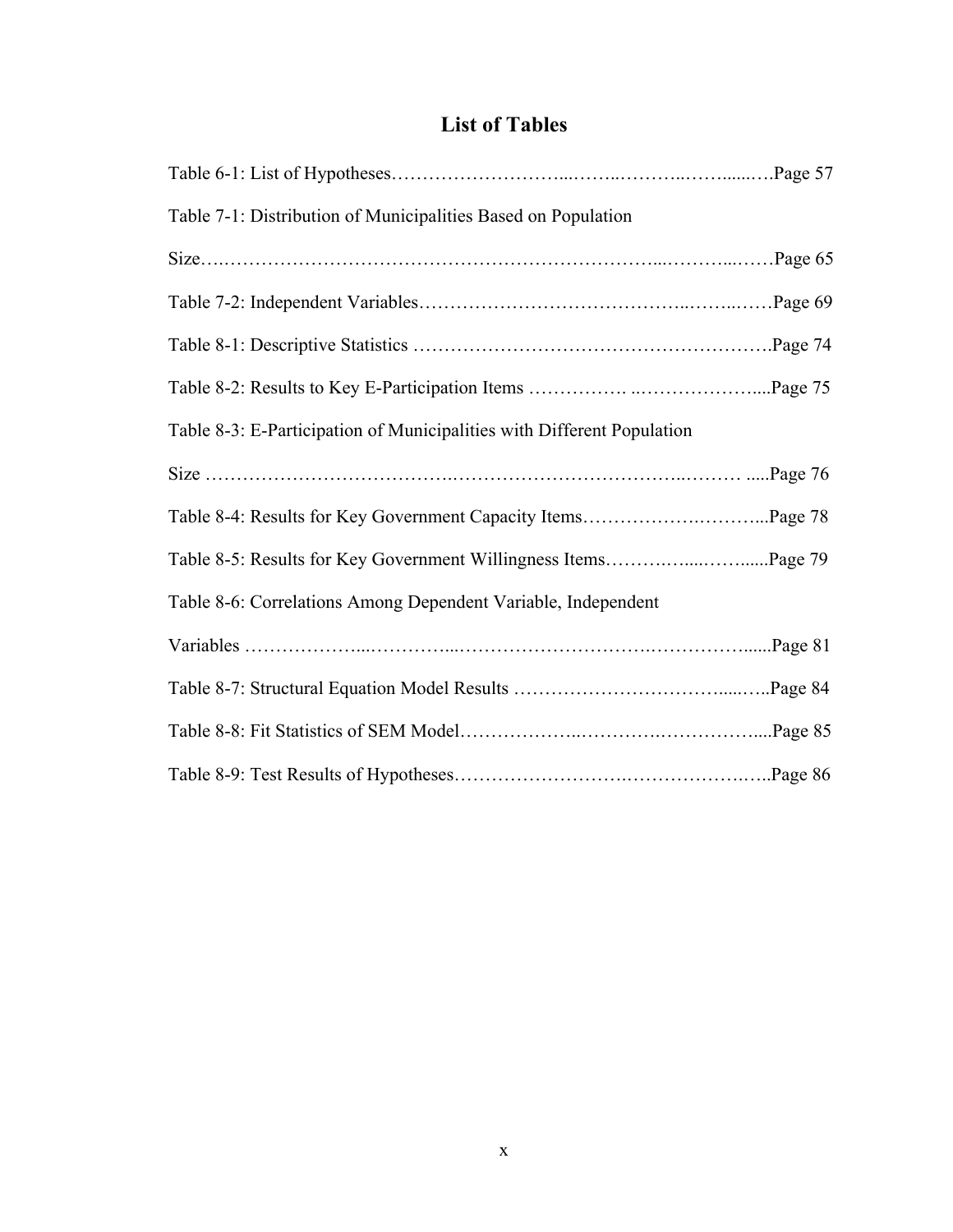# List of Tables

Table 6-1: List of Hypotheses……………………...……..………..……......….Page 57

Table 7-1: Distribution of Municipalities Based on Population Size….……………………………………………………...………...……Page 65

Table 7-2: Independent Variables…………………………………..……..……Page 69

Table 8-1: Descriptive Statistics ……………………………………………….Page 74

Table 8-2: Results to Key E-Participation Items ……………. ..………………....Page 75

Table 8-3: E-Participation of Municipalities with Different Population Size ……………………………….…………………………………..……… .....Page 76

Table 8-4: Results for Key Government Capacity Items…………….………...Page 78

Table 8-5: Results for Key Government Willingness Items……….…....……......Page 79

Table 8-6: Correlations Among Dependent Variable, Independent Variables ………………...…………...…………………………….……………......Page 81

Table 8-7: Structural Equation Model Results …………………………......…..Page 84

Table 8-8: Fit Statistics of SEM Model………………..………….…………....Page 85

Table 8-9: Test Results of Hypotheses…………………….………………….…..Page 86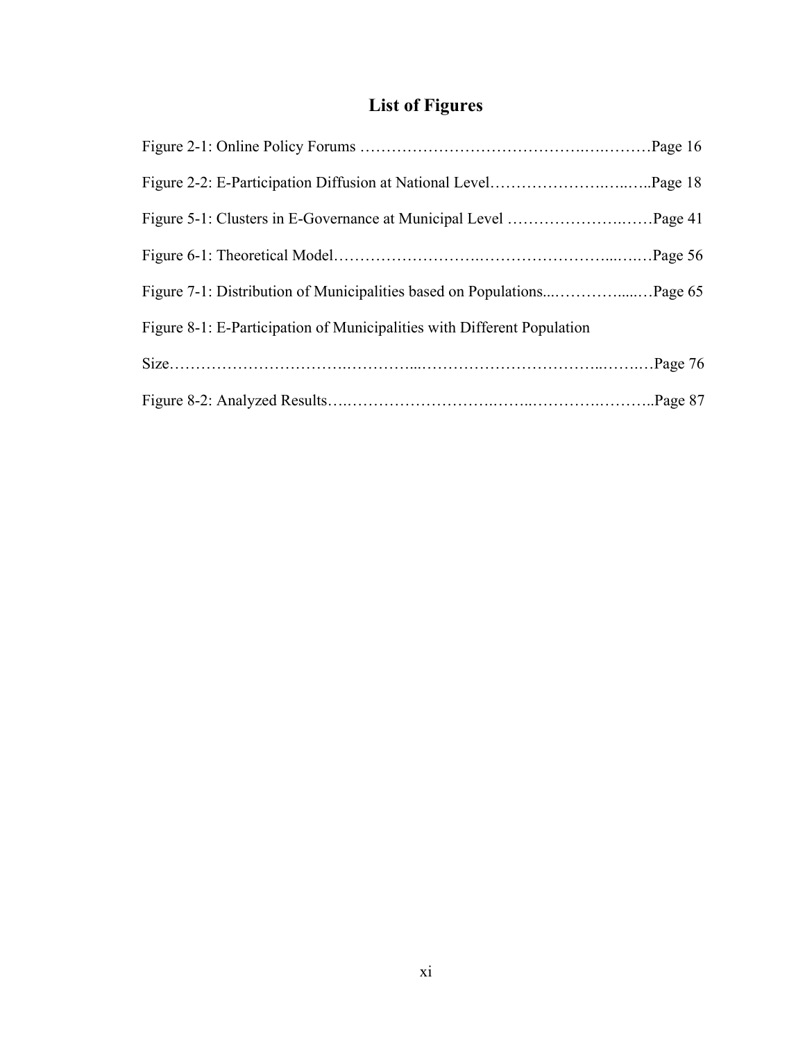# List of Figures

Figure 2-1: Online Policy Forums ……………………………………….….………Page 16

Figure 2-2: E-Participation Diffusion at National Level………………….…..…..Page 18

Figure 5-1: Clusters in E-Governance at Municipal Level …………………….……Page 41

Figure 6-1: Theoretical Model…………………….……………………....….…Page 56

Figure 7-1: Distribution of Municipalities based on Populations...…………......…Page 65

Figure 8-1: E-Participation of Municipalities with Different Population Size…………………………….…………...……………………………..…….…Page 76

Figure 8-2: Analyzed Results…..……………………..……..………….………..Page 87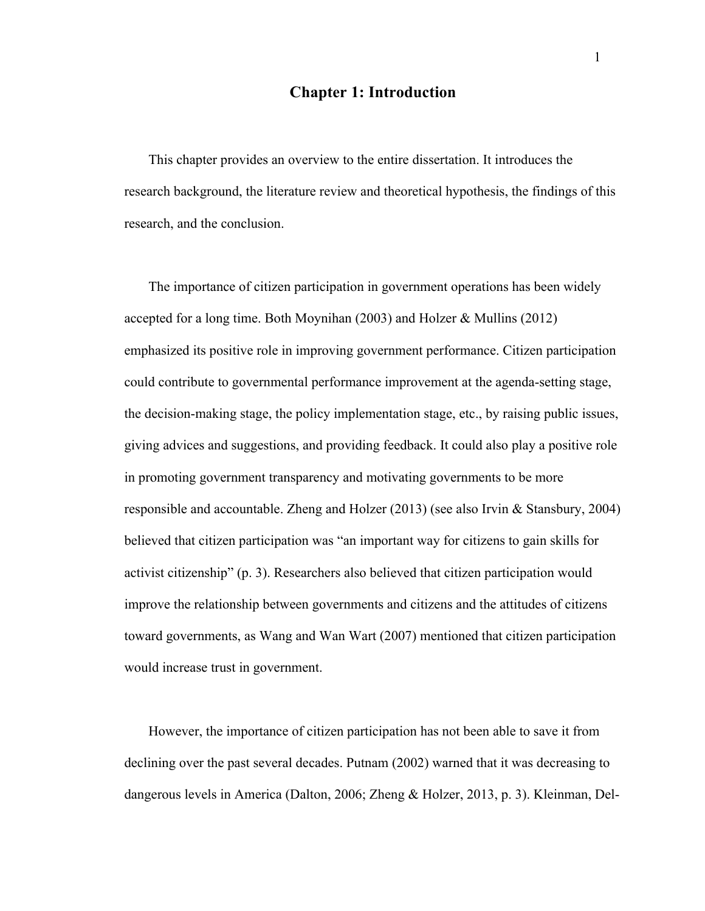# Chapter 1: Introduction

This chapter provides an overview to the entire dissertation. It introduces the research background, the literature review and theoretical hypothesis, the findings of this research, and the conclusion.

The importance of citizen participation in government operations has been widely accepted for a long time. Both Moynihan (2003) and Holzer & Mullins (2012) emphasized its positive role in improving government performance. Citizen participation could contribute to governmental performance improvement at the agenda-setting stage, the decision-making stage, the policy implementation stage, etc., by raising public issues, giving advices and suggestions, and providing feedback. It could also play a positive role in promoting government transparency and motivating governments to be more responsible and accountable. Zheng and Holzer (2013) (see also Irvin & Stansbury, 2004) believed that citizen participation was "an important way for citizens to gain skills for activist citizenship" (p. 3). Researchers also believed that citizen participation would improve the relationship between governments and citizens and the attitudes of citizens toward governments, as Wang and Wan Wart (2007) mentioned that citizen participation would increase trust in government.

However, the importance of citizen participation has not been able to save it from declining over the past several decades. Putnam (2002) warned that it was decreasing to dangerous levels in America (Dalton, 2006; Zheng & Holzer, 2013, p. 3). Kleinman, Del-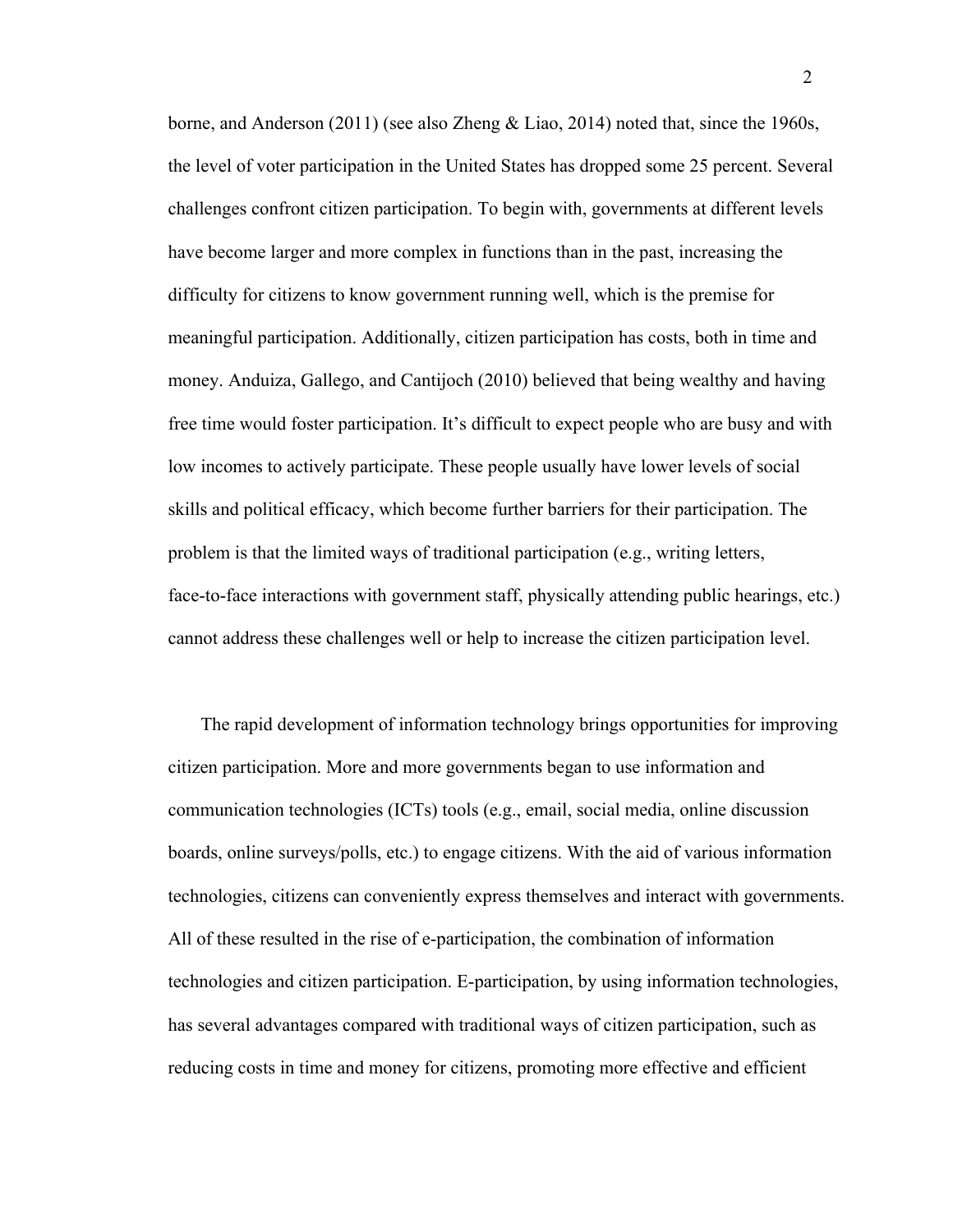borne, and Anderson (2011) (see also Zheng & Liao, 2014) noted that, since the 1960s, the level of voter participation in the United States has dropped some 25 percent. Several challenges confront citizen participation. To begin with, governments at different levels have become larger and more complex in functions than in the past, increasing the difficulty for citizens to know government running well, which is the premise for meaningful participation. Additionally, citizen participation has costs, both in time and money. Anduiza, Gallego, and Cantijoch (2010) believed that being wealthy and having free time would foster participation. It's difficult to expect people who are busy and with low incomes to actively participate. These people usually have lower levels of social skills and political efficacy, which become further barriers for their participation. The problem is that the limited ways of traditional participation (e.g., writing letters, face-to-face interactions with government staff, physically attending public hearings, etc.) cannot address these challenges well or help to increase the citizen participation level.

The rapid development of information technology brings opportunities for improving citizen participation. More and more governments began to use information and communication technologies (ICTs) tools (e.g., email, social media, online discussion boards, online surveys/polls, etc.) to engage citizens. With the aid of various information technologies, citizens can conveniently express themselves and interact with governments. All of these resulted in the rise of e-participation, the combination of information technologies and citizen participation. E-participation, by using information technologies, has several advantages compared with traditional ways of citizen participation, such as reducing costs in time and money for citizens, promoting more effective and efficient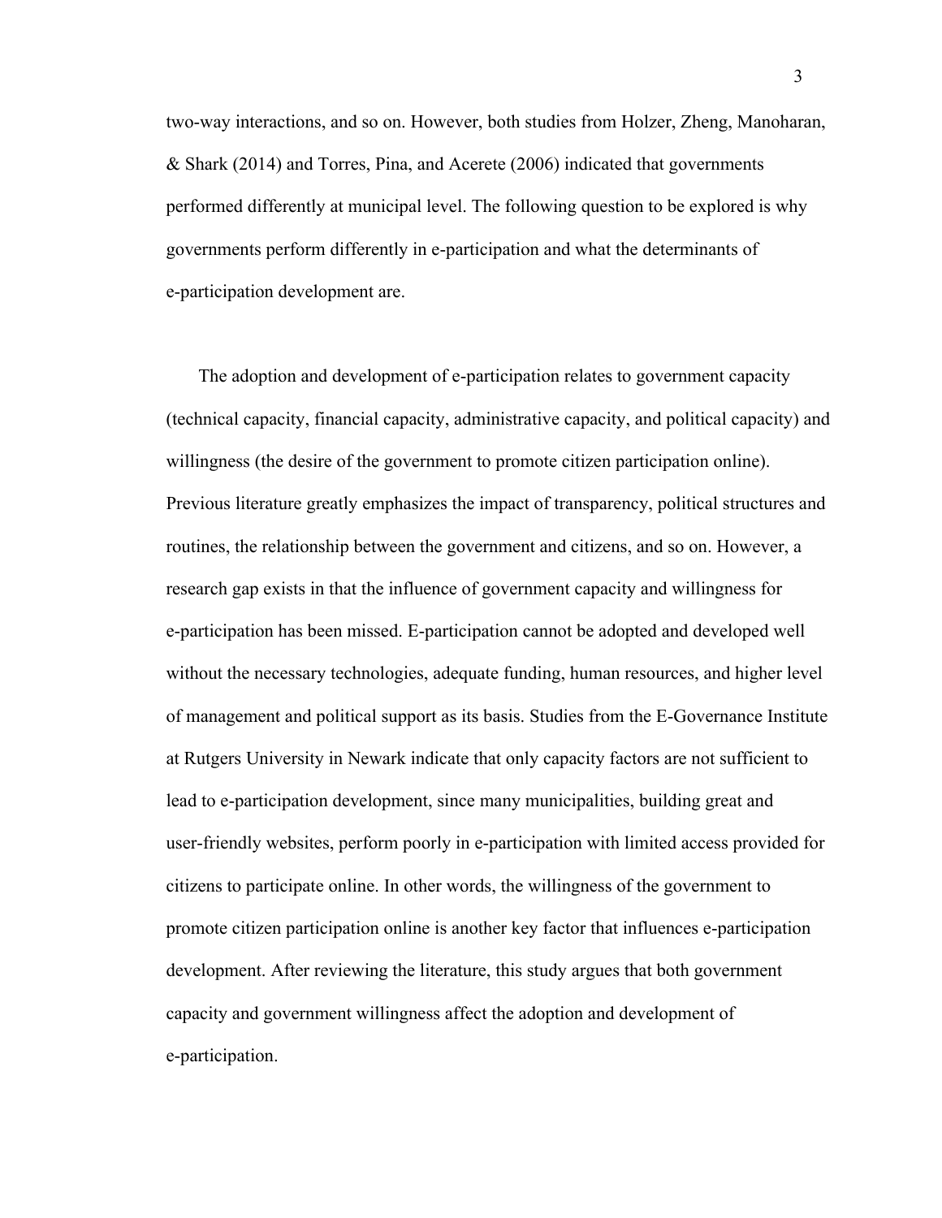two-way interactions, and so on. However, both studies from Holzer, Zheng, Manoharan, & Shark (2014) and Torres, Pina, and Acerete (2006) indicated that governments performed differently at municipal level. The following question to be explored is why governments perform differently in e-participation and what the determinants of e-participation development are.

The adoption and development of e-participation relates to government capacity (technical capacity, financial capacity, administrative capacity, and political capacity) and willingness (the desire of the government to promote citizen participation online). Previous literature greatly emphasizes the impact of transparency, political structures and routines, the relationship between the government and citizens, and so on. However, a research gap exists in that the influence of government capacity and willingness for e-participation has been missed. E-participation cannot be adopted and developed well without the necessary technologies, adequate funding, human resources, and higher level of management and political support as its basis. Studies from the E-Governance Institute at Rutgers University in Newark indicate that only capacity factors are not sufficient to lead to e-participation development, since many municipalities, building great and user-friendly websites, perform poorly in e-participation with limited access provided for citizens to participate online. In other words, the willingness of the government to promote citizen participation online is another key factor that influences e-participation development. After reviewing the literature, this study argues that both government capacity and government willingness affect the adoption and development of e-participation.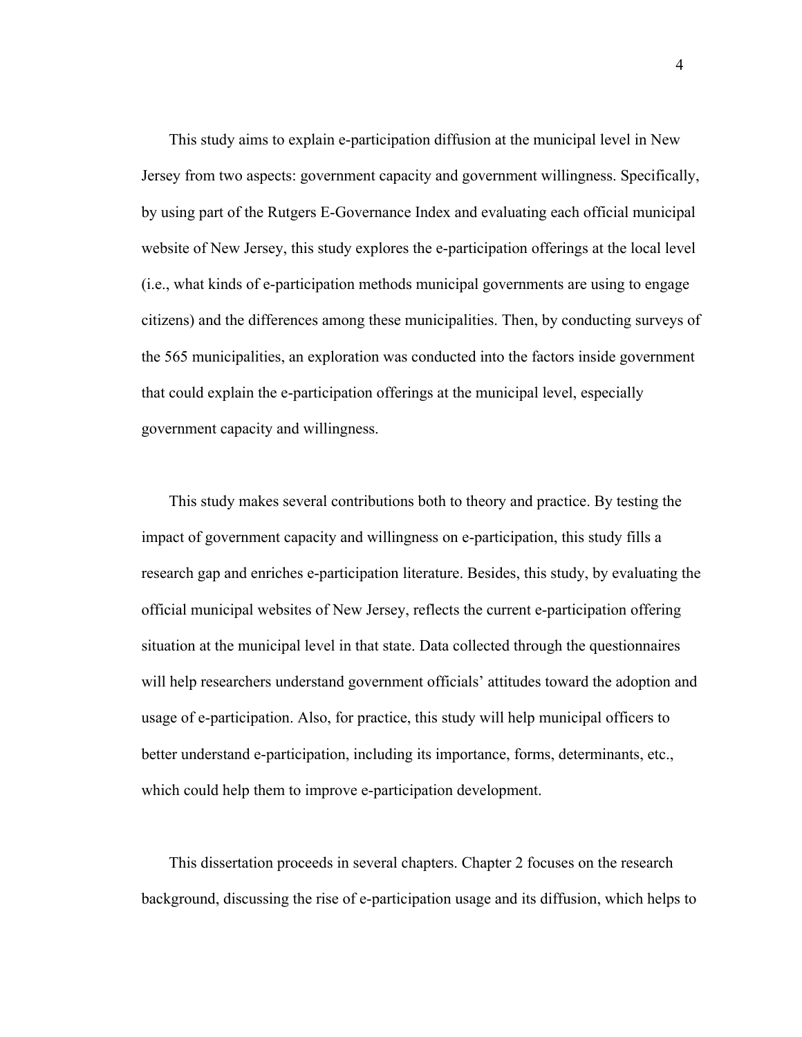This study aims to explain e-participation diffusion at the municipal level in New Jersey from two aspects: government capacity and government willingness. Specifically, by using part of the Rutgers E-Governance Index and evaluating each official municipal website of New Jersey, this study explores the e-participation offerings at the local level (i.e., what kinds of e-participation methods municipal governments are using to engage citizens) and the differences among these municipalities. Then, by conducting surveys of the 565 municipalities, an exploration was conducted into the factors inside government that could explain the e-participation offerings at the municipal level, especially government capacity and willingness.

This study makes several contributions both to theory and practice. By testing the impact of government capacity and willingness on e-participation, this study fills a research gap and enriches e-participation literature. Besides, this study, by evaluating the official municipal websites of New Jersey, reflects the current e-participation offering situation at the municipal level in that state. Data collected through the questionnaires will help researchers understand government officials' attitudes toward the adoption and usage of e-participation. Also, for practice, this study will help municipal officers to better understand e-participation, including its importance, forms, determinants, etc., which could help them to improve e-participation development.

This dissertation proceeds in several chapters. Chapter 2 focuses on the research background, discussing the rise of e-participation usage and its diffusion, which helps to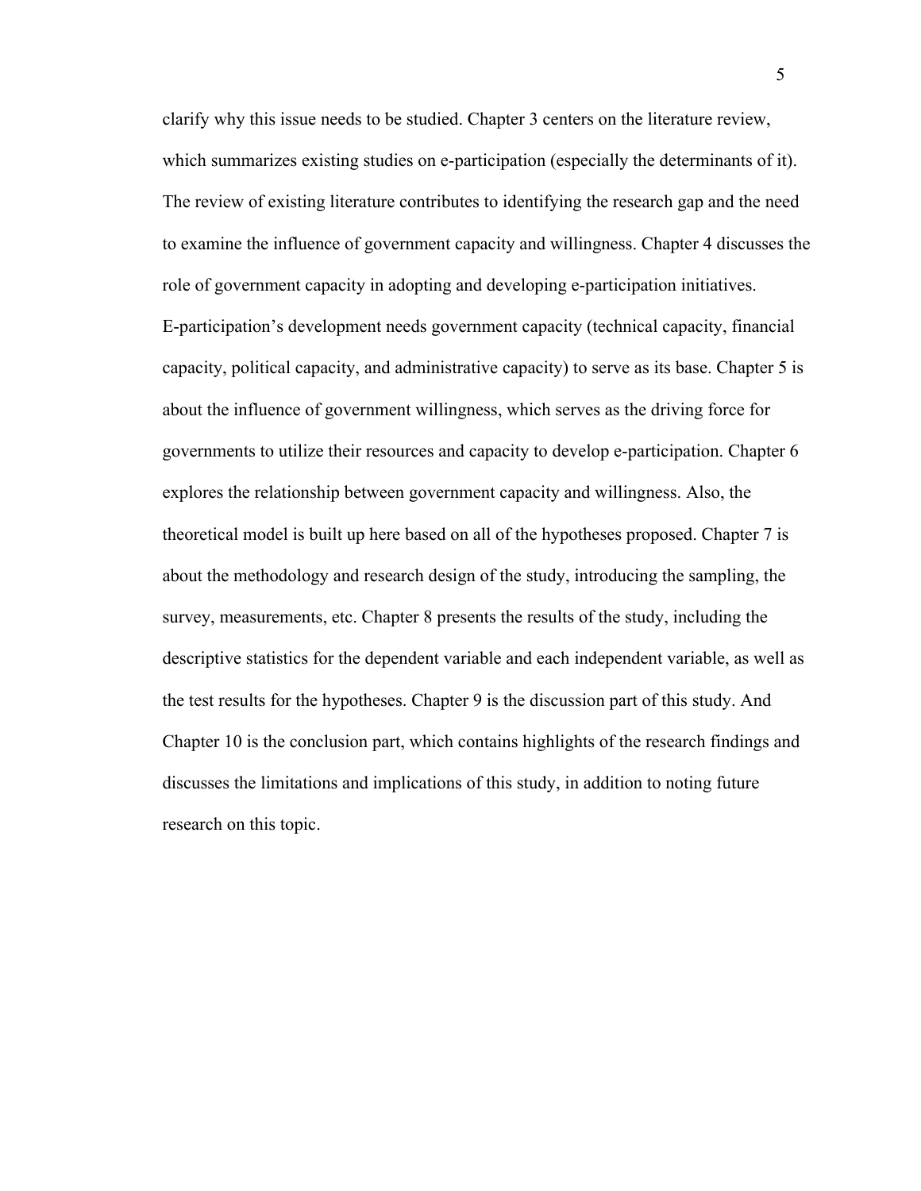clarify why this issue needs to be studied. Chapter 3 centers on the literature review, which summarizes existing studies on e-participation (especially the determinants of it). The review of existing literature contributes to identifying the research gap and the need to examine the influence of government capacity and willingness. Chapter 4 discusses the role of government capacity in adopting and developing e-participation initiatives. E-participation's development needs government capacity (technical capacity, financial capacity, political capacity, and administrative capacity) to serve as its base. Chapter 5 is about the influence of government willingness, which serves as the driving force for governments to utilize their resources and capacity to develop e-participation. Chapter 6 explores the relationship between government capacity and willingness. Also, the theoretical model is built up here based on all of the hypotheses proposed. Chapter 7 is about the methodology and research design of the study, introducing the sampling, the survey, measurements, etc. Chapter 8 presents the results of the study, including the descriptive statistics for the dependent variable and each independent variable, as well as the test results for the hypotheses. Chapter 9 is the discussion part of this study. And Chapter 10 is the conclusion part, which contains highlights of the research findings and discusses the limitations and implications of this study, in addition to noting future research on this topic.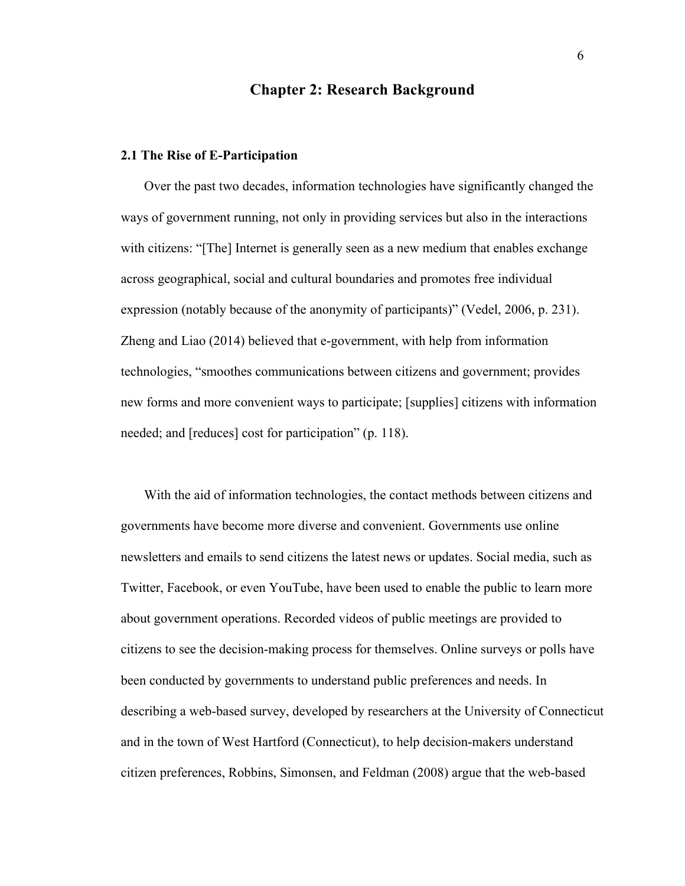# Chapter 2: Research Background

## 2.1 The Rise of E-Participation

Over the past two decades, information technologies have significantly changed the ways of government running, not only in providing services but also in the interactions with citizens: "[The] Internet is generally seen as a new medium that enables exchange across geographical, social and cultural boundaries and promotes free individual expression (notably because of the anonymity of participants)" (Vedel, 2006, p. 231). Zheng and Liao (2014) believed that e-government, with help from information technologies, "smoothes communications between citizens and government; provides new forms and more convenient ways to participate; [supplies] citizens with information needed; and [reduces] cost for participation" (p. 118).

With the aid of information technologies, the contact methods between citizens and governments have become more diverse and convenient. Governments use online newsletters and emails to send citizens the latest news or updates. Social media, such as Twitter, Facebook, or even YouTube, have been used to enable the public to learn more about government operations. Recorded videos of public meetings are provided to citizens to see the decision-making process for themselves. Online surveys or polls have been conducted by governments to understand public preferences and needs. In describing a web-based survey, developed by researchers at the University of Connecticut and in the town of West Hartford (Connecticut), to help decision-makers understand citizen preferences, Robbins, Simonsen, and Feldman (2008) argue that the web-based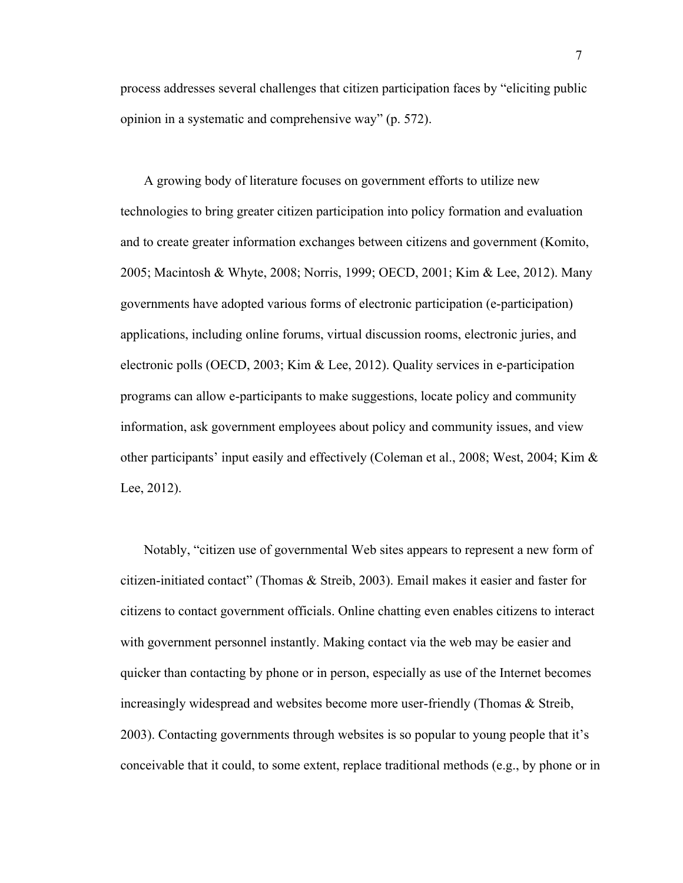process addresses several challenges that citizen participation faces by "eliciting public opinion in a systematic and comprehensive way" (p. 572).

A growing body of literature focuses on government efforts to utilize new technologies to bring greater citizen participation into policy formation and evaluation and to create greater information exchanges between citizens and government (Komito, 2005; Macintosh & Whyte, 2008; Norris, 1999; OECD, 2001; Kim & Lee, 2012). Many governments have adopted various forms of electronic participation (e-participation) applications, including online forums, virtual discussion rooms, electronic juries, and electronic polls (OECD, 2003; Kim & Lee, 2012). Quality services in e-participation programs can allow e-participants to make suggestions, locate policy and community information, ask government employees about policy and community issues, and view other participants' input easily and effectively (Coleman et al., 2008; West, 2004; Kim & Lee, 2012).

Notably, "citizen use of governmental Web sites appears to represent a new form of citizen-initiated contact" (Thomas & Streib, 2003). Email makes it easier and faster for citizens to contact government officials. Online chatting even enables citizens to interact with government personnel instantly. Making contact via the web may be easier and quicker than contacting by phone or in person, especially as use of the Internet becomes increasingly widespread and websites become more user-friendly (Thomas & Streib, 2003). Contacting governments through websites is so popular to young people that it's conceivable that it could, to some extent, replace traditional methods (e.g., by phone or in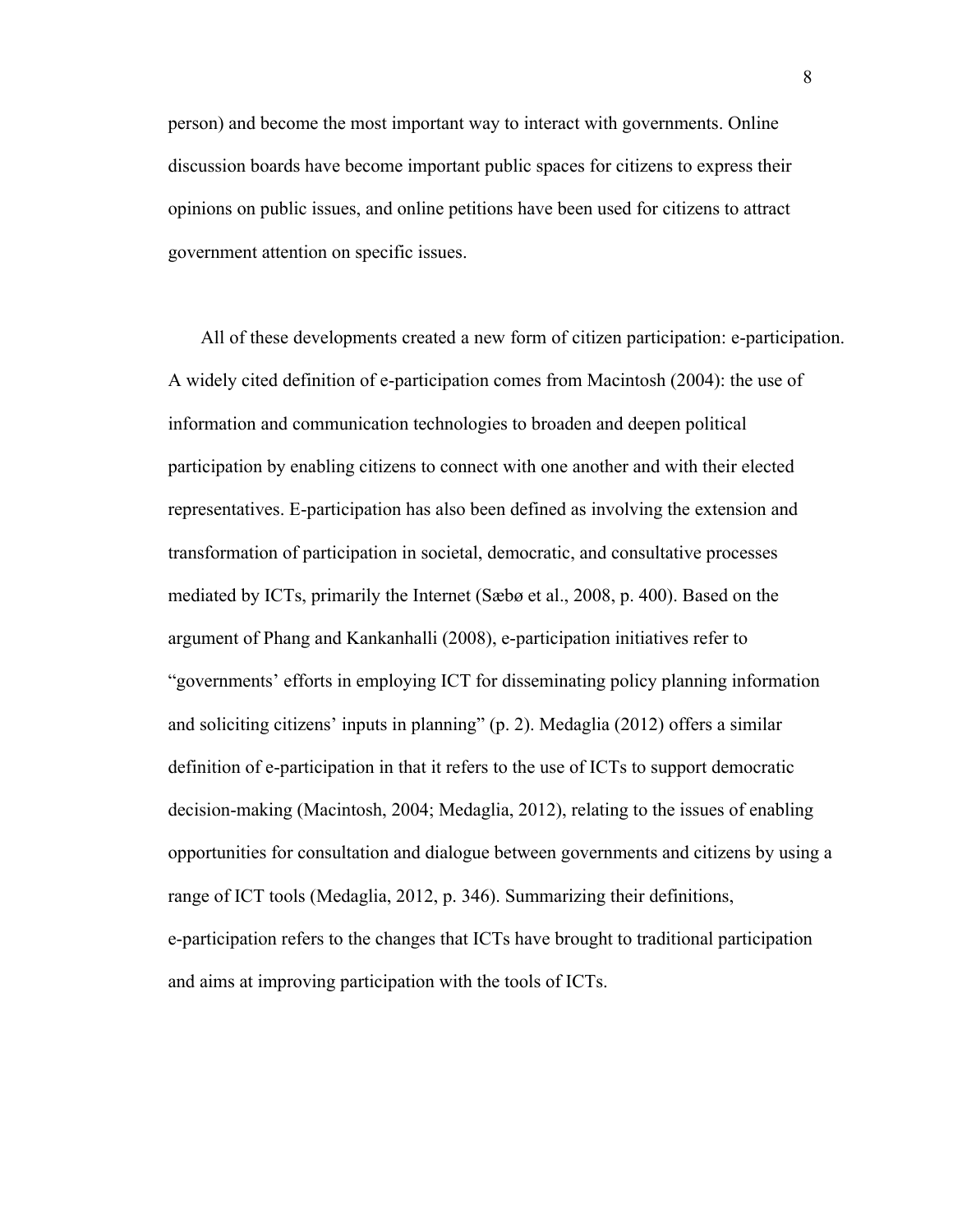person) and become the most important way to interact with governments. Online discussion boards have become important public spaces for citizens to express their opinions on public issues, and online petitions have been used for citizens to attract government attention on specific issues.

All of these developments created a new form of citizen participation: e-participation. A widely cited definition of e-participation comes from Macintosh (2004): the use of information and communication technologies to broaden and deepen political participation by enabling citizens to connect with one another and with their elected representatives. E-participation has also been defined as involving the extension and transformation of participation in societal, democratic, and consultative processes mediated by ICTs, primarily the Internet (Sæbø et al., 2008, p. 400). Based on the argument of Phang and Kankanhalli (2008), e-participation initiatives refer to "governments' efforts in employing ICT for disseminating policy planning information and soliciting citizens' inputs in planning" (p. 2). Medaglia (2012) offers a similar definition of e-participation in that it refers to the use of ICTs to support democratic decision-making (Macintosh, 2004; Medaglia, 2012), relating to the issues of enabling opportunities for consultation and dialogue between governments and citizens by using a range of ICT tools (Medaglia, 2012, p. 346). Summarizing their definitions, e-participation refers to the changes that ICTs have brought to traditional participation and aims at improving participation with the tools of ICTs.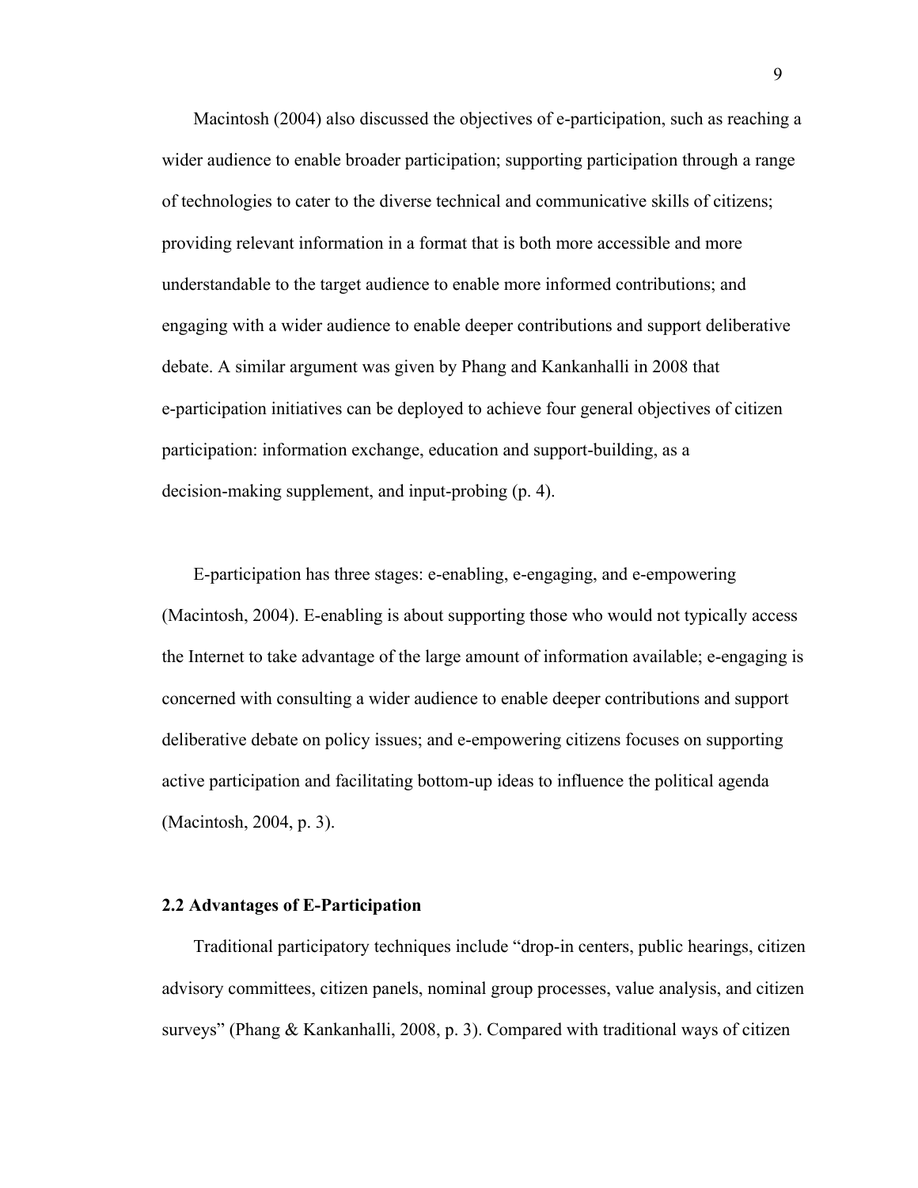Macintosh (2004) also discussed the objectives of e-participation, such as reaching a wider audience to enable broader participation; supporting participation through a range of technologies to cater to the diverse technical and communicative skills of citizens; providing relevant information in a format that is both more accessible and more understandable to the target audience to enable more informed contributions; and engaging with a wider audience to enable deeper contributions and support deliberative debate. A similar argument was given by Phang and Kankanhalli in 2008 that e-participation initiatives can be deployed to achieve four general objectives of citizen participation: information exchange, education and support-building, as a decision-making supplement, and input-probing (p. 4).

E-participation has three stages: e-enabling, e-engaging, and e-empowering (Macintosh, 2004). E-enabling is about supporting those who would not typically access the Internet to take advantage of the large amount of information available; e-engaging is concerned with consulting a wider audience to enable deeper contributions and support deliberative debate on policy issues; and e-empowering citizens focuses on supporting active participation and facilitating bottom-up ideas to influence the political agenda (Macintosh, 2004, p. 3).

### 2.2 Advantages of E-Participation

Traditional participatory techniques include "drop-in centers, public hearings, citizen advisory committees, citizen panels, nominal group processes, value analysis, and citizen surveys" (Phang & Kankanhalli, 2008, p. 3). Compared with traditional ways of citizen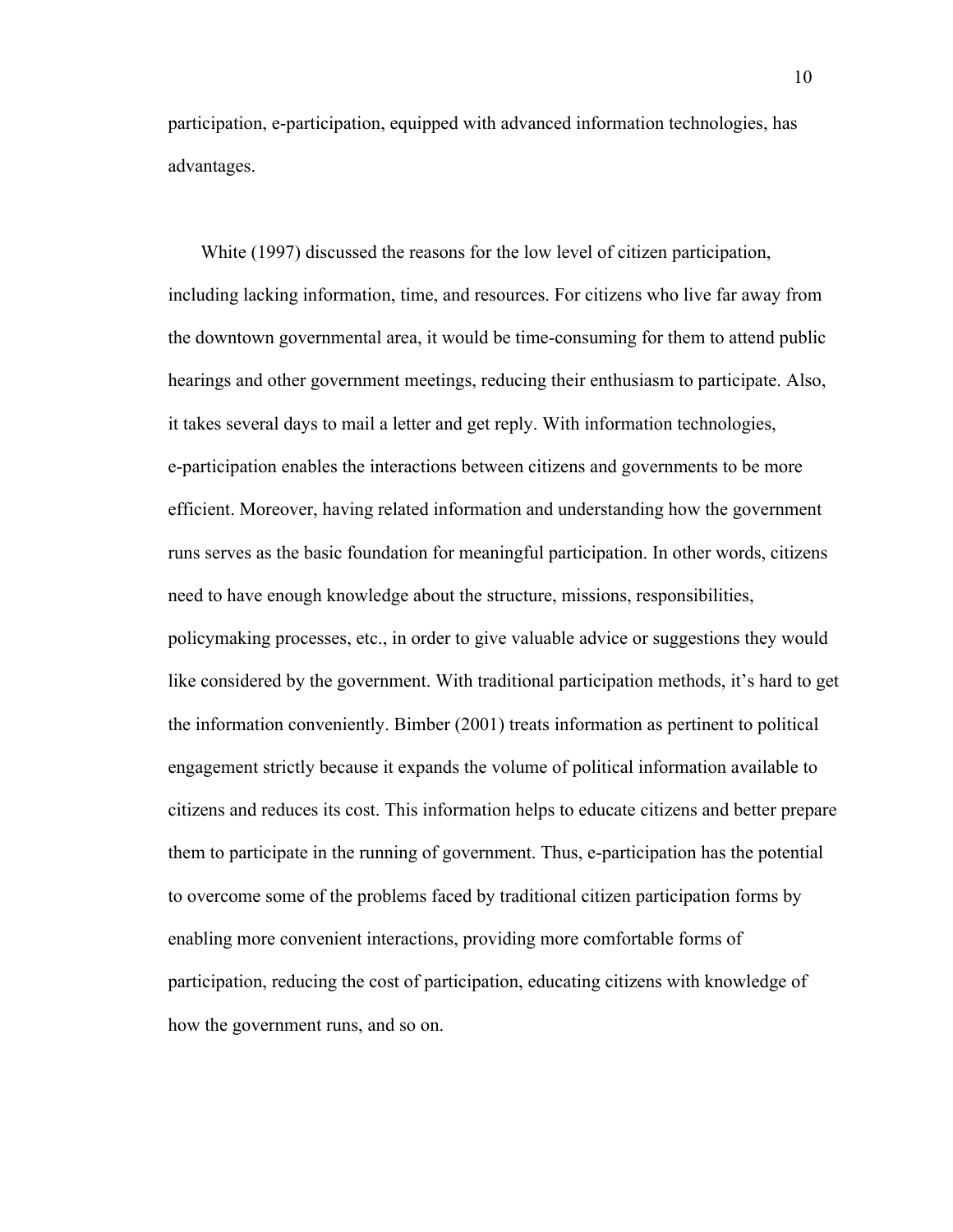participation, e-participation, equipped with advanced information technologies, has advantages.

White (1997) discussed the reasons for the low level of citizen participation, including lacking information, time, and resources. For citizens who live far away from the downtown governmental area, it would be time-consuming for them to attend public hearings and other government meetings, reducing their enthusiasm to participate. Also, it takes several days to mail a letter and get reply. With information technologies, e-participation enables the interactions between citizens and governments to be more efficient. Moreover, having related information and understanding how the government runs serves as the basic foundation for meaningful participation. In other words, citizens need to have enough knowledge about the structure, missions, responsibilities, policymaking processes, etc., in order to give valuable advice or suggestions they would like considered by the government. With traditional participation methods, it's hard to get the information conveniently. Bimber (2001) treats information as pertinent to political engagement strictly because it expands the volume of political information available to citizens and reduces its cost. This information helps to educate citizens and better prepare them to participate in the running of government. Thus, e-participation has the potential to overcome some of the problems faced by traditional citizen participation forms by enabling more convenient interactions, providing more comfortable forms of participation, reducing the cost of participation, educating citizens with knowledge of how the government runs, and so on.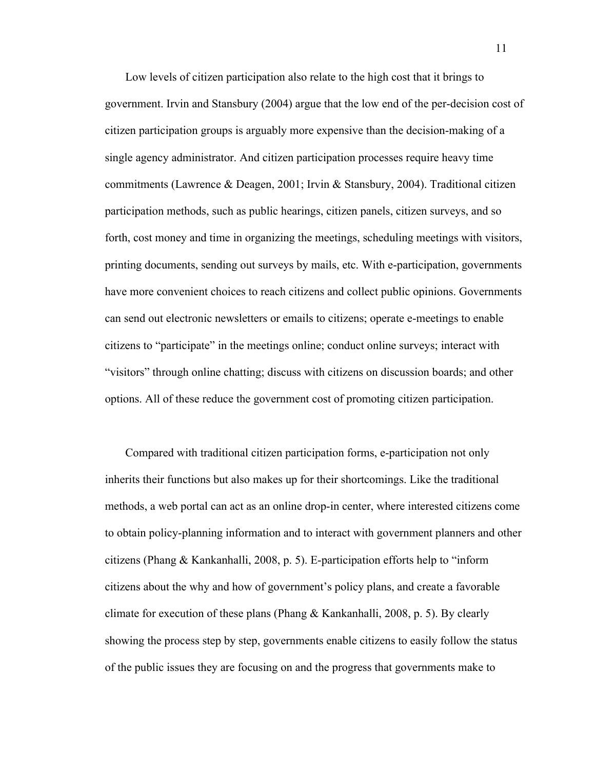Low levels of citizen participation also relate to the high cost that it brings to government. Irvin and Stansbury (2004) argue that the low end of the per-decision cost of citizen participation groups is arguably more expensive than the decision-making of a single agency administrator. And citizen participation processes require heavy time commitments (Lawrence & Deagen, 2001; Irvin & Stansbury, 2004). Traditional citizen participation methods, such as public hearings, citizen panels, citizen surveys, and so forth, cost money and time in organizing the meetings, scheduling meetings with visitors, printing documents, sending out surveys by mails, etc. With e-participation, governments have more convenient choices to reach citizens and collect public opinions. Governments can send out electronic newsletters or emails to citizens; operate e-meetings to enable citizens to "participate" in the meetings online; conduct online surveys; interact with "visitors" through online chatting; discuss with citizens on discussion boards; and other options. All of these reduce the government cost of promoting citizen participation.

Compared with traditional citizen participation forms, e-participation not only inherits their functions but also makes up for their shortcomings. Like the traditional methods, a web portal can act as an online drop-in center, where interested citizens come to obtain policy-planning information and to interact with government planners and other citizens (Phang & Kankanhalli, 2008, p. 5). E-participation efforts help to "inform citizens about the why and how of government's policy plans, and create a favorable climate for execution of these plans (Phang & Kankanhalli, 2008, p. 5). By clearly showing the process step by step, governments enable citizens to easily follow the status of the public issues they are focusing on and the progress that governments make to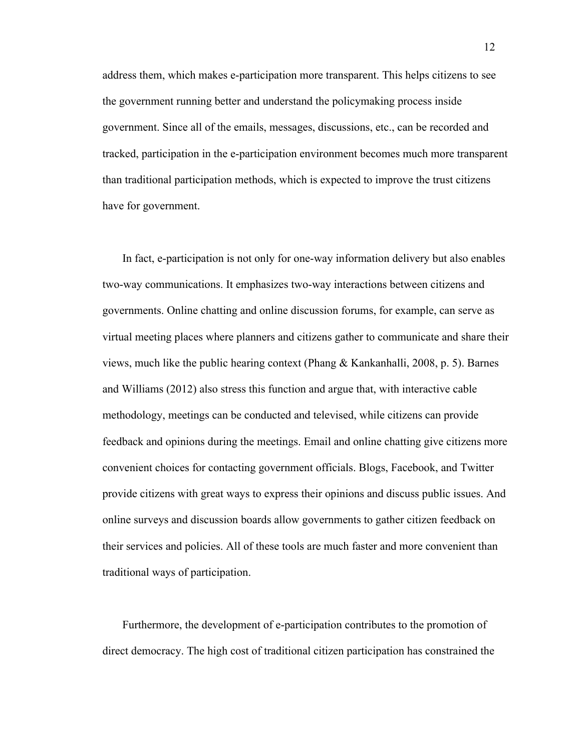address them, which makes e-participation more transparent. This helps citizens to see the government running better and understand the policymaking process inside government. Since all of the emails, messages, discussions, etc., can be recorded and tracked, participation in the e-participation environment becomes much more transparent than traditional participation methods, which is expected to improve the trust citizens have for government.

In fact, e-participation is not only for one-way information delivery but also enables two-way communications. It emphasizes two-way interactions between citizens and governments. Online chatting and online discussion forums, for example, can serve as virtual meeting places where planners and citizens gather to communicate and share their views, much like the public hearing context (Phang & Kankanhalli, 2008, p. 5). Barnes and Williams (2012) also stress this function and argue that, with interactive cable methodology, meetings can be conducted and televised, while citizens can provide feedback and opinions during the meetings. Email and online chatting give citizens more convenient choices for contacting government officials. Blogs, Facebook, and Twitter provide citizens with great ways to express their opinions and discuss public issues. And online surveys and discussion boards allow governments to gather citizen feedback on their services and policies. All of these tools are much faster and more convenient than traditional ways of participation.

Furthermore, the development of e-participation contributes to the promotion of direct democracy. The high cost of traditional citizen participation has constrained the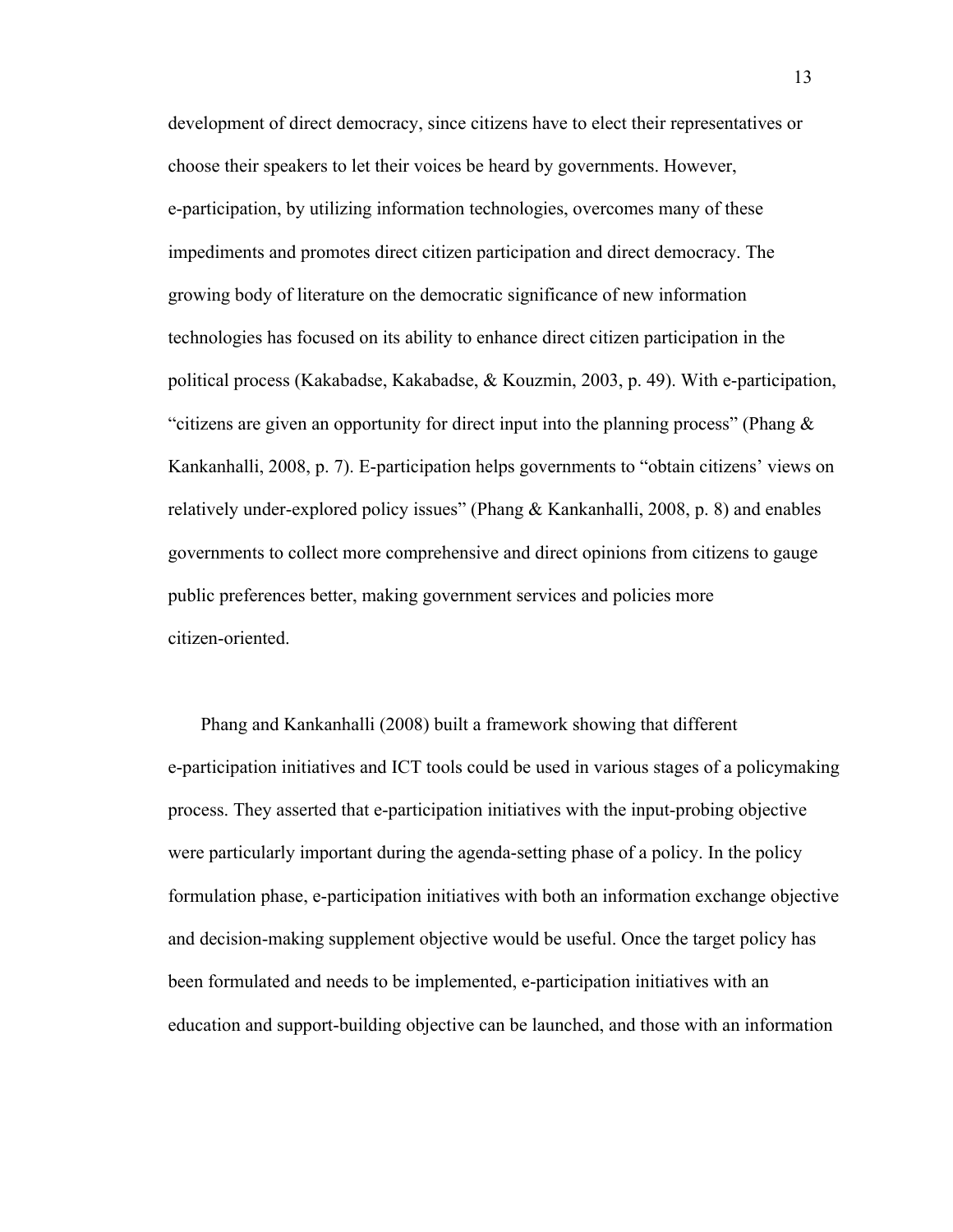development of direct democracy, since citizens have to elect their representatives or choose their speakers to let their voices be heard by governments. However, e-participation, by utilizing information technologies, overcomes many of these impediments and promotes direct citizen participation and direct democracy. The growing body of literature on the democratic significance of new information technologies has focused on its ability to enhance direct citizen participation in the political process (Kakabadse, Kakabadse, & Kouzmin, 2003, p. 49). With e-participation, "citizens are given an opportunity for direct input into the planning process" (Phang & Kankanhalli, 2008, p. 7). E-participation helps governments to "obtain citizens' views on relatively under-explored policy issues" (Phang & Kankanhalli, 2008, p. 8) and enables governments to collect more comprehensive and direct opinions from citizens to gauge public preferences better, making government services and policies more citizen-oriented.

Phang and Kankanhalli (2008) built a framework showing that different e-participation initiatives and ICT tools could be used in various stages of a policymaking process. They asserted that e-participation initiatives with the input-probing objective were particularly important during the agenda-setting phase of a policy. In the policy formulation phase, e-participation initiatives with both an information exchange objective and decision-making supplement objective would be useful. Once the target policy has been formulated and needs to be implemented, e-participation initiatives with an education and support-building objective can be launched, and those with an information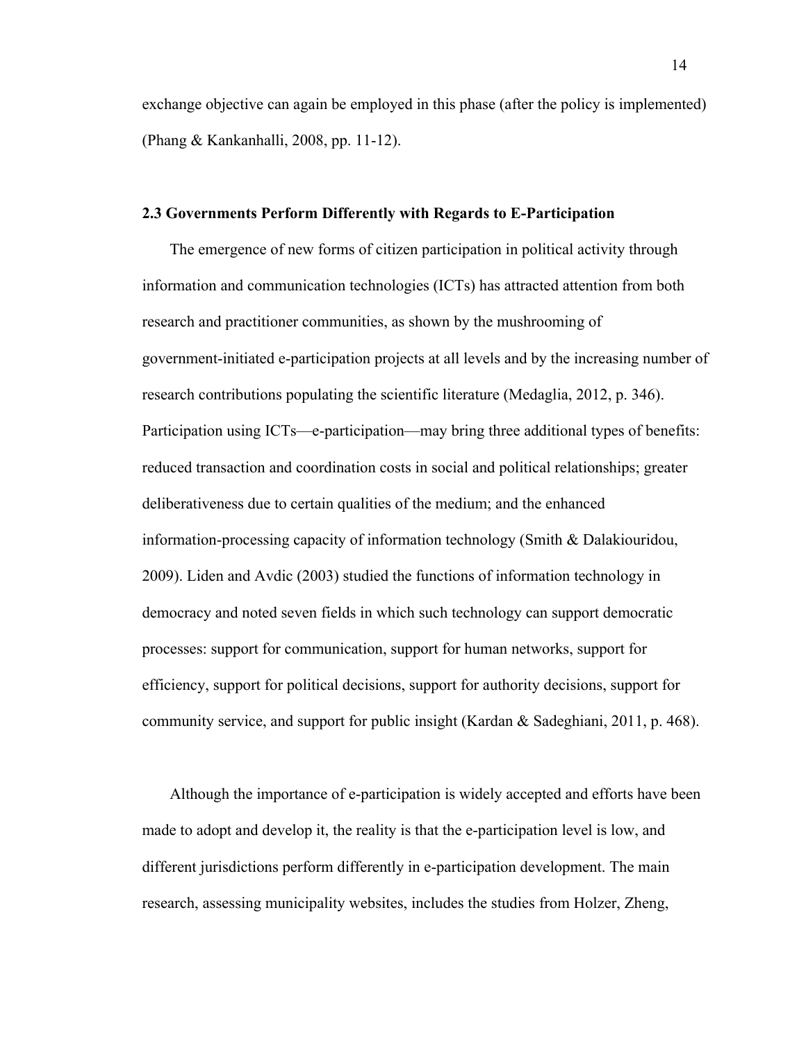exchange objective can again be employed in this phase (after the policy is implemented) (Phang & Kankanhalli, 2008, pp. 11-12).

### 2.3 Governments Perform Differently with Regards to E-Participation

The emergence of new forms of citizen participation in political activity through information and communication technologies (ICTs) has attracted attention from both research and practitioner communities, as shown by the mushrooming of government-initiated e-participation projects at all levels and by the increasing number of research contributions populating the scientific literature (Medaglia, 2012, p. 346). Participation using ICTs—e-participation—may bring three additional types of benefits: reduced transaction and coordination costs in social and political relationships; greater deliberativeness due to certain qualities of the medium; and the enhanced information-processing capacity of information technology (Smith & Dalakiouridou, 2009). Liden and Avdic (2003) studied the functions of information technology in democracy and noted seven fields in which such technology can support democratic processes: support for communication, support for human networks, support for efficiency, support for political decisions, support for authority decisions, support for community service, and support for public insight (Kardan & Sadeghiani, 2011, p. 468).

Although the importance of e-participation is widely accepted and efforts have been made to adopt and develop it, the reality is that the e-participation level is low, and different jurisdictions perform differently in e-participation development. The main research, assessing municipality websites, includes the studies from Holzer, Zheng,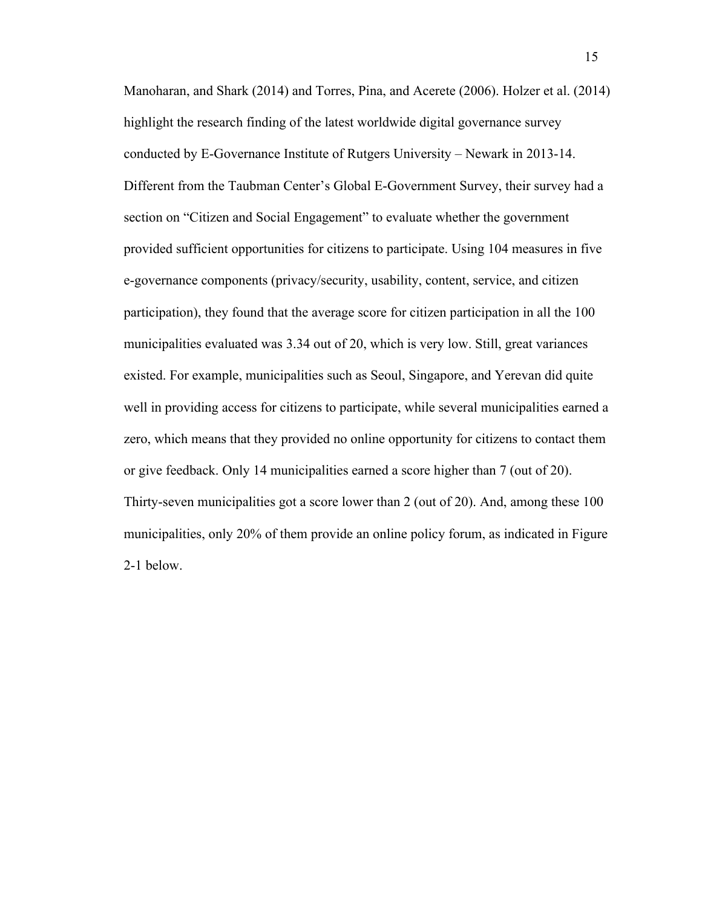Manoharan, and Shark (2014) and Torres, Pina, and Acerete (2006). Holzer et al. (2014) highlight the research finding of the latest worldwide digital governance survey conducted by E-Governance Institute of Rutgers University – Newark in 2013-14. Different from the Taubman Center's Global E-Government Survey, their survey had a section on "Citizen and Social Engagement" to evaluate whether the government provided sufficient opportunities for citizens to participate. Using 104 measures in five e-governance components (privacy/security, usability, content, service, and citizen participation), they found that the average score for citizen participation in all the 100 municipalities evaluated was 3.34 out of 20, which is very low. Still, great variances existed. For example, municipalities such as Seoul, Singapore, and Yerevan did quite well in providing access for citizens to participate, while several municipalities earned a zero, which means that they provided no online opportunity for citizens to contact them or give feedback. Only 14 municipalities earned a score higher than 7 (out of 20). Thirty-seven municipalities got a score lower than 2 (out of 20). And, among these 100 municipalities, only 20% of them provide an online policy forum, as indicated in Figure 2-1 below.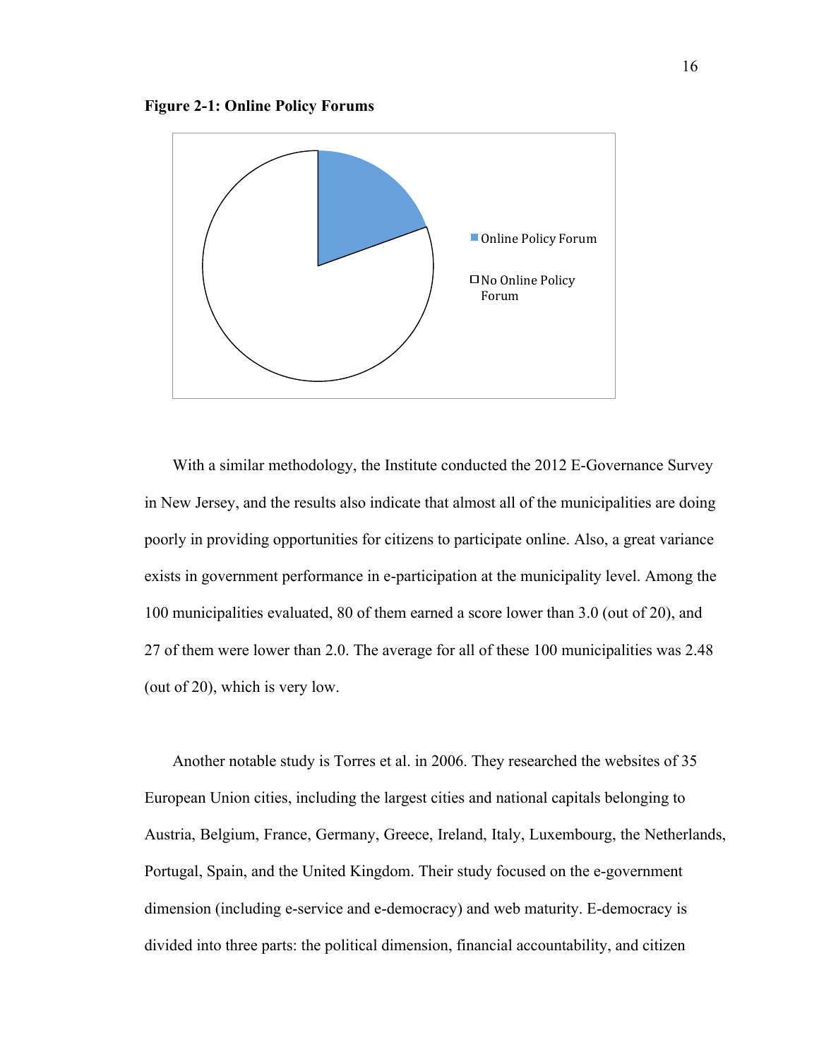**Figure 2-1: Online Policy Forums**

Online Policy Forum

No Online Policy Forum

With a similar methodology, the Institute conducted the 2012 E-Governance Survey in New Jersey, and the results also indicate that almost all of the municipalities are doing poorly in providing opportunities for citizens to participate online. Also, a great variance exists in government performance in e-participation at the municipality level. Among the 100 municipalities evaluated, 80 of them earned a score lower than 3.0 (out of 20), and 27 of them were lower than 2.0. The average for all of these 100 municipalities was 2.48 (out of 20), which is very low.

Another notable study is Torres et al. in 2006. They researched the websites of 35 European Union cities, including the largest cities and national capitals belonging to Austria, Belgium, France, Germany, Greece, Ireland, Italy, Luxembourg, the Netherlands, Portugal, Spain, and the United Kingdom. Their study focused on the e-government dimension (including e-service and e-democracy) and web maturity. E-democracy is divided into three parts: the political dimension, financial accountability, and citizen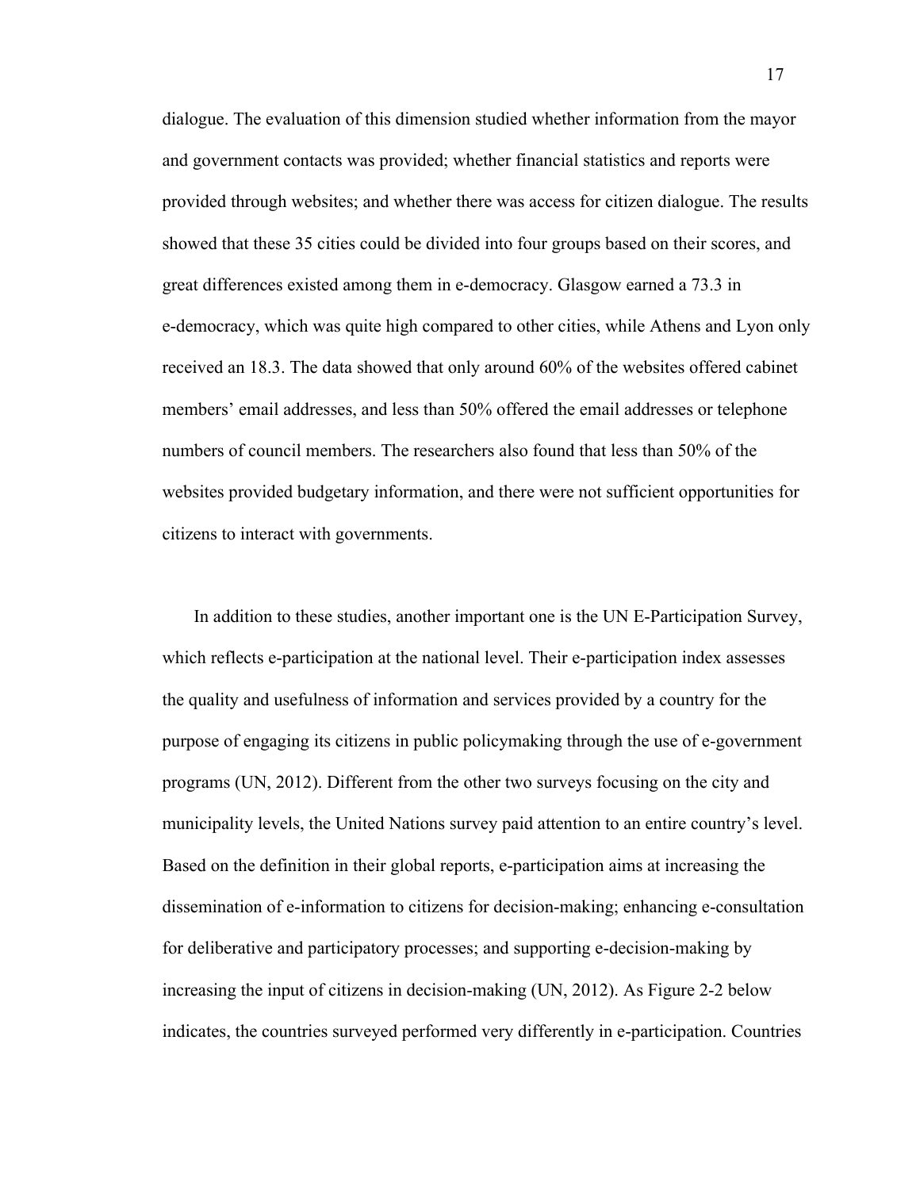dialogue. The evaluation of this dimension studied whether information from the mayor and government contacts was provided; whether financial statistics and reports were provided through websites; and whether there was access for citizen dialogue. The results showed that these 35 cities could be divided into four groups based on their scores, and great differences existed among them in e-democracy. Glasgow earned a 73.3 in e-democracy, which was quite high compared to other cities, while Athens and Lyon only received an 18.3. The data showed that only around 60% of the websites offered cabinet members' email addresses, and less than 50% offered the email addresses or telephone numbers of council members. The researchers also found that less than 50% of the websites provided budgetary information, and there were not sufficient opportunities for citizens to interact with governments.

In addition to these studies, another important one is the UN E-Participation Survey, which reflects e-participation at the national level. Their e-participation index assesses the quality and usefulness of information and services provided by a country for the purpose of engaging its citizens in public policymaking through the use of e-government programs (UN, 2012). Different from the other two surveys focusing on the city and municipality levels, the United Nations survey paid attention to an entire country's level. Based on the definition in their global reports, e-participation aims at increasing the dissemination of e-information to citizens for decision-making; enhancing e-consultation for deliberative and participatory processes; and supporting e-decision-making by increasing the input of citizens in decision-making (UN, 2012). As Figure 2-2 below indicates, the countries surveyed performed very differently in e-participation. Countries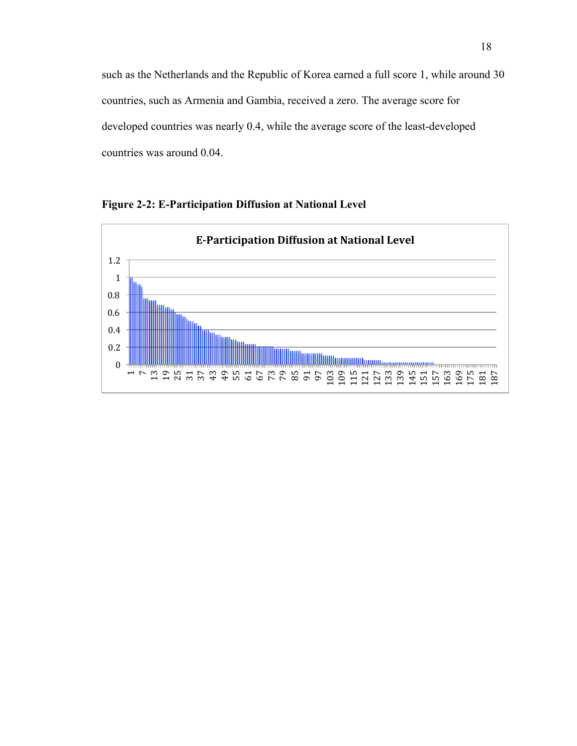such as the Netherlands and the Republic of Korea earned a full score 1, while around 30 countries, such as Armenia and Gambia, received a zero. The average score for developed countries was nearly 0.4, while the average score of the least-developed countries was around 0.04.

**Figure 2-2: E-Participation Diffusion at National Level**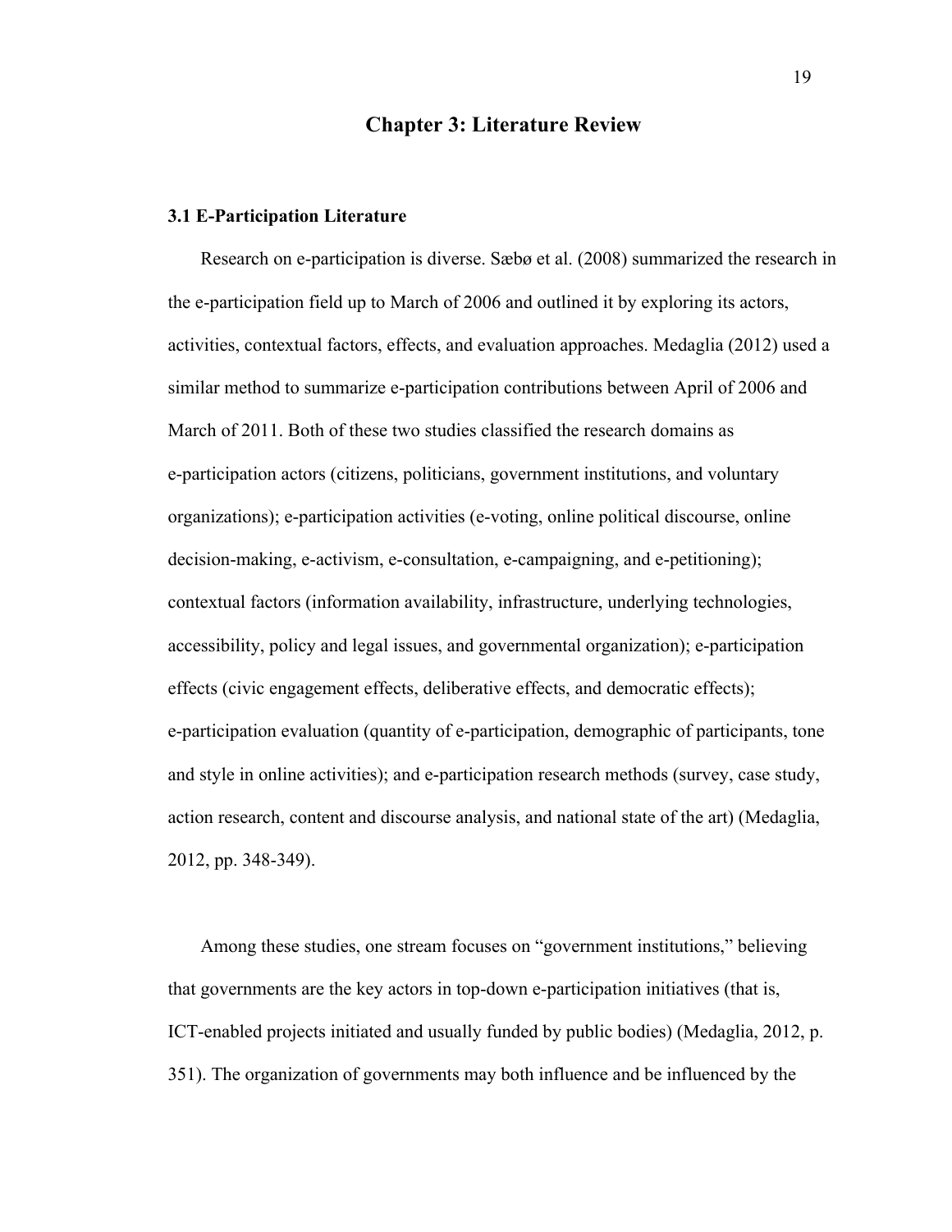# Chapter 3: Literature Review

### 3.1 E-Participation Literature

Research on e-participation is diverse. Sæbø et al. (2008) summarized the research in the e-participation field up to March of 2006 and outlined it by exploring its actors, activities, contextual factors, effects, and evaluation approaches. Medaglia (2012) used a similar method to summarize e-participation contributions between April of 2006 and March of 2011. Both of these two studies classified the research domains as e-participation actors (citizens, politicians, government institutions, and voluntary organizations); e-participation activities (e-voting, online political discourse, online decision-making, e-activism, e-consultation, e-campaigning, and e-petitioning); contextual factors (information availability, infrastructure, underlying technologies, accessibility, policy and legal issues, and governmental organization); e-participation effects (civic engagement effects, deliberative effects, and democratic effects); e-participation evaluation (quantity of e-participation, demographic of participants, tone and style in online activities); and e-participation research methods (survey, case study, action research, content and discourse analysis, and national state of the art) (Medaglia, 2012, pp. 348-349).

Among these studies, one stream focuses on "government institutions," believing that governments are the key actors in top-down e-participation initiatives (that is, ICT-enabled projects initiated and usually funded by public bodies) (Medaglia, 2012, p. 351). The organization of governments may both influence and be influenced by the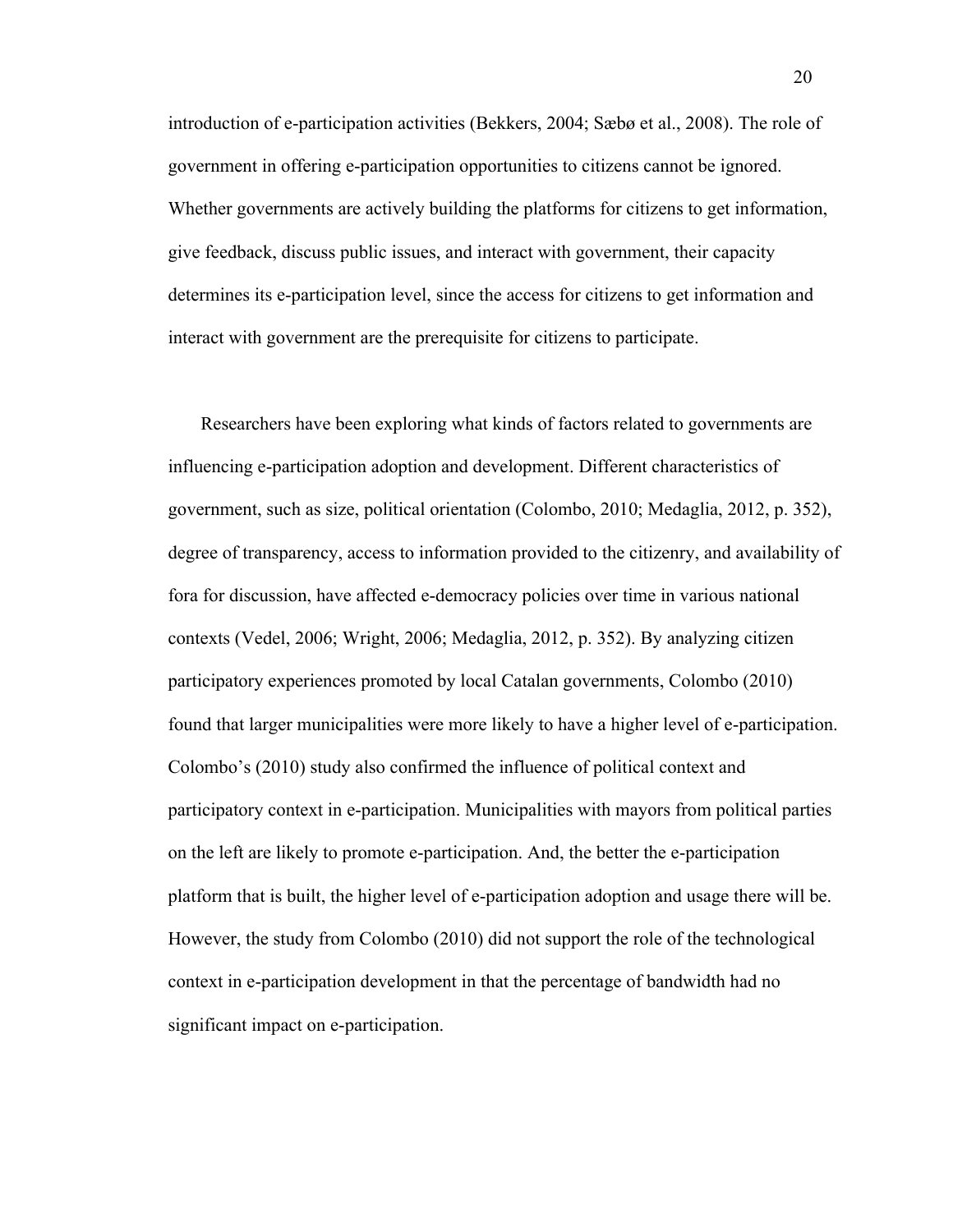introduction of e-participation activities (Bekkers, 2004; Sæbø et al., 2008). The role of government in offering e-participation opportunities to citizens cannot be ignored. Whether governments are actively building the platforms for citizens to get information, give feedback, discuss public issues, and interact with government, their capacity determines its e-participation level, since the access for citizens to get information and interact with government are the prerequisite for citizens to participate.

Researchers have been exploring what kinds of factors related to governments are influencing e-participation adoption and development. Different characteristics of government, such as size, political orientation (Colombo, 2010; Medaglia, 2012, p. 352), degree of transparency, access to information provided to the citizenry, and availability of fora for discussion, have affected e-democracy policies over time in various national contexts (Vedel, 2006; Wright, 2006; Medaglia, 2012, p. 352). By analyzing citizen participatory experiences promoted by local Catalan governments, Colombo (2010) found that larger municipalities were more likely to have a higher level of e-participation. Colombo's (2010) study also confirmed the influence of political context and participatory context in e-participation. Municipalities with mayors from political parties on the left are likely to promote e-participation. And, the better the e-participation platform that is built, the higher level of e-participation adoption and usage there will be. However, the study from Colombo (2010) did not support the role of the technological context in e-participation development in that the percentage of bandwidth had no significant impact on e-participation.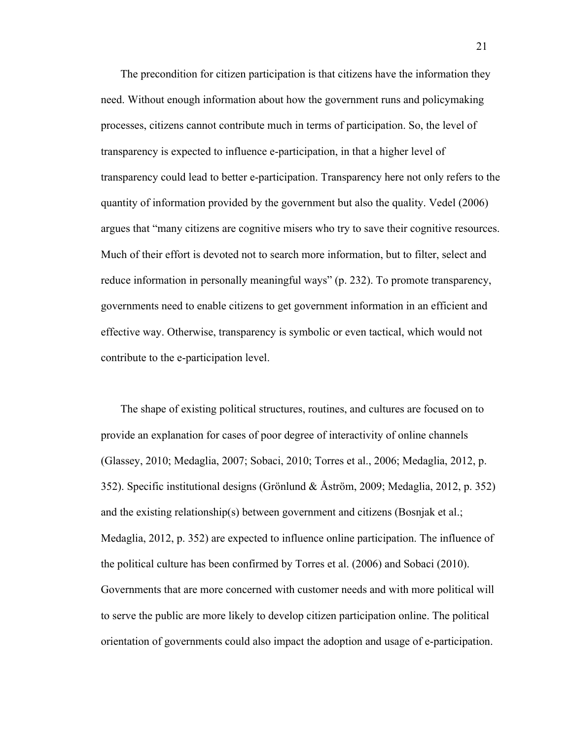The precondition for citizen participation is that citizens have the information they need. Without enough information about how the government runs and policymaking processes, citizens cannot contribute much in terms of participation. So, the level of transparency is expected to influence e-participation, in that a higher level of transparency could lead to better e-participation. Transparency here not only refers to the quantity of information provided by the government but also the quality. Vedel (2006) argues that "many citizens are cognitive misers who try to save their cognitive resources. Much of their effort is devoted not to search more information, but to filter, select and reduce information in personally meaningful ways" (p. 232). To promote transparency, governments need to enable citizens to get government information in an efficient and effective way. Otherwise, transparency is symbolic or even tactical, which would not contribute to the e-participation level.

The shape of existing political structures, routines, and cultures are focused on to provide an explanation for cases of poor degree of interactivity of online channels (Glassey, 2010; Medaglia, 2007; Sobaci, 2010; Torres et al., 2006; Medaglia, 2012, p. 352). Specific institutional designs (Grönlund & Åström, 2009; Medaglia, 2012, p. 352) and the existing relationship(s) between government and citizens (Bosnjak et al.; Medaglia, 2012, p. 352) are expected to influence online participation. The influence of the political culture has been confirmed by Torres et al. (2006) and Sobaci (2010). Governments that are more concerned with customer needs and with more political will to serve the public are more likely to develop citizen participation online. The political orientation of governments could also impact the adoption and usage of e-participation.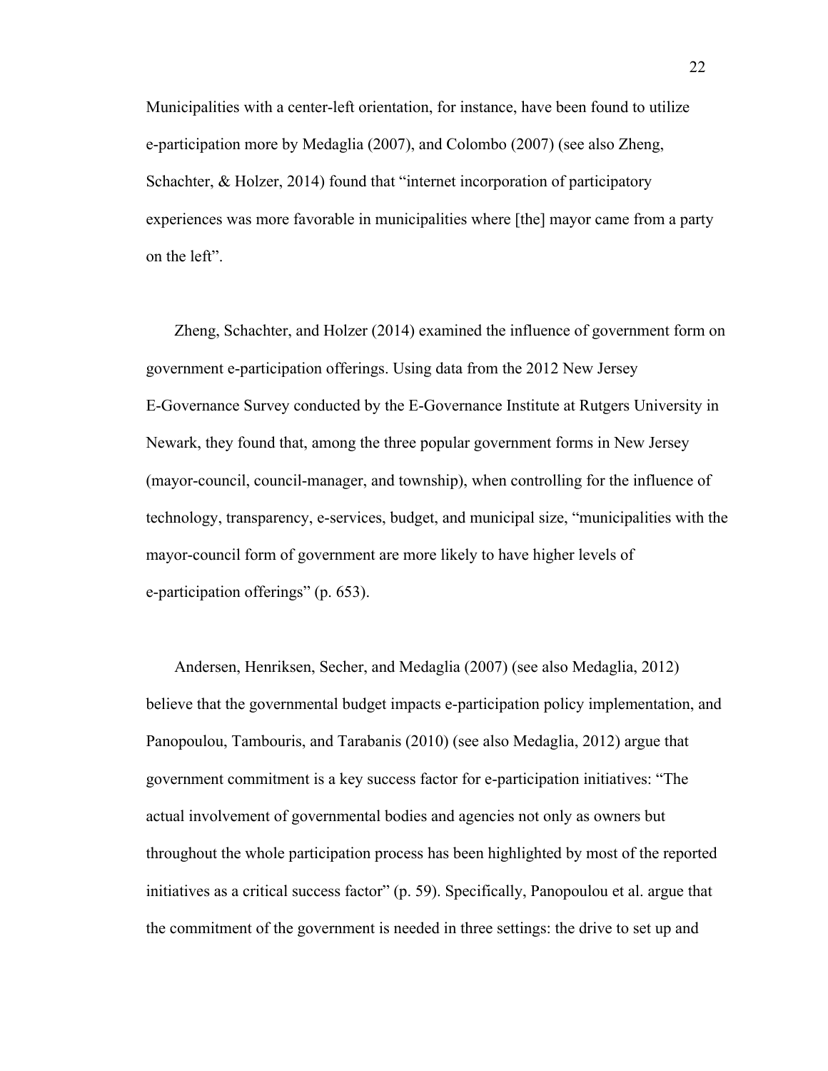Municipalities with a center-left orientation, for instance, have been found to utilize e-participation more by Medaglia (2007), and Colombo (2007) (see also Zheng, Schachter, & Holzer, 2014) found that "internet incorporation of participatory experiences was more favorable in municipalities where [the] mayor came from a party on the left".

Zheng, Schachter, and Holzer (2014) examined the influence of government form on government e-participation offerings. Using data from the 2012 New Jersey E-Governance Survey conducted by the E-Governance Institute at Rutgers University in Newark, they found that, among the three popular government forms in New Jersey (mayor-council, council-manager, and township), when controlling for the influence of technology, transparency, e-services, budget, and municipal size, "municipalities with the mayor-council form of government are more likely to have higher levels of e-participation offerings" (p. 653).

Andersen, Henriksen, Secher, and Medaglia (2007) (see also Medaglia, 2012) believe that the governmental budget impacts e-participation policy implementation, and Panopoulou, Tambouris, and Tarabanis (2010) (see also Medaglia, 2012) argue that government commitment is a key success factor for e-participation initiatives: "The actual involvement of governmental bodies and agencies not only as owners but throughout the whole participation process has been highlighted by most of the reported initiatives as a critical success factor" (p. 59). Specifically, Panopoulou et al. argue that the commitment of the government is needed in three settings: the drive to set up and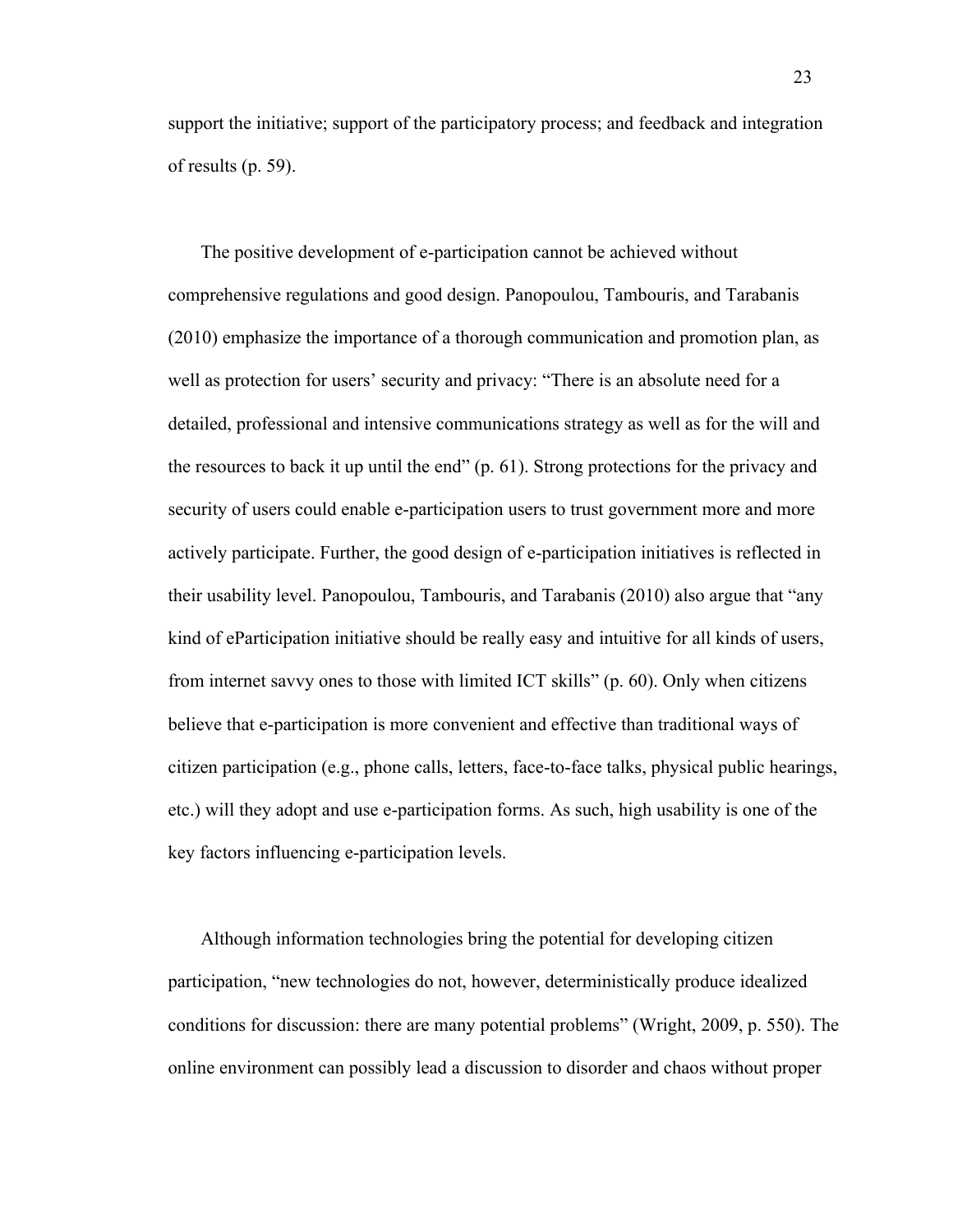support the initiative; support of the participatory process; and feedback and integration of results (p. 59).

The positive development of e-participation cannot be achieved without comprehensive regulations and good design. Panopoulou, Tambouris, and Tarabanis (2010) emphasize the importance of a thorough communication and promotion plan, as well as protection for users' security and privacy: "There is an absolute need for a detailed, professional and intensive communications strategy as well as for the will and the resources to back it up until the end" (p. 61). Strong protections for the privacy and security of users could enable e-participation users to trust government more and more actively participate. Further, the good design of e-participation initiatives is reflected in their usability level. Panopoulou, Tambouris, and Tarabanis (2010) also argue that "any kind of eParticipation initiative should be really easy and intuitive for all kinds of users, from internet savvy ones to those with limited ICT skills" (p. 60). Only when citizens believe that e-participation is more convenient and effective than traditional ways of citizen participation (e.g., phone calls, letters, face-to-face talks, physical public hearings, etc.) will they adopt and use e-participation forms. As such, high usability is one of the key factors influencing e-participation levels.

Although information technologies bring the potential for developing citizen participation, "new technologies do not, however, deterministically produce idealized conditions for discussion: there are many potential problems" (Wright, 2009, p. 550). The online environment can possibly lead a discussion to disorder and chaos without proper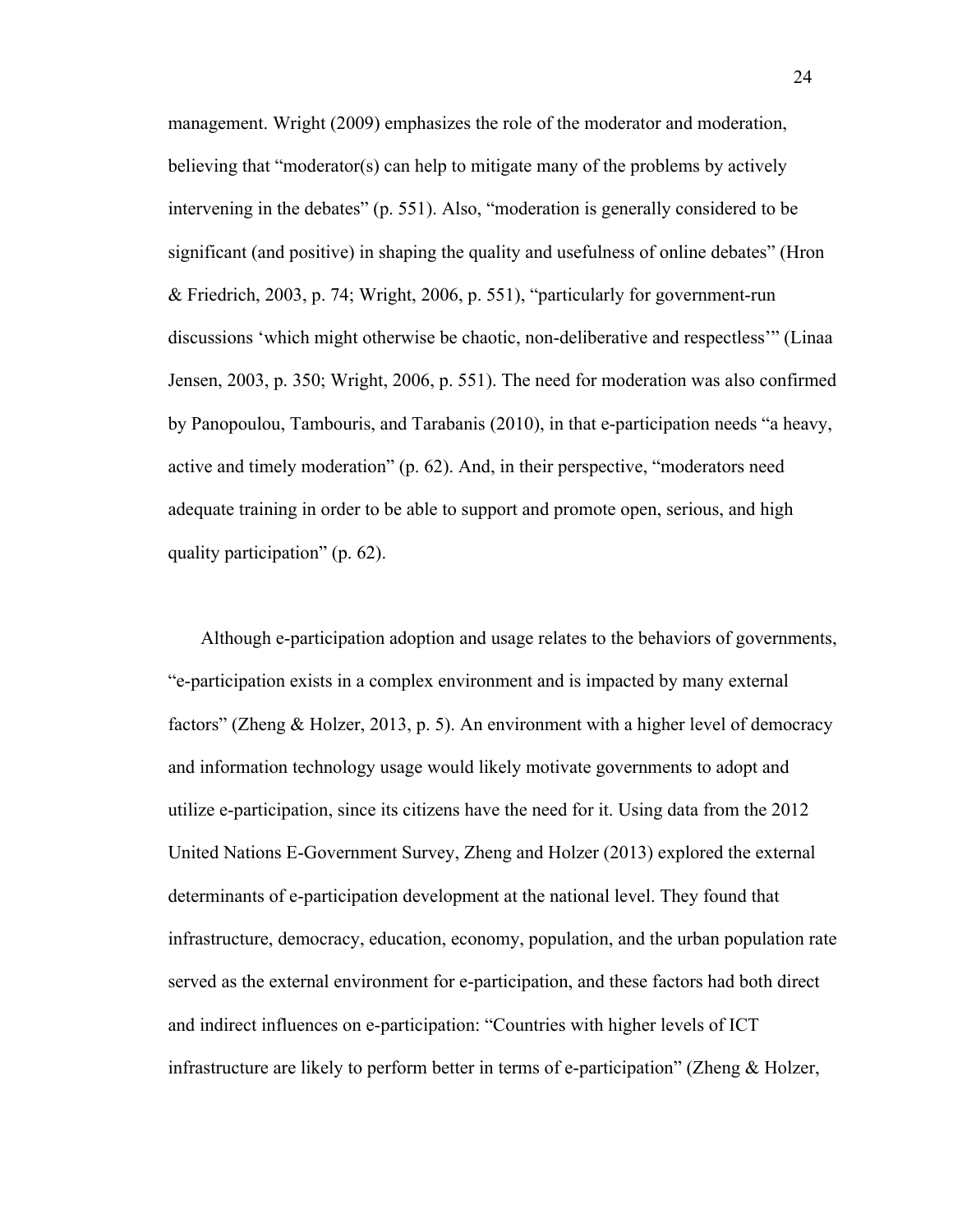management. Wright (2009) emphasizes the role of the moderator and moderation, believing that "moderator(s) can help to mitigate many of the problems by actively intervening in the debates" (p. 551). Also, "moderation is generally considered to be significant (and positive) in shaping the quality and usefulness of online debates" (Hron & Friedrich, 2003, p. 74; Wright, 2006, p. 551), "particularly for government-run discussions 'which might otherwise be chaotic, non-deliberative and respectless'" (Linaa Jensen, 2003, p. 350; Wright, 2006, p. 551). The need for moderation was also confirmed by Panopoulou, Tambouris, and Tarabanis (2010), in that e-participation needs "a heavy, active and timely moderation" (p. 62). And, in their perspective, "moderators need adequate training in order to be able to support and promote open, serious, and high quality participation" (p. 62).

Although e-participation adoption and usage relates to the behaviors of governments, "e-participation exists in a complex environment and is impacted by many external factors" (Zheng & Holzer, 2013, p. 5). An environment with a higher level of democracy and information technology usage would likely motivate governments to adopt and utilize e-participation, since its citizens have the need for it. Using data from the 2012 United Nations E-Government Survey, Zheng and Holzer (2013) explored the external determinants of e-participation development at the national level. They found that infrastructure, democracy, education, economy, population, and the urban population rate served as the external environment for e-participation, and these factors had both direct and indirect influences on e-participation: "Countries with higher levels of ICT infrastructure are likely to perform better in terms of e-participation" (Zheng & Holzer,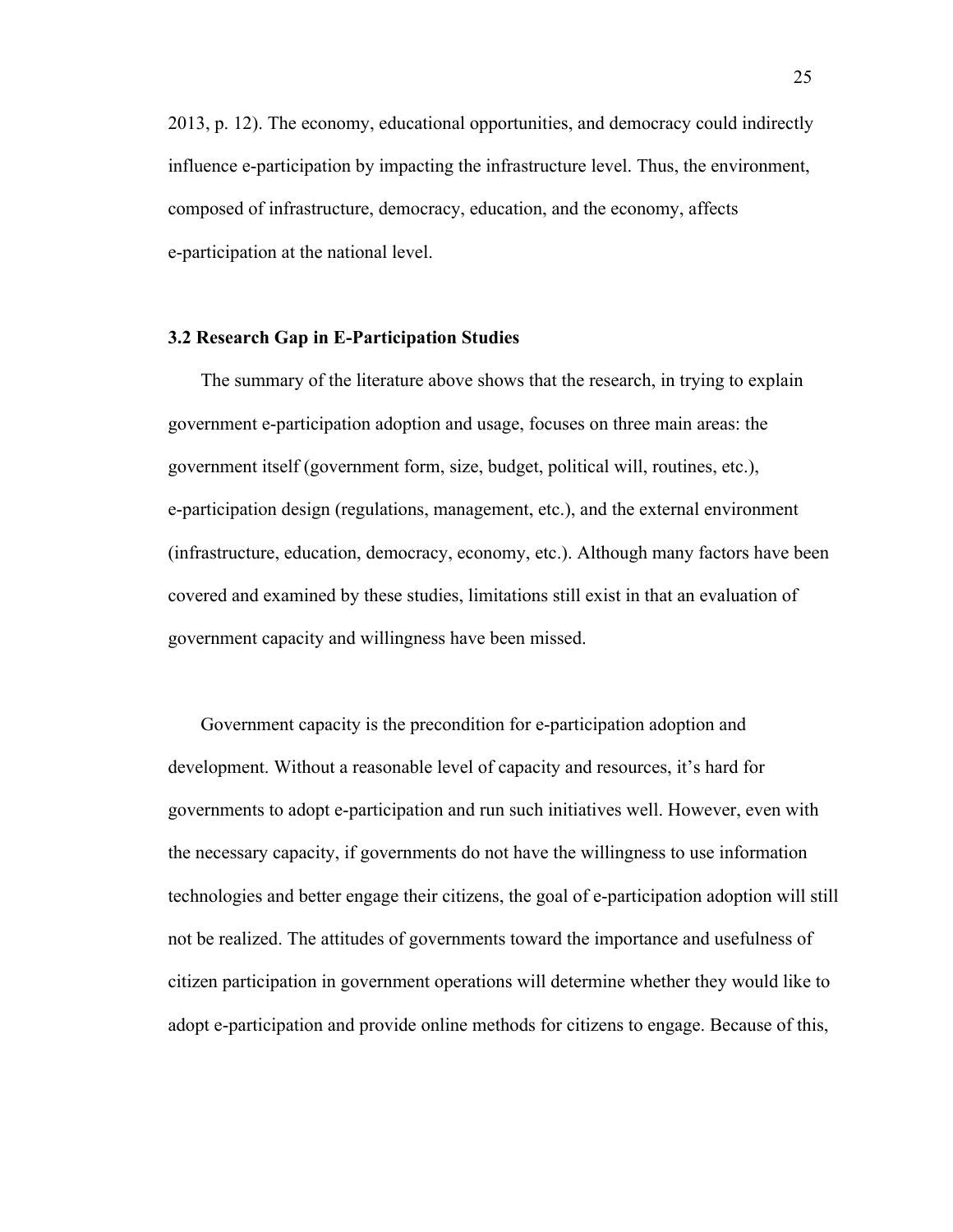2013, p. 12). The economy, educational opportunities, and democracy could indirectly influence e-participation by impacting the infrastructure level. Thus, the environment, composed of infrastructure, democracy, education, and the economy, affects e-participation at the national level.

### 3.2 Research Gap in E-Participation Studies

The summary of the literature above shows that the research, in trying to explain government e-participation adoption and usage, focuses on three main areas: the government itself (government form, size, budget, political will, routines, etc.), e-participation design (regulations, management, etc.), and the external environment (infrastructure, education, democracy, economy, etc.). Although many factors have been covered and examined by these studies, limitations still exist in that an evaluation of government capacity and willingness have been missed.

Government capacity is the precondition for e-participation adoption and development. Without a reasonable level of capacity and resources, it's hard for governments to adopt e-participation and run such initiatives well. However, even with the necessary capacity, if governments do not have the willingness to use information technologies and better engage their citizens, the goal of e-participation adoption will still not be realized. The attitudes of governments toward the importance and usefulness of citizen participation in government operations will determine whether they would like to adopt e-participation and provide online methods for citizens to engage. Because of this,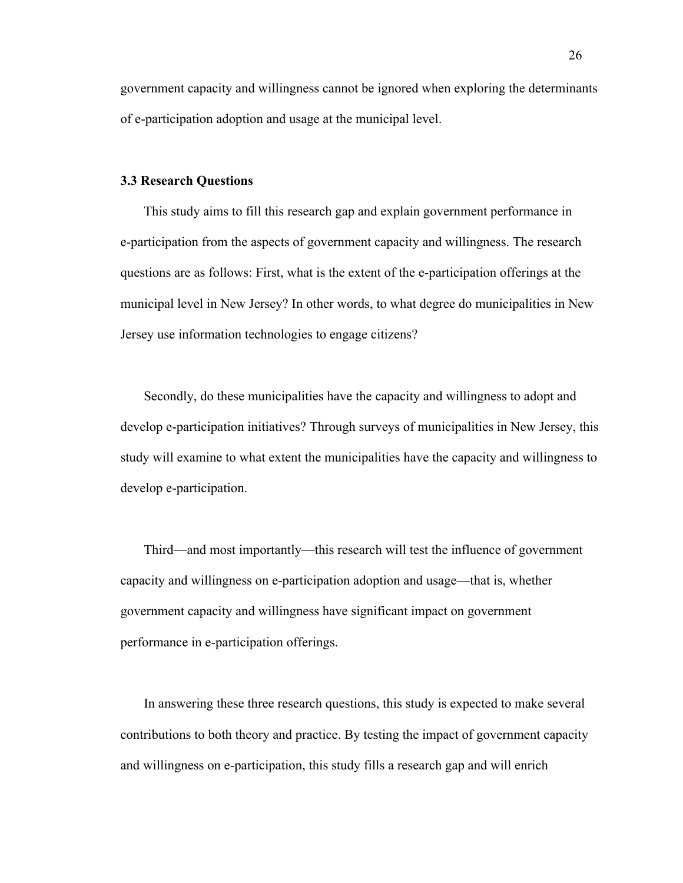government capacity and willingness cannot be ignored when exploring the determinants of e-participation adoption and usage at the municipal level.

### 3.3 Research Questions

This study aims to fill this research gap and explain government performance in e-participation from the aspects of government capacity and willingness. The research questions are as follows: First, what is the extent of the e-participation offerings at the municipal level in New Jersey? In other words, to what degree do municipalities in New Jersey use information technologies to engage citizens?

Secondly, do these municipalities have the capacity and willingness to adopt and develop e-participation initiatives? Through surveys of municipalities in New Jersey, this study will examine to what extent the municipalities have the capacity and willingness to develop e-participation.

Third—and most importantly—this research will test the influence of government capacity and willingness on e-participation adoption and usage—that is, whether government capacity and willingness have significant impact on government performance in e-participation offerings.

In answering these three research questions, this study is expected to make several contributions to both theory and practice. By testing the impact of government capacity and willingness on e-participation, this study fills a research gap and will enrich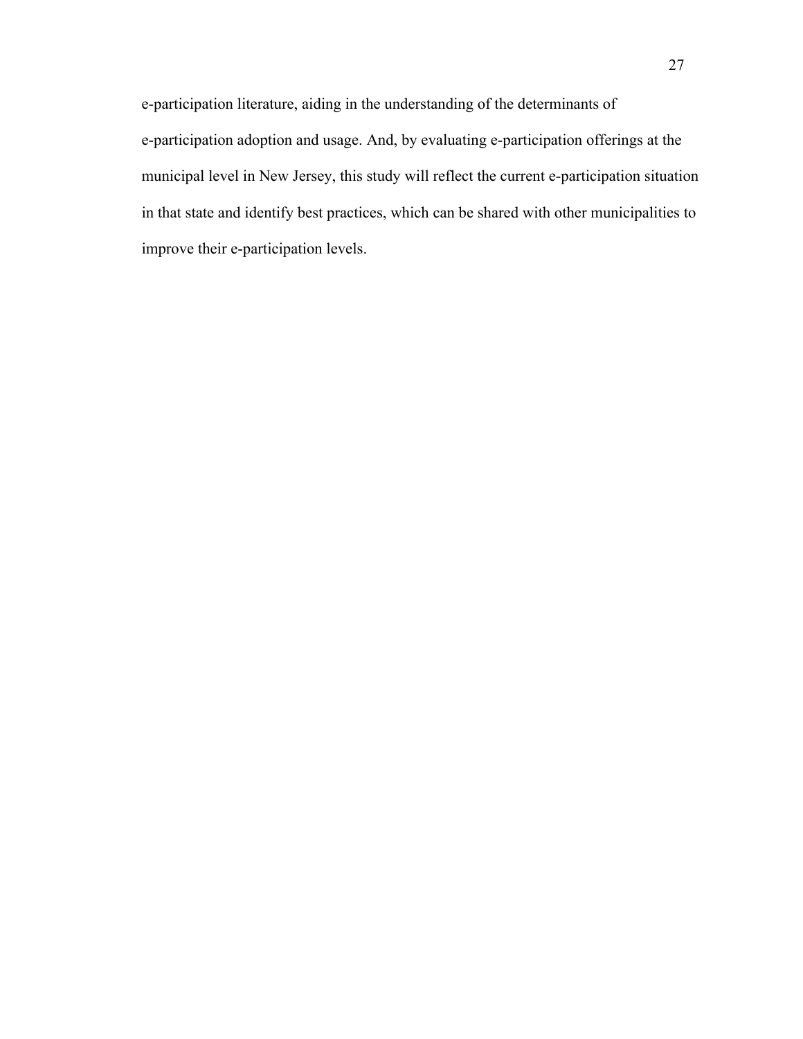e-participation literature, aiding in the understanding of the determinants of e-participation adoption and usage. And, by evaluating e-participation offerings at the municipal level in New Jersey, this study will reflect the current e-participation situation in that state and identify best practices, which can be shared with other municipalities to improve their e-participation levels.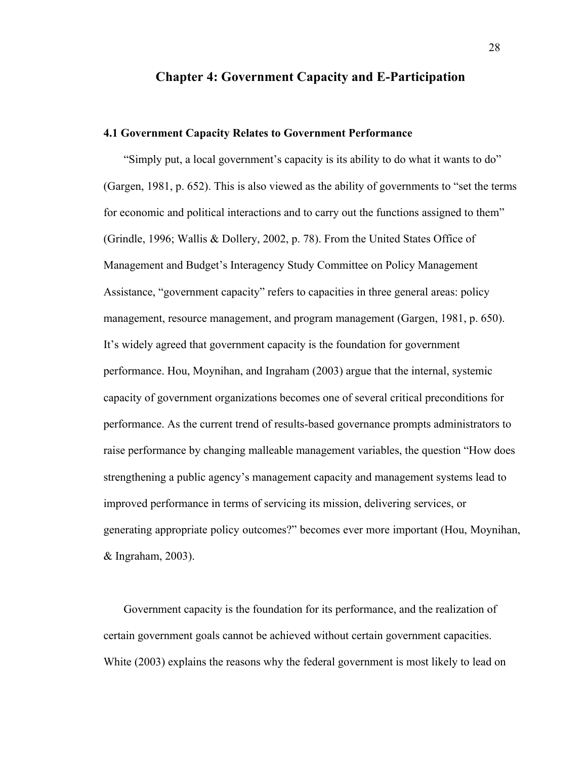# Chapter 4: Government Capacity and E-Participation

## 4.1 Government Capacity Relates to Government Performance

"Simply put, a local government's capacity is its ability to do what it wants to do" (Gargen, 1981, p. 652). This is also viewed as the ability of governments to "set the terms for economic and political interactions and to carry out the functions assigned to them" (Grindle, 1996; Wallis & Dollery, 2002, p. 78). From the United States Office of Management and Budget's Interagency Study Committee on Policy Management Assistance, "government capacity" refers to capacities in three general areas: policy management, resource management, and program management (Gargen, 1981, p. 650). It's widely agreed that government capacity is the foundation for government performance. Hou, Moynihan, and Ingraham (2003) argue that the internal, systemic capacity of government organizations becomes one of several critical preconditions for performance. As the current trend of results-based governance prompts administrators to raise performance by changing malleable management variables, the question "How does strengthening a public agency's management capacity and management systems lead to improved performance in terms of servicing its mission, delivering services, or generating appropriate policy outcomes?" becomes ever more important (Hou, Moynihan, & Ingraham, 2003).

Government capacity is the foundation for its performance, and the realization of certain government goals cannot be achieved without certain government capacities. White (2003) explains the reasons why the federal government is most likely to lead on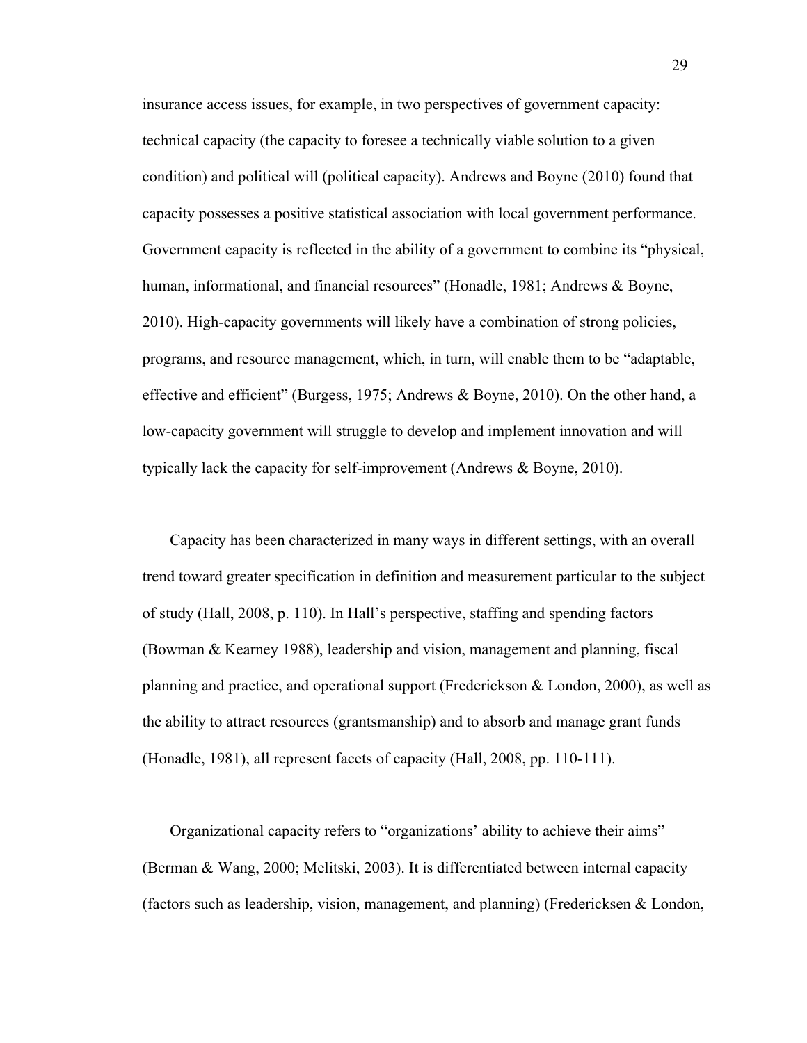insurance access issues, for example, in two perspectives of government capacity: technical capacity (the capacity to foresee a technically viable solution to a given condition) and political will (political capacity). Andrews and Boyne (2010) found that capacity possesses a positive statistical association with local government performance. Government capacity is reflected in the ability of a government to combine its "physical, human, informational, and financial resources" (Honadle, 1981; Andrews & Boyne, 2010). High-capacity governments will likely have a combination of strong policies, programs, and resource management, which, in turn, will enable them to be "adaptable, effective and efficient" (Burgess, 1975; Andrews & Boyne, 2010). On the other hand, a low-capacity government will struggle to develop and implement innovation and will typically lack the capacity for self-improvement (Andrews & Boyne, 2010).

Capacity has been characterized in many ways in different settings, with an overall trend toward greater specification in definition and measurement particular to the subject of study (Hall, 2008, p. 110). In Hall's perspective, staffing and spending factors (Bowman & Kearney 1988), leadership and vision, management and planning, fiscal planning and practice, and operational support (Frederickson & London, 2000), as well as the ability to attract resources (grantsmanship) and to absorb and manage grant funds (Honadle, 1981), all represent facets of capacity (Hall, 2008, pp. 110-111).

Organizational capacity refers to "organizations' ability to achieve their aims" (Berman & Wang, 2000; Melitski, 2003). It is differentiated between internal capacity (factors such as leadership, vision, management, and planning) (Fredericksen & London,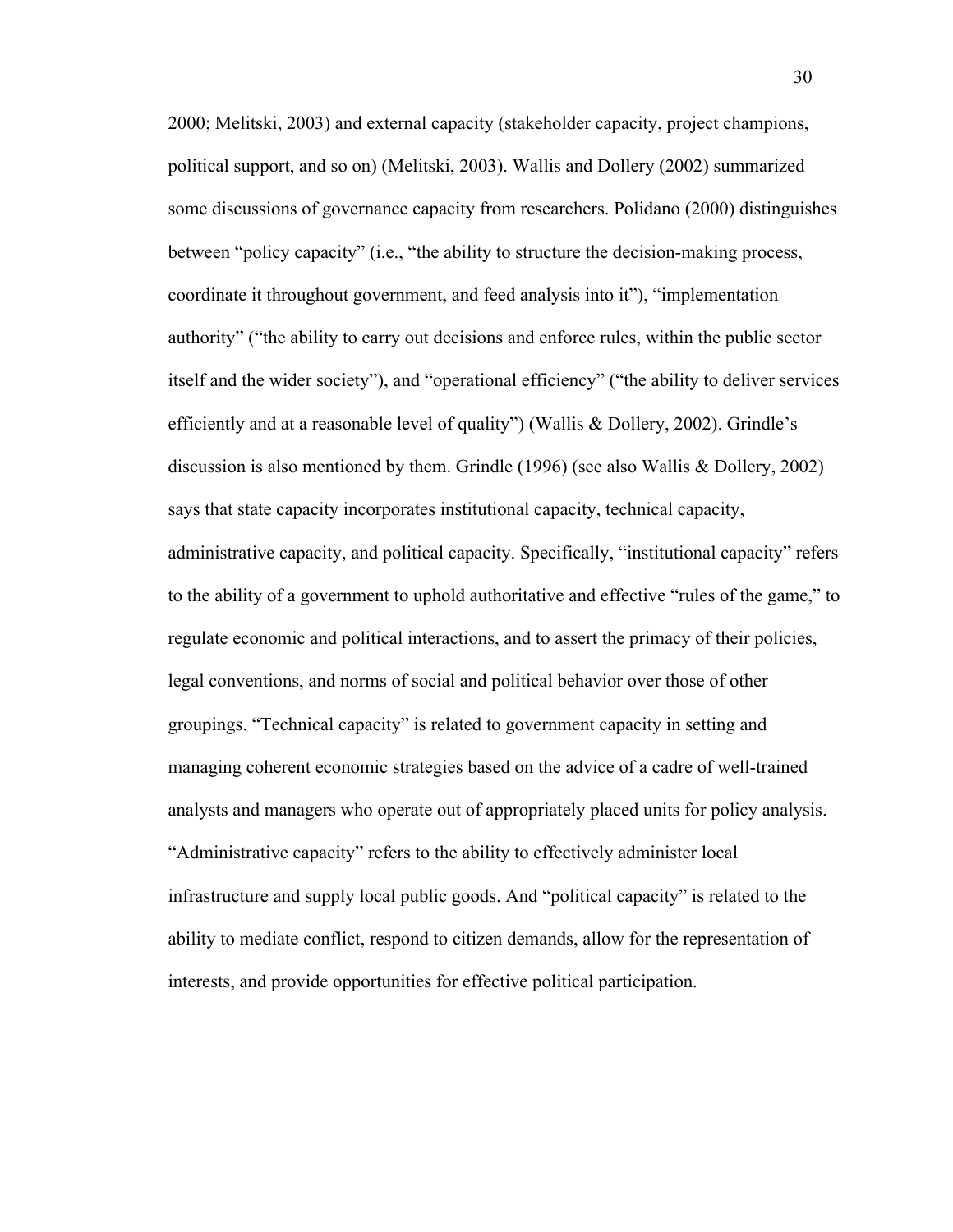2000; Melitski, 2003) and external capacity (stakeholder capacity, project champions, political support, and so on) (Melitski, 2003). Wallis and Dollery (2002) summarized some discussions of governance capacity from researchers. Polidano (2000) distinguishes between "policy capacity" (i.e., "the ability to structure the decision-making process, coordinate it throughout government, and feed analysis into it"), "implementation authority" ("the ability to carry out decisions and enforce rules, within the public sector itself and the wider society"), and "operational efficiency" ("the ability to deliver services efficiently and at a reasonable level of quality") (Wallis & Dollery, 2002). Grindle's discussion is also mentioned by them. Grindle (1996) (see also Wallis & Dollery, 2002) says that state capacity incorporates institutional capacity, technical capacity, administrative capacity, and political capacity. Specifically, "institutional capacity" refers to the ability of a government to uphold authoritative and effective "rules of the game," to regulate economic and political interactions, and to assert the primacy of their policies, legal conventions, and norms of social and political behavior over those of other groupings. "Technical capacity" is related to government capacity in setting and managing coherent economic strategies based on the advice of a cadre of well-trained analysts and managers who operate out of appropriately placed units for policy analysis. "Administrative capacity" refers to the ability to effectively administer local infrastructure and supply local public goods. And "political capacity" is related to the ability to mediate conflict, respond to citizen demands, allow for the representation of interests, and provide opportunities for effective political participation.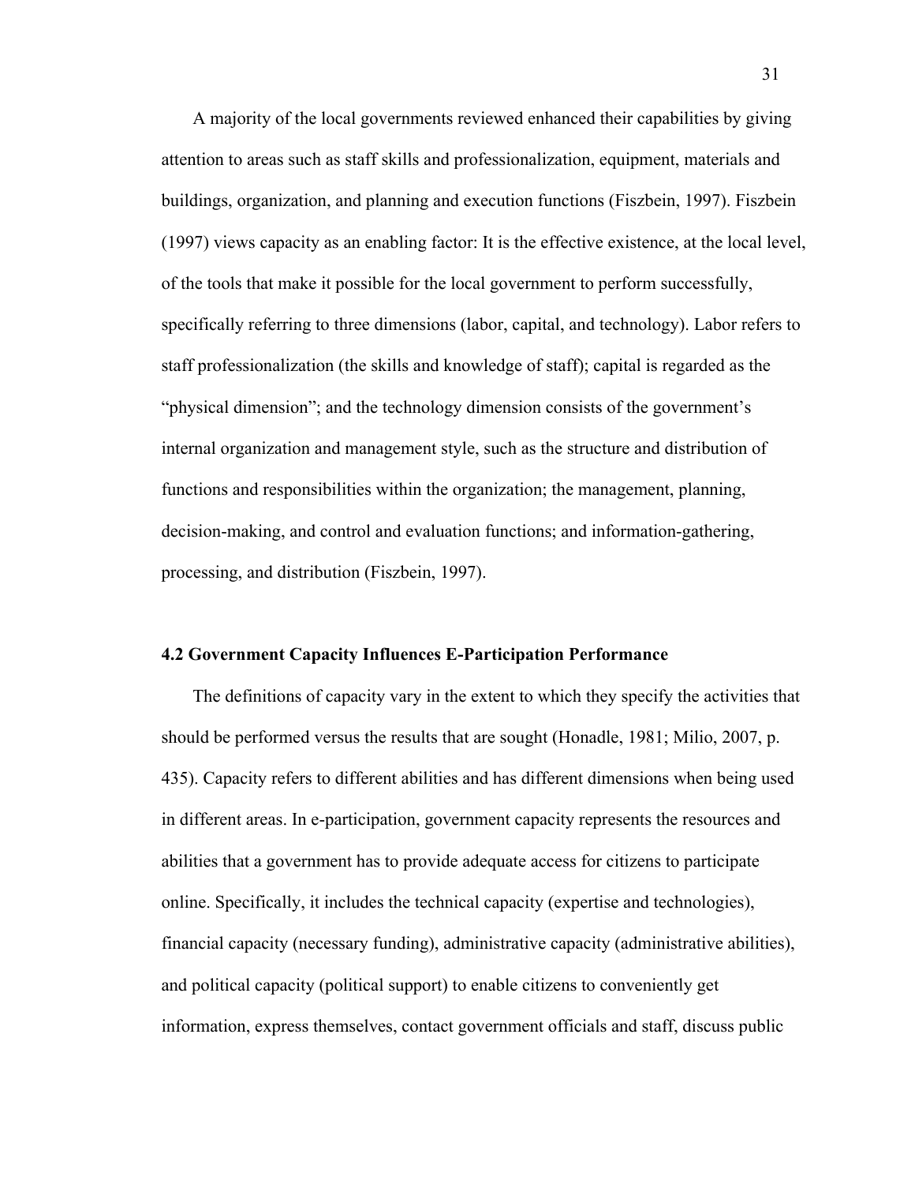A majority of the local governments reviewed enhanced their capabilities by giving attention to areas such as staff skills and professionalization, equipment, materials and buildings, organization, and planning and execution functions (Fiszbein, 1997). Fiszbein (1997) views capacity as an enabling factor: It is the effective existence, at the local level, of the tools that make it possible for the local government to perform successfully, specifically referring to three dimensions (labor, capital, and technology). Labor refers to staff professionalization (the skills and knowledge of staff); capital is regarded as the "physical dimension"; and the technology dimension consists of the government's internal organization and management style, such as the structure and distribution of functions and responsibilities within the organization; the management, planning, decision-making, and control and evaluation functions; and information-gathering, processing, and distribution (Fiszbein, 1997).

### 4.2 Government Capacity Influences E-Participation Performance

The definitions of capacity vary in the extent to which they specify the activities that should be performed versus the results that are sought (Honadle, 1981; Milio, 2007, p. 435). Capacity refers to different abilities and has different dimensions when being used in different areas. In e-participation, government capacity represents the resources and abilities that a government has to provide adequate access for citizens to participate online. Specifically, it includes the technical capacity (expertise and technologies), financial capacity (necessary funding), administrative capacity (administrative abilities), and political capacity (political support) to enable citizens to conveniently get information, express themselves, contact government officials and staff, discuss public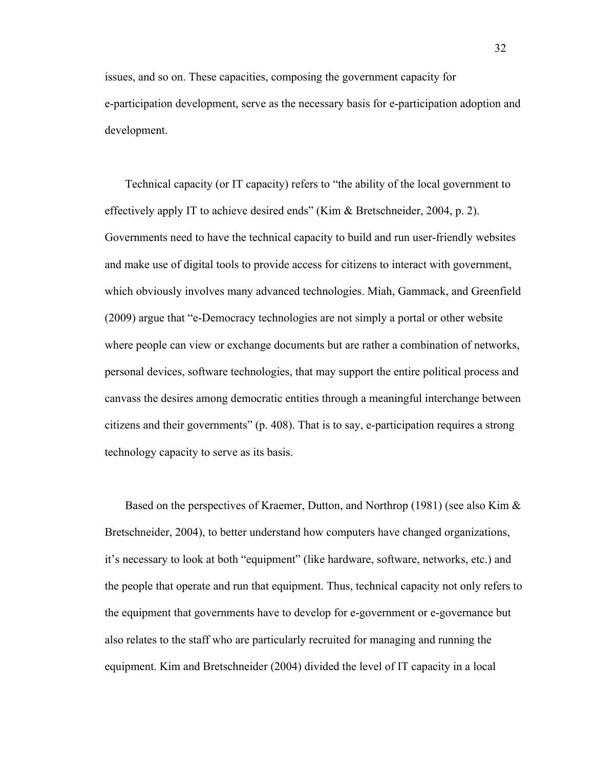issues, and so on. These capacities, composing the government capacity for e-participation development, serve as the necessary basis for e-participation adoption and development.

Technical capacity (or IT capacity) refers to "the ability of the local government to effectively apply IT to achieve desired ends" (Kim & Bretschneider, 2004, p. 2). Governments need to have the technical capacity to build and run user-friendly websites and make use of digital tools to provide access for citizens to interact with government, which obviously involves many advanced technologies. Miah, Gammack, and Greenfield (2009) argue that "e-Democracy technologies are not simply a portal or other website where people can view or exchange documents but are rather a combination of networks, personal devices, software technologies, that may support the entire political process and canvass the desires among democratic entities through a meaningful interchange between citizens and their governments" (p. 408). That is to say, e-participation requires a strong technology capacity to serve as its basis.

Based on the perspectives of Kraemer, Dutton, and Northrop (1981) (see also Kim & Bretschneider, 2004), to better understand how computers have changed organizations, it's necessary to look at both "equipment" (like hardware, software, networks, etc.) and the people that operate and run that equipment. Thus, technical capacity not only refers to the equipment that governments have to develop for e-government or e-governance but also relates to the staff who are particularly recruited for managing and running the equipment. Kim and Bretschneider (2004) divided the level of IT capacity in a local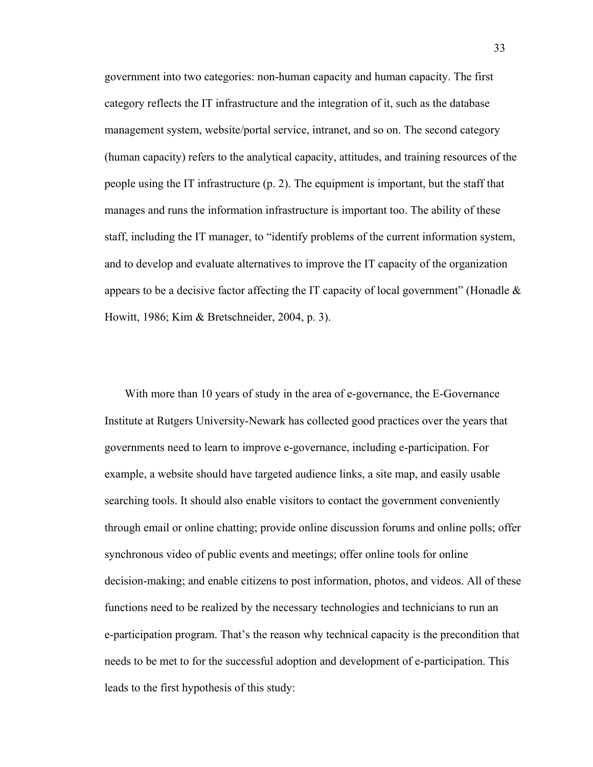government into two categories: non-human capacity and human capacity. The first category reflects the IT infrastructure and the integration of it, such as the database management system, website/portal service, intranet, and so on. The second category (human capacity) refers to the analytical capacity, attitudes, and training resources of the people using the IT infrastructure (p. 2). The equipment is important, but the staff that manages and runs the information infrastructure is important too. The ability of these staff, including the IT manager, to "identify problems of the current information system, and to develop and evaluate alternatives to improve the IT capacity of the organization appears to be a decisive factor affecting the IT capacity of local government" (Honadle & Howitt, 1986; Kim & Bretschneider, 2004, p. 3).

With more than 10 years of study in the area of e-governance, the E-Governance Institute at Rutgers University-Newark has collected good practices over the years that governments need to learn to improve e-governance, including e-participation. For example, a website should have targeted audience links, a site map, and easily usable searching tools. It should also enable visitors to contact the government conveniently through email or online chatting; provide online discussion forums and online polls; offer synchronous video of public events and meetings; offer online tools for online decision-making; and enable citizens to post information, photos, and videos. All of these functions need to be realized by the necessary technologies and technicians to run an e-participation program. That's the reason why technical capacity is the precondition that needs to be met to for the successful adoption and development of e-participation. This leads to the first hypothesis of this study: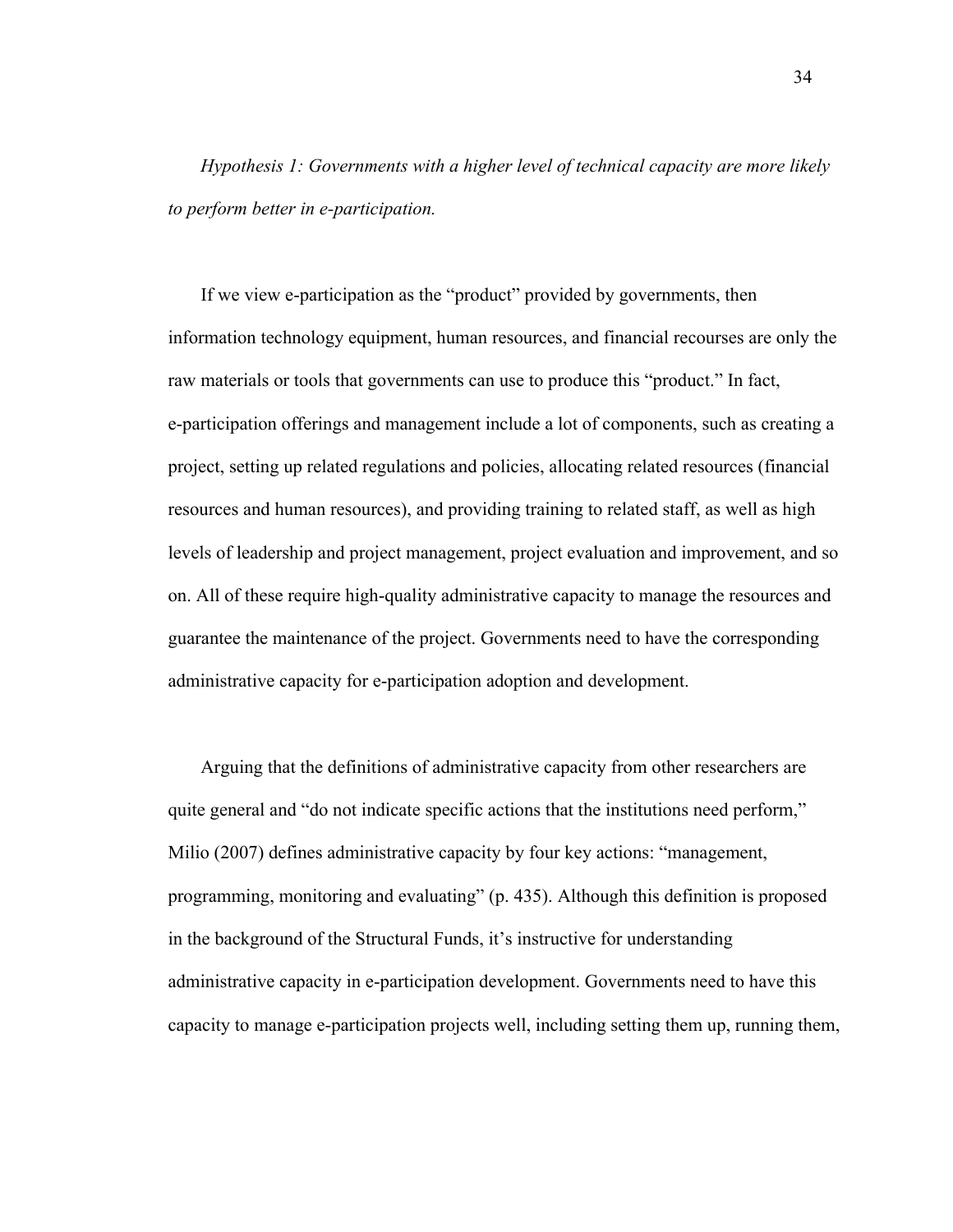*Hypothesis 1: Governments with a higher level of technical capacity are more likely to perform better in e-participation.*

If we view e-participation as the "product" provided by governments, then information technology equipment, human resources, and financial recourses are only the raw materials or tools that governments can use to produce this "product." In fact, e-participation offerings and management include a lot of components, such as creating a project, setting up related regulations and policies, allocating related resources (financial resources and human resources), and providing training to related staff, as well as high levels of leadership and project management, project evaluation and improvement, and so on. All of these require high-quality administrative capacity to manage the resources and guarantee the maintenance of the project. Governments need to have the corresponding administrative capacity for e-participation adoption and development.

Arguing that the definitions of administrative capacity from other researchers are quite general and "do not indicate specific actions that the institutions need perform," Milio (2007) defines administrative capacity by four key actions: "management, programming, monitoring and evaluating" (p. 435). Although this definition is proposed in the background of the Structural Funds, it's instructive for understanding administrative capacity in e-participation development. Governments need to have this capacity to manage e-participation projects well, including setting them up, running them,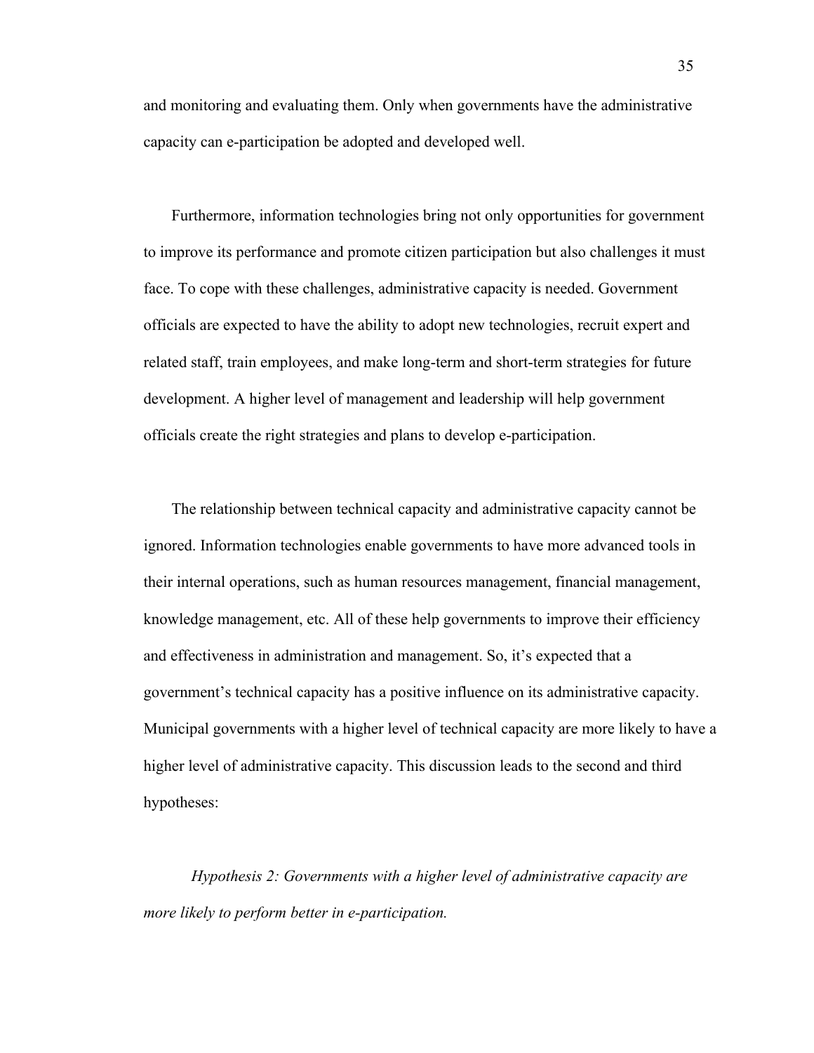and monitoring and evaluating them. Only when governments have the administrative capacity can e-participation be adopted and developed well.

Furthermore, information technologies bring not only opportunities for government to improve its performance and promote citizen participation but also challenges it must face. To cope with these challenges, administrative capacity is needed. Government officials are expected to have the ability to adopt new technologies, recruit expert and related staff, train employees, and make long-term and short-term strategies for future development. A higher level of management and leadership will help government officials create the right strategies and plans to develop e-participation.

The relationship between technical capacity and administrative capacity cannot be ignored. Information technologies enable governments to have more advanced tools in their internal operations, such as human resources management, financial management, knowledge management, etc. All of these help governments to improve their efficiency and effectiveness in administration and management. So, it's expected that a government's technical capacity has a positive influence on its administrative capacity. Municipal governments with a higher level of technical capacity are more likely to have a higher level of administrative capacity. This discussion leads to the second and third hypotheses:

*Hypothesis 2: Governments with a higher level of administrative capacity are more likely to perform better in e-participation.*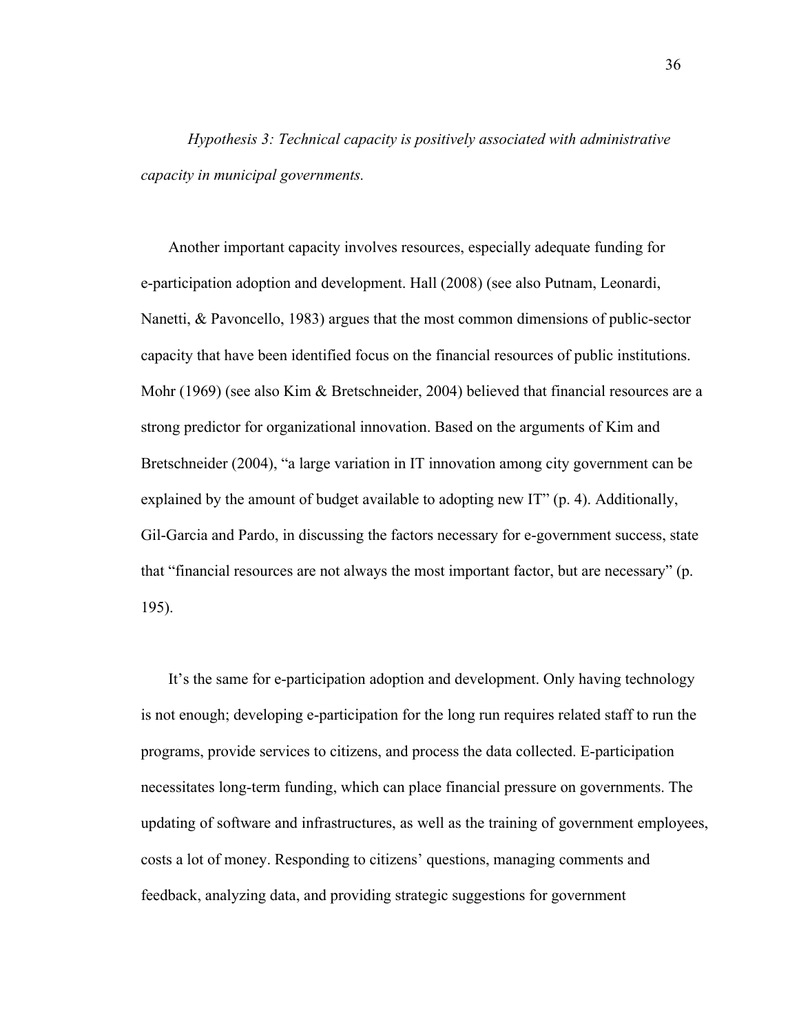*Hypothesis 3: Technical capacity is positively associated with administrative capacity in municipal governments.*

Another important capacity involves resources, especially adequate funding for e-participation adoption and development. Hall (2008) (see also Putnam, Leonardi, Nanetti, & Pavoncello, 1983) argues that the most common dimensions of public-sector capacity that have been identified focus on the financial resources of public institutions. Mohr (1969) (see also Kim & Bretschneider, 2004) believed that financial resources are a strong predictor for organizational innovation. Based on the arguments of Kim and Bretschneider (2004), "a large variation in IT innovation among city government can be explained by the amount of budget available to adopting new IT" (p. 4). Additionally, Gil-Garcia and Pardo, in discussing the factors necessary for e-government success, state that "financial resources are not always the most important factor, but are necessary" (p. 195).

It's the same for e-participation adoption and development. Only having technology is not enough; developing e-participation for the long run requires related staff to run the programs, provide services to citizens, and process the data collected. E-participation necessitates long-term funding, which can place financial pressure on governments. The updating of software and infrastructures, as well as the training of government employees, costs a lot of money. Responding to citizens' questions, managing comments and feedback, analyzing data, and providing strategic suggestions for government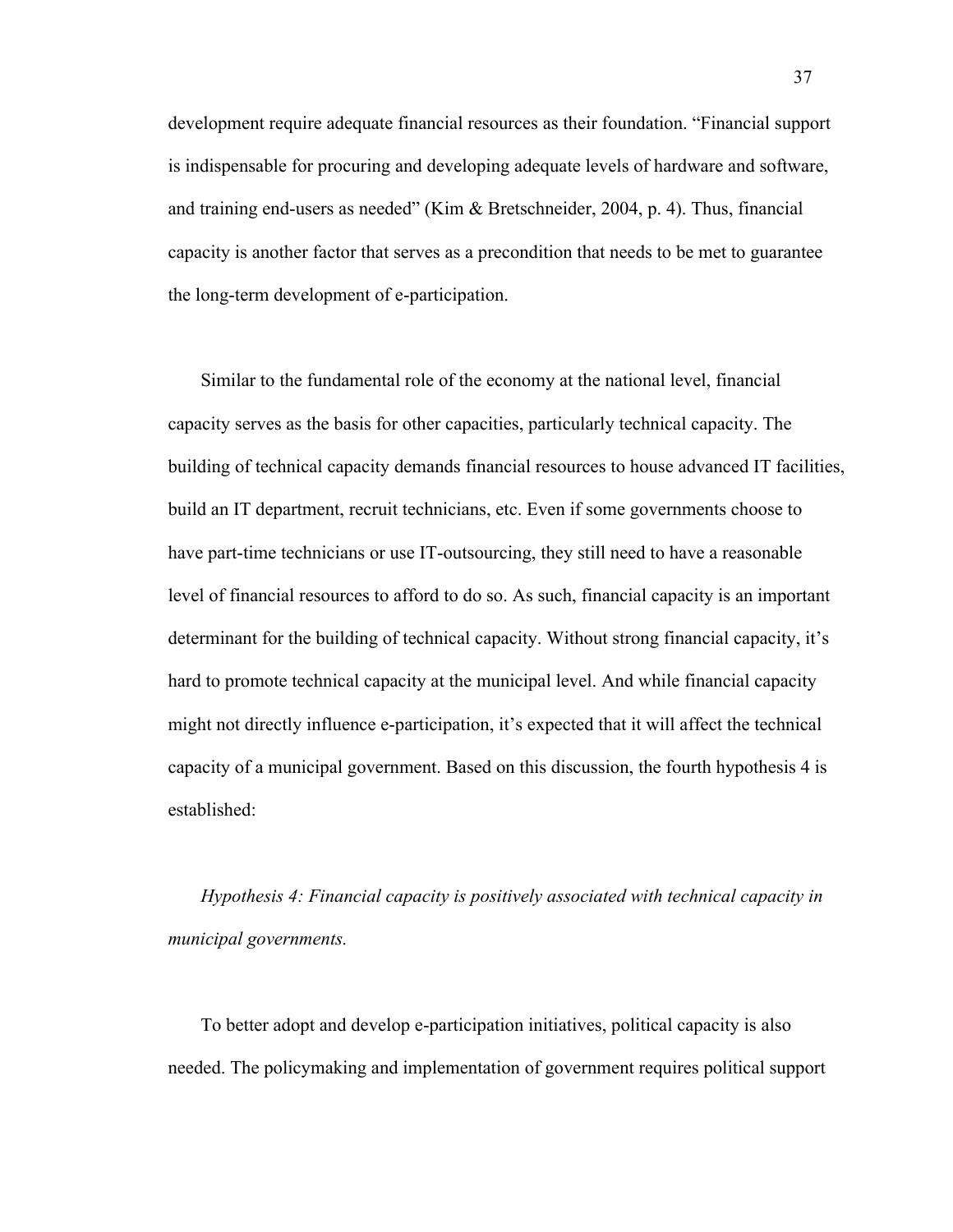development require adequate financial resources as their foundation. "Financial support is indispensable for procuring and developing adequate levels of hardware and software, and training end-users as needed" (Kim & Bretschneider, 2004, p. 4). Thus, financial capacity is another factor that serves as a precondition that needs to be met to guarantee the long-term development of e-participation.

Similar to the fundamental role of the economy at the national level, financial capacity serves as the basis for other capacities, particularly technical capacity. The building of technical capacity demands financial resources to house advanced IT facilities, build an IT department, recruit technicians, etc. Even if some governments choose to have part-time technicians or use IT-outsourcing, they still need to have a reasonable level of financial resources to afford to do so. As such, financial capacity is an important determinant for the building of technical capacity. Without strong financial capacity, it's hard to promote technical capacity at the municipal level. And while financial capacity might not directly influence e-participation, it's expected that it will affect the technical capacity of a municipal government. Based on this discussion, the fourth hypothesis 4 is established:

*Hypothesis 4: Financial capacity is positively associated with technical capacity in municipal governments.*

To better adopt and develop e-participation initiatives, political capacity is also needed. The policymaking and implementation of government requires political support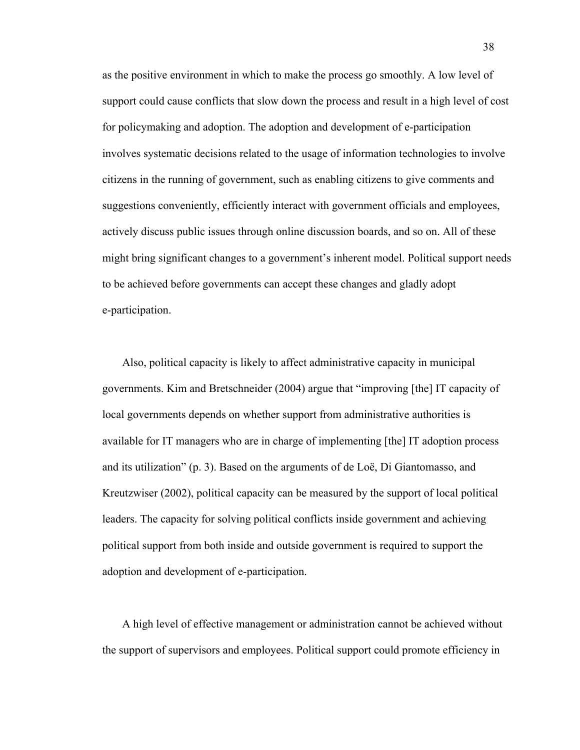as the positive environment in which to make the process go smoothly. A low level of support could cause conflicts that slow down the process and result in a high level of cost for policymaking and adoption. The adoption and development of e-participation involves systematic decisions related to the usage of information technologies to involve citizens in the running of government, such as enabling citizens to give comments and suggestions conveniently, efficiently interact with government officials and employees, actively discuss public issues through online discussion boards, and so on. All of these might bring significant changes to a government's inherent model. Political support needs to be achieved before governments can accept these changes and gladly adopt e-participation.

Also, political capacity is likely to affect administrative capacity in municipal governments. Kim and Bretschneider (2004) argue that "improving [the] IT capacity of local governments depends on whether support from administrative authorities is available for IT managers who are in charge of implementing [the] IT adoption process and its utilization" (p. 3). Based on the arguments of de Loë, Di Giantomasso, and Kreutzwiser (2002), political capacity can be measured by the support of local political leaders. The capacity for solving political conflicts inside government and achieving political support from both inside and outside government is required to support the adoption and development of e-participation.

A high level of effective management or administration cannot be achieved without the support of supervisors and employees. Political support could promote efficiency in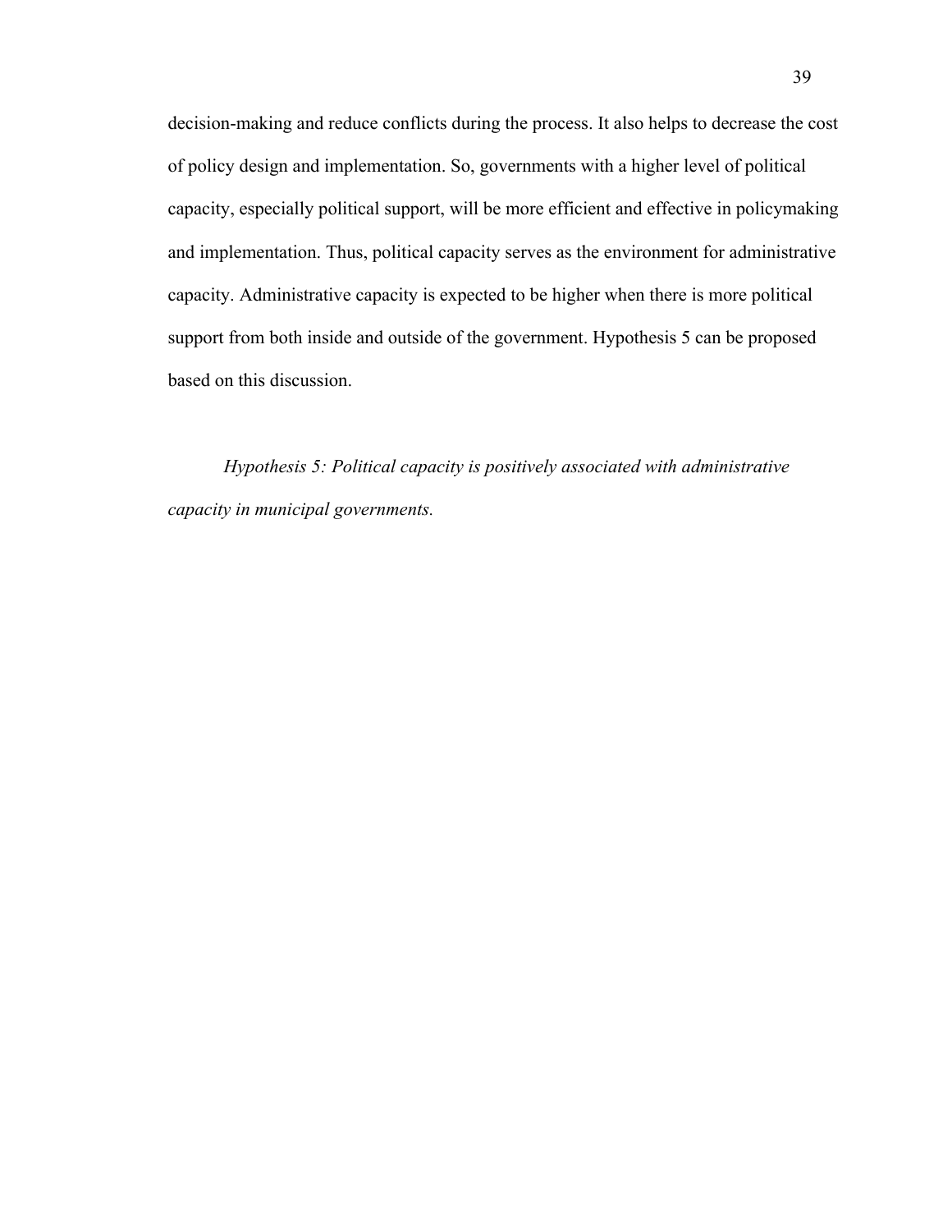decision-making and reduce conflicts during the process. It also helps to decrease the cost of policy design and implementation. So, governments with a higher level of political capacity, especially political support, will be more efficient and effective in policymaking and implementation. Thus, political capacity serves as the environment for administrative capacity. Administrative capacity is expected to be higher when there is more political support from both inside and outside of the government. Hypothesis 5 can be proposed based on this discussion.

*Hypothesis 5: Political capacity is positively associated with administrative capacity in municipal governments.*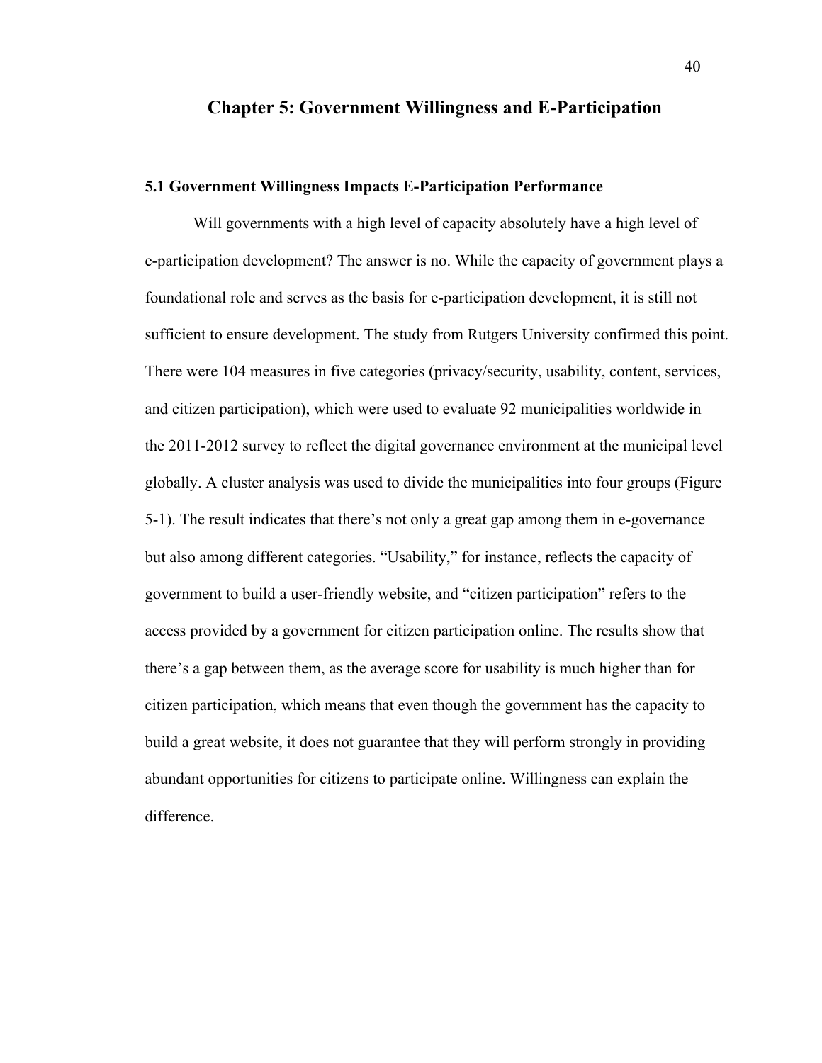# Chapter 5: Government Willingness and E-Participation

## 5.1 Government Willingness Impacts E-Participation Performance

Will governments with a high level of capacity absolutely have a high level of e-participation development? The answer is no. While the capacity of government plays a foundational role and serves as the basis for e-participation development, it is still not sufficient to ensure development. The study from Rutgers University confirmed this point. There were 104 measures in five categories (privacy/security, usability, content, services, and citizen participation), which were used to evaluate 92 municipalities worldwide in the 2011-2012 survey to reflect the digital governance environment at the municipal level globally. A cluster analysis was used to divide the municipalities into four groups (Figure 5-1). The result indicates that there's not only a great gap among them in e-governance but also among different categories. "Usability," for instance, reflects the capacity of government to build a user-friendly website, and "citizen participation" refers to the access provided by a government for citizen participation online. The results show that there's a gap between them, as the average score for usability is much higher than for citizen participation, which means that even though the government has the capacity to build a great website, it does not guarantee that they will perform strongly in providing abundant opportunities for citizens to participate online. Willingness can explain the difference.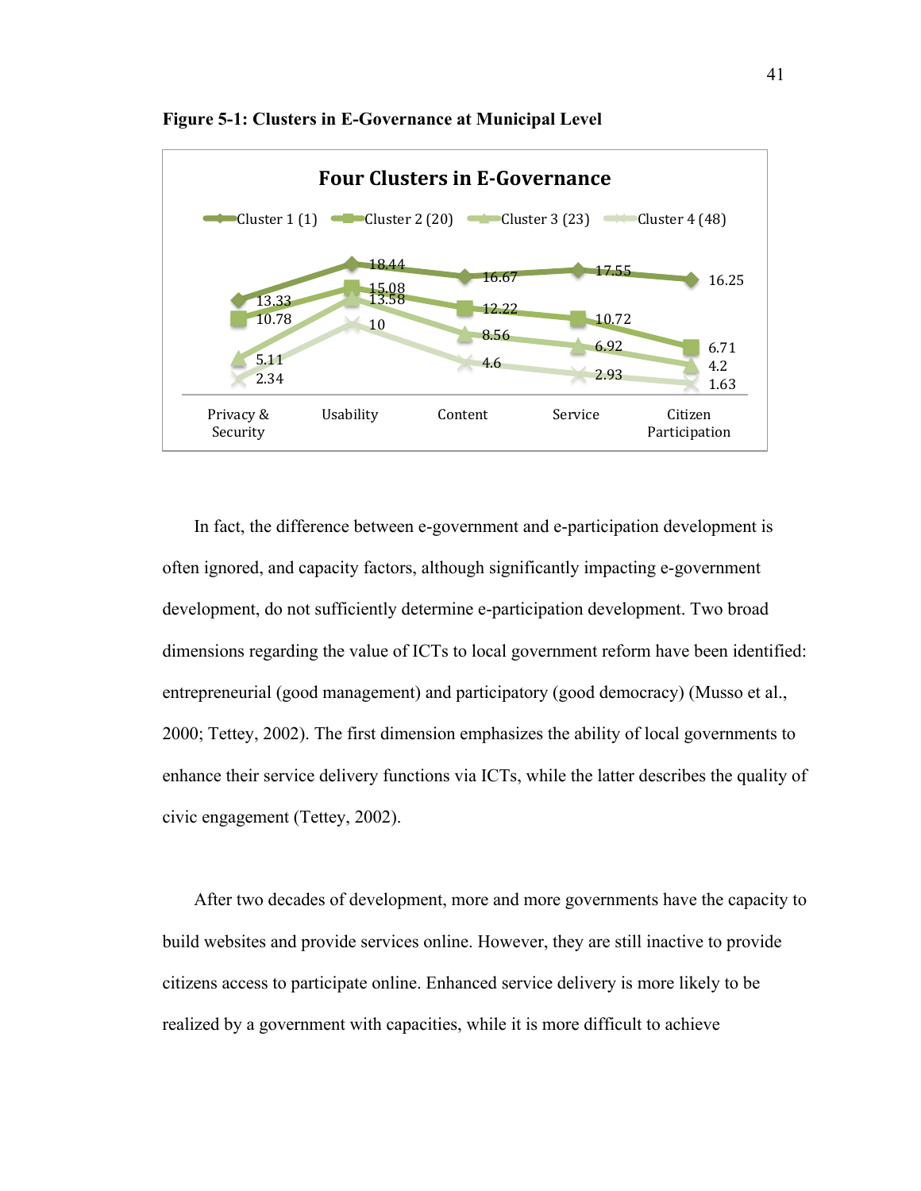**Figure 5-1: Clusters in E-Governance at Municipal Level**

| | Privacy & Security | Usability | Content | Service | Citizen Participation |
|---|---|---|---|---|---|
| Cluster 1 (1) | 13.33 | 18.44 | 16.67 | 17.55 | 16.25 |
| Cluster 2 (20) | 10.78 | 15.08 | 12.22 | 10.72 | 6.71 |
| Cluster 3 (23) | 5.11 | 13.58 | 8.56 | 6.92 | 4.2 |
| Cluster 4 (48) | 2.34 | 10 | 4.6 | 2.93 | 1.63 |

In fact, the difference between e-government and e-participation development is often ignored, and capacity factors, although significantly impacting e-government development, do not sufficiently determine e-participation development. Two broad dimensions regarding the value of ICTs to local government reform have been identified: entrepreneurial (good management) and participatory (good democracy) (Musso et al., 2000; Tettey, 2002). The first dimension emphasizes the ability of local governments to enhance their service delivery functions via ICTs, while the latter describes the quality of civic engagement (Tettey, 2002).

After two decades of development, more and more governments have the capacity to build websites and provide services online. However, they are still inactive to provide citizens access to participate online. Enhanced service delivery is more likely to be realized by a government with capacities, while it is more difficult to achieve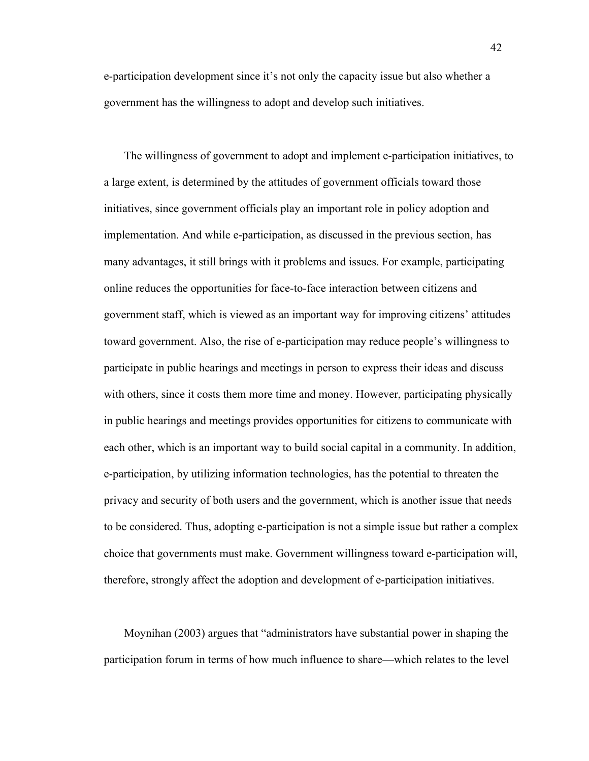e-participation development since it's not only the capacity issue but also whether a government has the willingness to adopt and develop such initiatives.

The willingness of government to adopt and implement e-participation initiatives, to a large extent, is determined by the attitudes of government officials toward those initiatives, since government officials play an important role in policy adoption and implementation. And while e-participation, as discussed in the previous section, has many advantages, it still brings with it problems and issues. For example, participating online reduces the opportunities for face-to-face interaction between citizens and government staff, which is viewed as an important way for improving citizens' attitudes toward government. Also, the rise of e-participation may reduce people's willingness to participate in public hearings and meetings in person to express their ideas and discuss with others, since it costs them more time and money. However, participating physically in public hearings and meetings provides opportunities for citizens to communicate with each other, which is an important way to build social capital in a community. In addition, e-participation, by utilizing information technologies, has the potential to threaten the privacy and security of both users and the government, which is another issue that needs to be considered. Thus, adopting e-participation is not a simple issue but rather a complex choice that governments must make. Government willingness toward e-participation will, therefore, strongly affect the adoption and development of e-participation initiatives.

Moynihan (2003) argues that "administrators have substantial power in shaping the participation forum in terms of how much influence to share—which relates to the level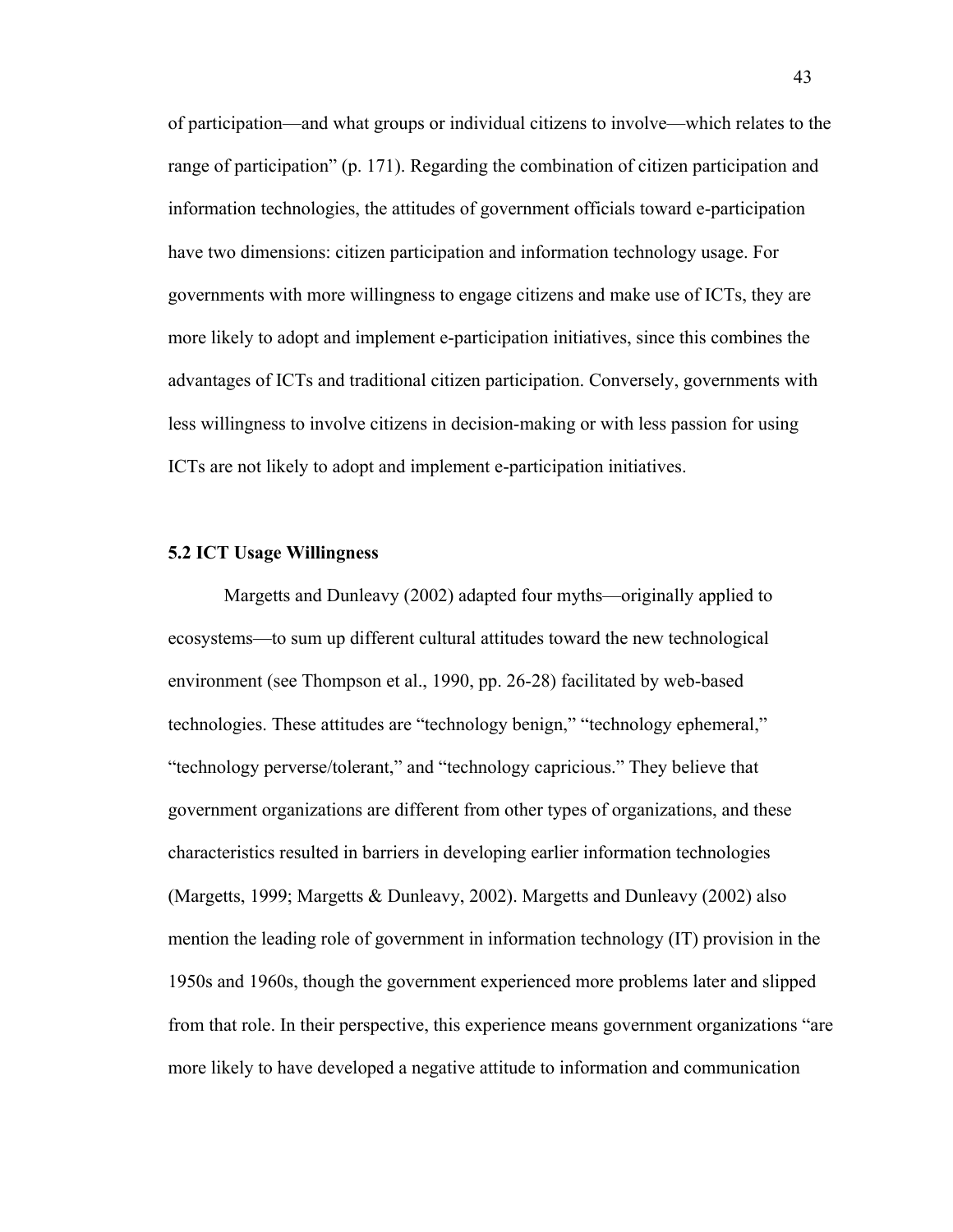of participation—and what groups or individual citizens to involve—which relates to the range of participation" (p. 171). Regarding the combination of citizen participation and information technologies, the attitudes of government officials toward e-participation have two dimensions: citizen participation and information technology usage. For governments with more willingness to engage citizens and make use of ICTs, they are more likely to adopt and implement e-participation initiatives, since this combines the advantages of ICTs and traditional citizen participation. Conversely, governments with less willingness to involve citizens in decision-making or with less passion for using ICTs are not likely to adopt and implement e-participation initiatives.

### 5.2 ICT Usage Willingness

Margetts and Dunleavy (2002) adapted four myths—originally applied to ecosystems—to sum up different cultural attitudes toward the new technological environment (see Thompson et al., 1990, pp. 26-28) facilitated by web-based technologies. These attitudes are "technology benign," "technology ephemeral," "technology perverse/tolerant," and "technology capricious." They believe that government organizations are different from other types of organizations, and these characteristics resulted in barriers in developing earlier information technologies (Margetts, 1999; Margetts & Dunleavy, 2002). Margetts and Dunleavy (2002) also mention the leading role of government in information technology (IT) provision in the 1950s and 1960s, though the government experienced more problems later and slipped from that role. In their perspective, this experience means government organizations "are more likely to have developed a negative attitude to information and communication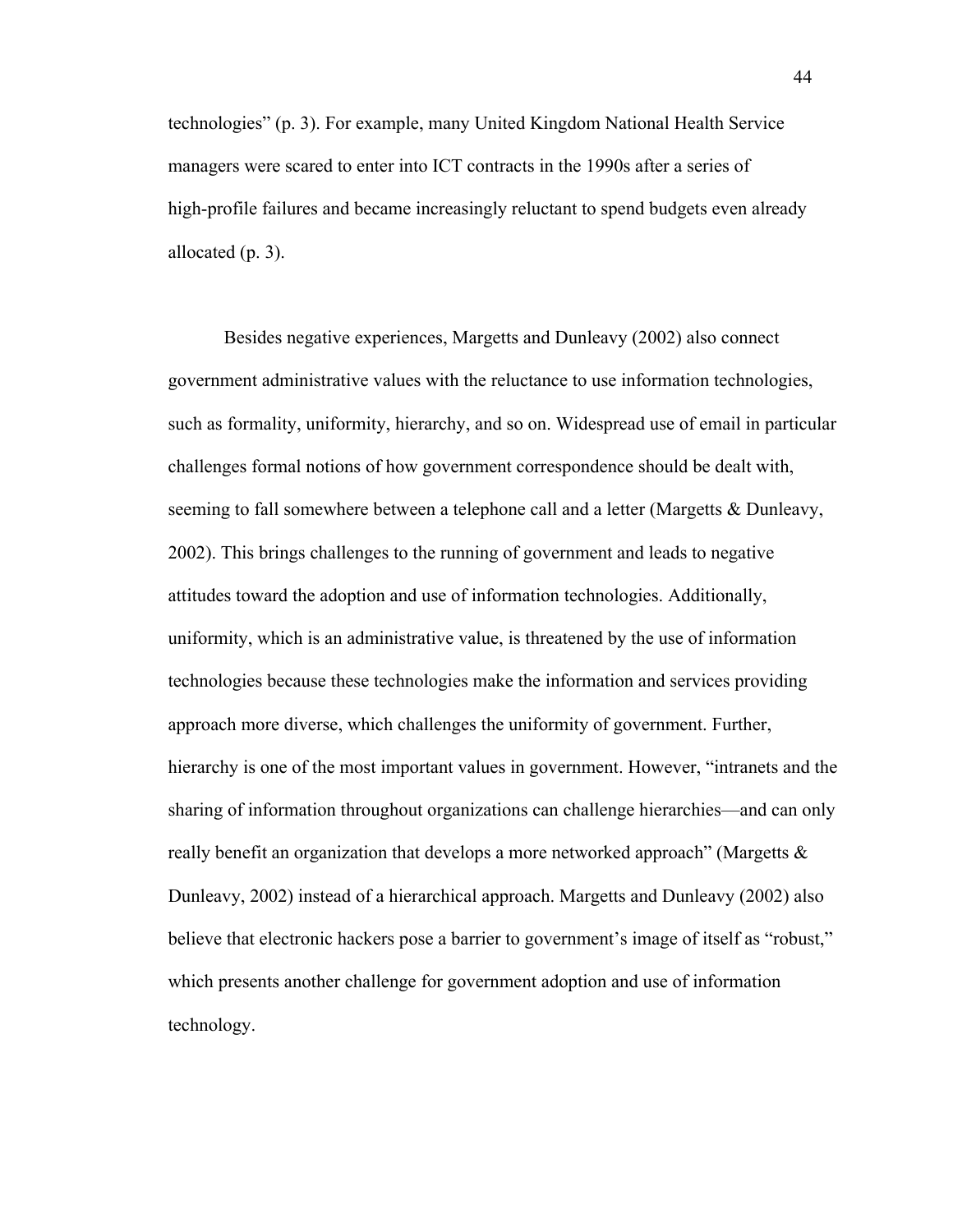technologies" (p. 3). For example, many United Kingdom National Health Service managers were scared to enter into ICT contracts in the 1990s after a series of high-profile failures and became increasingly reluctant to spend budgets even already allocated (p. 3).

Besides negative experiences, Margetts and Dunleavy (2002) also connect government administrative values with the reluctance to use information technologies, such as formality, uniformity, hierarchy, and so on. Widespread use of email in particular challenges formal notions of how government correspondence should be dealt with, seeming to fall somewhere between a telephone call and a letter (Margetts & Dunleavy, 2002). This brings challenges to the running of government and leads to negative attitudes toward the adoption and use of information technologies. Additionally, uniformity, which is an administrative value, is threatened by the use of information technologies because these technologies make the information and services providing approach more diverse, which challenges the uniformity of government. Further, hierarchy is one of the most important values in government. However, "intranets and the sharing of information throughout organizations can challenge hierarchies—and can only really benefit an organization that develops a more networked approach" (Margetts & Dunleavy, 2002) instead of a hierarchical approach. Margetts and Dunleavy (2002) also believe that electronic hackers pose a barrier to government's image of itself as "robust," which presents another challenge for government adoption and use of information technology.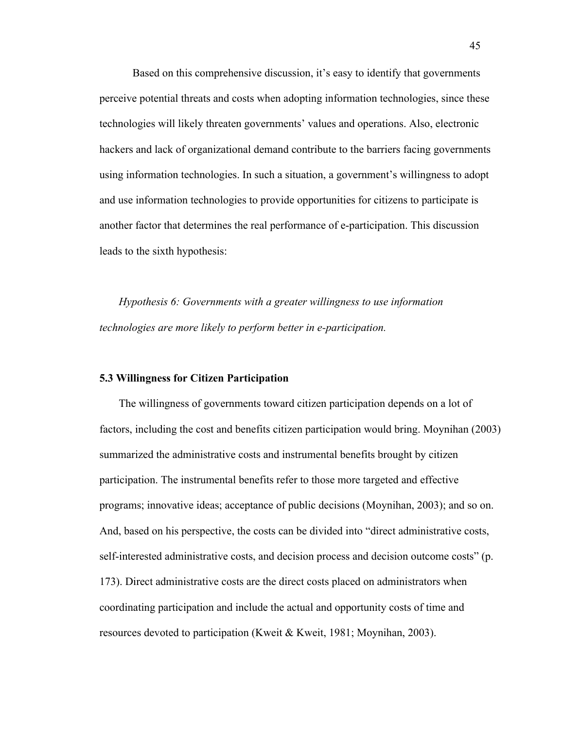Based on this comprehensive discussion, it's easy to identify that governments perceive potential threats and costs when adopting information technologies, since these technologies will likely threaten governments' values and operations. Also, electronic hackers and lack of organizational demand contribute to the barriers facing governments using information technologies. In such a situation, a government's willingness to adopt and use information technologies to provide opportunities for citizens to participate is another factor that determines the real performance of e-participation. This discussion leads to the sixth hypothesis:

*Hypothesis 6: Governments with a greater willingness to use information technologies are more likely to perform better in e-participation.*

### 5.3 Willingness for Citizen Participation

The willingness of governments toward citizen participation depends on a lot of factors, including the cost and benefits citizen participation would bring. Moynihan (2003) summarized the administrative costs and instrumental benefits brought by citizen participation. The instrumental benefits refer to those more targeted and effective programs; innovative ideas; acceptance of public decisions (Moynihan, 2003); and so on. And, based on his perspective, the costs can be divided into "direct administrative costs, self-interested administrative costs, and decision process and decision outcome costs" (p. 173). Direct administrative costs are the direct costs placed on administrators when coordinating participation and include the actual and opportunity costs of time and resources devoted to participation (Kweit & Kweit, 1981; Moynihan, 2003).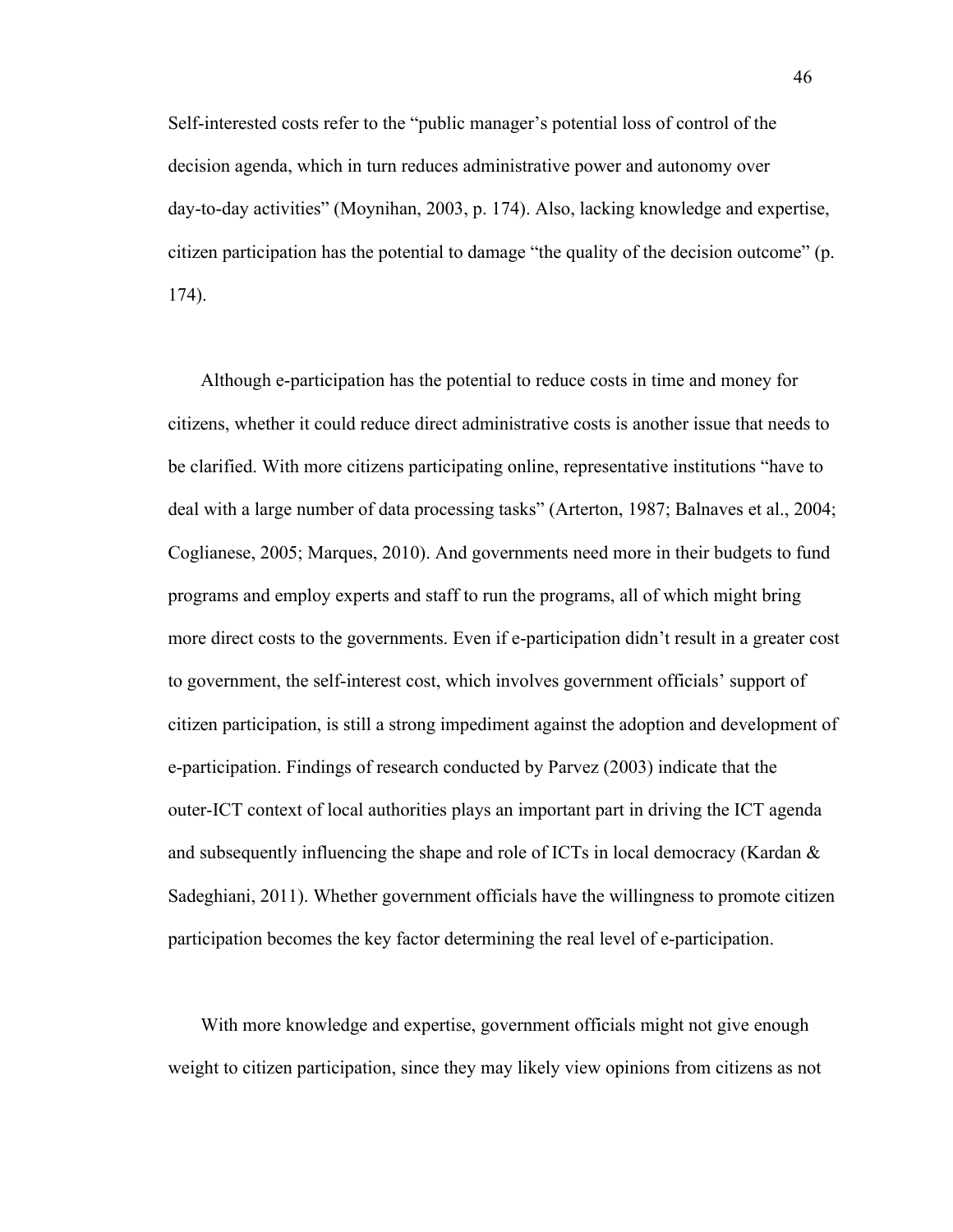Self-interested costs refer to the "public manager's potential loss of control of the decision agenda, which in turn reduces administrative power and autonomy over day-to-day activities" (Moynihan, 2003, p. 174). Also, lacking knowledge and expertise, citizen participation has the potential to damage "the quality of the decision outcome" (p. 174).

Although e-participation has the potential to reduce costs in time and money for citizens, whether it could reduce direct administrative costs is another issue that needs to be clarified. With more citizens participating online, representative institutions "have to deal with a large number of data processing tasks" (Arterton, 1987; Balnaves et al., 2004; Coglianese, 2005; Marques, 2010). And governments need more in their budgets to fund programs and employ experts and staff to run the programs, all of which might bring more direct costs to the governments. Even if e-participation didn't result in a greater cost to government, the self-interest cost, which involves government officials' support of citizen participation, is still a strong impediment against the adoption and development of e-participation. Findings of research conducted by Parvez (2003) indicate that the outer-ICT context of local authorities plays an important part in driving the ICT agenda and subsequently influencing the shape and role of ICTs in local democracy (Kardan & Sadeghiani, 2011). Whether government officials have the willingness to promote citizen participation becomes the key factor determining the real level of e-participation.

With more knowledge and expertise, government officials might not give enough weight to citizen participation, since they may likely view opinions from citizens as not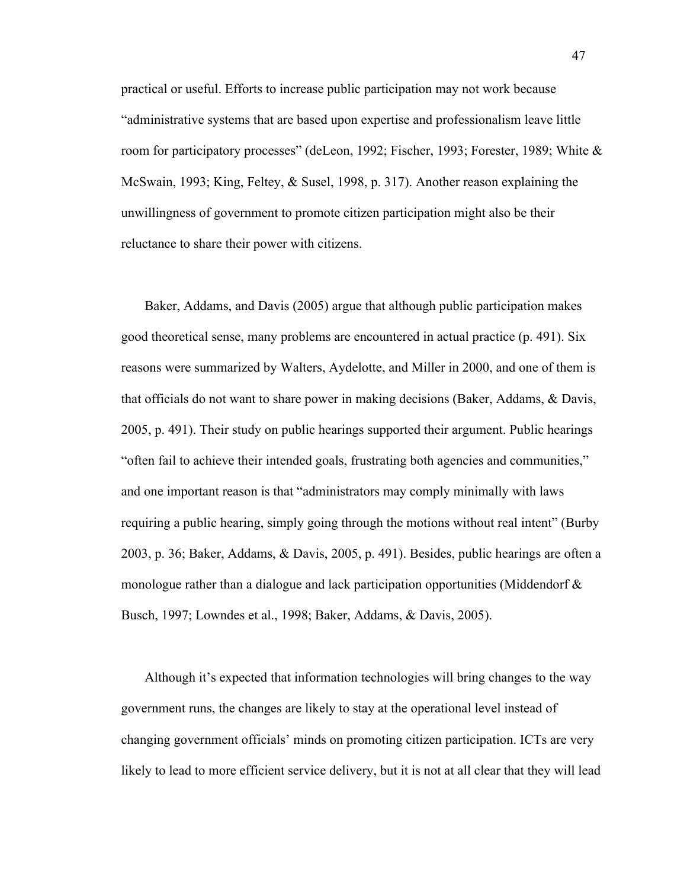practical or useful. Efforts to increase public participation may not work because "administrative systems that are based upon expertise and professionalism leave little room for participatory processes" (deLeon, 1992; Fischer, 1993; Forester, 1989; White & McSwain, 1993; King, Feltey, & Susel, 1998, p. 317). Another reason explaining the unwillingness of government to promote citizen participation might also be their reluctance to share their power with citizens.

Baker, Addams, and Davis (2005) argue that although public participation makes good theoretical sense, many problems are encountered in actual practice (p. 491). Six reasons were summarized by Walters, Aydelotte, and Miller in 2000, and one of them is that officials do not want to share power in making decisions (Baker, Addams, & Davis, 2005, p. 491). Their study on public hearings supported their argument. Public hearings "often fail to achieve their intended goals, frustrating both agencies and communities," and one important reason is that "administrators may comply minimally with laws requiring a public hearing, simply going through the motions without real intent" (Burby 2003, p. 36; Baker, Addams, & Davis, 2005, p. 491). Besides, public hearings are often a monologue rather than a dialogue and lack participation opportunities (Middendorf & Busch, 1997; Lowndes et al., 1998; Baker, Addams, & Davis, 2005).

Although it's expected that information technologies will bring changes to the way government runs, the changes are likely to stay at the operational level instead of changing government officials' minds on promoting citizen participation. ICTs are very likely to lead to more efficient service delivery, but it is not at all clear that they will lead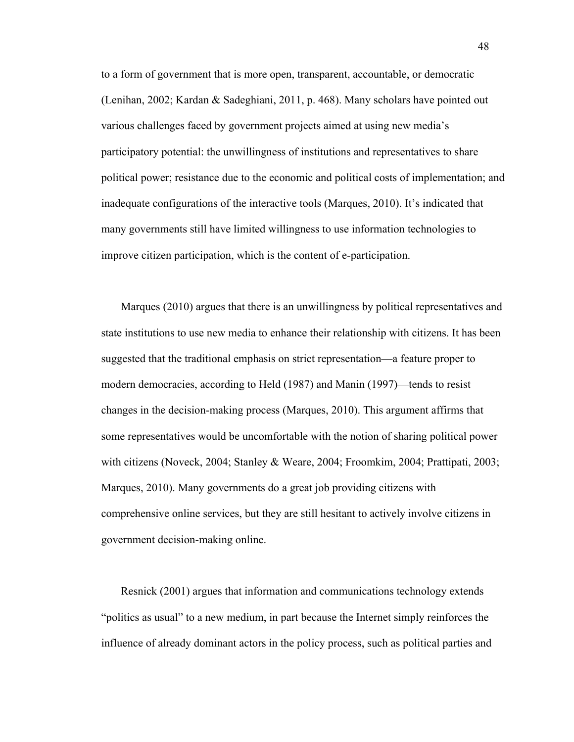to a form of government that is more open, transparent, accountable, or democratic (Lenihan, 2002; Kardan & Sadeghiani, 2011, p. 468). Many scholars have pointed out various challenges faced by government projects aimed at using new media's participatory potential: the unwillingness of institutions and representatives to share political power; resistance due to the economic and political costs of implementation; and inadequate configurations of the interactive tools (Marques, 2010). It's indicated that many governments still have limited willingness to use information technologies to improve citizen participation, which is the content of e-participation.

Marques (2010) argues that there is an unwillingness by political representatives and state institutions to use new media to enhance their relationship with citizens. It has been suggested that the traditional emphasis on strict representation—a feature proper to modern democracies, according to Held (1987) and Manin (1997)—tends to resist changes in the decision-making process (Marques, 2010). This argument affirms that some representatives would be uncomfortable with the notion of sharing political power with citizens (Noveck, 2004; Stanley & Weare, 2004; Froomkim, 2004; Prattipati, 2003; Marques, 2010). Many governments do a great job providing citizens with comprehensive online services, but they are still hesitant to actively involve citizens in government decision-making online.

Resnick (2001) argues that information and communications technology extends "politics as usual" to a new medium, in part because the Internet simply reinforces the influence of already dominant actors in the policy process, such as political parties and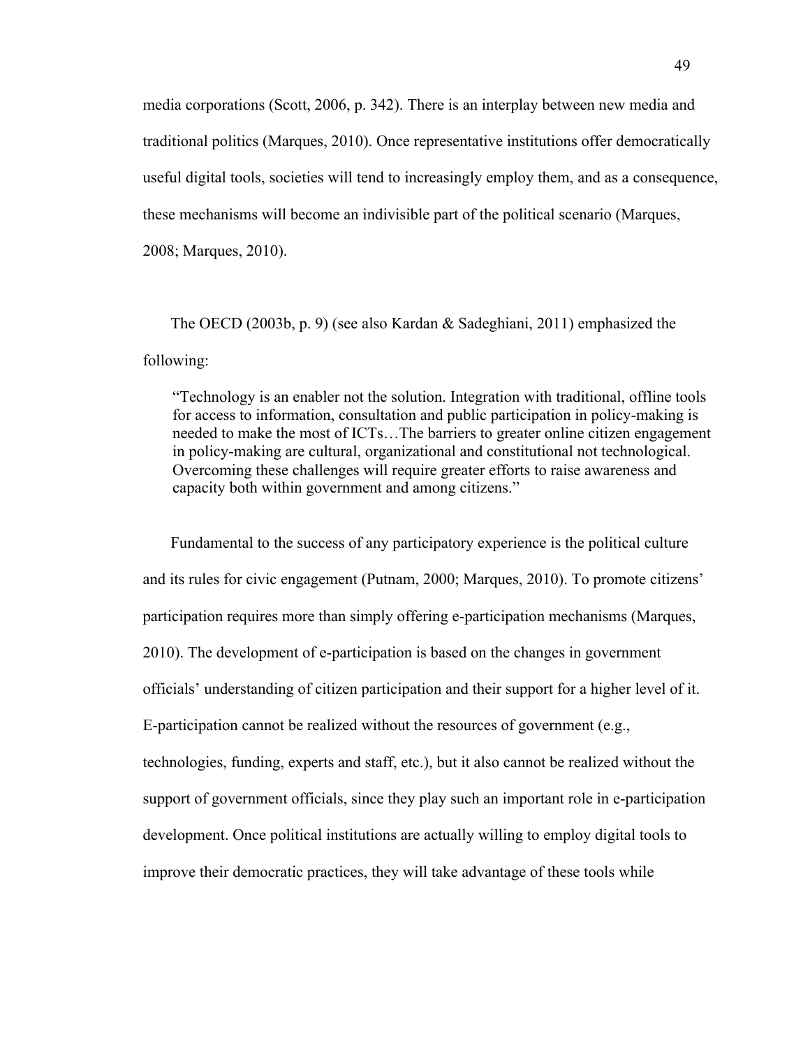media corporations (Scott, 2006, p. 342). There is an interplay between new media and traditional politics (Marques, 2010). Once representative institutions offer democratically useful digital tools, societies will tend to increasingly employ them, and as a consequence, these mechanisms will become an indivisible part of the political scenario (Marques, 2008; Marques, 2010).

The OECD (2003b, p. 9) (see also Kardan & Sadeghiani, 2011) emphasized the following:

> "Technology is an enabler not the solution. Integration with traditional, offline tools for access to information, consultation and public participation in policy-making is needed to make the most of ICTs…The barriers to greater online citizen engagement in policy-making are cultural, organizational and constitutional not technological. Overcoming these challenges will require greater efforts to raise awareness and capacity both within government and among citizens."

Fundamental to the success of any participatory experience is the political culture and its rules for civic engagement (Putnam, 2000; Marques, 2010). To promote citizens' participation requires more than simply offering e-participation mechanisms (Marques, 2010). The development of e-participation is based on the changes in government officials' understanding of citizen participation and their support for a higher level of it. E-participation cannot be realized without the resources of government (e.g., technologies, funding, experts and staff, etc.), but it also cannot be realized without the support of government officials, since they play such an important role in e-participation development. Once political institutions are actually willing to employ digital tools to improve their democratic practices, they will take advantage of these tools while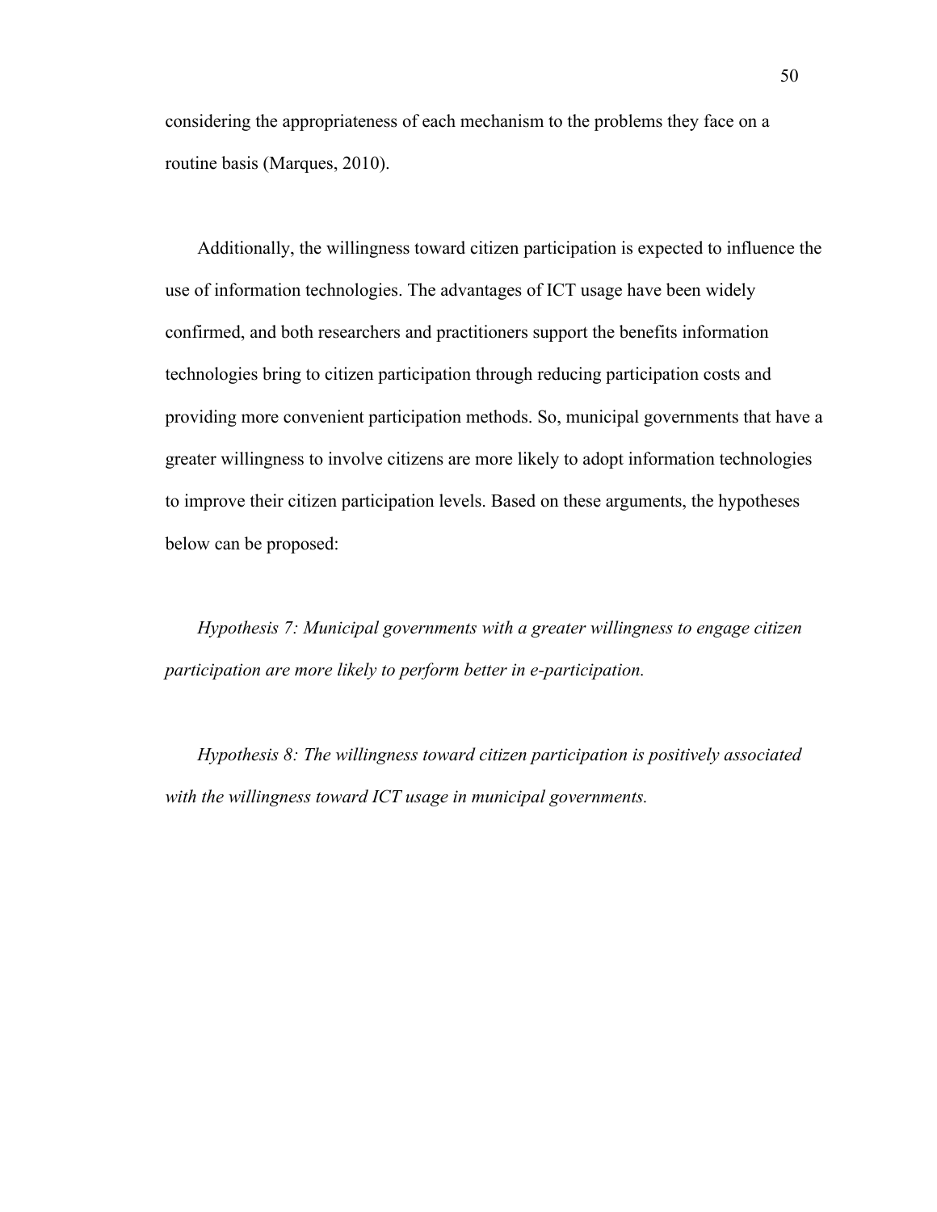considering the appropriateness of each mechanism to the problems they face on a routine basis (Marques, 2010).

Additionally, the willingness toward citizen participation is expected to influence the use of information technologies. The advantages of ICT usage have been widely confirmed, and both researchers and practitioners support the benefits information technologies bring to citizen participation through reducing participation costs and providing more convenient participation methods. So, municipal governments that have a greater willingness to involve citizens are more likely to adopt information technologies to improve their citizen participation levels. Based on these arguments, the hypotheses below can be proposed:

*Hypothesis 7: Municipal governments with a greater willingness to engage citizen participation are more likely to perform better in e-participation.*

*Hypothesis 8: The willingness toward citizen participation is positively associated with the willingness toward ICT usage in municipal governments.*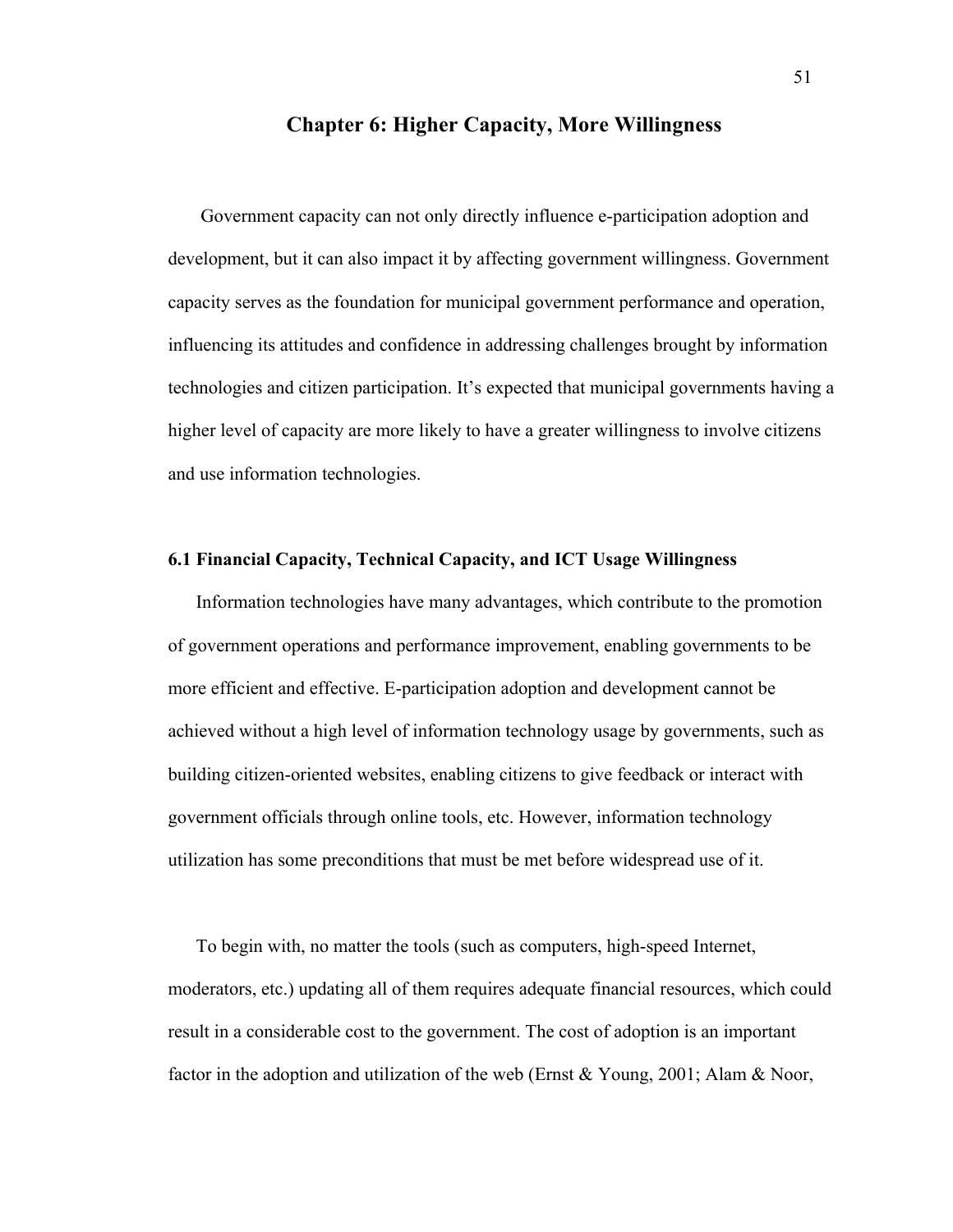# Chapter 6: Higher Capacity, More Willingness

Government capacity can not only directly influence e-participation adoption and development, but it can also impact it by affecting government willingness. Government capacity serves as the foundation for municipal government performance and operation, influencing its attitudes and confidence in addressing challenges brought by information technologies and citizen participation. It's expected that municipal governments having a higher level of capacity are more likely to have a greater willingness to involve citizens and use information technologies.

## 6.1 Financial Capacity, Technical Capacity, and ICT Usage Willingness

Information technologies have many advantages, which contribute to the promotion of government operations and performance improvement, enabling governments to be more efficient and effective. E-participation adoption and development cannot be achieved without a high level of information technology usage by governments, such as building citizen-oriented websites, enabling citizens to give feedback or interact with government officials through online tools, etc. However, information technology utilization has some preconditions that must be met before widespread use of it.

To begin with, no matter the tools (such as computers, high-speed Internet, moderators, etc.) updating all of them requires adequate financial resources, which could result in a considerable cost to the government. The cost of adoption is an important factor in the adoption and utilization of the web (Ernst & Young, 2001; Alam & Noor,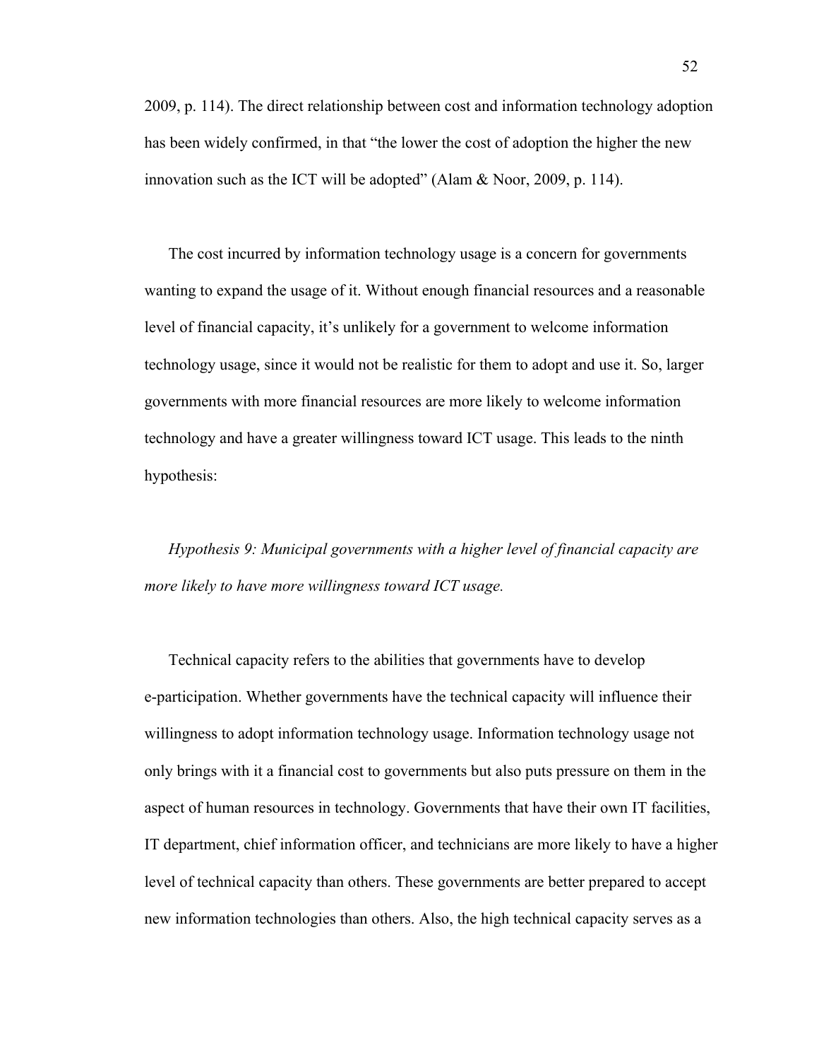2009, p. 114). The direct relationship between cost and information technology adoption has been widely confirmed, in that "the lower the cost of adoption the higher the new innovation such as the ICT will be adopted" (Alam & Noor, 2009, p. 114).

The cost incurred by information technology usage is a concern for governments wanting to expand the usage of it. Without enough financial resources and a reasonable level of financial capacity, it's unlikely for a government to welcome information technology usage, since it would not be realistic for them to adopt and use it. So, larger governments with more financial resources are more likely to welcome information technology and have a greater willingness toward ICT usage. This leads to the ninth hypothesis:

*Hypothesis 9: Municipal governments with a higher level of financial capacity are more likely to have more willingness toward ICT usage.*

Technical capacity refers to the abilities that governments have to develop e-participation. Whether governments have the technical capacity will influence their willingness to adopt information technology usage. Information technology usage not only brings with it a financial cost to governments but also puts pressure on them in the aspect of human resources in technology. Governments that have their own IT facilities, IT department, chief information officer, and technicians are more likely to have a higher level of technical capacity than others. These governments are better prepared to accept new information technologies than others. Also, the high technical capacity serves as a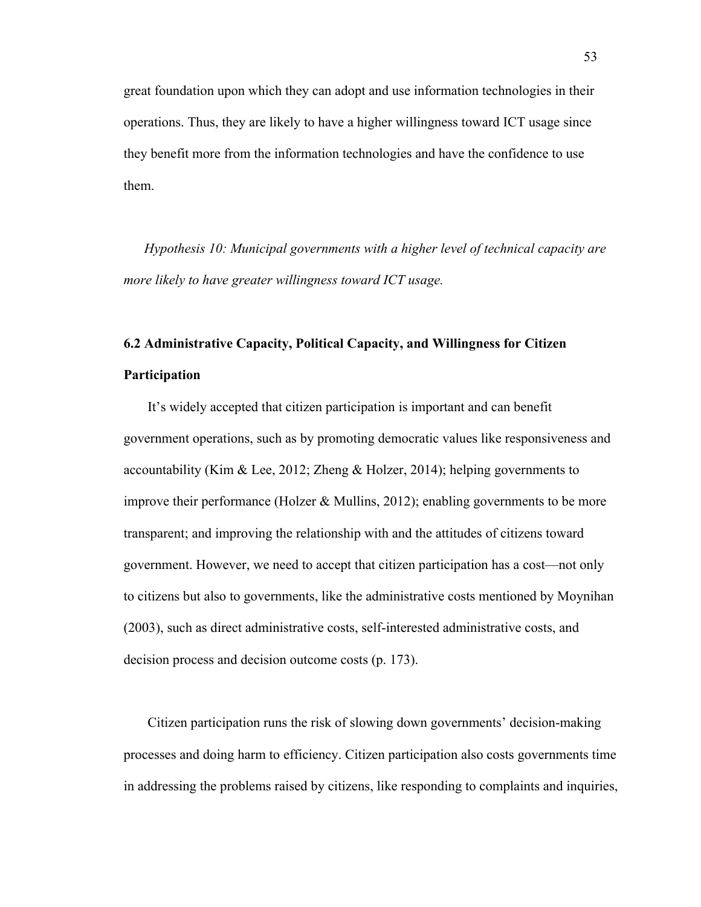great foundation upon which they can adopt and use information technologies in their operations. Thus, they are likely to have a higher willingness toward ICT usage since they benefit more from the information technologies and have the confidence to use them.

*Hypothesis 10: Municipal governments with a higher level of technical capacity are more likely to have greater willingness toward ICT usage.*

## 6.2 Administrative Capacity, Political Capacity, and Willingness for Citizen Participation

It's widely accepted that citizen participation is important and can benefit government operations, such as by promoting democratic values like responsiveness and accountability (Kim & Lee, 2012; Zheng & Holzer, 2014); helping governments to improve their performance (Holzer & Mullins, 2012); enabling governments to be more transparent; and improving the relationship with and the attitudes of citizens toward government. However, we need to accept that citizen participation has a cost—not only to citizens but also to governments, like the administrative costs mentioned by Moynihan (2003), such as direct administrative costs, self-interested administrative costs, and decision process and decision outcome costs (p. 173).

Citizen participation runs the risk of slowing down governments' decision-making processes and doing harm to efficiency. Citizen participation also costs governments time in addressing the problems raised by citizens, like responding to complaints and inquiries,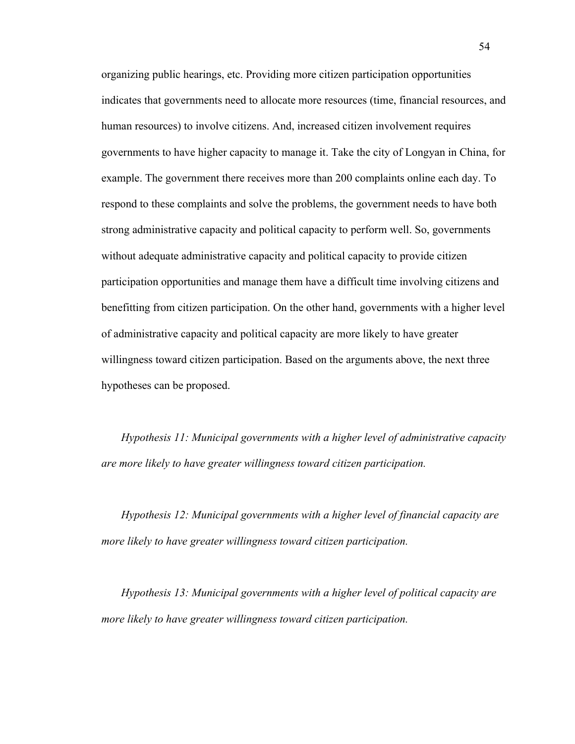organizing public hearings, etc. Providing more citizen participation opportunities indicates that governments need to allocate more resources (time, financial resources, and human resources) to involve citizens. And, increased citizen involvement requires governments to have higher capacity to manage it. Take the city of Longyan in China, for example. The government there receives more than 200 complaints online each day. To respond to these complaints and solve the problems, the government needs to have both strong administrative capacity and political capacity to perform well. So, governments without adequate administrative capacity and political capacity to provide citizen participation opportunities and manage them have a difficult time involving citizens and benefitting from citizen participation. On the other hand, governments with a higher level of administrative capacity and political capacity are more likely to have greater willingness toward citizen participation. Based on the arguments above, the next three hypotheses can be proposed.

*Hypothesis 11: Municipal governments with a higher level of administrative capacity are more likely to have greater willingness toward citizen participation.*

*Hypothesis 12: Municipal governments with a higher level of financial capacity are more likely to have greater willingness toward citizen participation.*

*Hypothesis 13: Municipal governments with a higher level of political capacity are more likely to have greater willingness toward citizen participation.*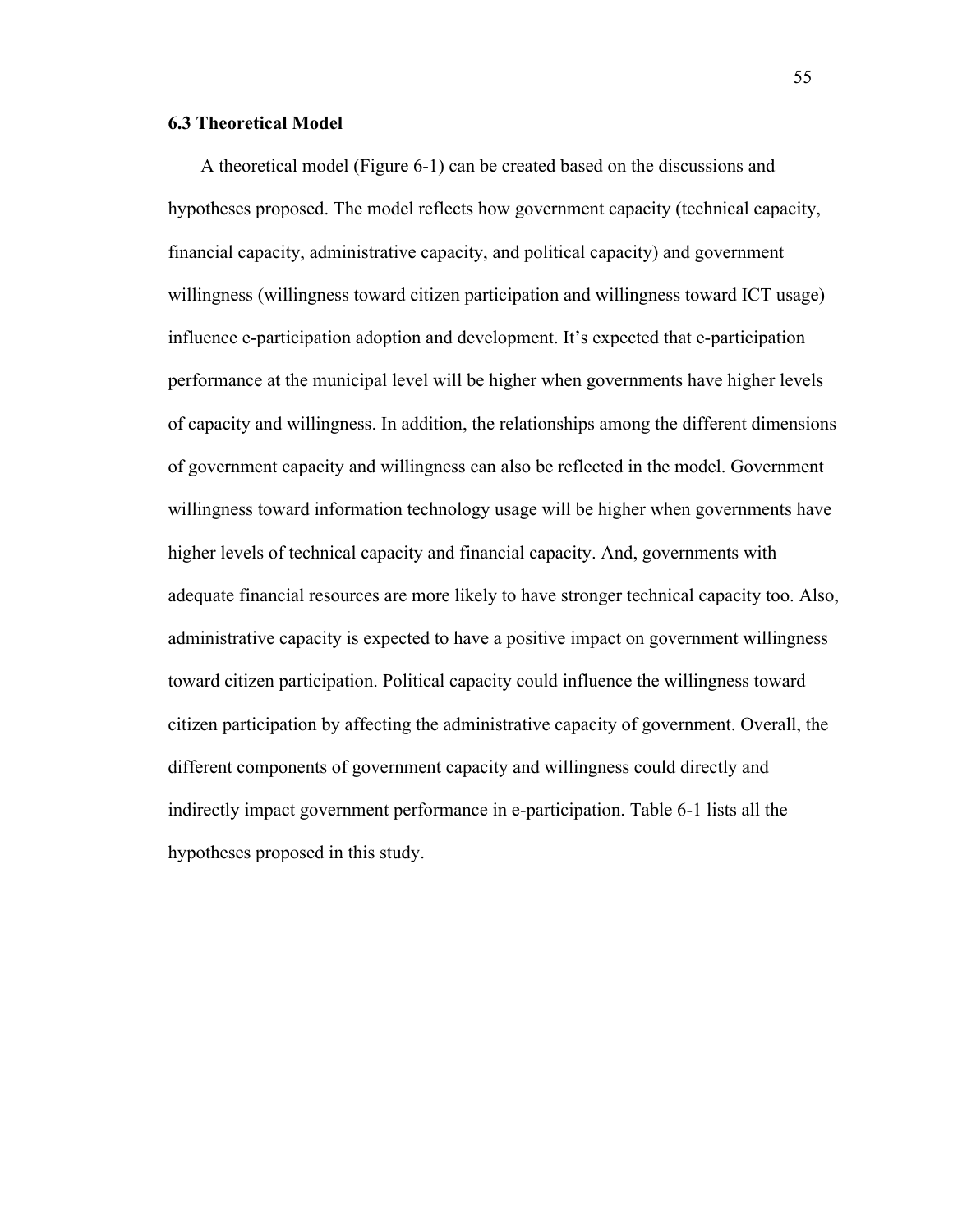### 6.3 Theoretical Model

A theoretical model (Figure 6-1) can be created based on the discussions and hypotheses proposed. The model reflects how government capacity (technical capacity, financial capacity, administrative capacity, and political capacity) and government willingness (willingness toward citizen participation and willingness toward ICT usage) influence e-participation adoption and development. It's expected that e-participation performance at the municipal level will be higher when governments have higher levels of capacity and willingness. In addition, the relationships among the different dimensions of government capacity and willingness can also be reflected in the model. Government willingness toward information technology usage will be higher when governments have higher levels of technical capacity and financial capacity. And, governments with adequate financial resources are more likely to have stronger technical capacity too. Also, administrative capacity is expected to have a positive impact on government willingness toward citizen participation. Political capacity could influence the willingness toward citizen participation by affecting the administrative capacity of government. Overall, the different components of government capacity and willingness could directly and indirectly impact government performance in e-participation. Table 6-1 lists all the hypotheses proposed in this study.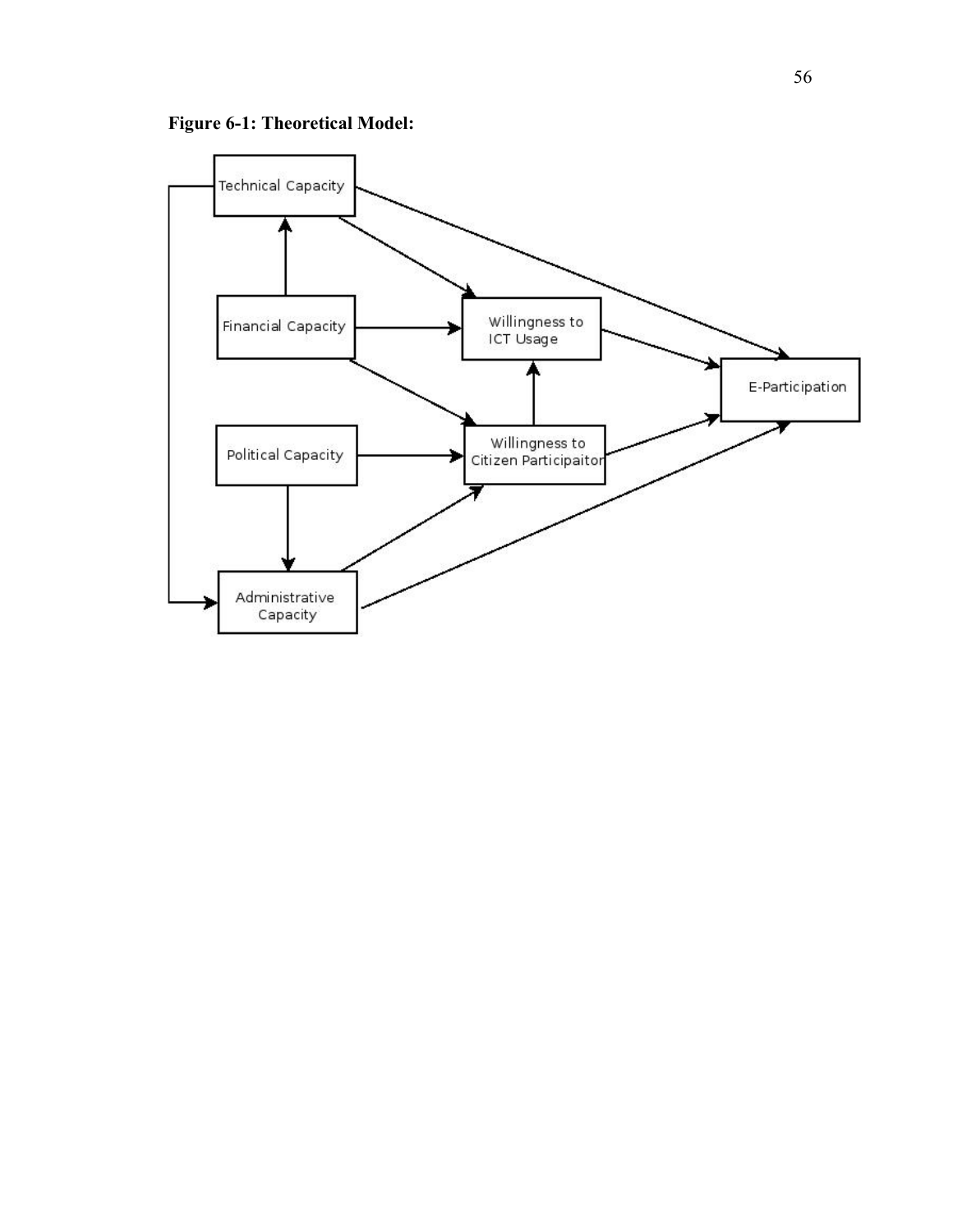**Figure 6-1: Theoretical Model:**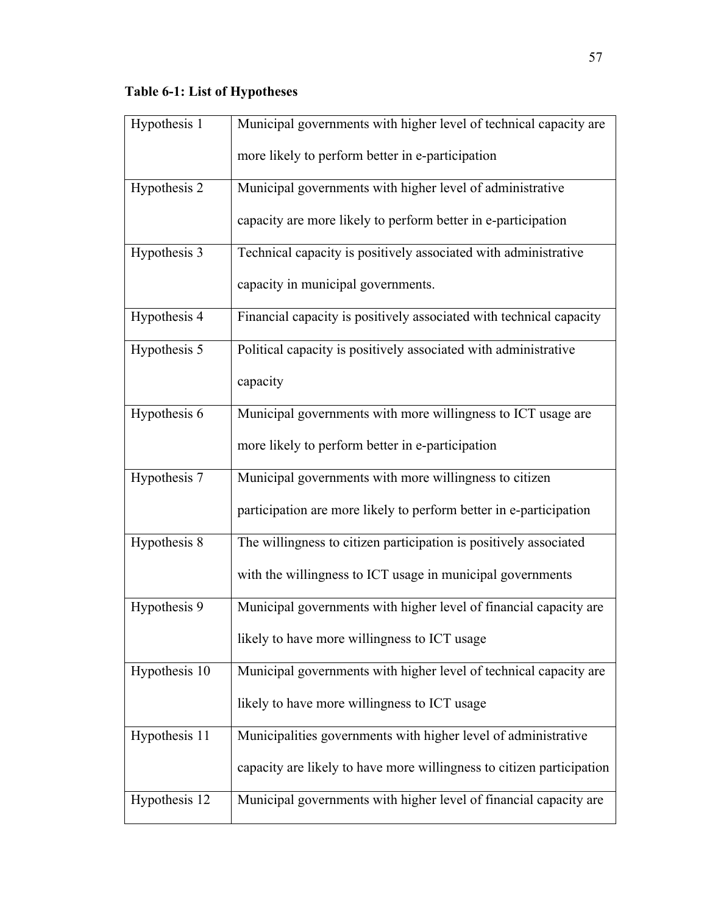**Table 6-1: List of Hypotheses**

| | |
|---|---|
| Hypothesis 1 | Municipal governments with higher level of technical capacity are more likely to perform better in e-participation |
| Hypothesis 2 | Municipal governments with higher level of administrative capacity are more likely to perform better in e-participation |
| Hypothesis 3 | Technical capacity is positively associated with administrative capacity in municipal governments. |
| Hypothesis 4 | Financial capacity is positively associated with technical capacity |
| Hypothesis 5 | Political capacity is positively associated with administrative capacity |
| Hypothesis 6 | Municipal governments with more willingness to ICT usage are more likely to perform better in e-participation |
| Hypothesis 7 | Municipal governments with more willingness to citizen participation are more likely to perform better in e-participation |
| Hypothesis 8 | The willingness to citizen participation is positively associated with the willingness to ICT usage in municipal governments |
| Hypothesis 9 | Municipal governments with higher level of financial capacity are likely to have more willingness to ICT usage |
| Hypothesis 10 | Municipal governments with higher level of technical capacity are likely to have more willingness to ICT usage |
| Hypothesis 11 | Municipalities governments with higher level of administrative capacity are likely to have more willingness to citizen participation |
| Hypothesis 12 | Municipal governments with higher level of financial capacity are |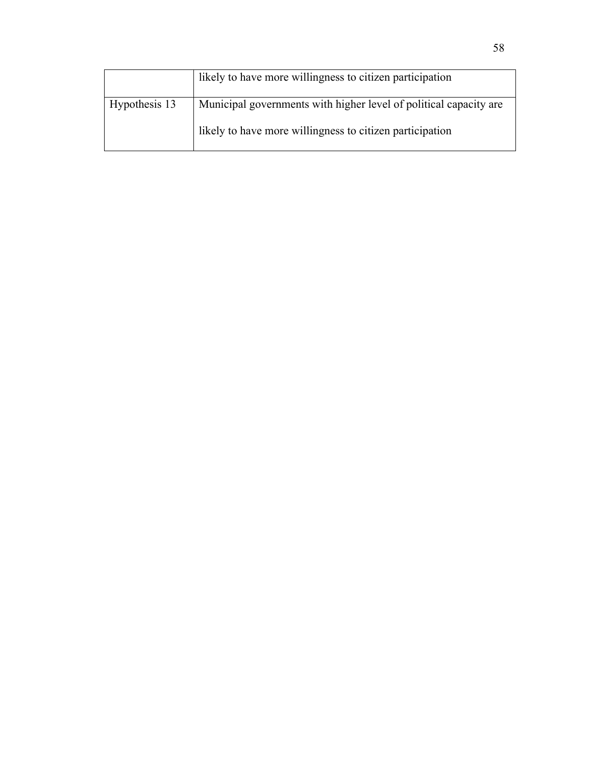| | |
|---|---|
| | likely to have more willingness to citizen participation |
| Hypothesis 13 | Municipal governments with higher level of political capacity are likely to have more willingness to citizen participation |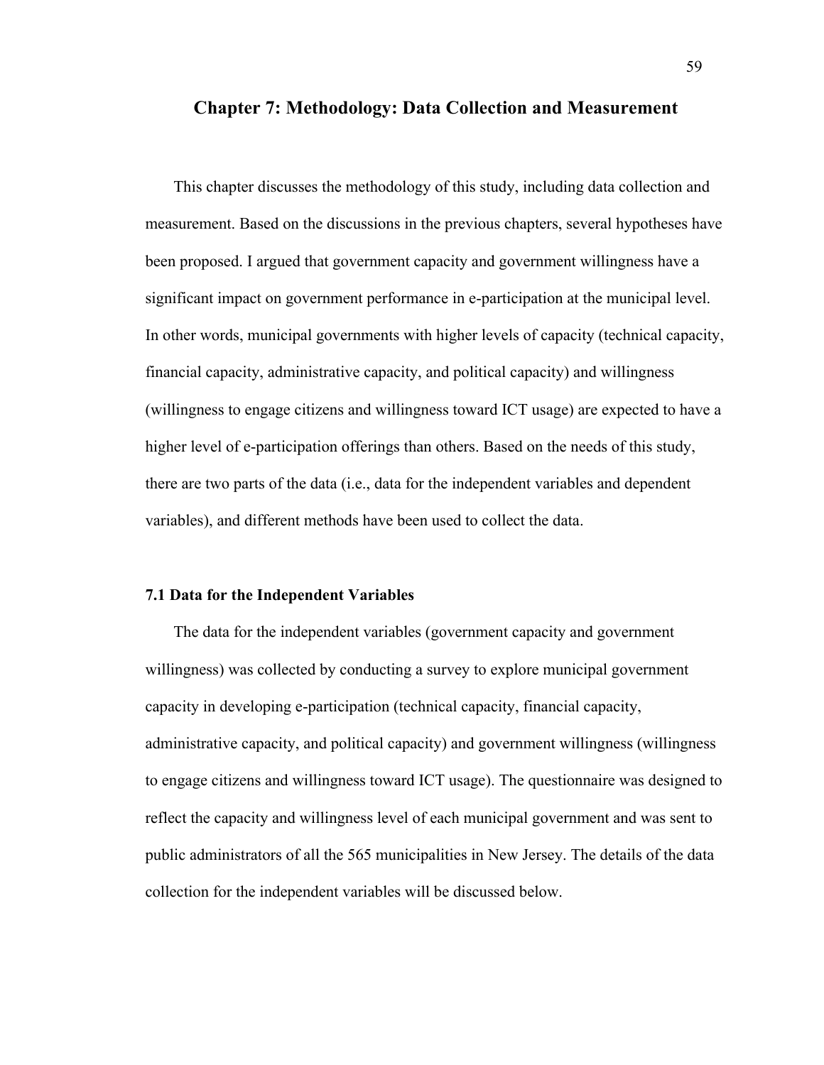# Chapter 7: Methodology: Data Collection and Measurement

This chapter discusses the methodology of this study, including data collection and measurement. Based on the discussions in the previous chapters, several hypotheses have been proposed. I argued that government capacity and government willingness have a significant impact on government performance in e-participation at the municipal level. In other words, municipal governments with higher levels of capacity (technical capacity, financial capacity, administrative capacity, and political capacity) and willingness (willingness to engage citizens and willingness toward ICT usage) are expected to have a higher level of e-participation offerings than others. Based on the needs of this study, there are two parts of the data (i.e., data for the independent variables and dependent variables), and different methods have been used to collect the data.

## 7.1 Data for the Independent Variables

The data for the independent variables (government capacity and government willingness) was collected by conducting a survey to explore municipal government capacity in developing e-participation (technical capacity, financial capacity, administrative capacity, and political capacity) and government willingness (willingness to engage citizens and willingness toward ICT usage). The questionnaire was designed to reflect the capacity and willingness level of each municipal government and was sent to public administrators of all the 565 municipalities in New Jersey. The details of the data collection for the independent variables will be discussed below.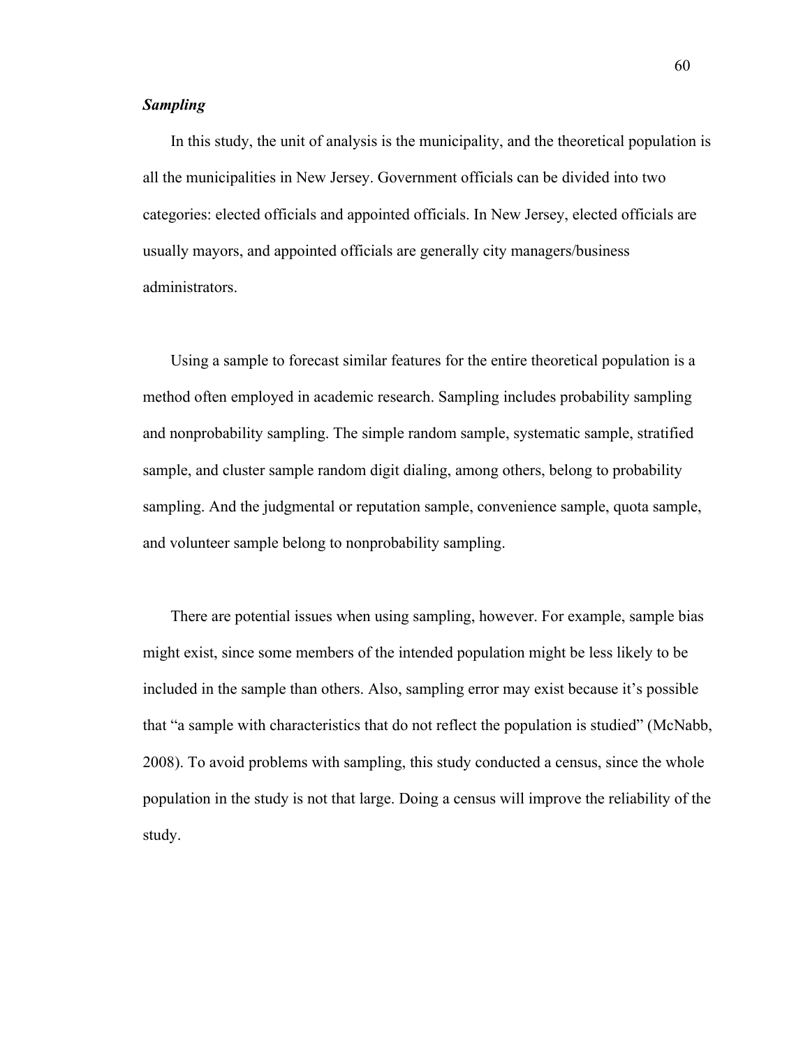### ***Sampling***

In this study, the unit of analysis is the municipality, and the theoretical population is all the municipalities in New Jersey. Government officials can be divided into two categories: elected officials and appointed officials. In New Jersey, elected officials are usually mayors, and appointed officials are generally city managers/business administrators.

Using a sample to forecast similar features for the entire theoretical population is a method often employed in academic research. Sampling includes probability sampling and nonprobability sampling. The simple random sample, systematic sample, stratified sample, and cluster sample random digit dialing, among others, belong to probability sampling. And the judgmental or reputation sample, convenience sample, quota sample, and volunteer sample belong to nonprobability sampling.

There are potential issues when using sampling, however. For example, sample bias might exist, since some members of the intended population might be less likely to be included in the sample than others. Also, sampling error may exist because it's possible that "a sample with characteristics that do not reflect the population is studied" (McNabb, 2008). To avoid problems with sampling, this study conducted a census, since the whole population in the study is not that large. Doing a census will improve the reliability of the study.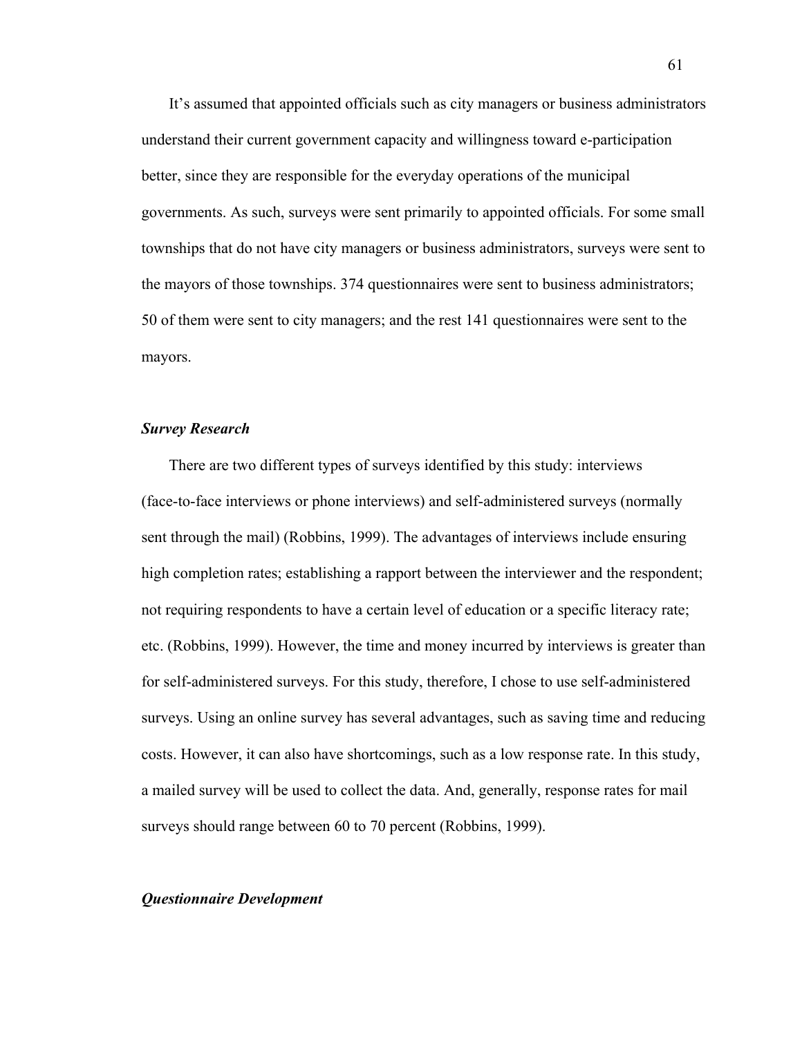It's assumed that appointed officials such as city managers or business administrators understand their current government capacity and willingness toward e-participation better, since they are responsible for the everyday operations of the municipal governments. As such, surveys were sent primarily to appointed officials. For some small townships that do not have city managers or business administrators, surveys were sent to the mayors of those townships. 374 questionnaires were sent to business administrators; 50 of them were sent to city managers; and the rest 141 questionnaires were sent to the mayors.

### *Survey Research*

There are two different types of surveys identified by this study: interviews (face-to-face interviews or phone interviews) and self-administered surveys (normally sent through the mail) (Robbins, 1999). The advantages of interviews include ensuring high completion rates; establishing a rapport between the interviewer and the respondent; not requiring respondents to have a certain level of education or a specific literacy rate; etc. (Robbins, 1999). However, the time and money incurred by interviews is greater than for self-administered surveys. For this study, therefore, I chose to use self-administered surveys. Using an online survey has several advantages, such as saving time and reducing costs. However, it can also have shortcomings, such as a low response rate. In this study, a mailed survey will be used to collect the data. And, generally, response rates for mail surveys should range between 60 to 70 percent (Robbins, 1999).

### *Questionnaire Development*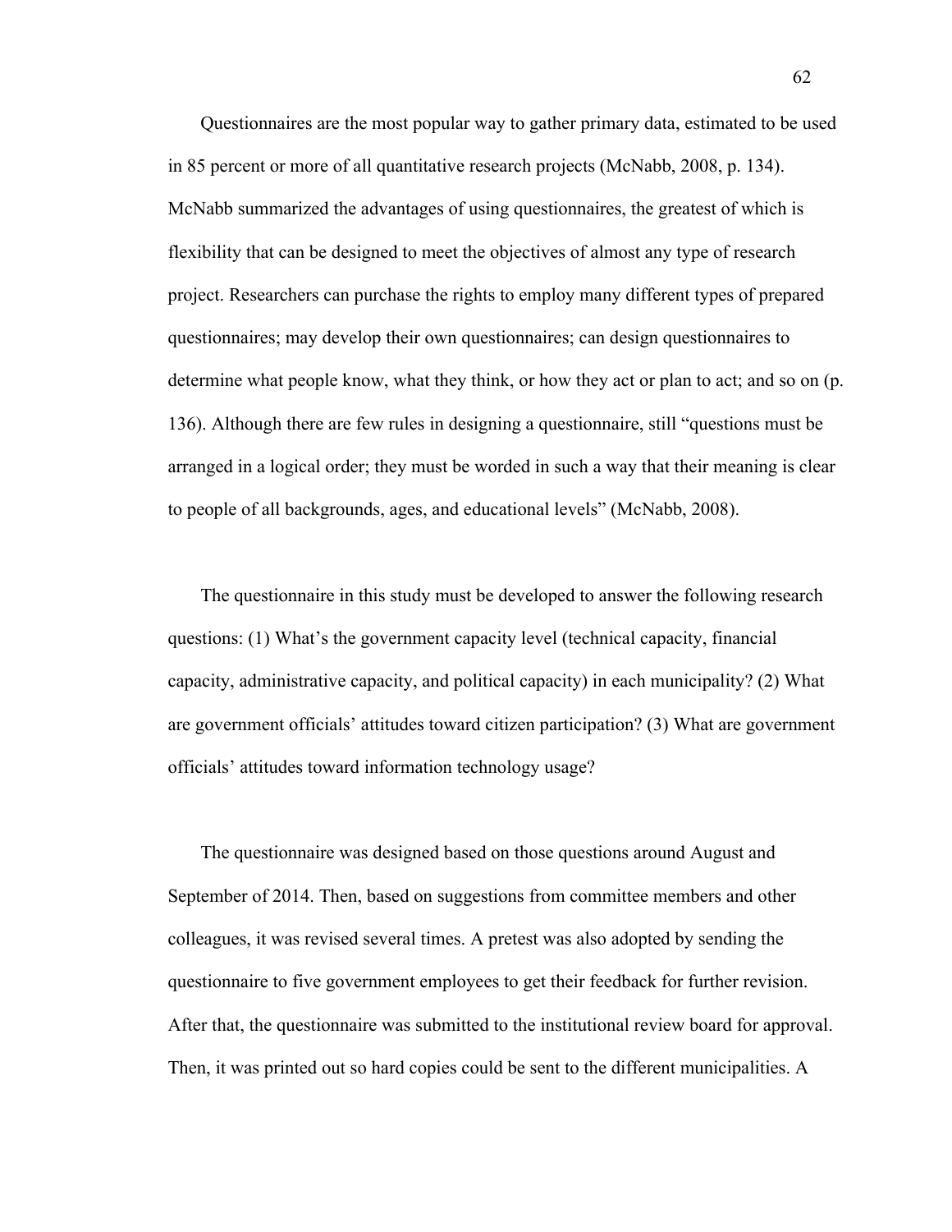Questionnaires are the most popular way to gather primary data, estimated to be used in 85 percent or more of all quantitative research projects (McNabb, 2008, p. 134). McNabb summarized the advantages of using questionnaires, the greatest of which is flexibility that can be designed to meet the objectives of almost any type of research project. Researchers can purchase the rights to employ many different types of prepared questionnaires; may develop their own questionnaires; can design questionnaires to determine what people know, what they think, or how they act or plan to act; and so on (p. 136). Although there are few rules in designing a questionnaire, still “questions must be arranged in a logical order; they must be worded in such a way that their meaning is clear to people of all backgrounds, ages, and educational levels” (McNabb, 2008).

The questionnaire in this study must be developed to answer the following research questions: (1) What’s the government capacity level (technical capacity, financial capacity, administrative capacity, and political capacity) in each municipality? (2) What are government officials’ attitudes toward citizen participation? (3) What are government officials’ attitudes toward information technology usage?

The questionnaire was designed based on those questions around August and September of 2014. Then, based on suggestions from committee members and other colleagues, it was revised several times. A pretest was also adopted by sending the questionnaire to five government employees to get their feedback for further revision. After that, the questionnaire was submitted to the institutional review board for approval. Then, it was printed out so hard copies could be sent to the different municipalities. A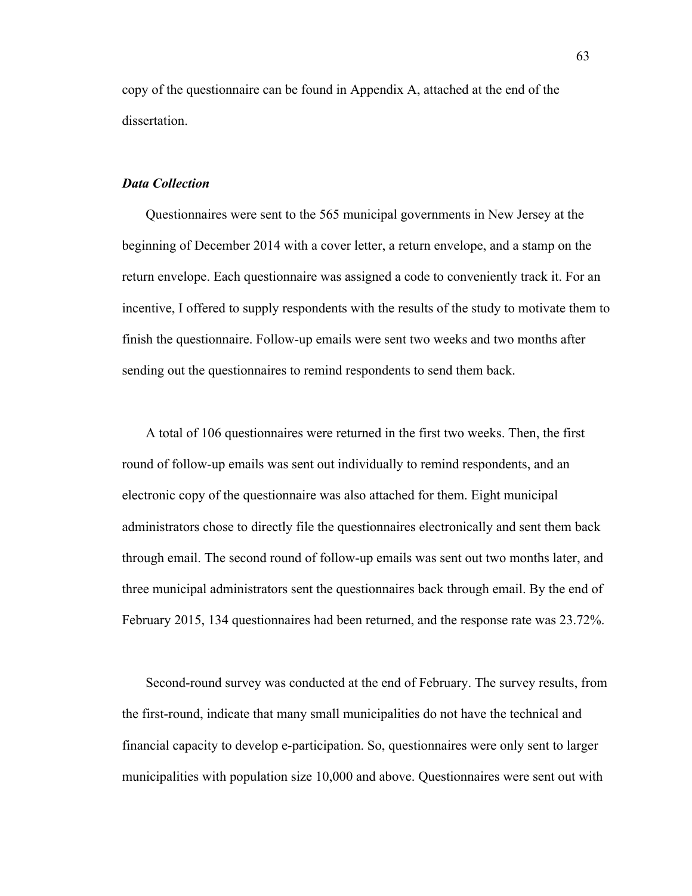copy of the questionnaire can be found in Appendix A, attached at the end of the dissertation.

### ***Data Collection***

Questionnaires were sent to the 565 municipal governments in New Jersey at the beginning of December 2014 with a cover letter, a return envelope, and a stamp on the return envelope. Each questionnaire was assigned a code to conveniently track it. For an incentive, I offered to supply respondents with the results of the study to motivate them to finish the questionnaire. Follow-up emails were sent two weeks and two months after sending out the questionnaires to remind respondents to send them back.

A total of 106 questionnaires were returned in the first two weeks. Then, the first round of follow-up emails was sent out individually to remind respondents, and an electronic copy of the questionnaire was also attached for them. Eight municipal administrators chose to directly file the questionnaires electronically and sent them back through email. The second round of follow-up emails was sent out two months later, and three municipal administrators sent the questionnaires back through email. By the end of February 2015, 134 questionnaires had been returned, and the response rate was 23.72%.

Second-round survey was conducted at the end of February. The survey results, from the first-round, indicate that many small municipalities do not have the technical and financial capacity to develop e-participation. So, questionnaires were only sent to larger municipalities with population size 10,000 and above. Questionnaires were sent out with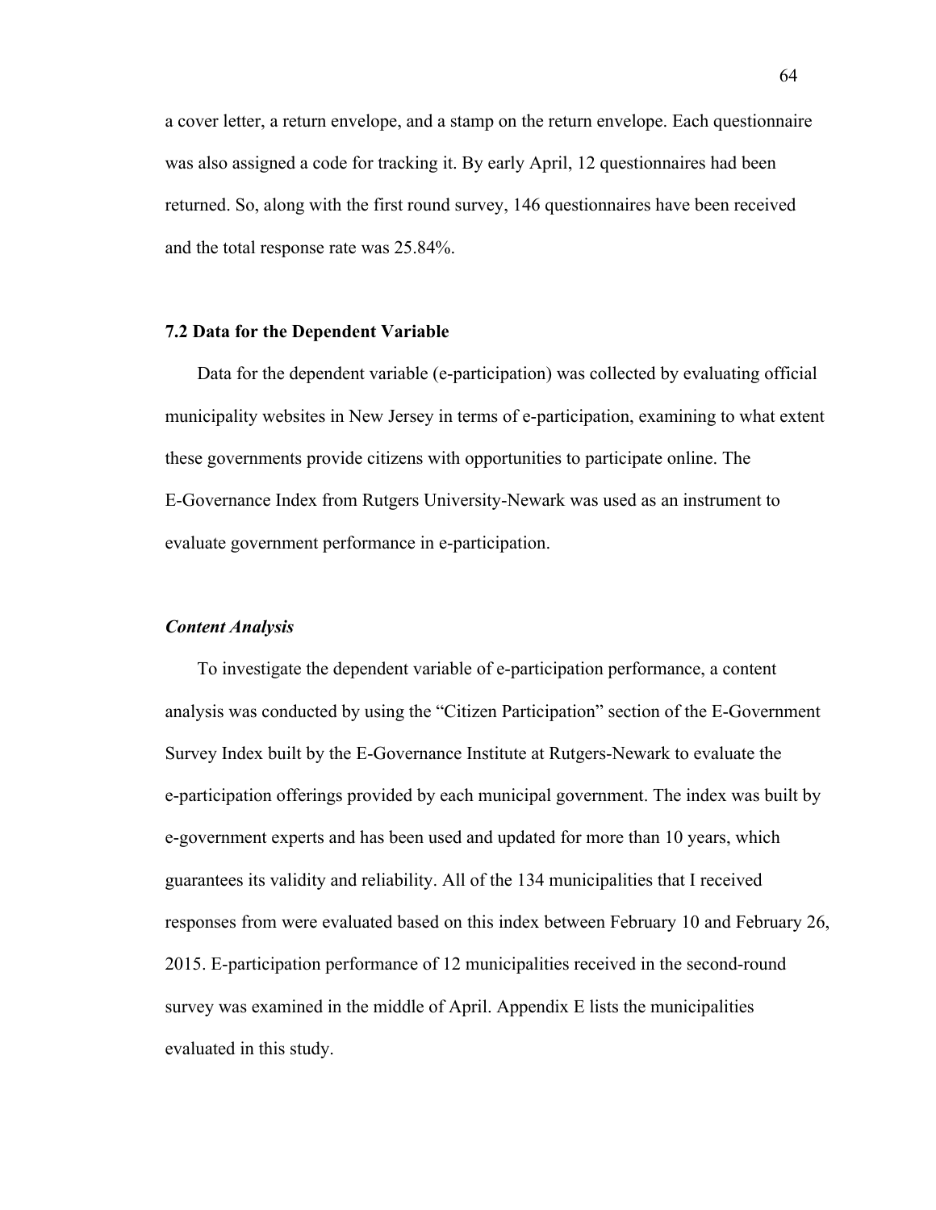a cover letter, a return envelope, and a stamp on the return envelope. Each questionnaire was also assigned a code for tracking it. By early April, 12 questionnaires had been returned. So, along with the first round survey, 146 questionnaires have been received and the total response rate was 25.84%.

## 7.2 Data for the Dependent Variable

Data for the dependent variable (e-participation) was collected by evaluating official municipality websites in New Jersey in terms of e-participation, examining to what extent these governments provide citizens with opportunities to participate online. The E-Governance Index from Rutgers University-Newark was used as an instrument to evaluate government performance in e-participation.

### *Content Analysis*

To investigate the dependent variable of e-participation performance, a content analysis was conducted by using the "Citizen Participation" section of the E-Government Survey Index built by the E-Governance Institute at Rutgers-Newark to evaluate the e-participation offerings provided by each municipal government. The index was built by e-government experts and has been used and updated for more than 10 years, which guarantees its validity and reliability. All of the 134 municipalities that I received responses from were evaluated based on this index between February 10 and February 26, 2015. E-participation performance of 12 municipalities received in the second-round survey was examined in the middle of April. Appendix E lists the municipalities evaluated in this study.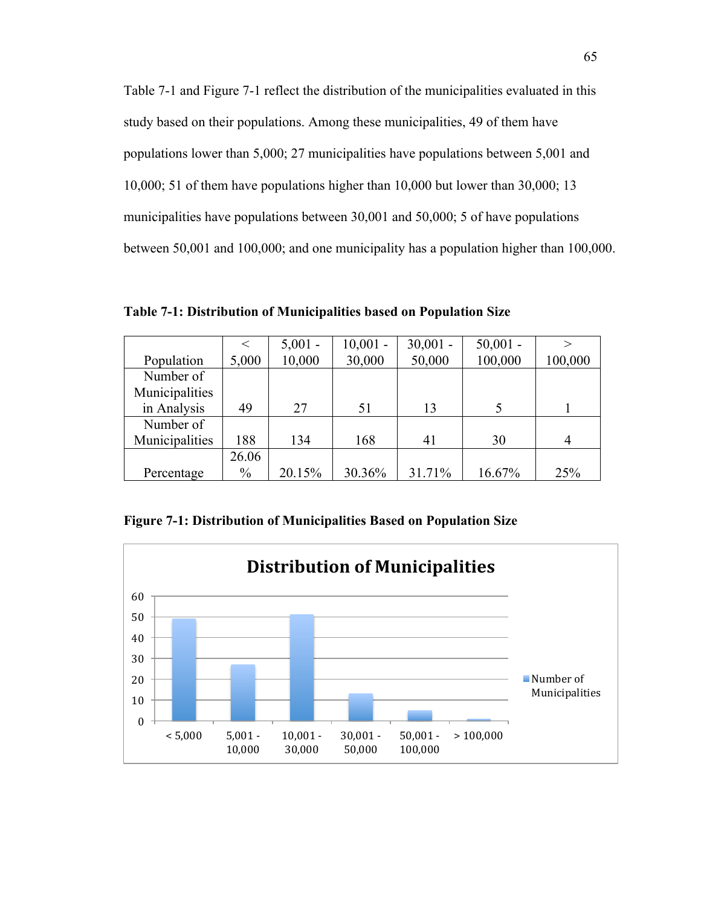Table 7-1 and Figure 7-1 reflect the distribution of the municipalities evaluated in this study based on their populations. Among these municipalities, 49 of them have populations lower than 5,000; 27 municipalities have populations between 5,001 and 10,000; 51 of them have populations higher than 10,000 but lower than 30,000; 13 municipalities have populations between 30,001 and 50,000; 5 of have populations between 50,001 and 100,000; and one municipality has a population higher than 100,000.

**Table 7-1: Distribution of Municipalities based on Population Size**

| Population | < 5,000 | 5,001 - 10,000 | 10,001 - 30,000 | 30,001 - 50,000 | 50,001 - 100,000 | > 100,000 |
|---|---|---|---|---|---|---|
| Number of Municipalities in Analysis | 49 | 27 | 51 | 13 | 5 | 1 |
| Number of Municipalities | 188 | 134 | 168 | 41 | 30 | 4 |
| Percentage | 26.06 % | 20.15% | 30.36% | 31.71% | 16.67% | 25% |

**Figure 7-1: Distribution of Municipalities Based on Population Size**

Distribution of Municipalities

| Population | Number of Municipalities |
|---|---|
| < 5,000 | 49 |
| 5,001 - 10,000 | 27 |
| 10,001 - 30,000 | 51 |
| 30,001 - 50,000 | 13 |
| 50,001 - 100,000 | 5 |
| > 100,000 | 1 |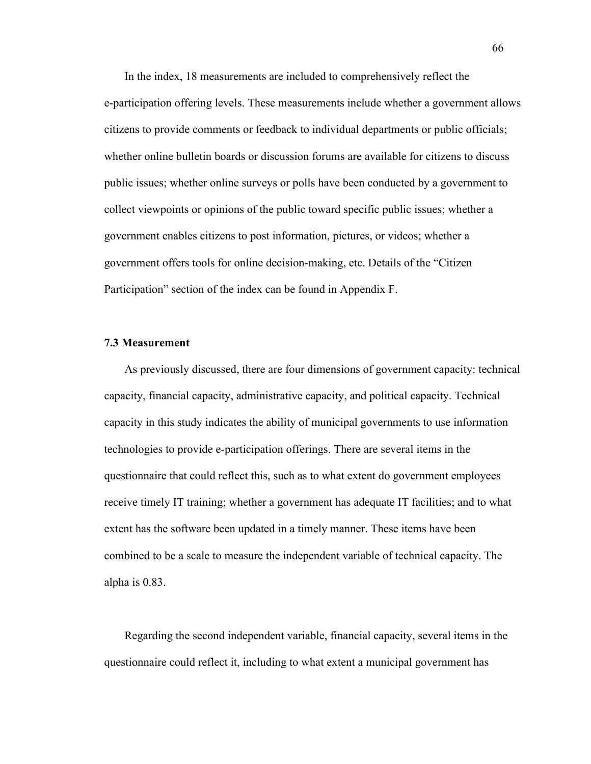In the index, 18 measurements are included to comprehensively reflect the e-participation offering levels. These measurements include whether a government allows citizens to provide comments or feedback to individual departments or public officials; whether online bulletin boards or discussion forums are available for citizens to discuss public issues; whether online surveys or polls have been conducted by a government to collect viewpoints or opinions of the public toward specific public issues; whether a government enables citizens to post information, pictures, or videos; whether a government offers tools for online decision-making, etc. Details of the "Citizen Participation" section of the index can be found in Appendix F.

### 7.3 Measurement

As previously discussed, there are four dimensions of government capacity: technical capacity, financial capacity, administrative capacity, and political capacity. Technical capacity in this study indicates the ability of municipal governments to use information technologies to provide e-participation offerings. There are several items in the questionnaire that could reflect this, such as to what extent do government employees receive timely IT training; whether a government has adequate IT facilities; and to what extent has the software been updated in a timely manner. These items have been combined to be a scale to measure the independent variable of technical capacity. The alpha is 0.83.

Regarding the second independent variable, financial capacity, several items in the questionnaire could reflect it, including to what extent a municipal government has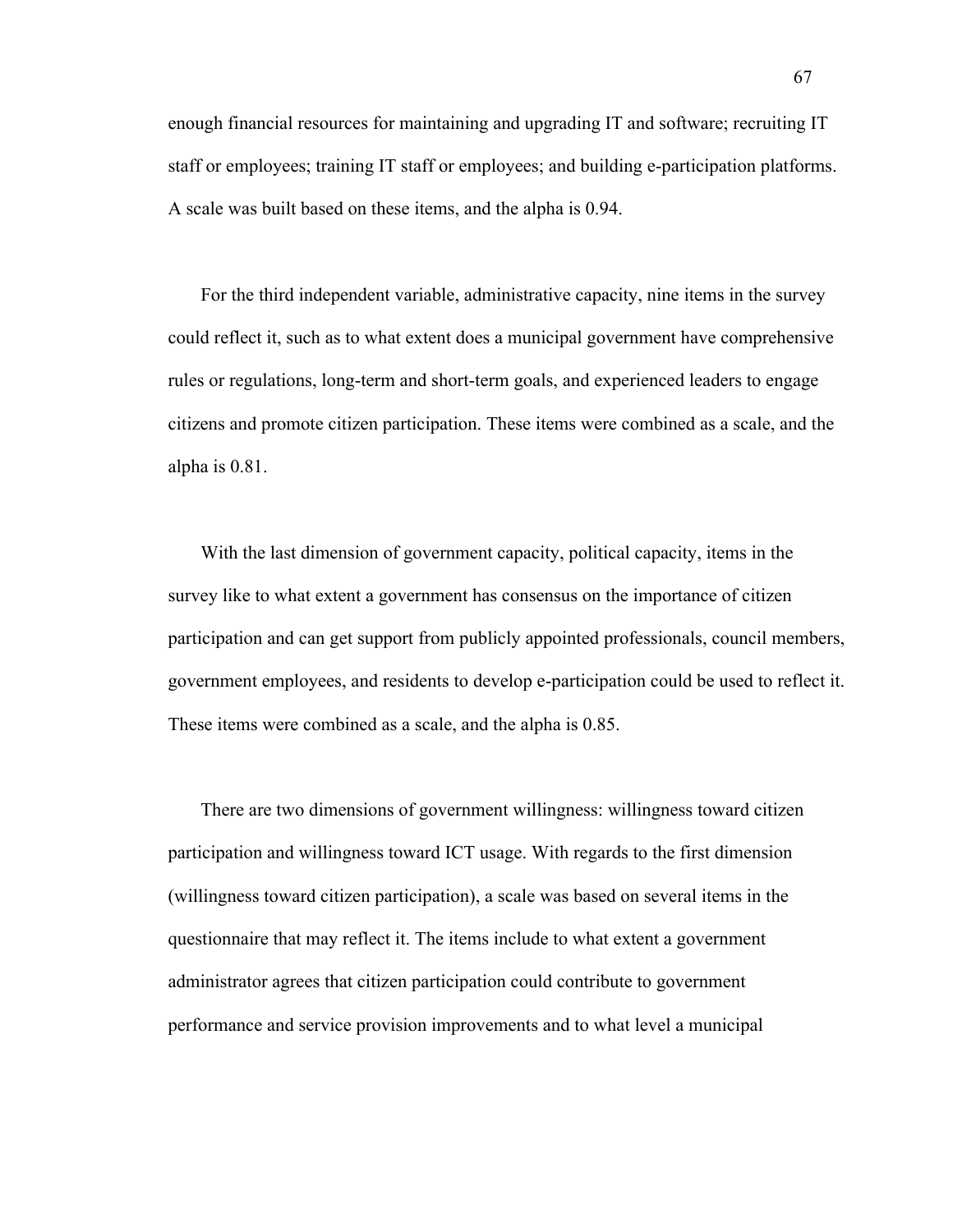enough financial resources for maintaining and upgrading IT and software; recruiting IT staff or employees; training IT staff or employees; and building e-participation platforms. A scale was built based on these items, and the alpha is 0.94.

For the third independent variable, administrative capacity, nine items in the survey could reflect it, such as to what extent does a municipal government have comprehensive rules or regulations, long-term and short-term goals, and experienced leaders to engage citizens and promote citizen participation. These items were combined as a scale, and the alpha is 0.81.

With the last dimension of government capacity, political capacity, items in the survey like to what extent a government has consensus on the importance of citizen participation and can get support from publicly appointed professionals, council members, government employees, and residents to develop e-participation could be used to reflect it. These items were combined as a scale, and the alpha is 0.85.

There are two dimensions of government willingness: willingness toward citizen participation and willingness toward ICT usage. With regards to the first dimension (willingness toward citizen participation), a scale was based on several items in the questionnaire that may reflect it. The items include to what extent a government administrator agrees that citizen participation could contribute to government performance and service provision improvements and to what level a municipal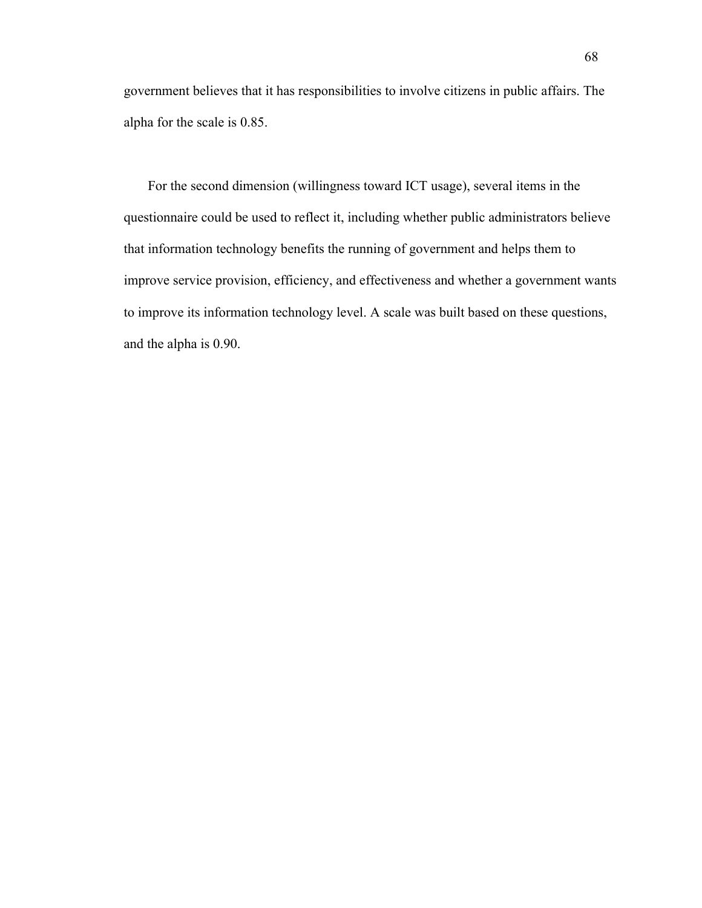government believes that it has responsibilities to involve citizens in public affairs. The alpha for the scale is 0.85.

For the second dimension (willingness toward ICT usage), several items in the questionnaire could be used to reflect it, including whether public administrators believe that information technology benefits the running of government and helps them to improve service provision, efficiency, and effectiveness and whether a government wants to improve its information technology level. A scale was built based on these questions, and the alpha is 0.90.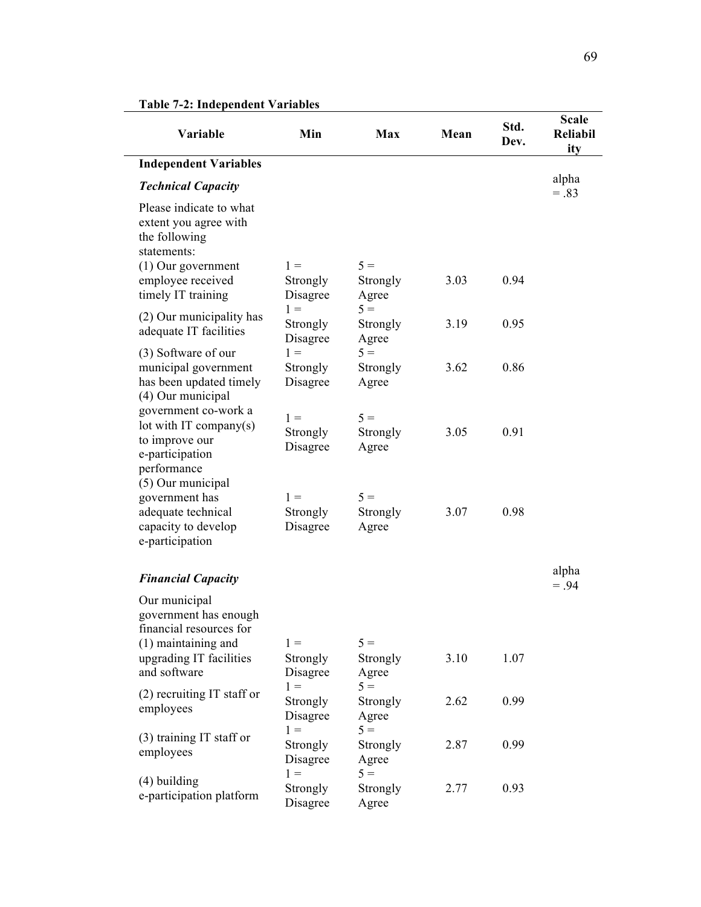**Table 7-2: Independent Variables**

| Variable | Min | Max | Mean | Std. Dev. | Scale Reliability |
|---|---|---|---|---|---|
| **Independent Variables** | | | | | |
| ***Technical Capacity*** | | | | | alpha = .83 |
| Please indicate to what extent you agree with the following statements: | | | | | |
| (1) Our government employee received timely IT training | 1 = Strongly Disagree | 5 = Strongly Agree | 3.03 | 0.94 | |
| (2) Our municipality has adequate IT facilities | 1 = Strongly Disagree | 5 = Strongly Agree | 3.19 | 0.95 | |
| (3) Software of our municipal government has been updated timely | 1 = Strongly Disagree | 5 = Strongly Agree | 3.62 | 0.86 | |
| (4) Our municipal government co-work a lot with IT company(s) to improve our e-participation performance | 1 = Strongly Disagree | 5 = Strongly Agree | 3.05 | 0.91 | |
| (5) Our municipal government has adequate technical capacity to develop e-participation | 1 = Strongly Disagree | 5 = Strongly Agree | 3.07 | 0.98 | |
| ***Financial Capacity*** | | | | | alpha = .94 |
| Our municipal government has enough financial resources for | | | | | |
| (1) maintaining and upgrading IT facilities and software | 1 = Strongly Disagree | 5 = Strongly Agree | 3.10 | 1.07 | |
| (2) recruiting IT staff or employees | 1 = Strongly Disagree | 5 = Strongly Agree | 2.62 | 0.99 | |
| (3) training IT staff or employees | 1 = Strongly Disagree | 5 = Strongly Agree | 2.87 | 0.99 | |
| (4) building e-participation platform | 1 = Strongly Disagree | 5 = Strongly Agree | 2.77 | 0.93 | |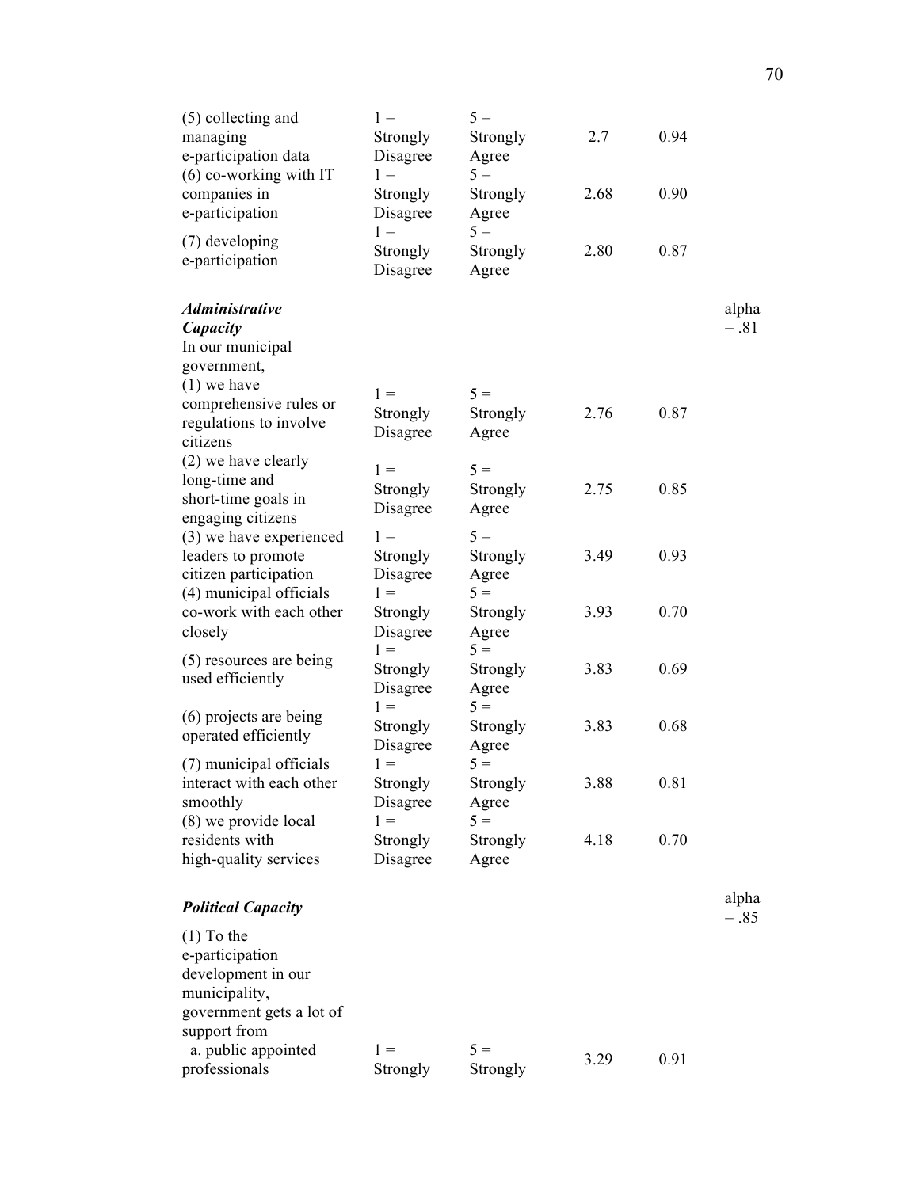| | | | | | |
|---|---|---|---|---|---|
| (5) collecting and managing e-participation data | 1 = Strongly Disagree | 5 = Strongly Agree | 2.7 | 0.94 | |
| (6) co-working with IT companies in e-participation | 1 = Strongly Disagree | 5 = Strongly Agree | 2.68 | 0.90 | |
| (7) developing e-participation | 1 = Strongly Disagree | 5 = Strongly Agree | 2.80 | 0.87 | |
| ***Administrative Capacity*** In our municipal government, | | | | | alpha = .81 |
| (1) we have comprehensive rules or regulations to involve citizens | 1 = Strongly Disagree | 5 = Strongly Agree | 2.76 | 0.87 | |
| (2) we have clearly long-time and short-time goals in engaging citizens | 1 = Strongly Disagree | 5 = Strongly Agree | 2.75 | 0.85 | |
| (3) we have experienced leaders to promote citizen participation | 1 = Strongly Disagree | 5 = Strongly Agree | 3.49 | 0.93 | |
| (4) municipal officials co-work with each other closely | 1 = Strongly Disagree | 5 = Strongly Agree | 3.93 | 0.70 | |
| (5) resources are being used efficiently | 1 = Strongly Disagree | 5 = Strongly Agree | 3.83 | 0.69 | |
| (6) projects are being operated efficiently | 1 = Strongly Disagree | 5 = Strongly Agree | 3.83 | 0.68 | |
| (7) municipal officials interact with each other smoothly | 1 = Strongly Disagree | 5 = Strongly Agree | 3.88 | 0.81 | |
| (8) we provide local residents with high-quality services | 1 = Strongly Disagree | 5 = Strongly Agree | 4.18 | 0.70 | |
| ***Political Capacity*** | | | | | alpha = .85 |
| (1) To the e-participation development in our municipality, government gets a lot of support from | | | | | |
| a. public appointed professionals | 1 = Strongly | 5 = Strongly | 3.29 | 0.91 | |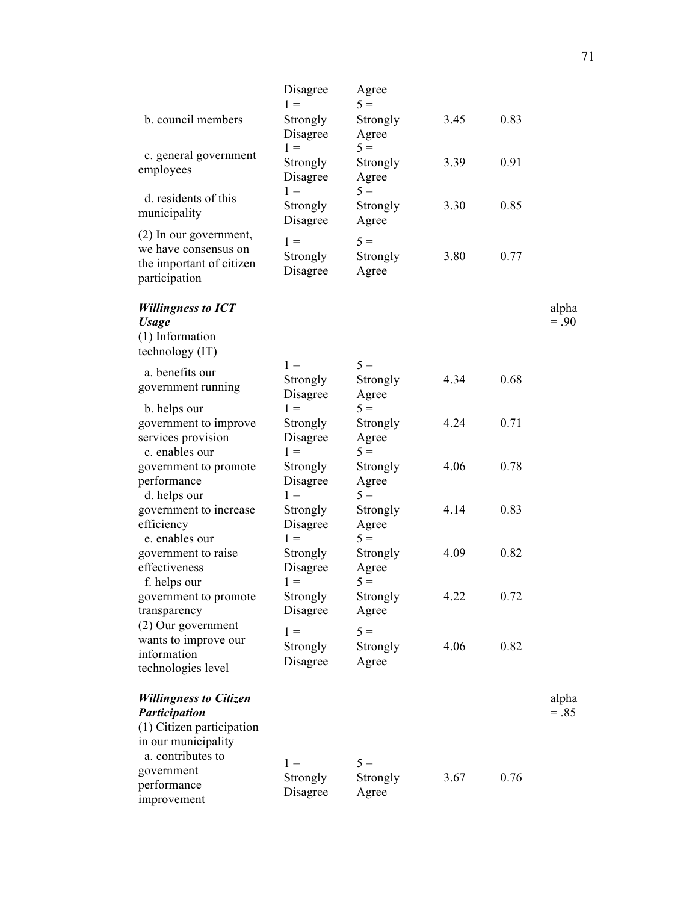| | | | | | |
|---|---|---|---|---|---|
| | Disagree | Agree | | | |
| b. council members | 1 = Strongly Disagree | 5 = Strongly Agree | 3.45 | 0.83 | |
| c. general government employees | 1 = Strongly Disagree | 5 = Strongly Agree | 3.39 | 0.91 | |
| d. residents of this municipality | 1 = Strongly Disagree | 5 = Strongly Agree | 3.30 | 0.85 | |
| (2) In our government, we have consensus on the important of citizen participation | 1 = Strongly Disagree | 5 = Strongly Agree | 3.80 | 0.77 | |
| ***Willingness to ICT Usage*** (1) Information technology (IT) | | | | | alpha = .90 |
| a. benefits our government running | 1 = Strongly Disagree | 5 = Strongly Agree | 4.34 | 0.68 | |
| b. helps our government to improve services provision | 1 = Strongly Disagree | 5 = Strongly Agree | 4.24 | 0.71 | |
| c. enables our government to promote performance | 1 = Strongly Disagree | 5 = Strongly Agree | 4.06 | 0.78 | |
| d. helps our government to increase efficiency | 1 = Strongly Disagree | 5 = Strongly Agree | 4.14 | 0.83 | |
| e. enables our government to raise effectiveness | 1 = Strongly Disagree | 5 = Strongly Agree | 4.09 | 0.82 | |
| f. helps our government to promote transparency | 1 = Strongly Disagree | 5 = Strongly Agree | 4.22 | 0.72 | |
| (2) Our government wants to improve our information technologies level | 1 = Strongly Disagree | 5 = Strongly Agree | 4.06 | 0.82 | |
| ***Willingness to Citizen Participation*** (1) Citizen participation in our municipality | | | | | alpha = .85 |
| a. contributes to government performance improvement | 1 = Strongly Disagree | 5 = Strongly Agree | 3.67 | 0.76 | |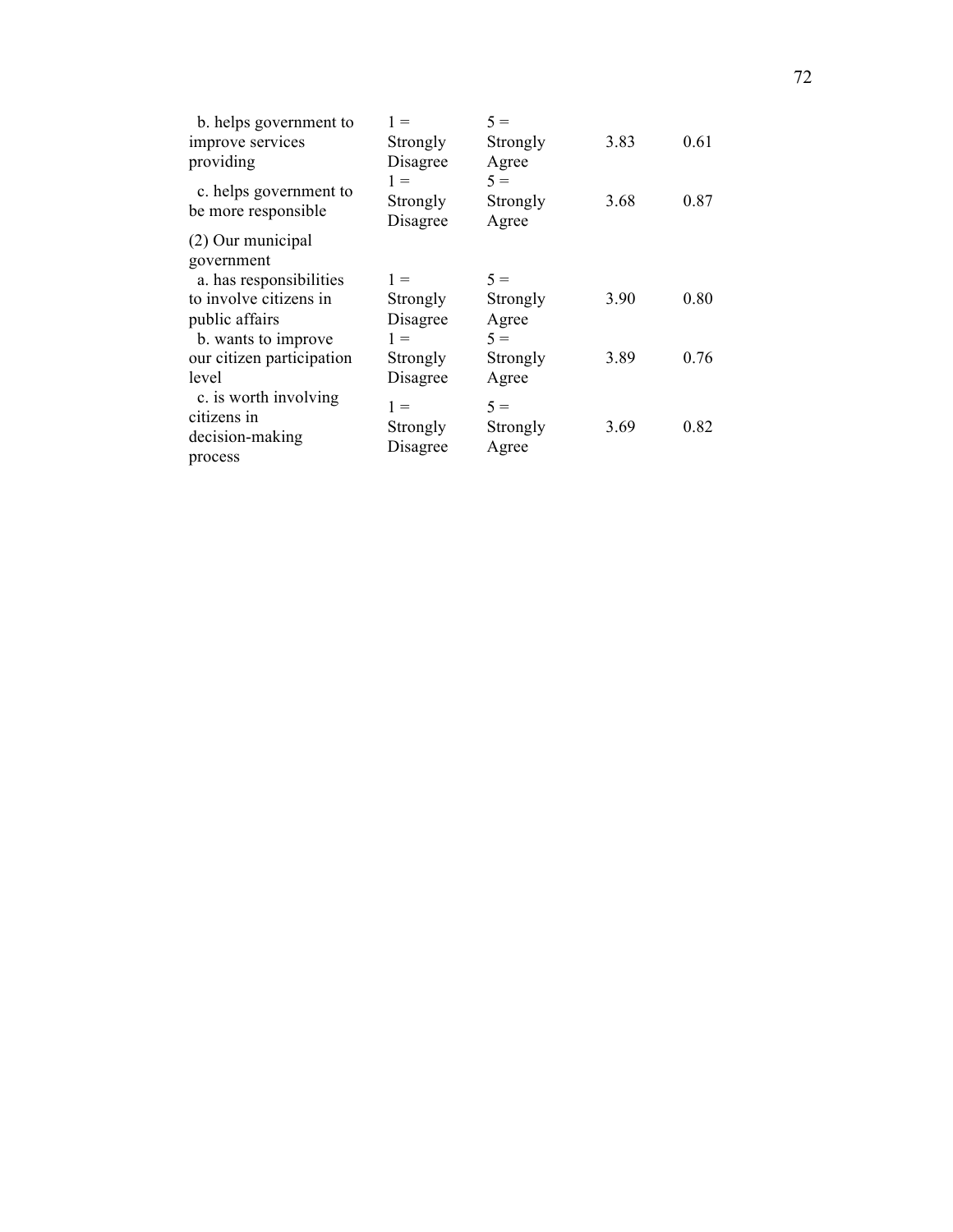| | | | | |
|---|---|---|---|---|
| b. helps government to improve services providing | 1 = Strongly Disagree | 5 = Strongly Agree | 3.83 | 0.61 |
| c. helps government to be more responsible | 1 = Strongly Disagree | 5 = Strongly Agree | 3.68 | 0.87 |
| (2) Our municipal government | | | | |
| a. has responsibilities to involve citizens in public affairs | 1 = Strongly Disagree | 5 = Strongly Agree | 3.90 | 0.80 |
| b. wants to improve our citizen participation level | 1 = Strongly Disagree | 5 = Strongly Agree | 3.89 | 0.76 |
| c. is worth involving citizens in decision-making process | 1 = Strongly Disagree | 5 = Strongly Agree | 3.69 | 0.82 |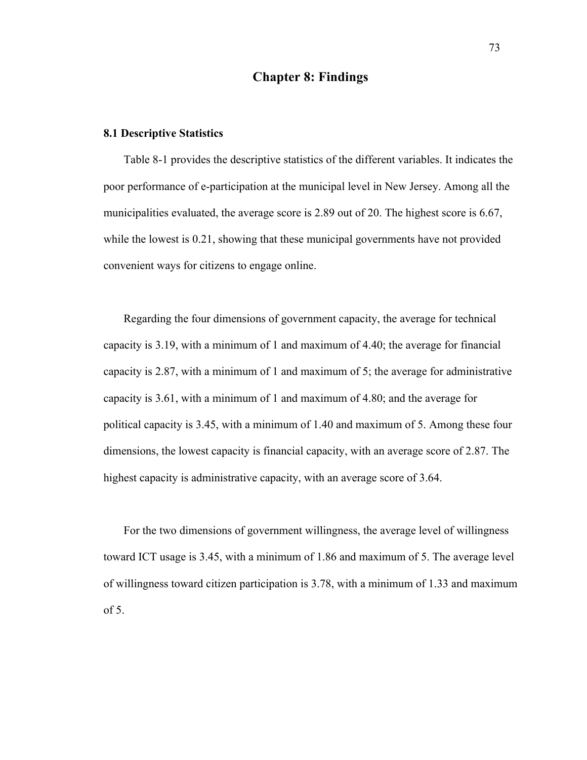# Chapter 8: Findings

### 8.1 Descriptive Statistics

Table 8-1 provides the descriptive statistics of the different variables. It indicates the poor performance of e-participation at the municipal level in New Jersey. Among all the municipalities evaluated, the average score is 2.89 out of 20. The highest score is 6.67, while the lowest is 0.21, showing that these municipal governments have not provided convenient ways for citizens to engage online.

Regarding the four dimensions of government capacity, the average for technical capacity is 3.19, with a minimum of 1 and maximum of 4.40; the average for financial capacity is 2.87, with a minimum of 1 and maximum of 5; the average for administrative capacity is 3.61, with a minimum of 1 and maximum of 4.80; and the average for political capacity is 3.45, with a minimum of 1.40 and maximum of 5. Among these four dimensions, the lowest capacity is financial capacity, with an average score of 2.87. The highest capacity is administrative capacity, with an average score of 3.64.

For the two dimensions of government willingness, the average level of willingness toward ICT usage is 3.45, with a minimum of 1.86 and maximum of 5. The average level of willingness toward citizen participation is 3.78, with a minimum of 1.33 and maximum of 5.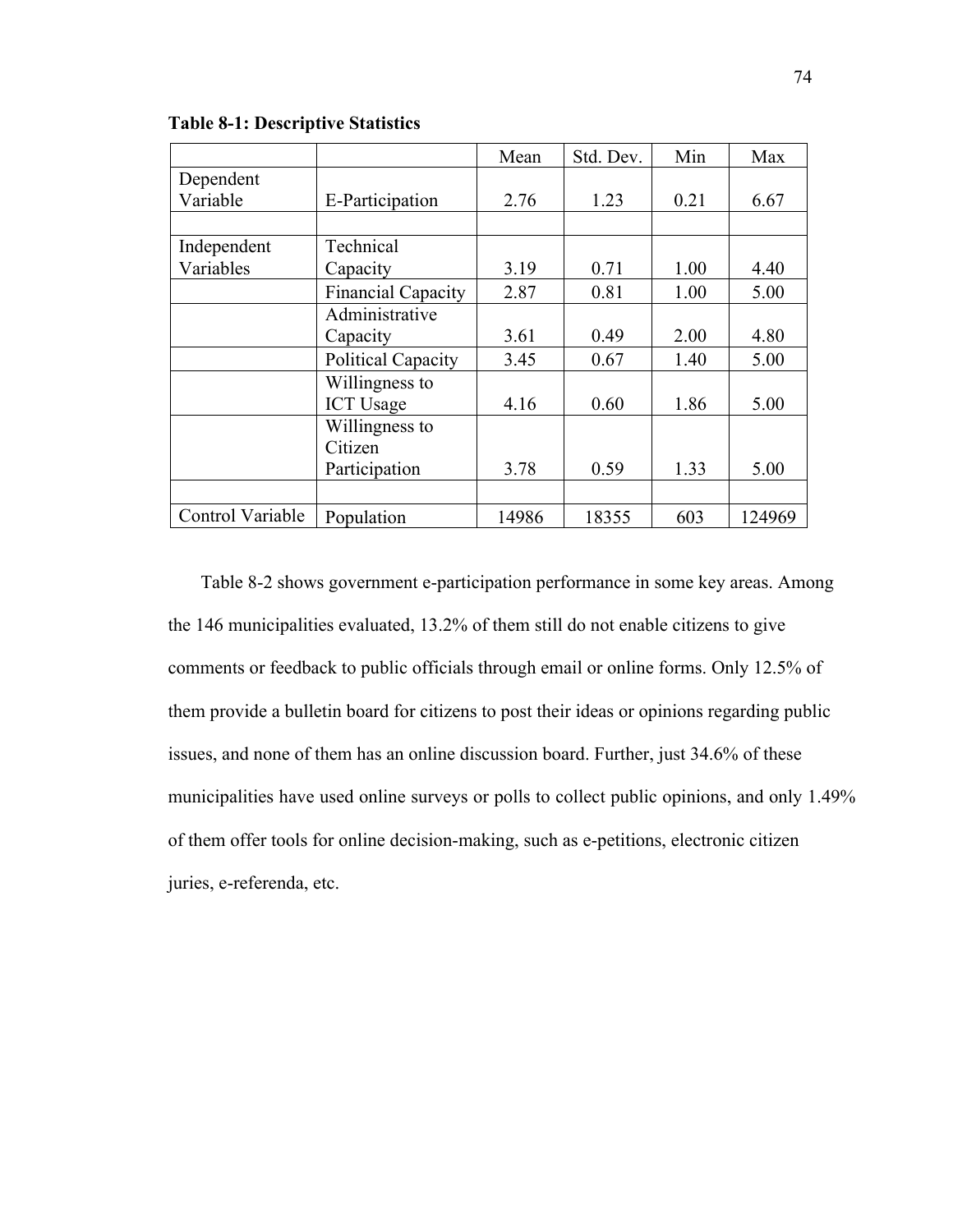**Table 8-1: Descriptive Statistics**

| | | Mean | Std. Dev. | Min | Max |
|---|---|---|---|---|---|
| Dependent Variable | E-Participation | 2.76 | 1.23 | 0.21 | 6.67 |
| | | | | | |
| Independent Variables | Technical Capacity | 3.19 | 0.71 | 1.00 | 4.40 |
| | Financial Capacity | 2.87 | 0.81 | 1.00 | 5.00 |
| | Administrative Capacity | 3.61 | 0.49 | 2.00 | 4.80 |
| | Political Capacity | 3.45 | 0.67 | 1.40 | 5.00 |
| | Willingness to ICT Usage | 4.16 | 0.60 | 1.86 | 5.00 |
| | Willingness to Citizen Participation | 3.78 | 0.59 | 1.33 | 5.00 |
| | | | | | |
| Control Variable | Population | 14986 | 18355 | 603 | 124969 |

Table 8-2 shows government e-participation performance in some key areas. Among the 146 municipalities evaluated, 13.2% of them still do not enable citizens to give comments or feedback to public officials through email or online forms. Only 12.5% of them provide a bulletin board for citizens to post their ideas or opinions regarding public issues, and none of them has an online discussion board. Further, just 34.6% of these municipalities have used online surveys or polls to collect public opinions, and only 1.49% of them offer tools for online decision-making, such as e-petitions, electronic citizen juries, e-referenda, etc.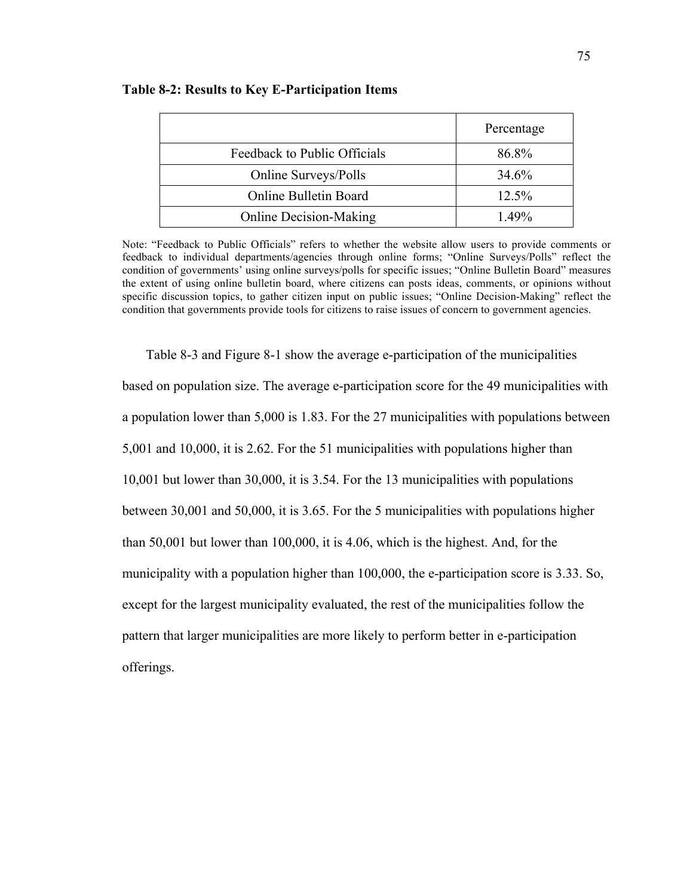**Table 8-2: Results to Key E-Participation Items**

| | Percentage |
|---|---|
| Feedback to Public Officials | 86.8% |
| Online Surveys/Polls | 34.6% |
| Online Bulletin Board | 12.5% |
| Online Decision-Making | 1.49% |

Note: "Feedback to Public Officials" refers to whether the website allow users to provide comments or feedback to individual departments/agencies through online forms; "Online Surveys/Polls" reflect the condition of governments' using online surveys/polls for specific issues; "Online Bulletin Board" measures the extent of using online bulletin board, where citizens can posts ideas, comments, or opinions without specific discussion topics, to gather citizen input on public issues; "Online Decision-Making" reflect the condition that governments provide tools for citizens to raise issues of concern to government agencies.

Table 8-3 and Figure 8-1 show the average e-participation of the municipalities based on population size. The average e-participation score for the 49 municipalities with a population lower than 5,000 is 1.83. For the 27 municipalities with populations between 5,001 and 10,000, it is 2.62. For the 51 municipalities with populations higher than 10,001 but lower than 30,000, it is 3.54. For the 13 municipalities with populations between 30,001 and 50,000, it is 3.65. For the 5 municipalities with populations higher than 50,001 but lower than 100,000, it is 4.06, which is the highest. And, for the municipality with a population higher than 100,000, the e-participation score is 3.33. So, except for the largest municipality evaluated, the rest of the municipalities follow the pattern that larger municipalities are more likely to perform better in e-participation offerings.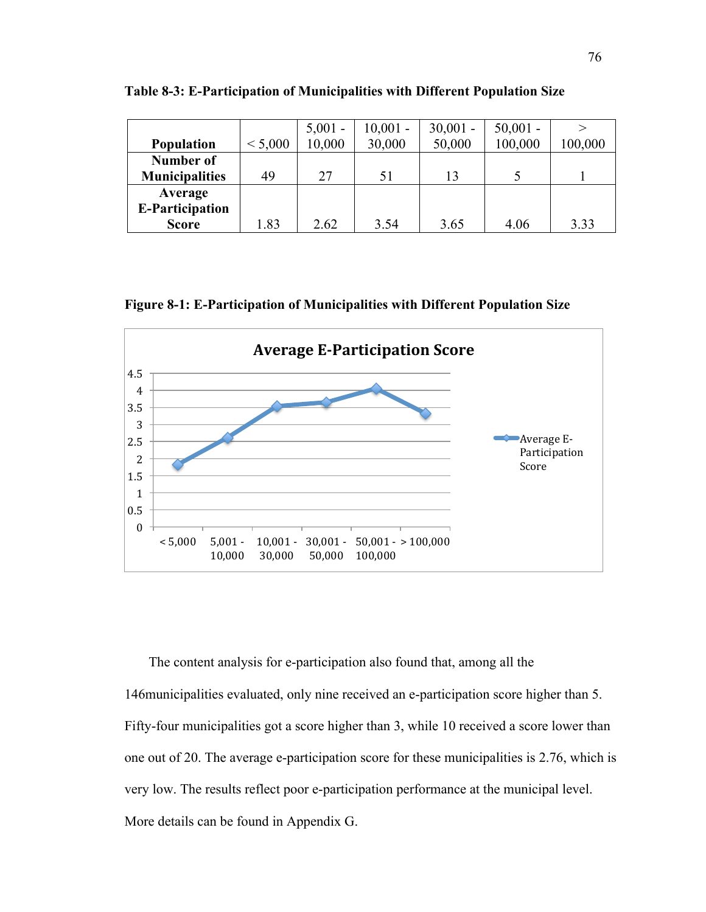**Table 8-3: E-Participation of Municipalities with Different Population Size**

| Population | < 5,000 | 5,001 - 10,000 | 10,001 - 30,000 | 30,001 - 50,000 | 50,001 - 100,000 | > 100,000 |
|---|---|---|---|---|---|---|
| Number of Municipalities | 49 | 27 | 51 | 13 | 5 | 1 |
| Average E-Participation Score | 1.83 | 2.62 | 3.54 | 3.65 | 4.06 | 3.33 |

**Figure 8-1: E-Participation of Municipalities with Different Population Size**

The content analysis for e-participation also found that, among all the 146municipalities evaluated, only nine received an e-participation score higher than 5. Fifty-four municipalities got a score higher than 3, while 10 received a score lower than one out of 20. The average e-participation score for these municipalities is 2.76, which is very low. The results reflect poor e-participation performance at the municipal level. More details can be found in Appendix G.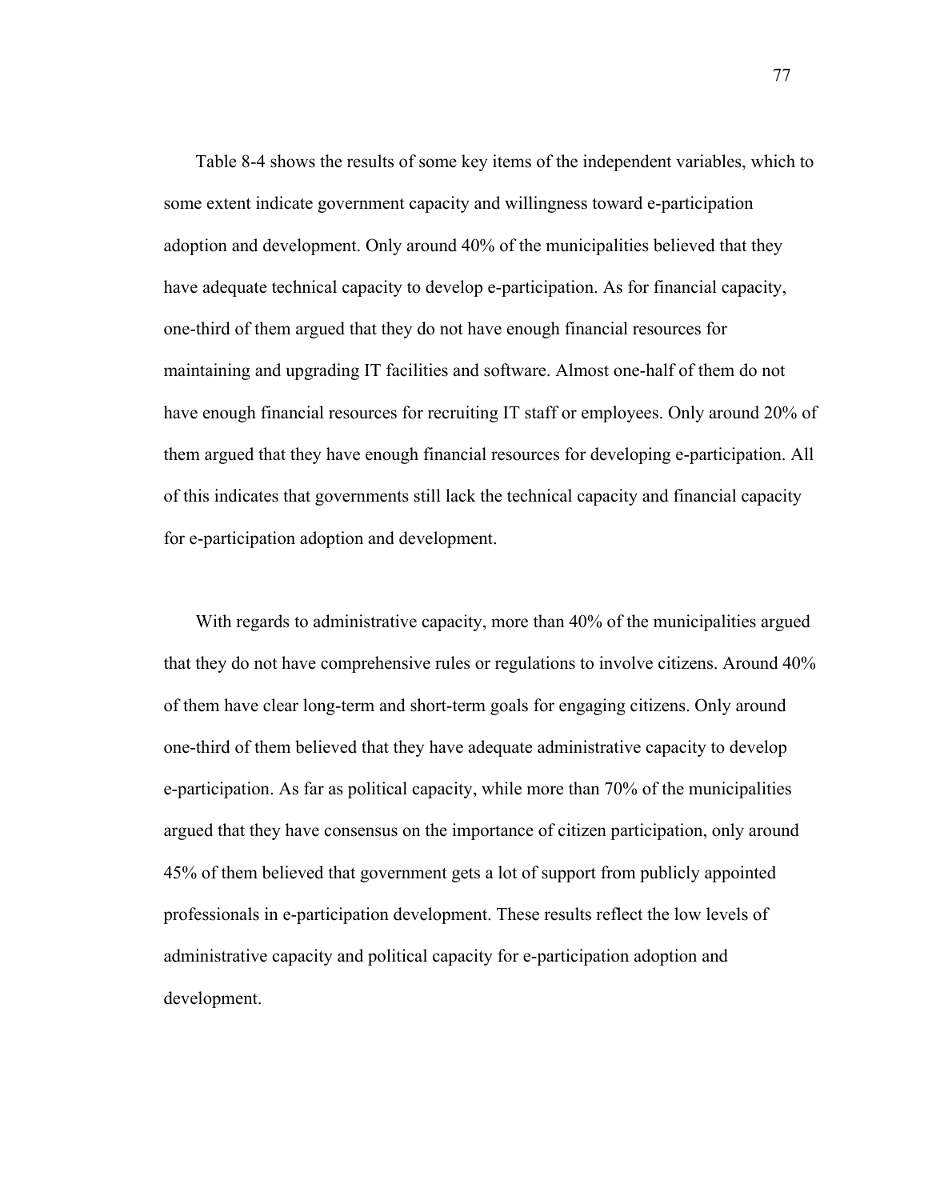Table 8-4 shows the results of some key items of the independent variables, which to some extent indicate government capacity and willingness toward e-participation adoption and development. Only around 40% of the municipalities believed that they have adequate technical capacity to develop e-participation. As for financial capacity, one-third of them argued that they do not have enough financial resources for maintaining and upgrading IT facilities and software. Almost one-half of them do not have enough financial resources for recruiting IT staff or employees. Only around 20% of them argued that they have enough financial resources for developing e-participation. All of this indicates that governments still lack the technical capacity and financial capacity for e-participation adoption and development.

With regards to administrative capacity, more than 40% of the municipalities argued that they do not have comprehensive rules or regulations to involve citizens. Around 40% of them have clear long-term and short-term goals for engaging citizens. Only around one-third of them believed that they have adequate administrative capacity to develop e-participation. As far as political capacity, while more than 70% of the municipalities argued that they have consensus on the importance of citizen participation, only around 45% of them believed that government gets a lot of support from publicly appointed professionals in e-participation development. These results reflect the low levels of administrative capacity and political capacity for e-participation adoption and development.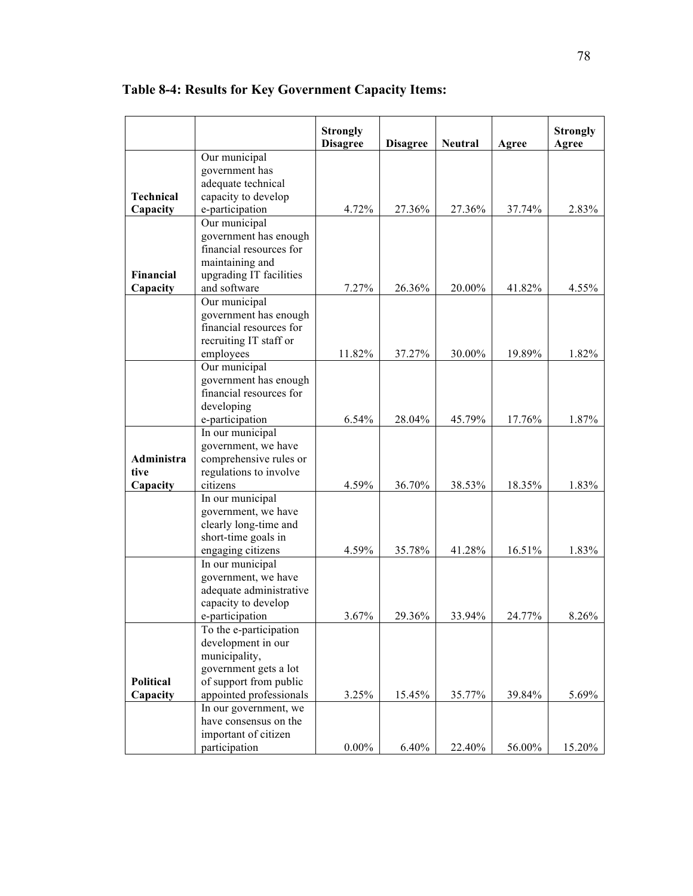**Table 8-4: Results for Key Government Capacity Items:**

| | | Strongly Disagree | Disagree | Neutral | Agree | Strongly Agree |
|---|---|---|---|---|---|---|
| **Technical Capacity** | Our municipal government has adequate technical capacity to develop e-participation | 4.72% | 27.36% | 27.36% | 37.74% | 2.83% |
| **Financial Capacity** | Our municipal government has enough financial resources for maintaining and upgrading IT facilities and software | 7.27% | 26.36% | 20.00% | 41.82% | 4.55% |
| | Our municipal government has enough financial resources for recruiting IT staff or employees | 11.82% | 37.27% | 30.00% | 19.89% | 1.82% |
| | Our municipal government has enough financial resources for developing e-participation | 6.54% | 28.04% | 45.79% | 17.76% | 1.87% |
| **Administrative Capacity** | In our municipal government, we have comprehensive rules or regulations to involve citizens | 4.59% | 36.70% | 38.53% | 18.35% | 1.83% |
| | In our municipal government, we have clearly long-time and short-time goals in engaging citizens | 4.59% | 35.78% | 41.28% | 16.51% | 1.83% |
| | In our municipal government, we have adequate administrative capacity to develop e-participation | 3.67% | 29.36% | 33.94% | 24.77% | 8.26% |
| **Political Capacity** | To the e-participation development in our municipality, government gets a lot of support from public appointed professionals | 3.25% | 15.45% | 35.77% | 39.84% | 5.69% |
| | In our government, we have consensus on the important of citizen participation | 0.00% | 6.40% | 22.40% | 56.00% | 15.20% |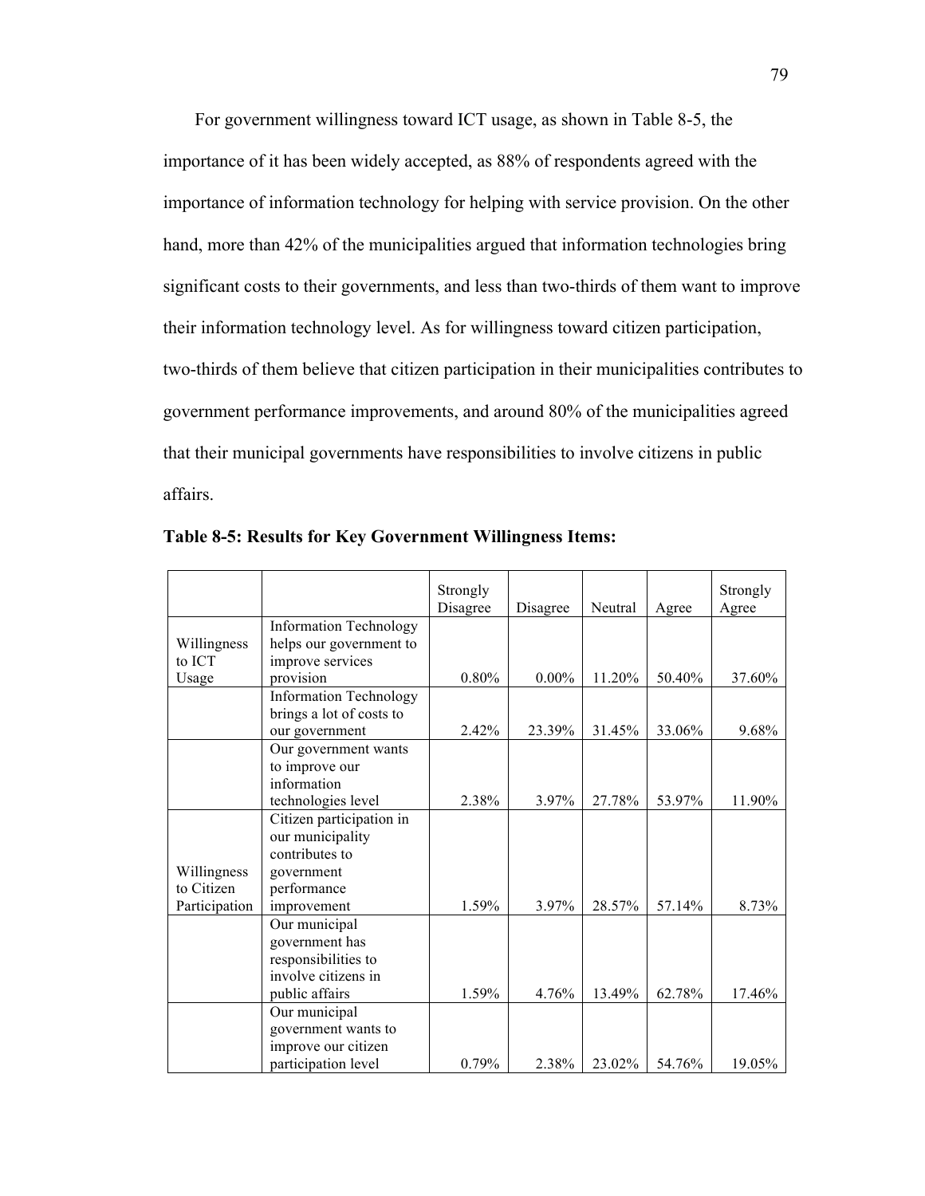For government willingness toward ICT usage, as shown in Table 8-5, the importance of it has been widely accepted, as 88% of respondents agreed with the importance of information technology for helping with service provision. On the other hand, more than 42% of the municipalities argued that information technologies bring significant costs to their governments, and less than two-thirds of them want to improve their information technology level. As for willingness toward citizen participation, two-thirds of them believe that citizen participation in their municipalities contributes to government performance improvements, and around 80% of the municipalities agreed that their municipal governments have responsibilities to involve citizens in public affairs.

**Table 8-5: Results for Key Government Willingness Items:**

| | | Strongly Disagree | Disagree | Neutral | Agree | Strongly Agree |
|---|---|---|---|---|---|---|
| Willingness to ICT Usage | Information Technology helps our government to improve services provision | 0.80% | 0.00% | 11.20% | 50.40% | 37.60% |
| | Information Technology brings a lot of costs to our government | 2.42% | 23.39% | 31.45% | 33.06% | 9.68% |
| | Our government wants to improve our information technologies level | 2.38% | 3.97% | 27.78% | 53.97% | 11.90% |
| Willingness to Citizen Participation | Citizen participation in our municipality contributes to government performance improvement | 1.59% | 3.97% | 28.57% | 57.14% | 8.73% |
| | Our municipal government has responsibilities to involve citizens in public affairs | 1.59% | 4.76% | 13.49% | 62.78% | 17.46% |
| | Our municipal government wants to improve our citizen participation level | 0.79% | 2.38% | 23.02% | 54.76% | 19.05% |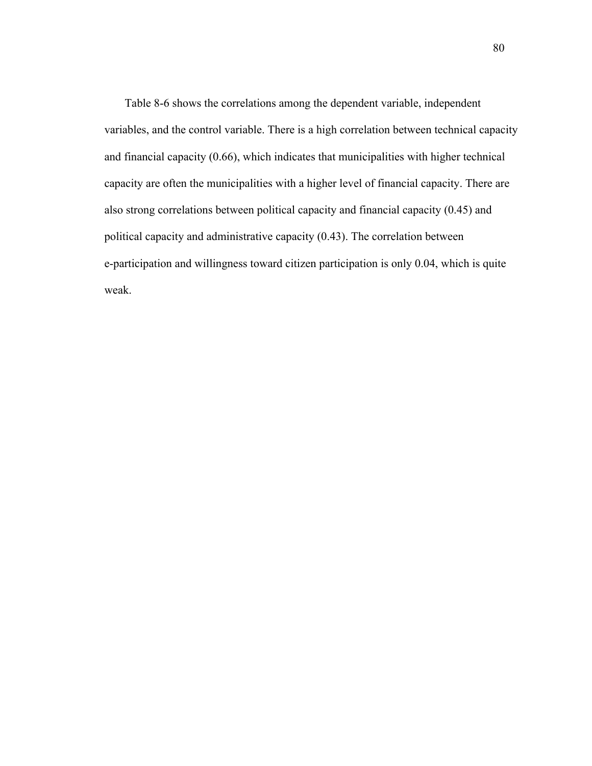Table 8-6 shows the correlations among the dependent variable, independent variables, and the control variable. There is a high correlation between technical capacity and financial capacity (0.66), which indicates that municipalities with higher technical capacity are often the municipalities with a higher level of financial capacity. There are also strong correlations between political capacity and financial capacity (0.45) and political capacity and administrative capacity (0.43). The correlation between e-participation and willingness toward citizen participation is only 0.04, which is quite weak.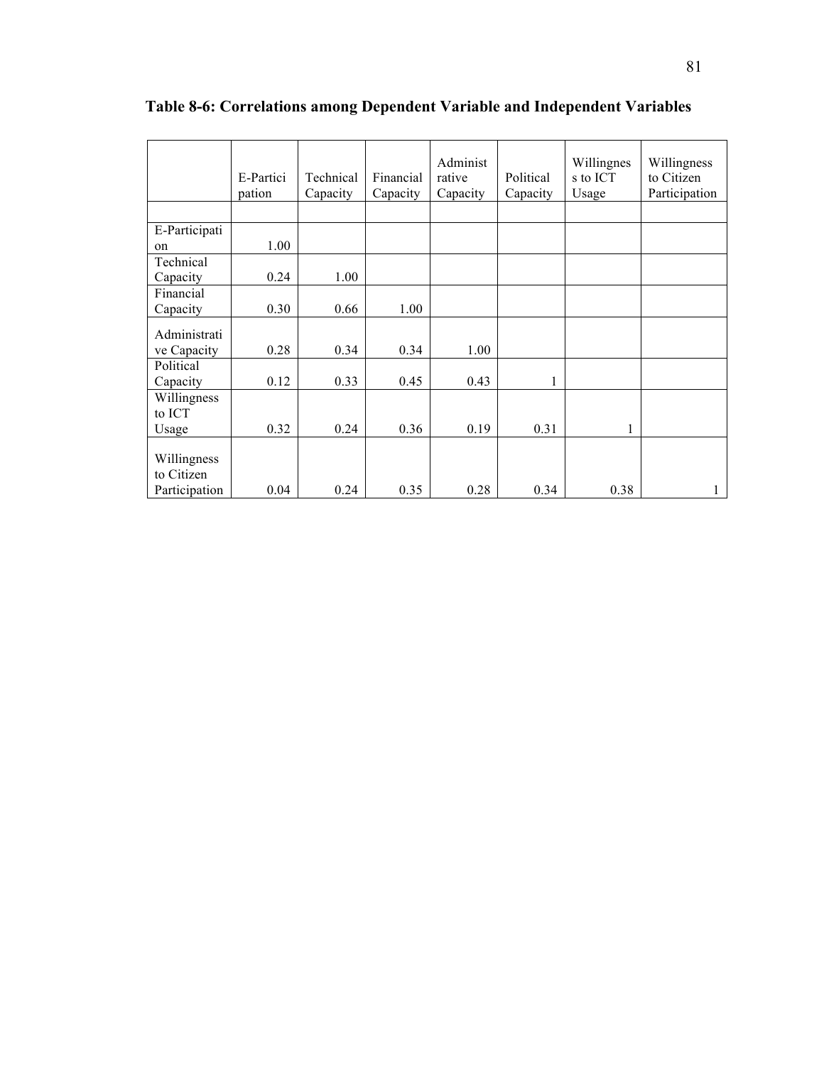**Table 8-6: Correlations among Dependent Variable and Independent Variables**

| | E-Participation | Technical Capacity | Financial Capacity | Administrative Capacity | Political Capacity | Willingness to ICT Usage | Willingness to Citizen Participation |
|---|---|---|---|---|---|---|---|
| | | | | | | | |
| E-Participation | 1.00 | | | | | | |
| Technical Capacity | 0.24 | 1.00 | | | | | |
| Financial Capacity | 0.30 | 0.66 | 1.00 | | | | |
| Administrative Capacity | 0.28 | 0.34 | 0.34 | 1.00 | | | |
| Political Capacity | 0.12 | 0.33 | 0.45 | 0.43 | 1 | | |
| Willingness to ICT Usage | 0.32 | 0.24 | 0.36 | 0.19 | 0.31 | 1 | |
| Willingness to Citizen Participation | 0.04 | 0.24 | 0.35 | 0.28 | 0.34 | 0.38 | 1 |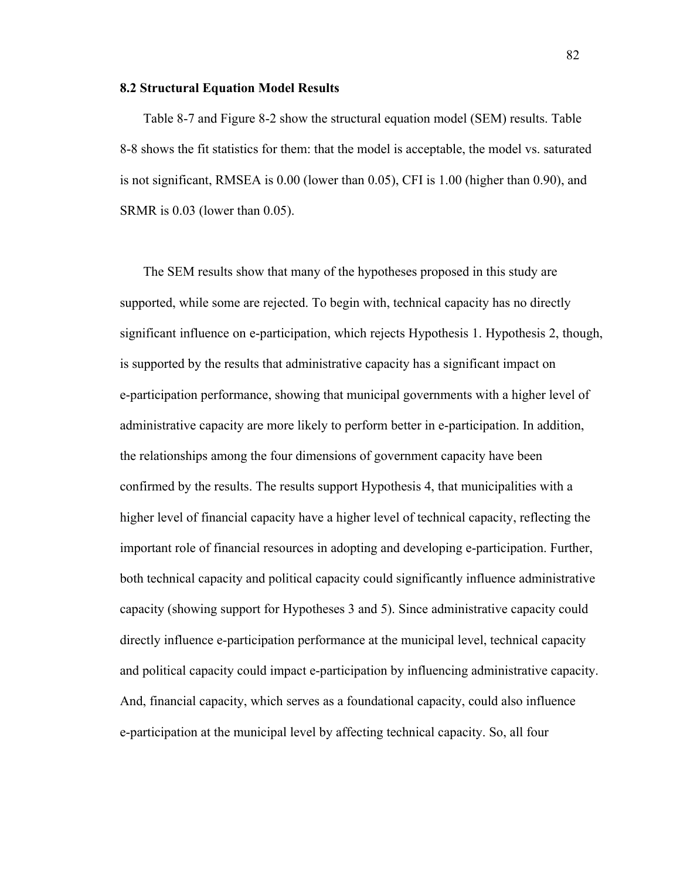### 8.2 Structural Equation Model Results

Table 8-7 and Figure 8-2 show the structural equation model (SEM) results. Table 8-8 shows the fit statistics for them: that the model is acceptable, the model vs. saturated is not significant, RMSEA is 0.00 (lower than 0.05), CFI is 1.00 (higher than 0.90), and SRMR is 0.03 (lower than 0.05).

The SEM results show that many of the hypotheses proposed in this study are supported, while some are rejected. To begin with, technical capacity has no directly significant influence on e-participation, which rejects Hypothesis 1. Hypothesis 2, though, is supported by the results that administrative capacity has a significant impact on e-participation performance, showing that municipal governments with a higher level of administrative capacity are more likely to perform better in e-participation. In addition, the relationships among the four dimensions of government capacity have been confirmed by the results. The results support Hypothesis 4, that municipalities with a higher level of financial capacity have a higher level of technical capacity, reflecting the important role of financial resources in adopting and developing e-participation. Further, both technical capacity and political capacity could significantly influence administrative capacity (showing support for Hypotheses 3 and 5). Since administrative capacity could directly influence e-participation performance at the municipal level, technical capacity and political capacity could impact e-participation by influencing administrative capacity. And, financial capacity, which serves as a foundational capacity, could also influence e-participation at the municipal level by affecting technical capacity. So, all four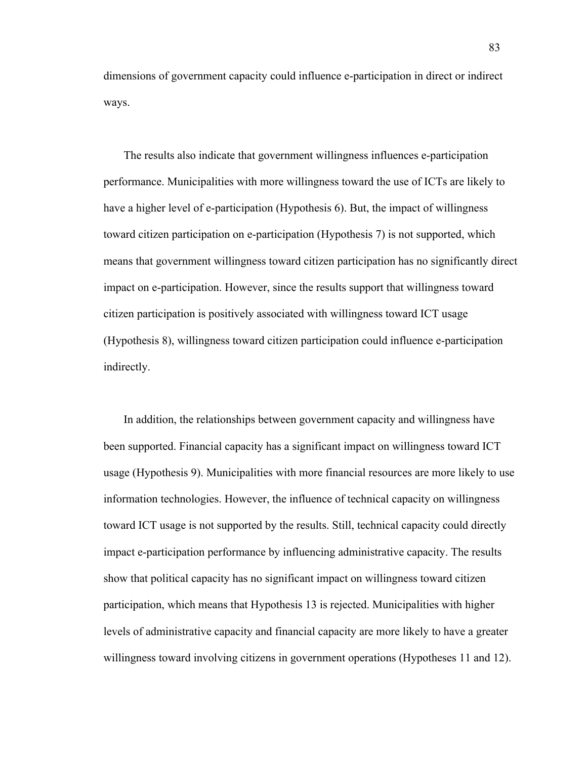dimensions of government capacity could influence e-participation in direct or indirect ways.

The results also indicate that government willingness influences e-participation performance. Municipalities with more willingness toward the use of ICTs are likely to have a higher level of e-participation (Hypothesis 6). But, the impact of willingness toward citizen participation on e-participation (Hypothesis 7) is not supported, which means that government willingness toward citizen participation has no significantly direct impact on e-participation. However, since the results support that willingness toward citizen participation is positively associated with willingness toward ICT usage (Hypothesis 8), willingness toward citizen participation could influence e-participation indirectly.

In addition, the relationships between government capacity and willingness have been supported. Financial capacity has a significant impact on willingness toward ICT usage (Hypothesis 9). Municipalities with more financial resources are more likely to use information technologies. However, the influence of technical capacity on willingness toward ICT usage is not supported by the results. Still, technical capacity could directly impact e-participation performance by influencing administrative capacity. The results show that political capacity has no significant impact on willingness toward citizen participation, which means that Hypothesis 13 is rejected. Municipalities with higher levels of administrative capacity and financial capacity are more likely to have a greater willingness toward involving citizens in government operations (Hypotheses 11 and 12).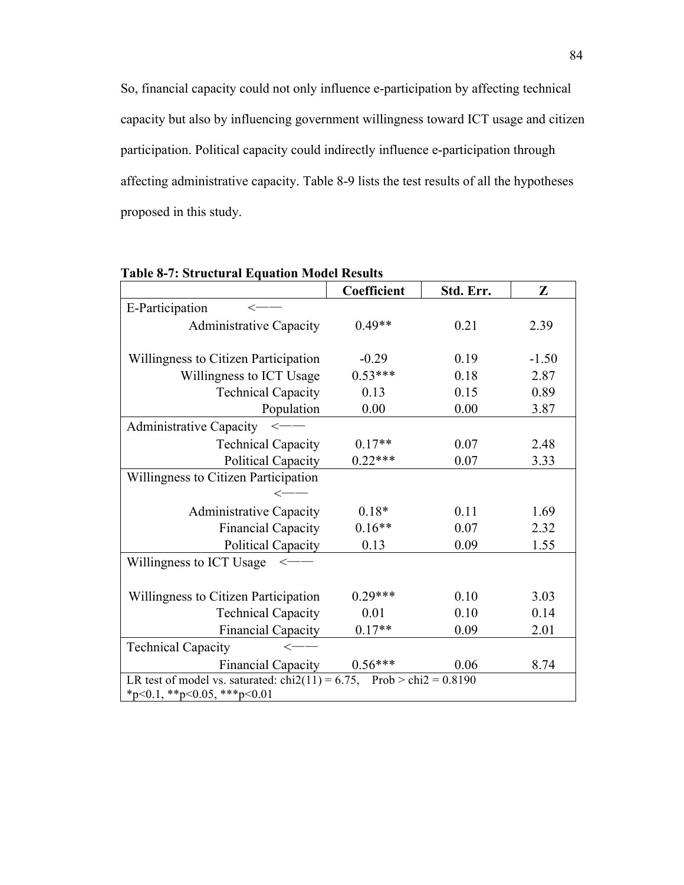So, financial capacity could not only influence e-participation by affecting technical capacity but also by influencing government willingness toward ICT usage and citizen participation. Political capacity could indirectly influence e-participation through affecting administrative capacity. Table 8-9 lists the test results of all the hypotheses proposed in this study.

**Table 8-7: Structural Equation Model Results**

| | Coefficient | Std. Err. | Z |
|---|---|---|---|
| E-Participation <—— | | | |
| Administrative Capacity | 0.49** | 0.21 | 2.39 |
| Willingness to Citizen Participation | -0.29 | 0.19 | -1.50 |
| Willingness to ICT Usage | 0.53*** | 0.18 | 2.87 |
| Technical Capacity | 0.13 | 0.15 | 0.89 |
| Population | 0.00 | 0.00 | 3.87 |
| Administrative Capacity <—— | | | |
| Technical Capacity | 0.17** | 0.07 | 2.48 |
| Political Capacity | 0.22*** | 0.07 | 3.33 |
| Willingness to Citizen Participation <—— | | | |
| Administrative Capacity | 0.18* | 0.11 | 1.69 |
| Financial Capacity | 0.16** | 0.07 | 2.32 |
| Political Capacity | 0.13 | 0.09 | 1.55 |
| Willingness to ICT Usage <—— | | | |
| Willingness to Citizen Participation | 0.29*** | 0.10 | 3.03 |
| Technical Capacity | 0.01 | 0.10 | 0.14 |
| Financial Capacity | 0.17** | 0.09 | 2.01 |
| Technical Capacity <—— | | | |
| Financial Capacity | 0.56*** | 0.06 | 8.74 |
| LR test of model vs. saturated: chi2(11) = 6.75, Prob > chi2 = 0.8190 | | | |
| *p<0.1, **p<0.05, ***p<0.01 | | | |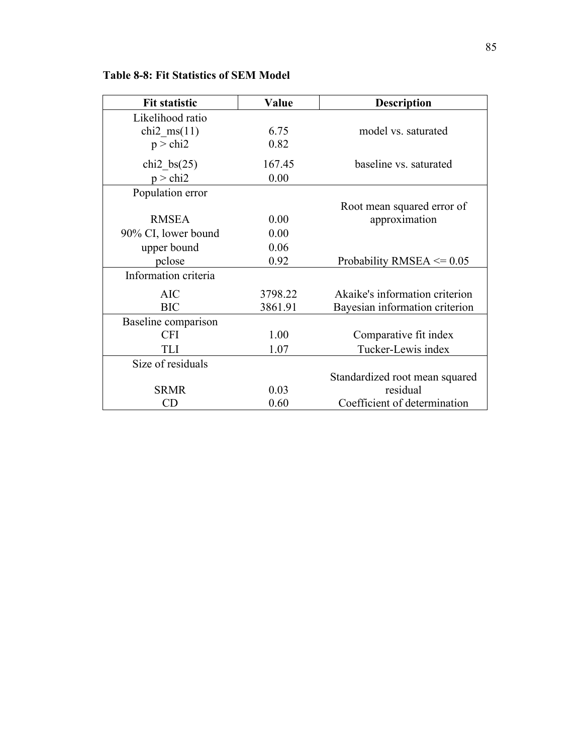**Table 8-8: Fit Statistics of SEM Model**

| Fit statistic | Value | Description |
|---|---|---|
| Likelihood ratio | | |
| chi2_ms(11) | 6.75 | model vs. saturated |
| p > chi2 | 0.82 | |
| chi2_bs(25) | 167.45 | baseline vs. saturated |
| p > chi2 | 0.00 | |
| Population error | | |
| RMSEA | 0.00 | Root mean squared error of approximation |
| 90% CI, lower bound | 0.00 | |
| upper bound | 0.06 | |
| pclose | 0.92 | Probability RMSEA <= 0.05 |
| Information criteria | | |
| AIC | 3798.22 | Akaike's information criterion |
| BIC | 3861.91 | Bayesian information criterion |
| Baseline comparison | | |
| CFI | 1.00 | Comparative fit index |
| TLI | 1.07 | Tucker-Lewis index |
| Size of residuals | | |
| SRMR | 0.03 | Standardized root mean squared residual |
| CD | 0.60 | Coefficient of determination |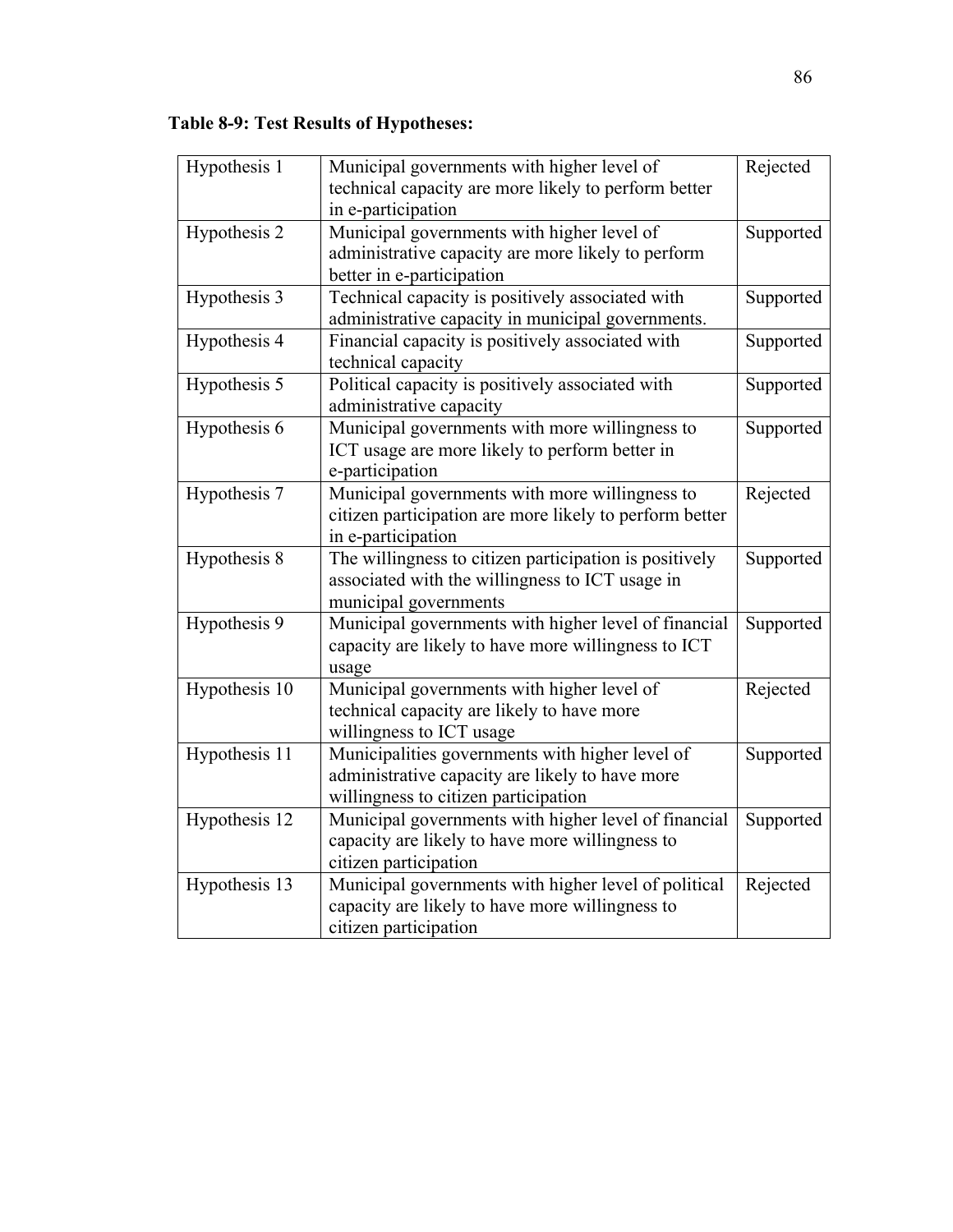**Table 8-9: Test Results of Hypotheses:**

| | | |
|---|---|---|
| Hypothesis 1 | Municipal governments with higher level of technical capacity are more likely to perform better in e-participation | Rejected |
| Hypothesis 2 | Municipal governments with higher level of administrative capacity are more likely to perform better in e-participation | Supported |
| Hypothesis 3 | Technical capacity is positively associated with administrative capacity in municipal governments. | Supported |
| Hypothesis 4 | Financial capacity is positively associated with technical capacity | Supported |
| Hypothesis 5 | Political capacity is positively associated with administrative capacity | Supported |
| Hypothesis 6 | Municipal governments with more willingness to ICT usage are more likely to perform better in e-participation | Supported |
| Hypothesis 7 | Municipal governments with more willingness to citizen participation are more likely to perform better in e-participation | Rejected |
| Hypothesis 8 | The willingness to citizen participation is positively associated with the willingness to ICT usage in municipal governments | Supported |
| Hypothesis 9 | Municipal governments with higher level of financial capacity are likely to have more willingness to ICT usage | Supported |
| Hypothesis 10 | Municipal governments with higher level of technical capacity are likely to have more willingness to ICT usage | Rejected |
| Hypothesis 11 | Municipalities governments with higher level of administrative capacity are likely to have more willingness to citizen participation | Supported |
| Hypothesis 12 | Municipal governments with higher level of financial capacity are likely to have more willingness to citizen participation | Supported |
| Hypothesis 13 | Municipal governments with higher level of political capacity are likely to have more willingness to citizen participation | Rejected |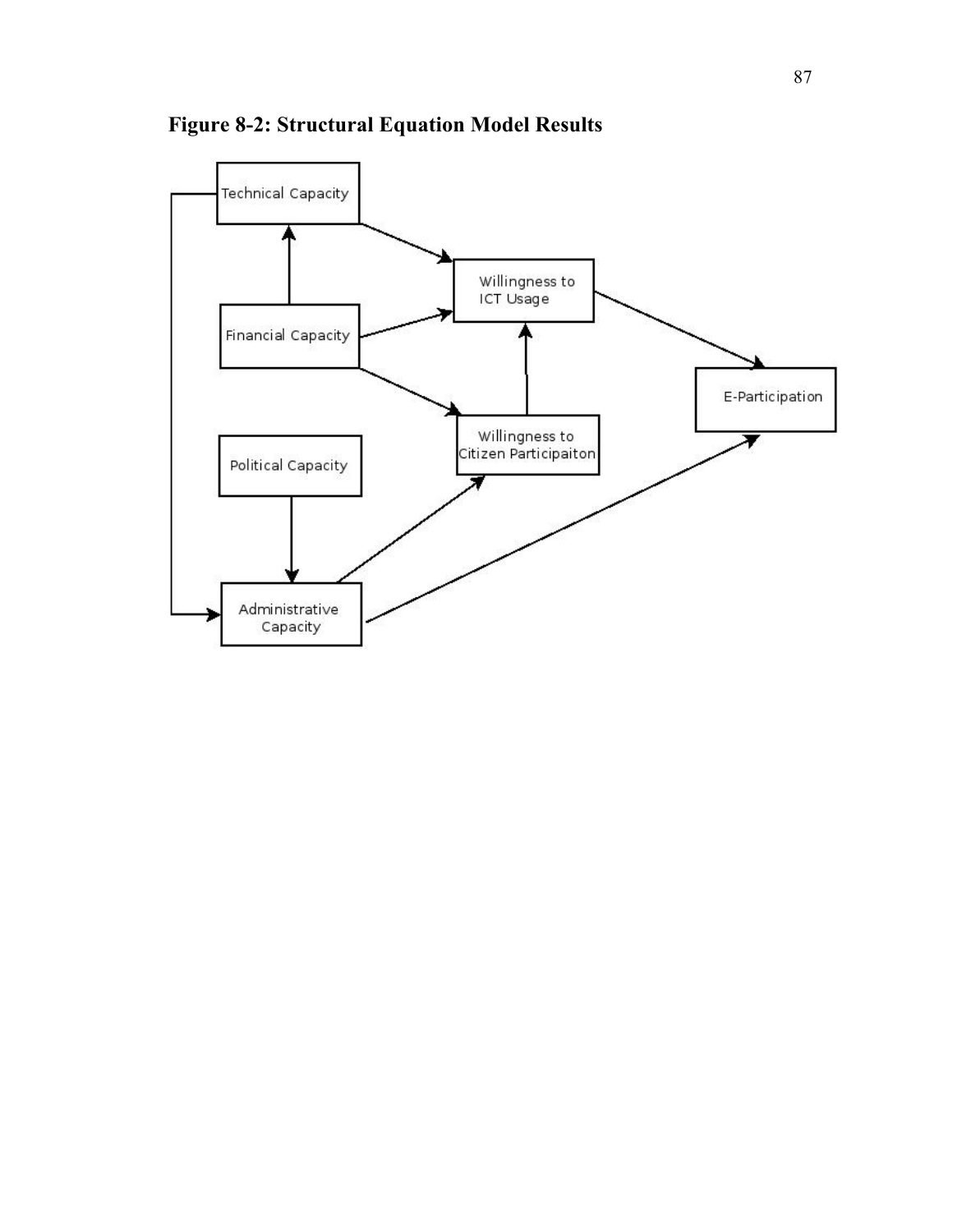**Figure 8-2: Structural Equation Model Results**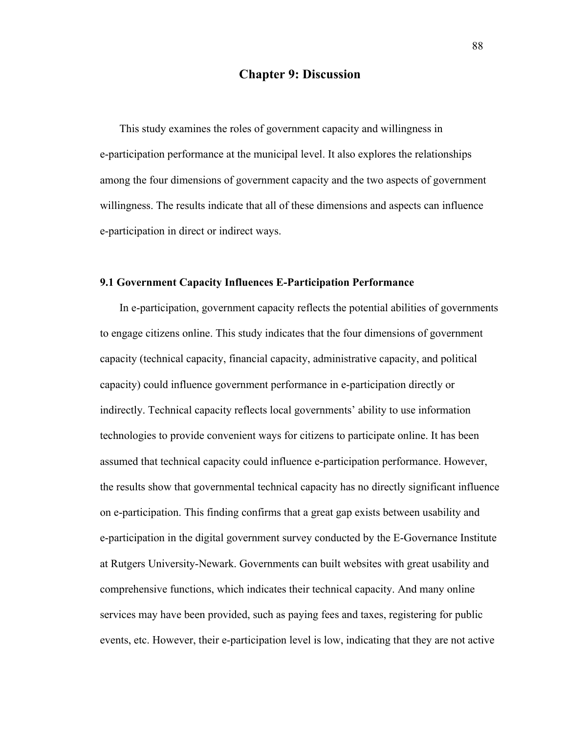# Chapter 9: Discussion

This study examines the roles of government capacity and willingness in e-participation performance at the municipal level. It also explores the relationships among the four dimensions of government capacity and the two aspects of government willingness. The results indicate that all of these dimensions and aspects can influence e-participation in direct or indirect ways.

## 9.1 Government Capacity Influences E-Participation Performance

In e-participation, government capacity reflects the potential abilities of governments to engage citizens online. This study indicates that the four dimensions of government capacity (technical capacity, financial capacity, administrative capacity, and political capacity) could influence government performance in e-participation directly or indirectly. Technical capacity reflects local governments' ability to use information technologies to provide convenient ways for citizens to participate online. It has been assumed that technical capacity could influence e-participation performance. However, the results show that governmental technical capacity has no directly significant influence on e-participation. This finding confirms that a great gap exists between usability and e-participation in the digital government survey conducted by the E-Governance Institute at Rutgers University-Newark. Governments can built websites with great usability and comprehensive functions, which indicates their technical capacity. And many online services may have been provided, such as paying fees and taxes, registering for public events, etc. However, their e-participation level is low, indicating that they are not active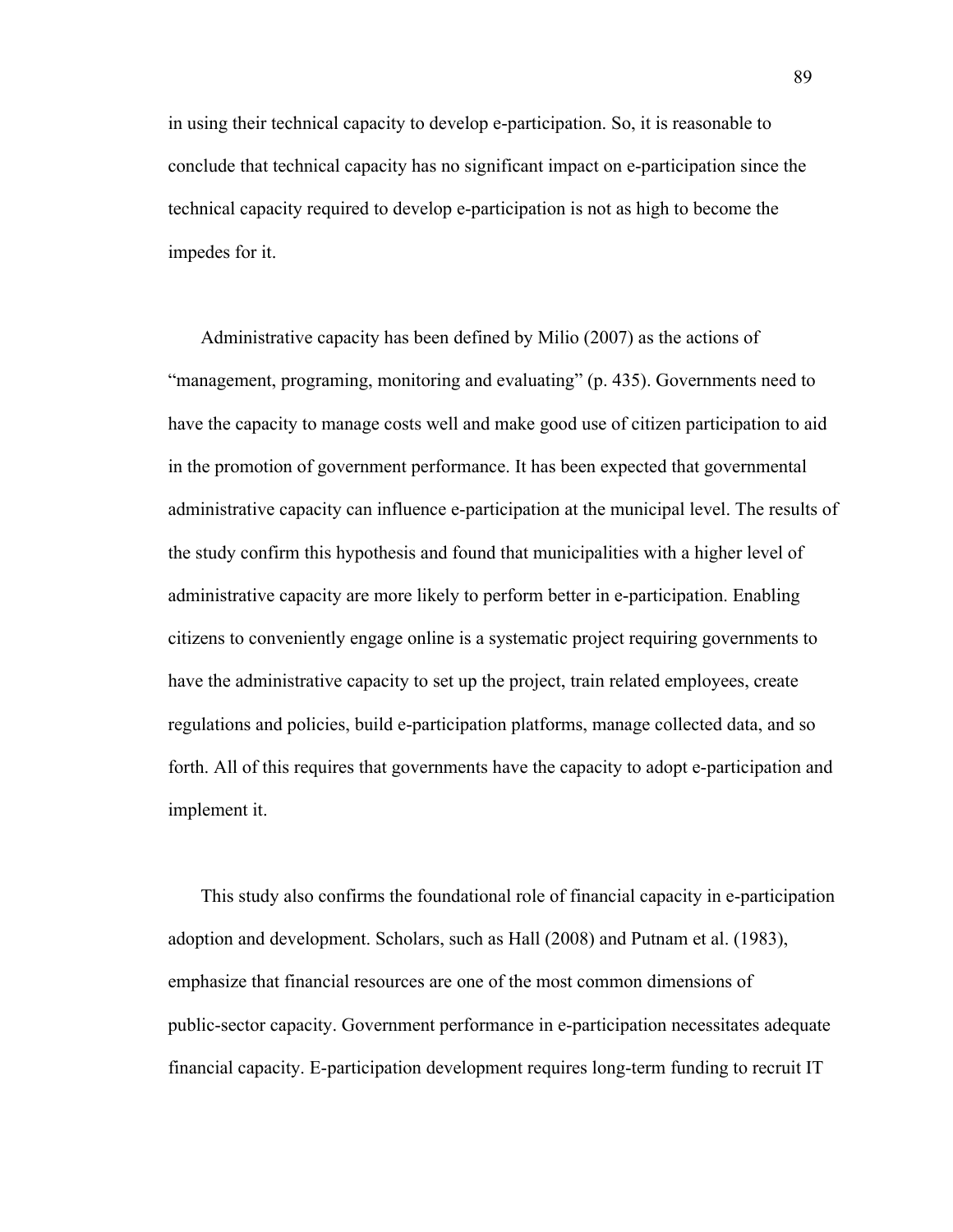in using their technical capacity to develop e-participation. So, it is reasonable to conclude that technical capacity has no significant impact on e-participation since the technical capacity required to develop e-participation is not as high to become the impedes for it.

Administrative capacity has been defined by Milio (2007) as the actions of “management, programing, monitoring and evaluating” (p. 435). Governments need to have the capacity to manage costs well and make good use of citizen participation to aid in the promotion of government performance. It has been expected that governmental administrative capacity can influence e-participation at the municipal level. The results of the study confirm this hypothesis and found that municipalities with a higher level of administrative capacity are more likely to perform better in e-participation. Enabling citizens to conveniently engage online is a systematic project requiring governments to have the administrative capacity to set up the project, train related employees, create regulations and policies, build e-participation platforms, manage collected data, and so forth. All of this requires that governments have the capacity to adopt e-participation and implement it.

This study also confirms the foundational role of financial capacity in e-participation adoption and development. Scholars, such as Hall (2008) and Putnam et al. (1983), emphasize that financial resources are one of the most common dimensions of public-sector capacity. Government performance in e-participation necessitates adequate financial capacity. E-participation development requires long-term funding to recruit IT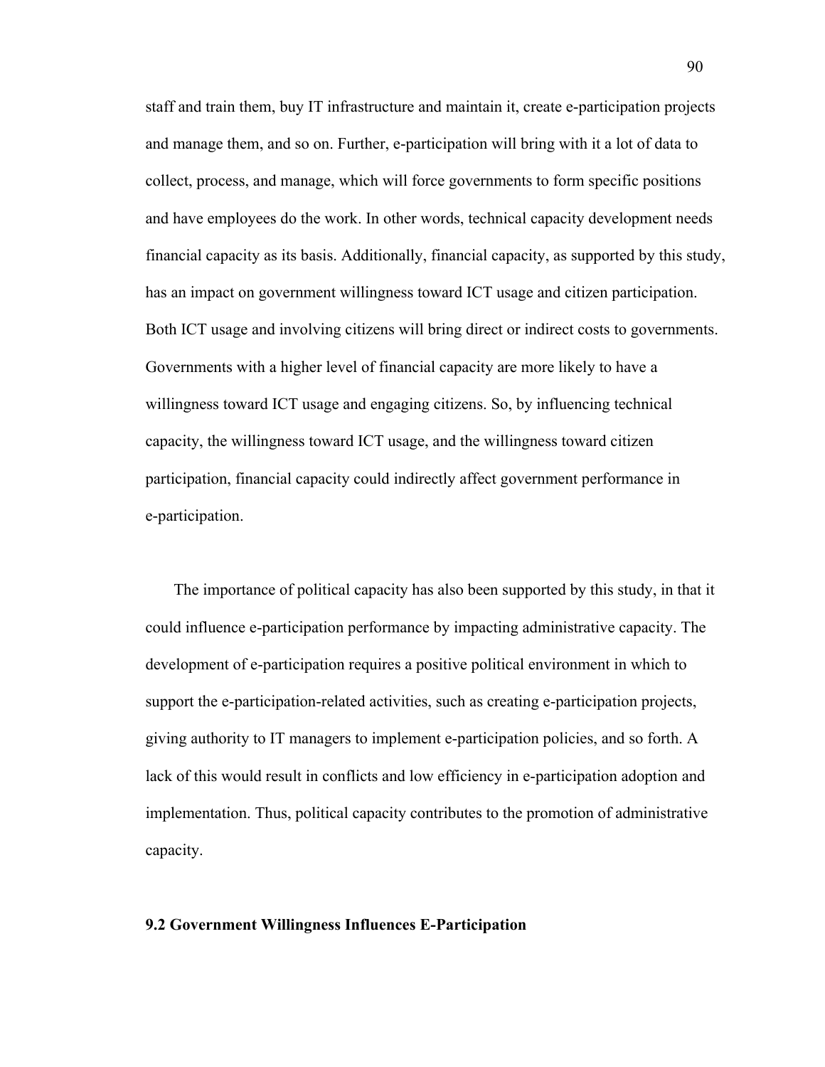staff and train them, buy IT infrastructure and maintain it, create e-participation projects and manage them, and so on. Further, e-participation will bring with it a lot of data to collect, process, and manage, which will force governments to form specific positions and have employees do the work. In other words, technical capacity development needs financial capacity as its basis. Additionally, financial capacity, as supported by this study, has an impact on government willingness toward ICT usage and citizen participation. Both ICT usage and involving citizens will bring direct or indirect costs to governments. Governments with a higher level of financial capacity are more likely to have a willingness toward ICT usage and engaging citizens. So, by influencing technical capacity, the willingness toward ICT usage, and the willingness toward citizen participation, financial capacity could indirectly affect government performance in e-participation.

The importance of political capacity has also been supported by this study, in that it could influence e-participation performance by impacting administrative capacity. The development of e-participation requires a positive political environment in which to support the e-participation-related activities, such as creating e-participation projects, giving authority to IT managers to implement e-participation policies, and so forth. A lack of this would result in conflicts and low efficiency in e-participation adoption and implementation. Thus, political capacity contributes to the promotion of administrative capacity.

## 9.2 Government Willingness Influences E-Participation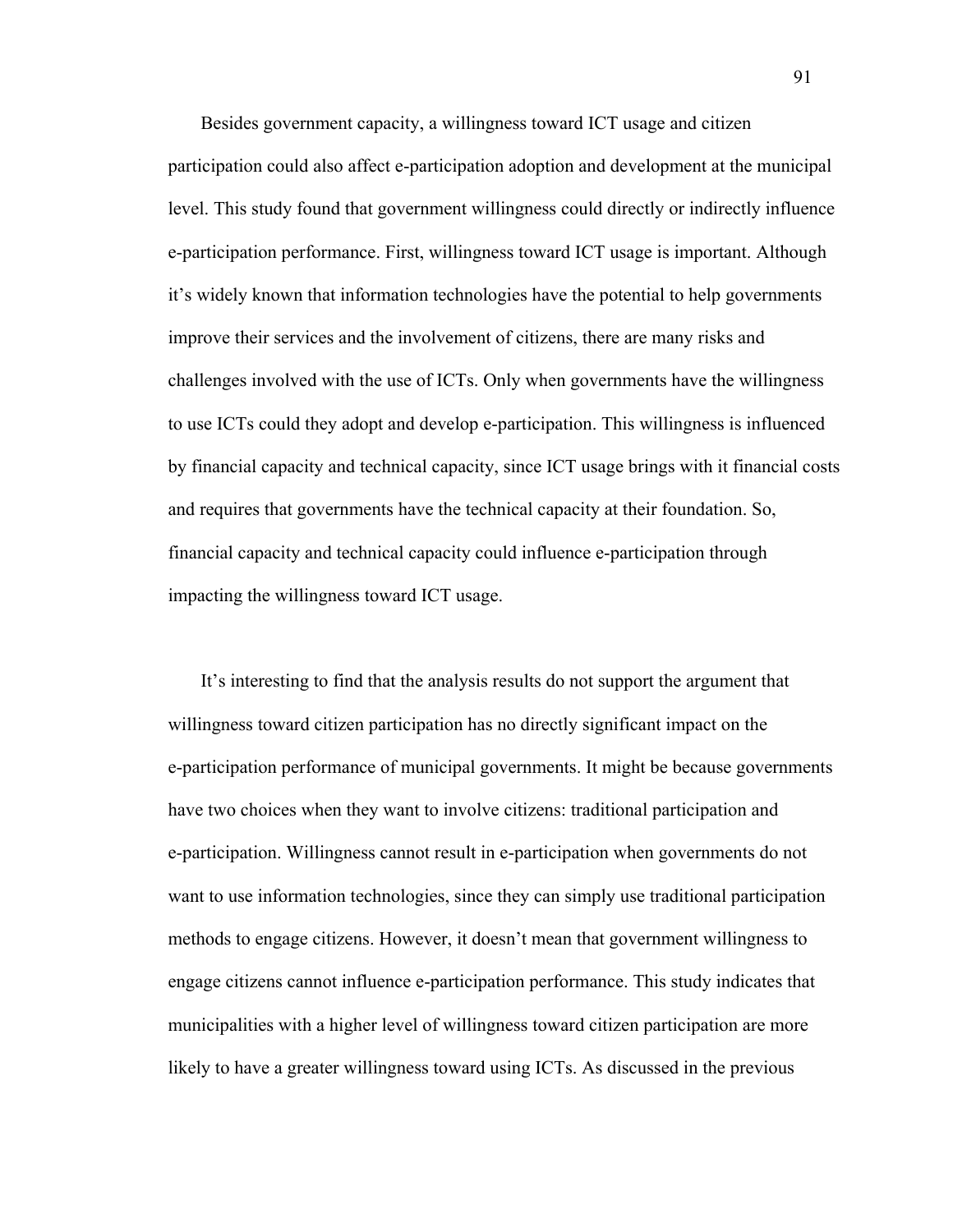Besides government capacity, a willingness toward ICT usage and citizen participation could also affect e-participation adoption and development at the municipal level. This study found that government willingness could directly or indirectly influence e-participation performance. First, willingness toward ICT usage is important. Although it's widely known that information technologies have the potential to help governments improve their services and the involvement of citizens, there are many risks and challenges involved with the use of ICTs. Only when governments have the willingness to use ICTs could they adopt and develop e-participation. This willingness is influenced by financial capacity and technical capacity, since ICT usage brings with it financial costs and requires that governments have the technical capacity at their foundation. So, financial capacity and technical capacity could influence e-participation through impacting the willingness toward ICT usage.

It's interesting to find that the analysis results do not support the argument that willingness toward citizen participation has no directly significant impact on the e-participation performance of municipal governments. It might be because governments have two choices when they want to involve citizens: traditional participation and e-participation. Willingness cannot result in e-participation when governments do not want to use information technologies, since they can simply use traditional participation methods to engage citizens. However, it doesn't mean that government willingness to engage citizens cannot influence e-participation performance. This study indicates that municipalities with a higher level of willingness toward citizen participation are more likely to have a greater willingness toward using ICTs. As discussed in the previous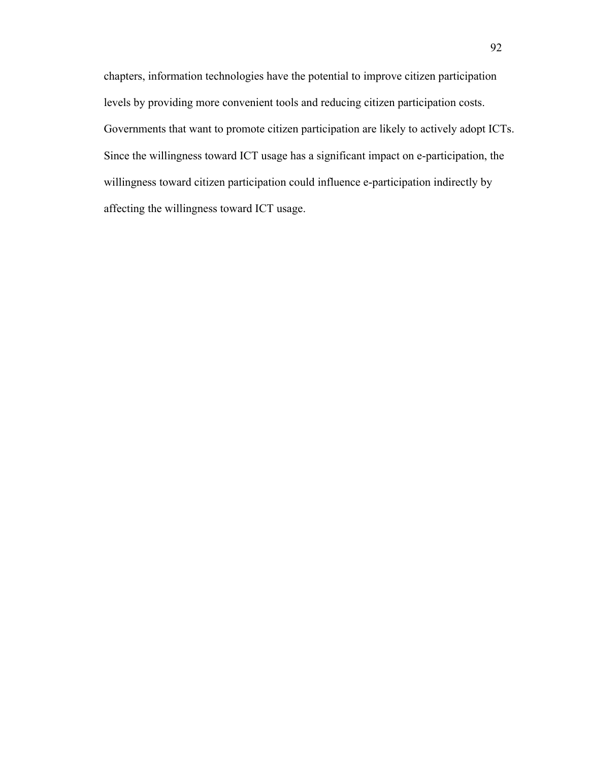chapters, information technologies have the potential to improve citizen participation levels by providing more convenient tools and reducing citizen participation costs. Governments that want to promote citizen participation are likely to actively adopt ICTs. Since the willingness toward ICT usage has a significant impact on e-participation, the willingness toward citizen participation could influence e-participation indirectly by affecting the willingness toward ICT usage.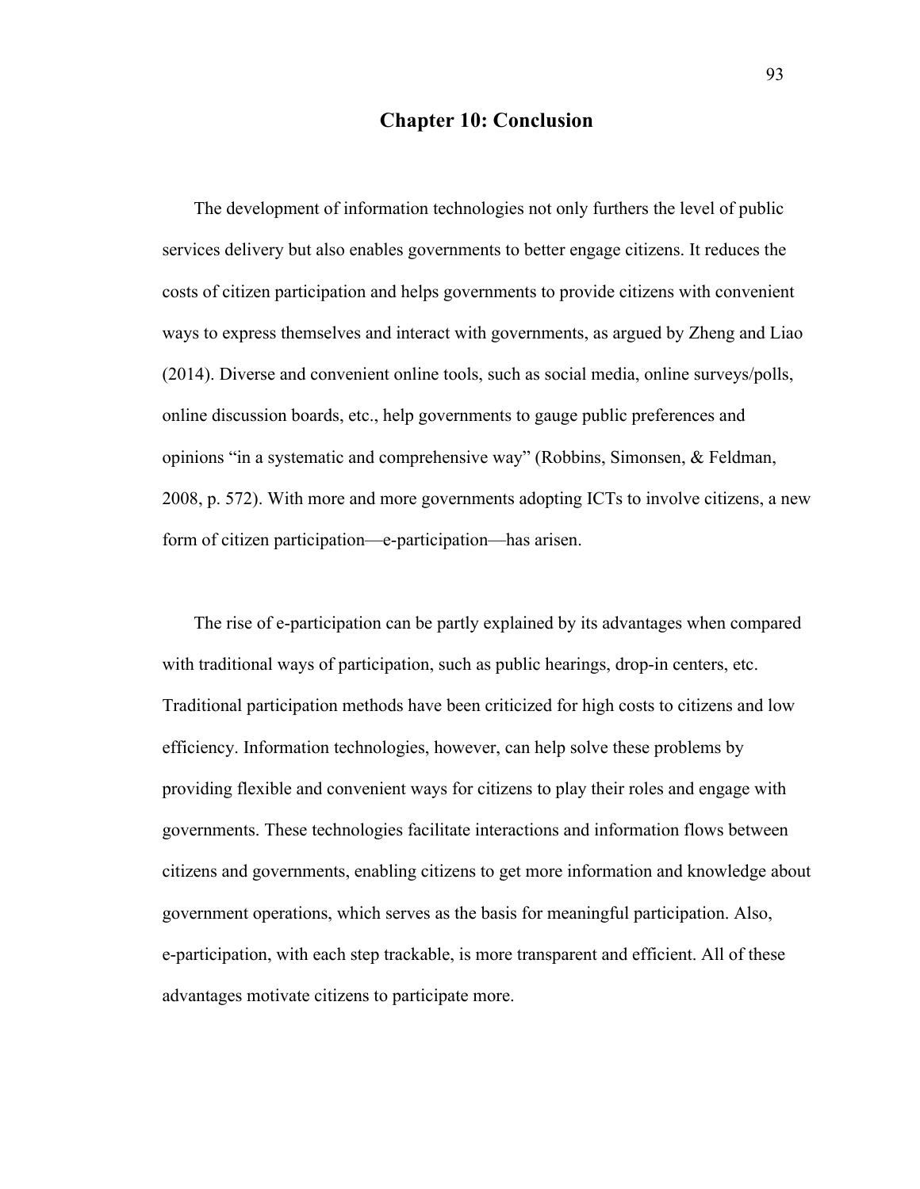# Chapter 10: Conclusion

The development of information technologies not only furthers the level of public services delivery but also enables governments to better engage citizens. It reduces the costs of citizen participation and helps governments to provide citizens with convenient ways to express themselves and interact with governments, as argued by Zheng and Liao (2014). Diverse and convenient online tools, such as social media, online surveys/polls, online discussion boards, etc., help governments to gauge public preferences and opinions "in a systematic and comprehensive way" (Robbins, Simonsen, & Feldman, 2008, p. 572). With more and more governments adopting ICTs to involve citizens, a new form of citizen participation—e-participation—has arisen.

The rise of e-participation can be partly explained by its advantages when compared with traditional ways of participation, such as public hearings, drop-in centers, etc. Traditional participation methods have been criticized for high costs to citizens and low efficiency. Information technologies, however, can help solve these problems by providing flexible and convenient ways for citizens to play their roles and engage with governments. These technologies facilitate interactions and information flows between citizens and governments, enabling citizens to get more information and knowledge about government operations, which serves as the basis for meaningful participation. Also, e-participation, with each step trackable, is more transparent and efficient. All of these advantages motivate citizens to participate more.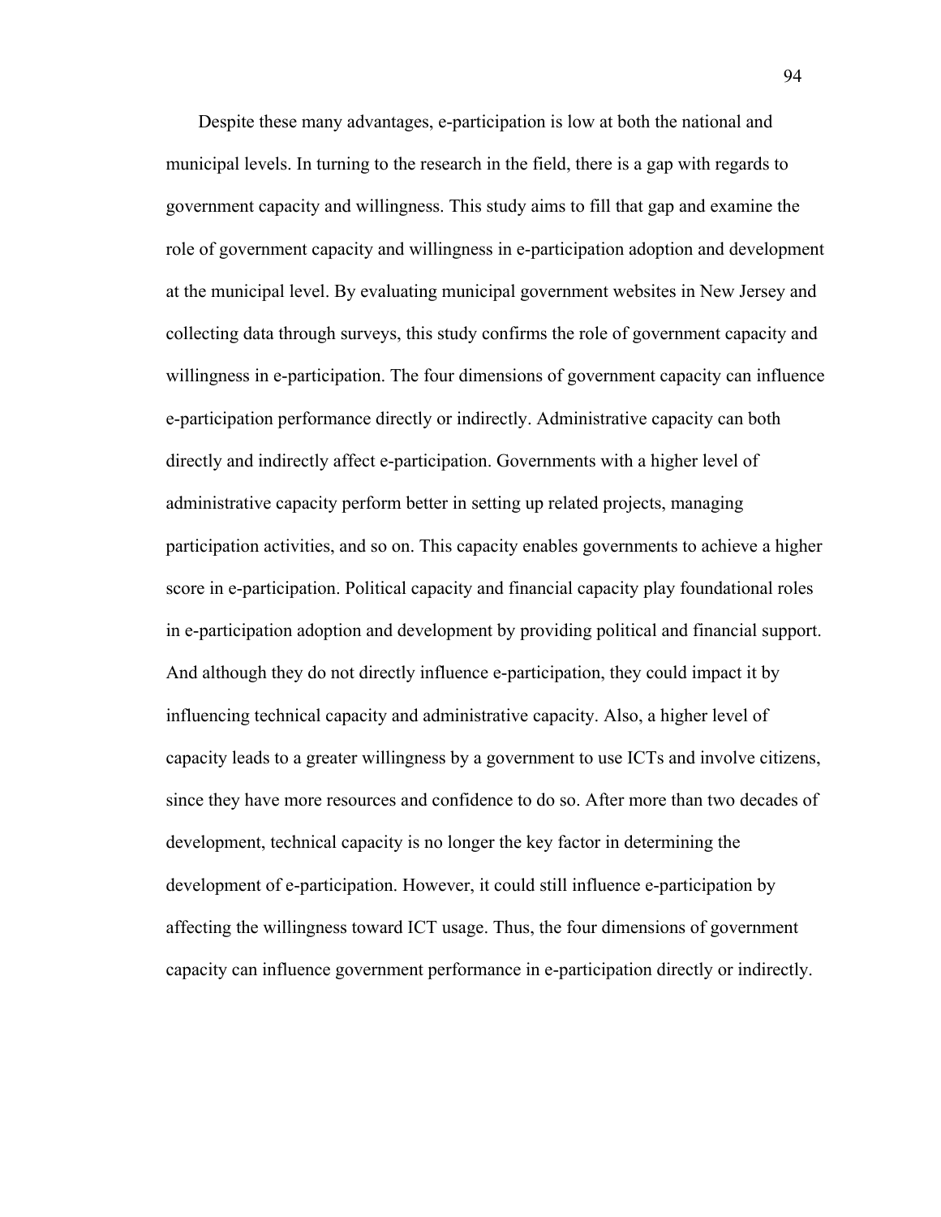Despite these many advantages, e-participation is low at both the national and municipal levels. In turning to the research in the field, there is a gap with regards to government capacity and willingness. This study aims to fill that gap and examine the role of government capacity and willingness in e-participation adoption and development at the municipal level. By evaluating municipal government websites in New Jersey and collecting data through surveys, this study confirms the role of government capacity and willingness in e-participation. The four dimensions of government capacity can influence e-participation performance directly or indirectly. Administrative capacity can both directly and indirectly affect e-participation. Governments with a higher level of administrative capacity perform better in setting up related projects, managing participation activities, and so on. This capacity enables governments to achieve a higher score in e-participation. Political capacity and financial capacity play foundational roles in e-participation adoption and development by providing political and financial support. And although they do not directly influence e-participation, they could impact it by influencing technical capacity and administrative capacity. Also, a higher level of capacity leads to a greater willingness by a government to use ICTs and involve citizens, since they have more resources and confidence to do so. After more than two decades of development, technical capacity is no longer the key factor in determining the development of e-participation. However, it could still influence e-participation by affecting the willingness toward ICT usage. Thus, the four dimensions of government capacity can influence government performance in e-participation directly or indirectly.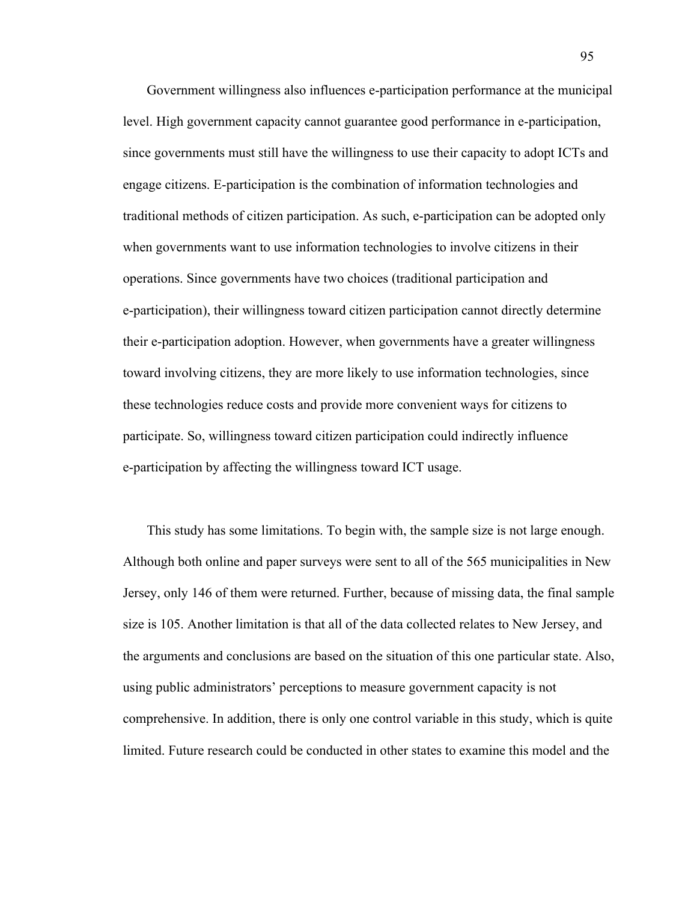Government willingness also influences e-participation performance at the municipal level. High government capacity cannot guarantee good performance in e-participation, since governments must still have the willingness to use their capacity to adopt ICTs and engage citizens. E-participation is the combination of information technologies and traditional methods of citizen participation. As such, e-participation can be adopted only when governments want to use information technologies to involve citizens in their operations. Since governments have two choices (traditional participation and e-participation), their willingness toward citizen participation cannot directly determine their e-participation adoption. However, when governments have a greater willingness toward involving citizens, they are more likely to use information technologies, since these technologies reduce costs and provide more convenient ways for citizens to participate. So, willingness toward citizen participation could indirectly influence e-participation by affecting the willingness toward ICT usage.

This study has some limitations. To begin with, the sample size is not large enough. Although both online and paper surveys were sent to all of the 565 municipalities in New Jersey, only 146 of them were returned. Further, because of missing data, the final sample size is 105. Another limitation is that all of the data collected relates to New Jersey, and the arguments and conclusions are based on the situation of this one particular state. Also, using public administrators' perceptions to measure government capacity is not comprehensive. In addition, there is only one control variable in this study, which is quite limited. Future research could be conducted in other states to examine this model and the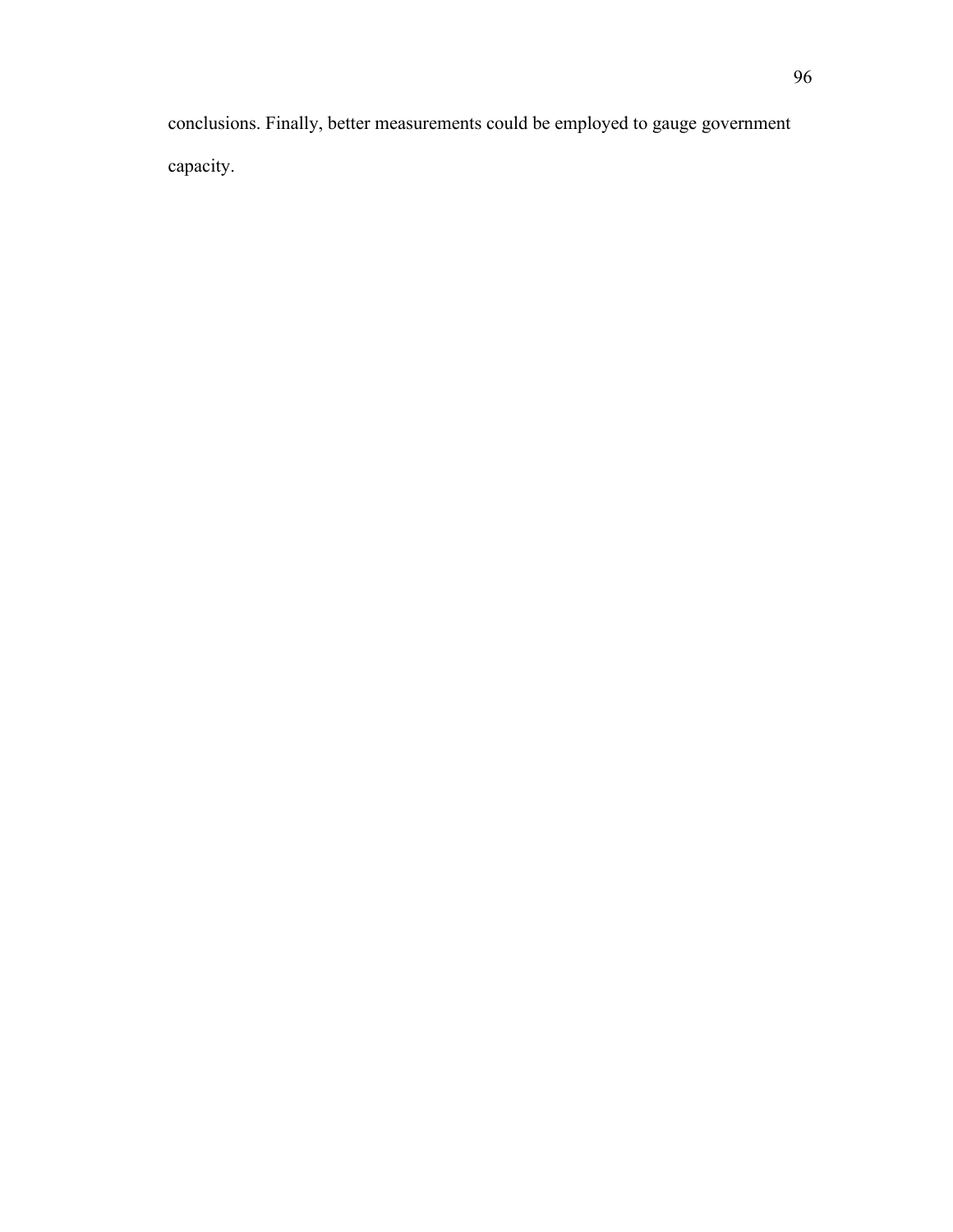conclusions. Finally, better measurements could be employed to gauge government capacity.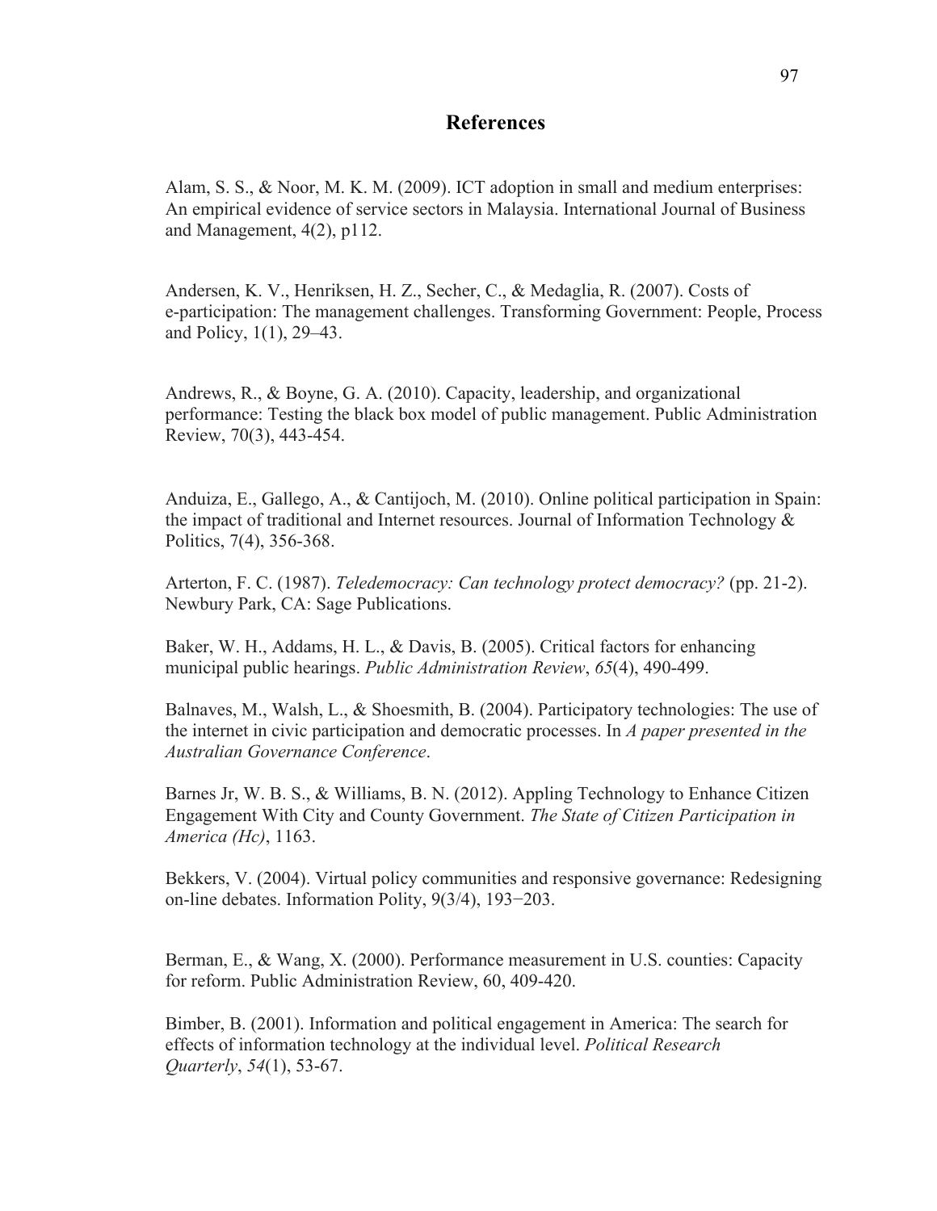# References

Alam, S. S., & Noor, M. K. M. (2009). ICT adoption in small and medium enterprises: An empirical evidence of service sectors in Malaysia. International Journal of Business and Management, 4(2), p112.

Andersen, K. V., Henriksen, H. Z., Secher, C., & Medaglia, R. (2007). Costs of e-participation: The management challenges. Transforming Government: People, Process and Policy, 1(1), 29–43.

Andrews, R., & Boyne, G. A. (2010). Capacity, leadership, and organizational performance: Testing the black box model of public management. Public Administration Review, 70(3), 443-454.

Anduiza, E., Gallego, A., & Cantijoch, M. (2010). Online political participation in Spain: the impact of traditional and Internet resources. Journal of Information Technology & Politics, 7(4), 356-368.

Arterton, F. C. (1987). *Teledemocracy: Can technology protect democracy?* (pp. 21-2). Newbury Park, CA: Sage Publications.

Baker, W. H., Addams, H. L., & Davis, B. (2005). Critical factors for enhancing municipal public hearings. *Public Administration Review*, *65*(4), 490-499.

Balnaves, M., Walsh, L., & Shoesmith, B. (2004). Participatory technologies: The use of the internet in civic participation and democratic processes. In *A paper presented in the Australian Governance Conference*.

Barnes Jr, W. B. S., & Williams, B. N. (2012). Appling Technology to Enhance Citizen Engagement With City and County Government. *The State of Citizen Participation in America (Hc)*, 1163.

Bekkers, V. (2004). Virtual policy communities and responsive governance: Redesigning on-line debates. Information Polity, 9(3/4), 193−203.

Berman, E., & Wang, X. (2000). Performance measurement in U.S. counties: Capacity for reform. Public Administration Review, 60, 409-420.

Bimber, B. (2001). Information and political engagement in America: The search for effects of information technology at the individual level. *Political Research Quarterly*, *54*(1), 53-67.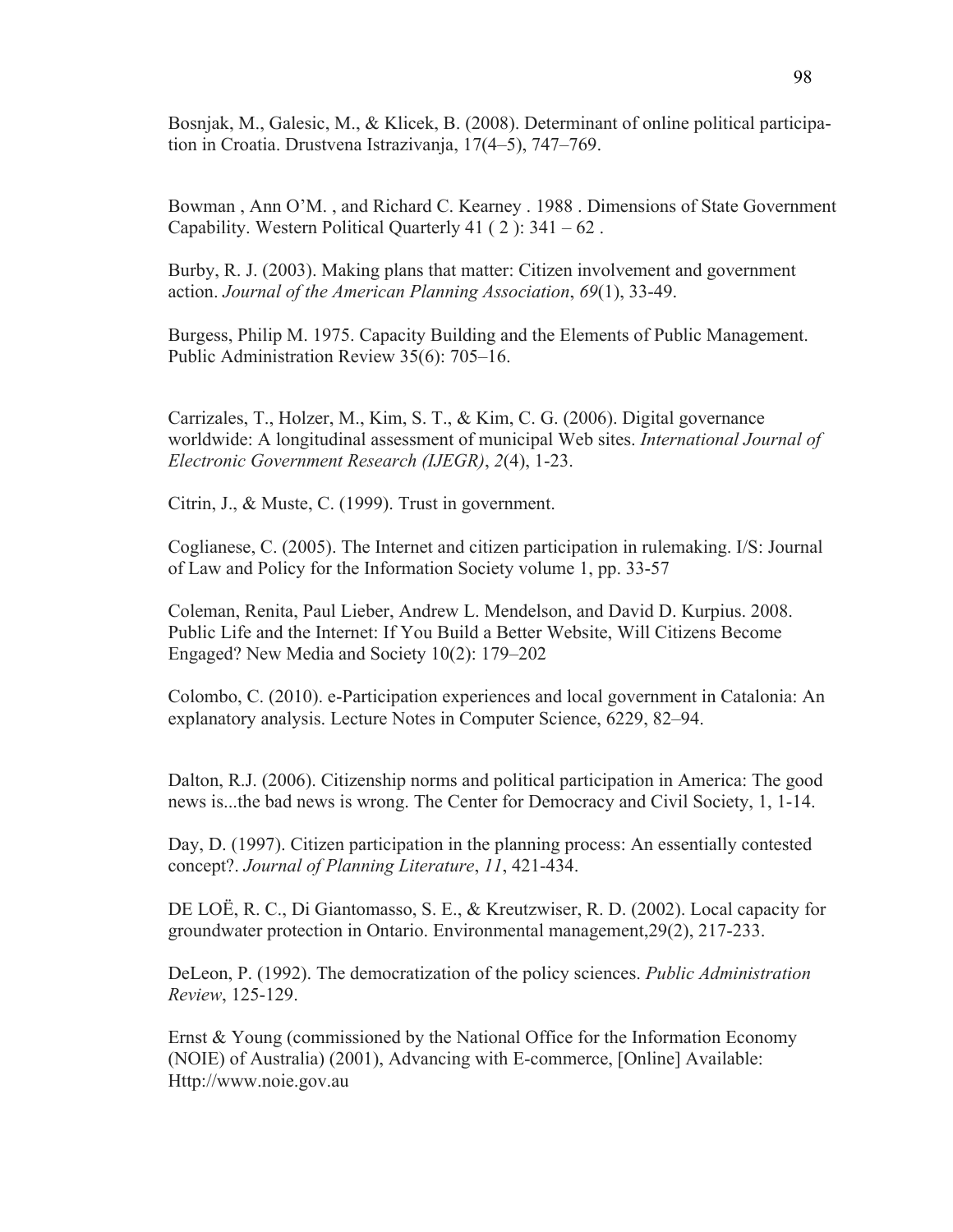Bosnjak, M., Galesic, M., & Klicek, B. (2008). Determinant of online political participation in Croatia. Drustvena Istrazivanja, 17(4–5), 747–769.

Bowman , Ann O'M. , and Richard C. Kearney . 1988 . Dimensions of State Government Capability. Western Political Quarterly 41 ( 2 ): 341 – 62 .

Burby, R. J. (2003). Making plans that matter: Citizen involvement and government action. *Journal of the American Planning Association*, *69*(1), 33-49.

Burgess, Philip M. 1975. Capacity Building and the Elements of Public Management. Public Administration Review 35(6): 705–16.

Carrizales, T., Holzer, M., Kim, S. T., & Kim, C. G. (2006). Digital governance worldwide: A longitudinal assessment of municipal Web sites. *International Journal of Electronic Government Research (IJEGR)*, *2*(4), 1-23.

Citrin, J., & Muste, C. (1999). Trust in government.

Coglianese, C. (2005). The Internet and citizen participation in rulemaking. I/S: Journal of Law and Policy for the Information Society volume 1, pp. 33-57

Coleman, Renita, Paul Lieber, Andrew L. Mendelson, and David D. Kurpius. 2008. Public Life and the Internet: If You Build a Better Website, Will Citizens Become Engaged? New Media and Society 10(2): 179–202

Colombo, C. (2010). e-Participation experiences and local government in Catalonia: An explanatory analysis. Lecture Notes in Computer Science, 6229, 82–94.

Dalton, R.J. (2006). Citizenship norms and political participation in America: The good news is...the bad news is wrong. The Center for Democracy and Civil Society, 1, 1-14.

Day, D. (1997). Citizen participation in the planning process: An essentially contested concept?. *Journal of Planning Literature*, *11*, 421-434.

DE LOË, R. C., Di Giantomasso, S. E., & Kreutzwiser, R. D. (2002). Local capacity for groundwater protection in Ontario. Environmental management,29(2), 217-233.

DeLeon, P. (1992). The democratization of the policy sciences. *Public Administration Review*, 125-129.

Ernst & Young (commissioned by the National Office for the Information Economy (NOIE) of Australia) (2001), Advancing with E-commerce, [Online] Available: Http://www.noie.gov.au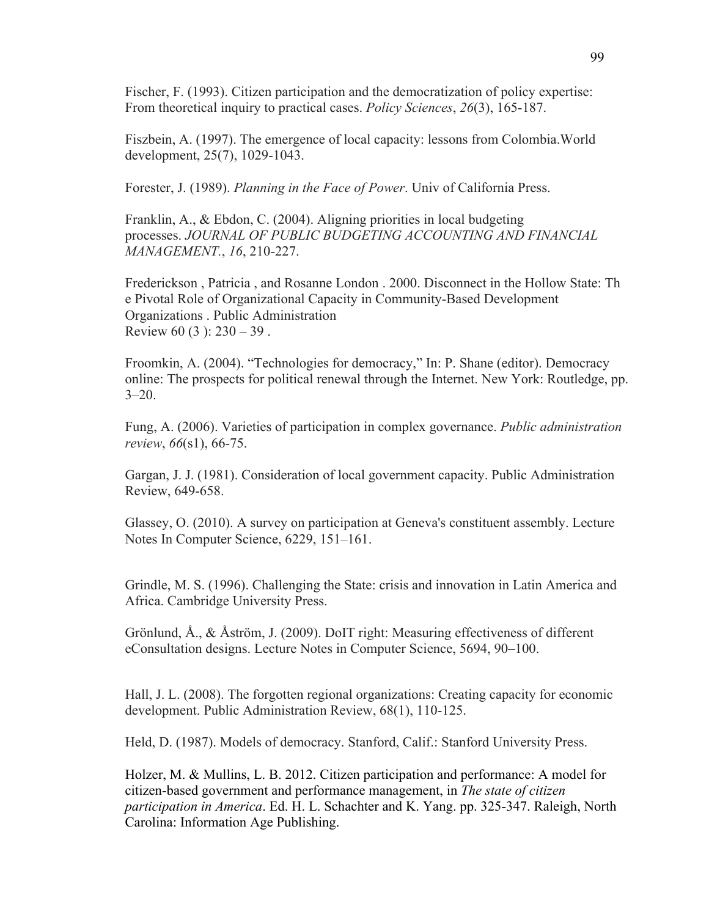Fischer, F. (1993). Citizen participation and the democratization of policy expertise: From theoretical inquiry to practical cases. *Policy Sciences*, *26*(3), 165-187.

Fiszbein, A. (1997). The emergence of local capacity: lessons from Colombia.World development, 25(7), 1029-1043.

Forester, J. (1989). *Planning in the Face of Power*. Univ of California Press.

Franklin, A., & Ebdon, C. (2004). Aligning priorities in local budgeting processes. *JOURNAL OF PUBLIC BUDGETING ACCOUNTING AND FINANCIAL MANAGEMENT.*, *16*, 210-227.

Frederickson , Patricia , and Rosanne London . 2000. Disconnect in the Hollow State: Th e Pivotal Role of Organizational Capacity in Community-Based Development Organizations . Public Administration Review 60 (3 ): 230 – 39 .

Froomkin, A. (2004). "Technologies for democracy," In: P. Shane (editor). Democracy online: The prospects for political renewal through the Internet. New York: Routledge, pp. 3–20.

Fung, A. (2006). Varieties of participation in complex governance. *Public administration review*, *66*(s1), 66-75.

Gargan, J. J. (1981). Consideration of local government capacity. Public Administration Review, 649-658.

Glassey, O. (2010). A survey on participation at Geneva's constituent assembly. Lecture Notes In Computer Science, 6229, 151–161.

Grindle, M. S. (1996). Challenging the State: crisis and innovation in Latin America and Africa. Cambridge University Press.

Grönlund, Å., & Åström, J. (2009). DoIT right: Measuring effectiveness of different eConsultation designs. Lecture Notes in Computer Science, 5694, 90–100.

Hall, J. L. (2008). The forgotten regional organizations: Creating capacity for economic development. Public Administration Review, 68(1), 110-125.

Held, D. (1987). Models of democracy. Stanford, Calif.: Stanford University Press.

Holzer, M. & Mullins, L. B. 2012. Citizen participation and performance: A model for citizen-based government and performance management, in *The state of citizen participation in America*. Ed. H. L. Schachter and K. Yang. pp. 325-347. Raleigh, North Carolina: Information Age Publishing.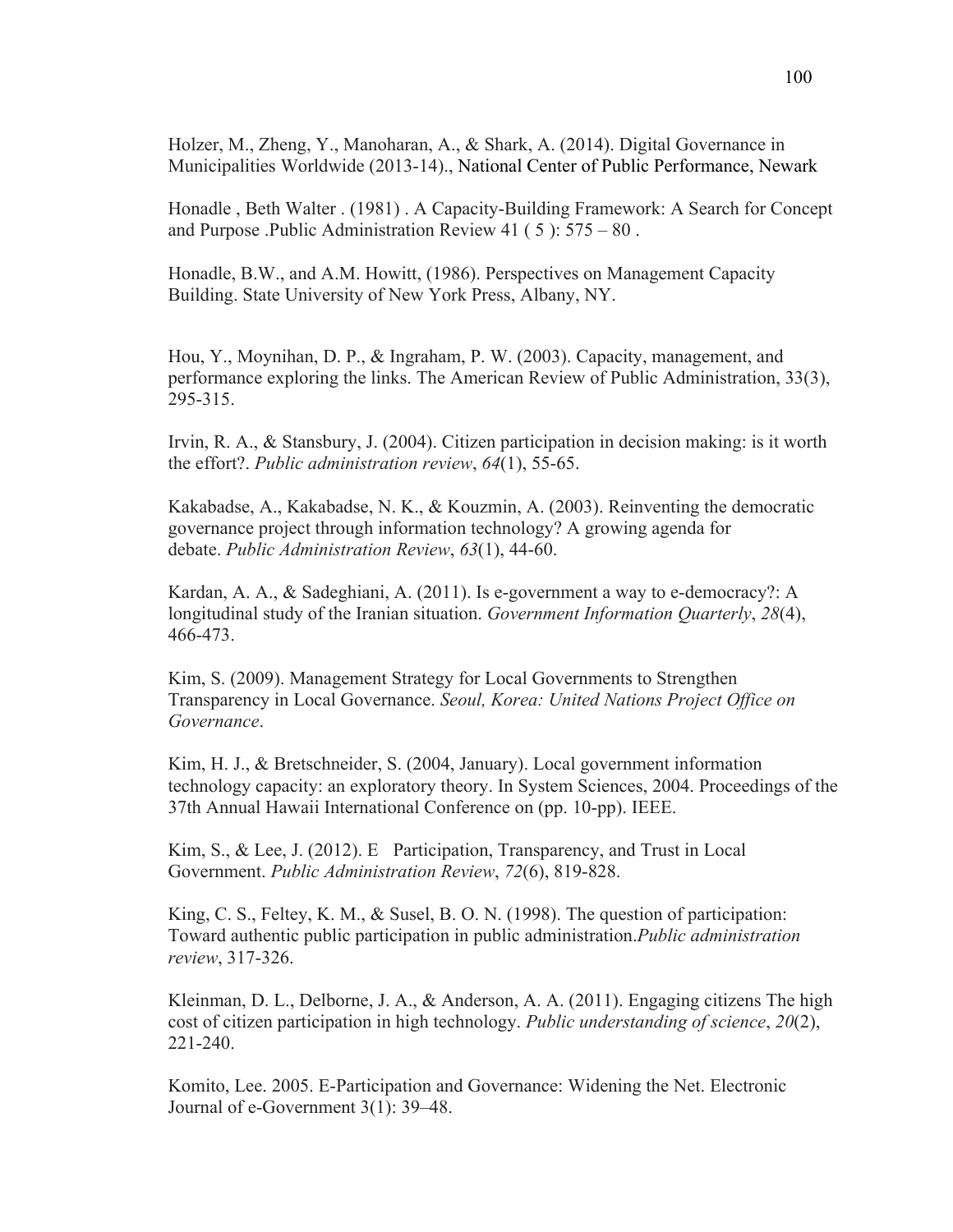Holzer, M., Zheng, Y., Manoharan, A., & Shark, A. (2014). Digital Governance in Municipalities Worldwide (2013-14)., National Center of Public Performance, Newark

Honadle , Beth Walter . (1981) . A Capacity-Building Framework: A Search for Concept and Purpose .Public Administration Review 41 ( 5 ): 575 – 80 .

Honadle, B.W., and A.M. Howitt, (1986). Perspectives on Management Capacity Building. State University of New York Press, Albany, NY.

Hou, Y., Moynihan, D. P., & Ingraham, P. W. (2003). Capacity, management, and performance exploring the links. The American Review of Public Administration, 33(3), 295-315.

Irvin, R. A., & Stansbury, J. (2004). Citizen participation in decision making: is it worth the effort?. *Public administration review*, *64*(1), 55-65.

Kakabadse, A., Kakabadse, N. K., & Kouzmin, A. (2003). Reinventing the democratic governance project through information technology? A growing agenda for debate. *Public Administration Review*, *63*(1), 44-60.

Kardan, A. A., & Sadeghiani, A. (2011). Is e-government a way to e-democracy?: A longitudinal study of the Iranian situation. *Government Information Quarterly*, *28*(4), 466-473.

Kim, S. (2009). Management Strategy for Local Governments to Strengthen Transparency in Local Governance. *Seoul, Korea: United Nations Project Office on Governance*.

Kim, H. J., & Bretschneider, S. (2004, January). Local government information technology capacity: an exploratory theory. In System Sciences, 2004. Proceedings of the 37th Annual Hawaii International Conference on (pp. 10-pp). IEEE.

Kim, S., & Lee, J. (2012). E Participation, Transparency, and Trust in Local Government. *Public Administration Review*, *72*(6), 819-828.

King, C. S., Feltey, K. M., & Susel, B. O. N. (1998). The question of participation: Toward authentic public participation in public administration.*Public administration review*, 317-326.

Kleinman, D. L., Delborne, J. A., & Anderson, A. A. (2011). Engaging citizens The high cost of citizen participation in high technology. *Public understanding of science*, *20*(2), 221-240.

Komito, Lee. 2005. E-Participation and Governance: Widening the Net. Electronic Journal of e-Government 3(1): 39–48.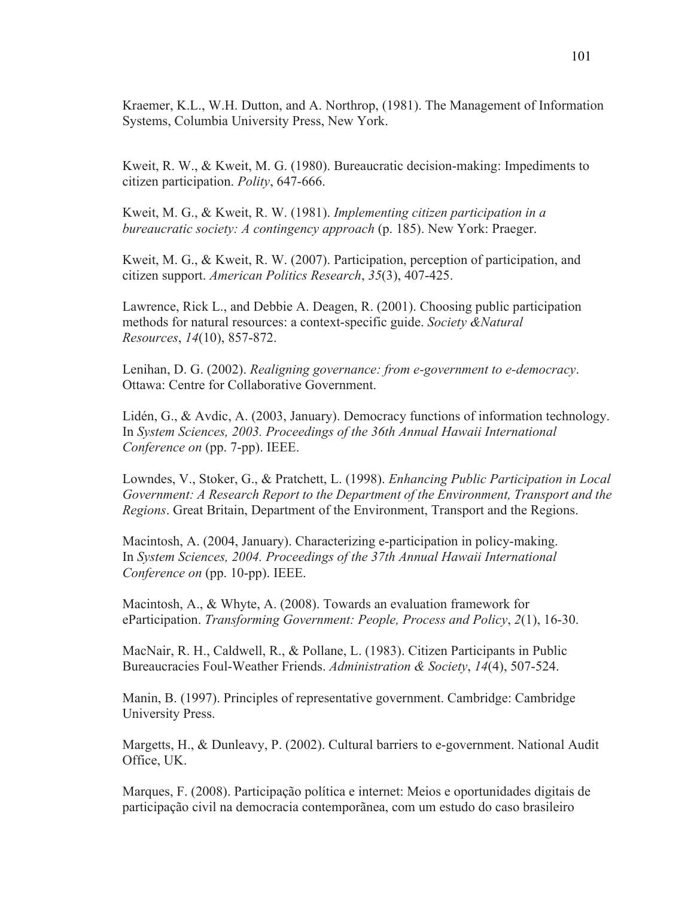Kraemer, K.L., W.H. Dutton, and A. Northrop, (1981). The Management of Information Systems, Columbia University Press, New York.

Kweit, R. W., & Kweit, M. G. (1980). Bureaucratic decision-making: Impediments to citizen participation. *Polity*, 647-666.

Kweit, M. G., & Kweit, R. W. (1981). *Implementing citizen participation in a bureaucratic society: A contingency approach* (p. 185). New York: Praeger.

Kweit, M. G., & Kweit, R. W. (2007). Participation, perception of participation, and citizen support. *American Politics Research*, *35*(3), 407-425.

Lawrence, Rick L., and Debbie A. Deagen, R. (2001). Choosing public participation methods for natural resources: a context-specific guide. *Society &Natural Resources*, *14*(10), 857-872.

Lenihan, D. G. (2002). *Realigning governance: from e-government to e-democracy*. Ottawa: Centre for Collaborative Government.

Lidén, G., & Avdic, A. (2003, January). Democracy functions of information technology. In *System Sciences, 2003. Proceedings of the 36th Annual Hawaii International Conference on* (pp. 7-pp). IEEE.

Lowndes, V., Stoker, G., & Pratchett, L. (1998). *Enhancing Public Participation in Local Government: A Research Report to the Department of the Environment, Transport and the Regions*. Great Britain, Department of the Environment, Transport and the Regions.

Macintosh, A. (2004, January). Characterizing e-participation in policy-making. In *System Sciences, 2004. Proceedings of the 37th Annual Hawaii International Conference on* (pp. 10-pp). IEEE.

Macintosh, A., & Whyte, A. (2008). Towards an evaluation framework for eParticipation. *Transforming Government: People, Process and Policy*, *2*(1), 16-30.

MacNair, R. H., Caldwell, R., & Pollane, L. (1983). Citizen Participants in Public Bureaucracies Foul-Weather Friends. *Administration & Society*, *14*(4), 507-524.

Manin, B. (1997). Principles of representative government. Cambridge: Cambridge University Press.

Margetts, H., & Dunleavy, P. (2002). Cultural barriers to e-government. National Audit Office, UK.

Marques, F. (2008). Participação política e internet: Meios e oportunidades digitais de participação civil na democracia contemporãnea, com um estudo do caso brasileiro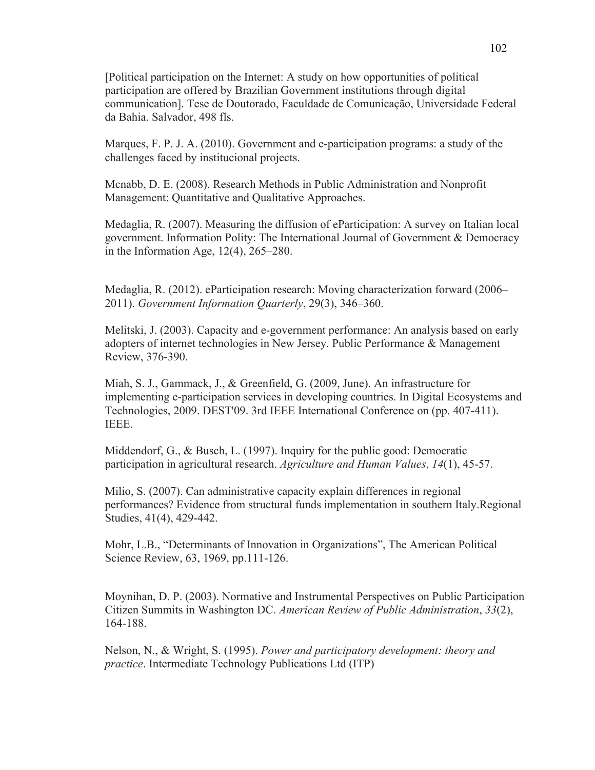[Political participation on the Internet: A study on how opportunities of political participation are offered by Brazilian Government institutions through digital communication]. Tese de Doutorado, Faculdade de Comunicação, Universidade Federal da Bahia. Salvador, 498 fls.

Marques, F. P. J. A. (2010). Government and e-participation programs: a study of the challenges faced by institucional projects.

Mcnabb, D. E. (2008). Research Methods in Public Administration and Nonprofit Management: Quantitative and Qualitative Approaches.

Medaglia, R. (2007). Measuring the diffusion of eParticipation: A survey on Italian local government. Information Polity: The International Journal of Government & Democracy in the Information Age, 12(4), 265–280.

Medaglia, R. (2012). eParticipation research: Moving characterization forward (2006–2011). *Government Information Quarterly*, 29(3), 346–360.

Melitski, J. (2003). Capacity and e-government performance: An analysis based on early adopters of internet technologies in New Jersey. Public Performance & Management Review, 376-390.

Miah, S. J., Gammack, J., & Greenfield, G. (2009, June). An infrastructure for implementing e-participation services in developing countries. In Digital Ecosystems and Technologies, 2009. DEST'09. 3rd IEEE International Conference on (pp. 407-411). IEEE.

Middendorf, G., & Busch, L. (1997). Inquiry for the public good: Democratic participation in agricultural research. *Agriculture and Human Values*, *14*(1), 45-57.

Milio, S. (2007). Can administrative capacity explain differences in regional performances? Evidence from structural funds implementation in southern Italy.Regional Studies, 41(4), 429-442.

Mohr, L.B., "Determinants of Innovation in Organizations", The American Political Science Review, 63, 1969, pp.111-126.

Moynihan, D. P. (2003). Normative and Instrumental Perspectives on Public Participation Citizen Summits in Washington DC. *American Review of Public Administration*, *33*(2), 164-188.

Nelson, N., & Wright, S. (1995). *Power and participatory development: theory and practice*. Intermediate Technology Publications Ltd (ITP)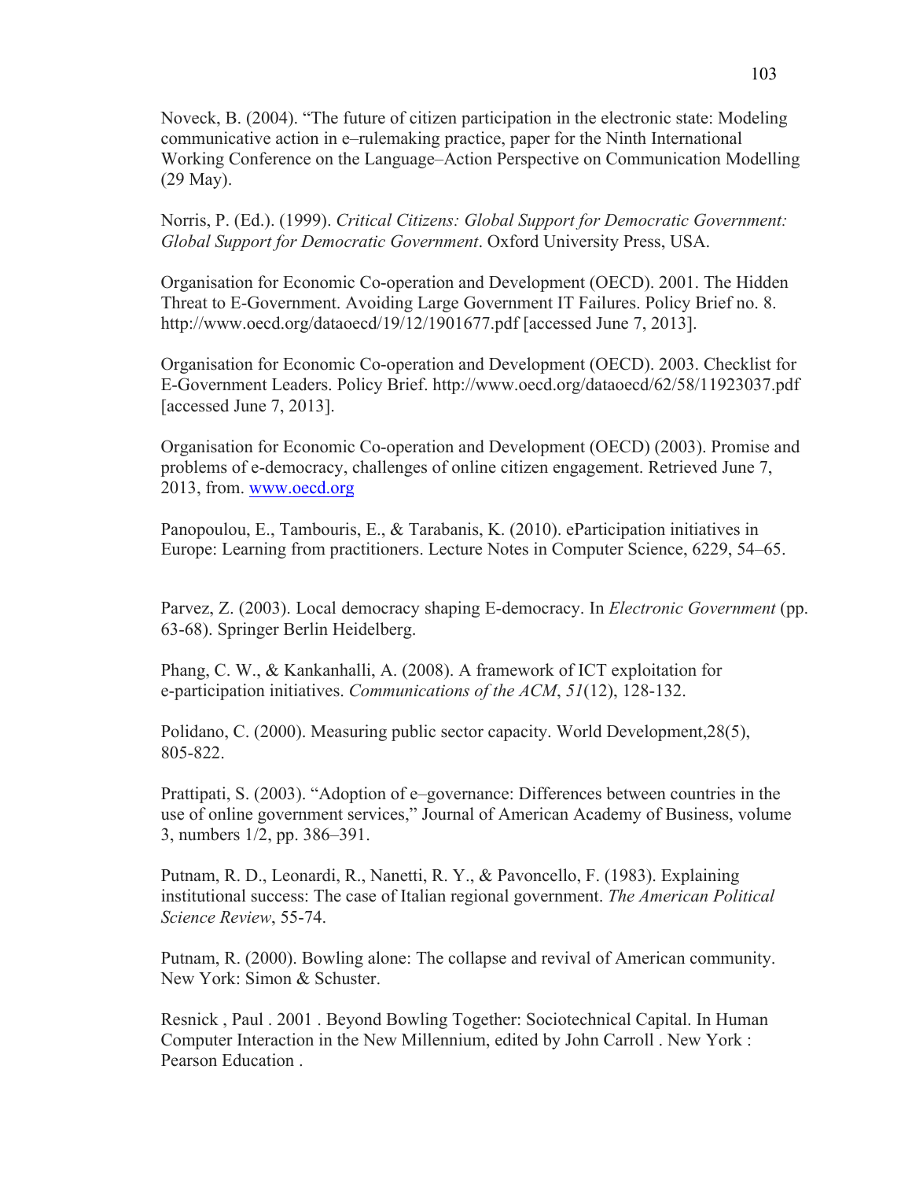Noveck, B. (2004). "The future of citizen participation in the electronic state: Modeling communicative action in e–rulemaking practice, paper for the Ninth International Working Conference on the Language–Action Perspective on Communication Modelling (29 May).

Norris, P. (Ed.). (1999). *Critical Citizens: Global Support for Democratic Government: Global Support for Democratic Government*. Oxford University Press, USA.

Organisation for Economic Co-operation and Development (OECD). 2001. The Hidden Threat to E-Government. Avoiding Large Government IT Failures. Policy Brief no. 8. http://www.oecd.org/dataoecd/19/12/1901677.pdf [accessed June 7, 2013].

Organisation for Economic Co-operation and Development (OECD). 2003. Checklist for E-Government Leaders. Policy Brief. http://www.oecd.org/dataoecd/62/58/11923037.pdf [accessed June 7, 2013].

Organisation for Economic Co-operation and Development (OECD) (2003). Promise and problems of e-democracy, challenges of online citizen engagement. Retrieved June 7, 2013, from. www.oecd.org

Panopoulou, E., Tambouris, E., & Tarabanis, K. (2010). eParticipation initiatives in Europe: Learning from practitioners. Lecture Notes in Computer Science, 6229, 54–65.

Parvez, Z. (2003). Local democracy shaping E-democracy. In *Electronic Government* (pp. 63-68). Springer Berlin Heidelberg.

Phang, C. W., & Kankanhalli, A. (2008). A framework of ICT exploitation for e-participation initiatives. *Communications of the ACM*, *51*(12), 128-132.

Polidano, C. (2000). Measuring public sector capacity. World Development,28(5), 805-822.

Prattipati, S. (2003). "Adoption of e–governance: Differences between countries in the use of online government services," Journal of American Academy of Business, volume 3, numbers 1/2, pp. 386–391.

Putnam, R. D., Leonardi, R., Nanetti, R. Y., & Pavoncello, F. (1983). Explaining institutional success: The case of Italian regional government. *The American Political Science Review*, 55-74.

Putnam, R. (2000). Bowling alone: The collapse and revival of American community. New York: Simon & Schuster.

Resnick , Paul . 2001 . Beyond Bowling Together: Sociotechnical Capital. In Human Computer Interaction in the New Millennium, edited by John Carroll . New York : Pearson Education .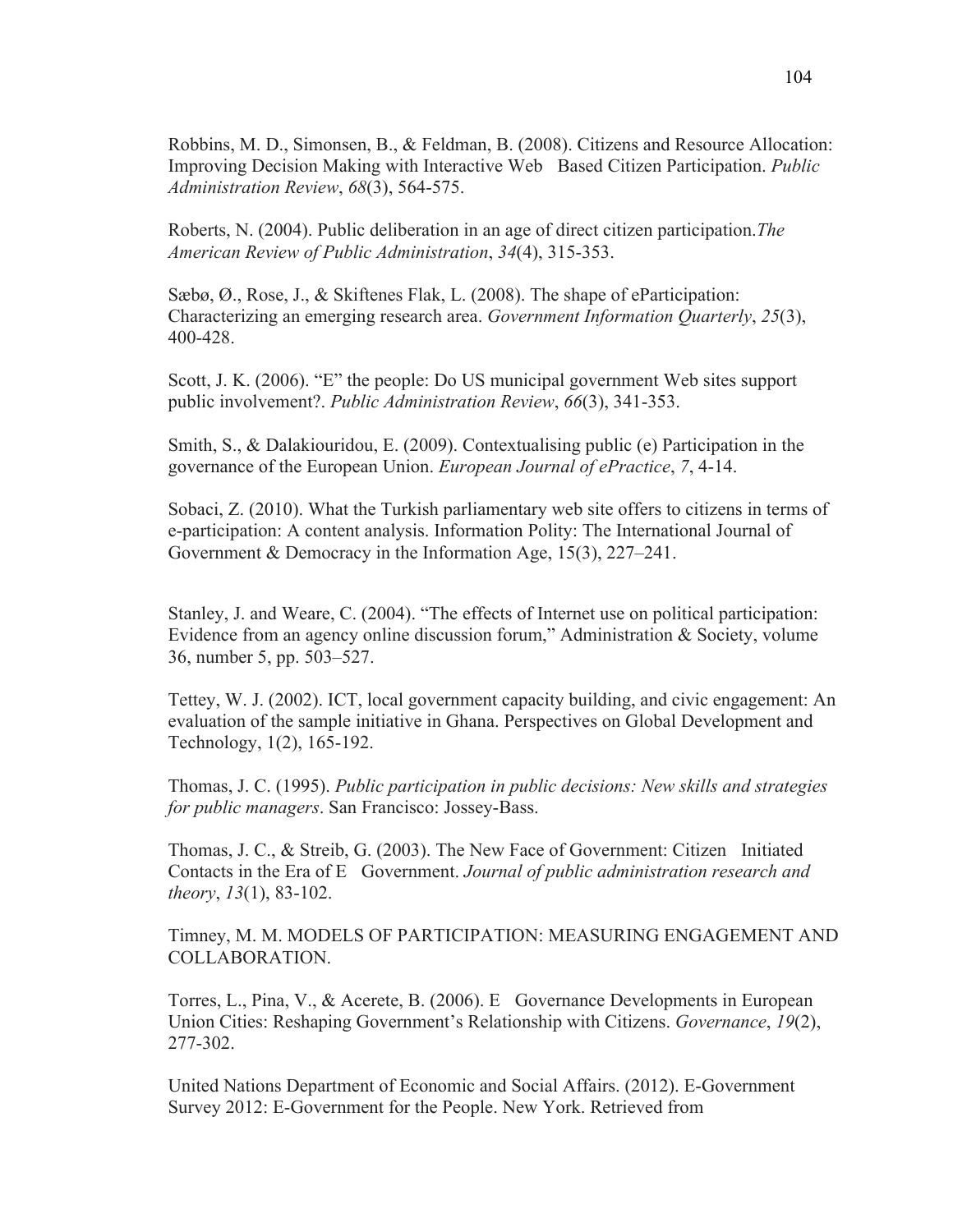Robbins, M. D., Simonsen, B., & Feldman, B. (2008). Citizens and Resource Allocation: Improving Decision Making with Interactive Web Based Citizen Participation. *Public Administration Review*, *68*(3), 564-575.

Roberts, N. (2004). Public deliberation in an age of direct citizen participation.*The American Review of Public Administration*, *34*(4), 315-353.

Sæbø, Ø., Rose, J., & Skiftenes Flak, L. (2008). The shape of eParticipation: Characterizing an emerging research area. *Government Information Quarterly*, *25*(3), 400-428.

Scott, J. K. (2006). "E" the people: Do US municipal government Web sites support public involvement?. *Public Administration Review*, *66*(3), 341-353.

Smith, S., & Dalakiouridou, E. (2009). Contextualising public (e) Participation in the governance of the European Union. *European Journal of ePractice*, *7*, 4-14.

Sobaci, Z. (2010). What the Turkish parliamentary web site offers to citizens in terms of e-participation: A content analysis. Information Polity: The International Journal of Government & Democracy in the Information Age, 15(3), 227–241.

Stanley, J. and Weare, C. (2004). "The effects of Internet use on political participation: Evidence from an agency online discussion forum," Administration & Society, volume 36, number 5, pp. 503–527.

Tettey, W. J. (2002). ICT, local government capacity building, and civic engagement: An evaluation of the sample initiative in Ghana. Perspectives on Global Development and Technology, 1(2), 165-192.

Thomas, J. C. (1995). *Public participation in public decisions: New skills and strategies for public managers*. San Francisco: Jossey-Bass.

Thomas, J. C., & Streib, G. (2003). The New Face of Government: Citizen Initiated Contacts in the Era of E Government. *Journal of public administration research and theory*, *13*(1), 83-102.

Timney, M. M. MODELS OF PARTICIPATION: MEASURING ENGAGEMENT AND COLLABORATION.

Torres, L., Pina, V., & Acerete, B. (2006). E Governance Developments in European Union Cities: Reshaping Government's Relationship with Citizens. *Governance*, *19*(2), 277-302.

United Nations Department of Economic and Social Affairs. (2012). E-Government Survey 2012: E-Government for the People. New York. Retrieved from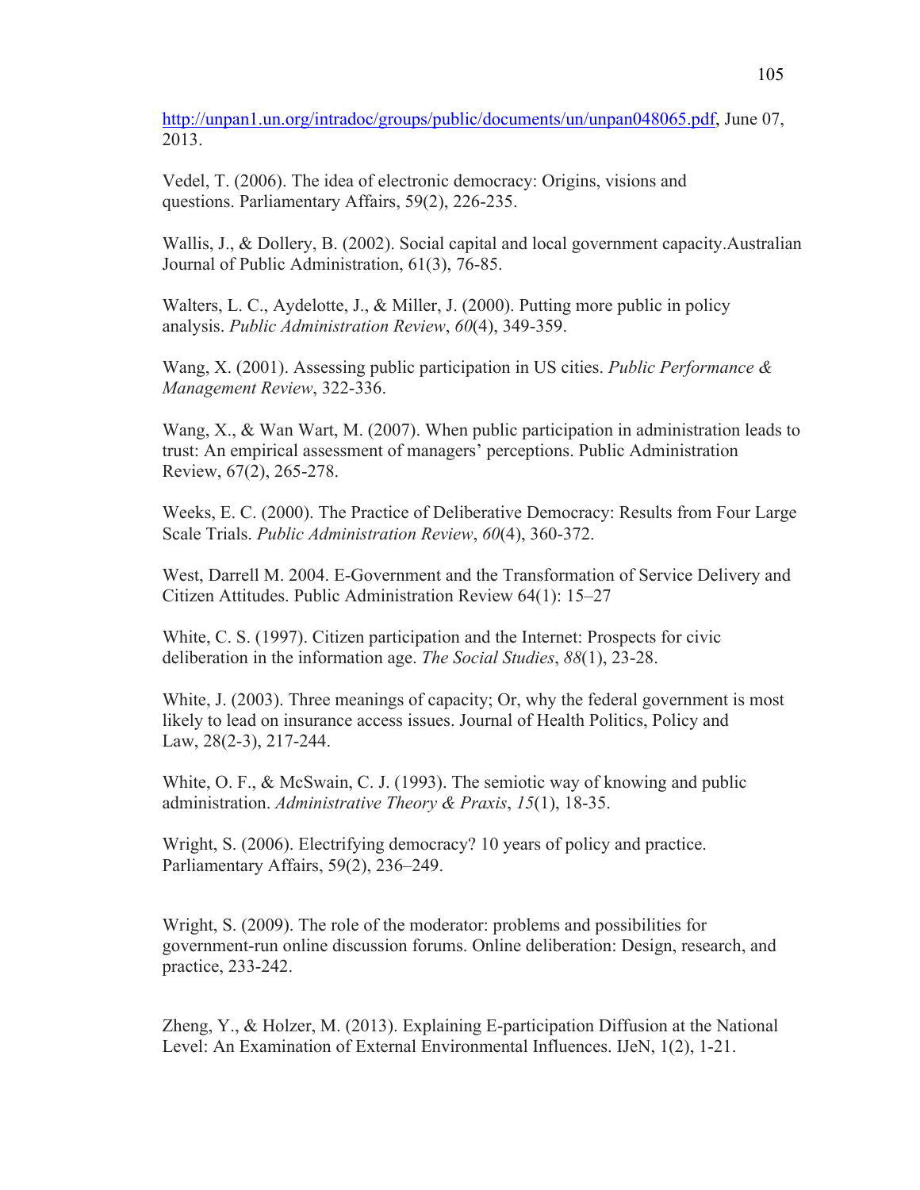http://unpan1.un.org/intradoc/groups/public/documents/un/unpan048065.pdf, June 07, 2013.

Vedel, T. (2006). The idea of electronic democracy: Origins, visions and questions. Parliamentary Affairs, 59(2), 226-235.

Wallis, J., & Dollery, B. (2002). Social capital and local government capacity.Australian Journal of Public Administration, 61(3), 76-85.

Walters, L. C., Aydelotte, J., & Miller, J. (2000). Putting more public in policy analysis. *Public Administration Review*, *60*(4), 349-359.

Wang, X. (2001). Assessing public participation in US cities. *Public Performance & Management Review*, 322-336.

Wang, X., & Wan Wart, M. (2007). When public participation in administration leads to trust: An empirical assessment of managers' perceptions. Public Administration Review, 67(2), 265-278.

Weeks, E. C. (2000). The Practice of Deliberative Democracy: Results from Four Large Scale Trials. *Public Administration Review*, *60*(4), 360-372.

West, Darrell M. 2004. E-Government and the Transformation of Service Delivery and Citizen Attitudes. Public Administration Review 64(1): 15–27

White, C. S. (1997). Citizen participation and the Internet: Prospects for civic deliberation in the information age. *The Social Studies*, *88*(1), 23-28.

White, J. (2003). Three meanings of capacity; Or, why the federal government is most likely to lead on insurance access issues. Journal of Health Politics, Policy and Law, 28(2-3), 217-244.

White, O. F., & McSwain, C. J. (1993). The semiotic way of knowing and public administration. *Administrative Theory & Praxis*, *15*(1), 18-35.

Wright, S. (2006). Electrifying democracy? 10 years of policy and practice. Parliamentary Affairs, 59(2), 236–249.

Wright, S. (2009). The role of the moderator: problems and possibilities for government-run online discussion forums. Online deliberation: Design, research, and practice, 233-242.

Zheng, Y., & Holzer, M. (2013). Explaining E-participation Diffusion at the National Level: An Examination of External Environmental Influences. IJeN, 1(2), 1-21.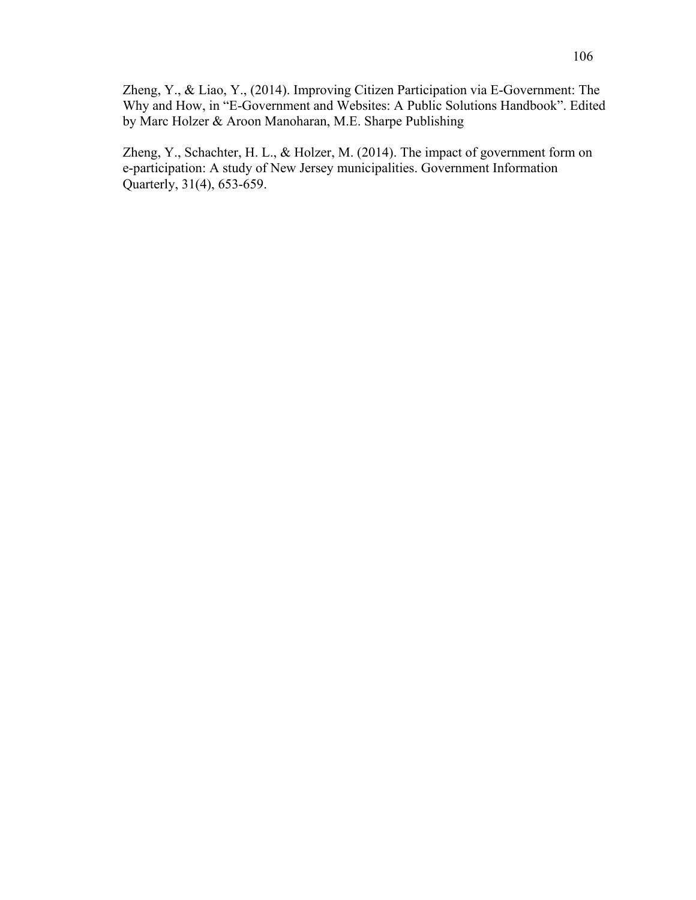Zheng, Y., & Liao, Y., (2014). Improving Citizen Participation via E-Government: The Why and How, in "E-Government and Websites: A Public Solutions Handbook". Edited by Marc Holzer & Aroon Manoharan, M.E. Sharpe Publishing

Zheng, Y., Schachter, H. L., & Holzer, M. (2014). The impact of government form on e-participation: A study of New Jersey municipalities. Government Information Quarterly, 31(4), 653-659.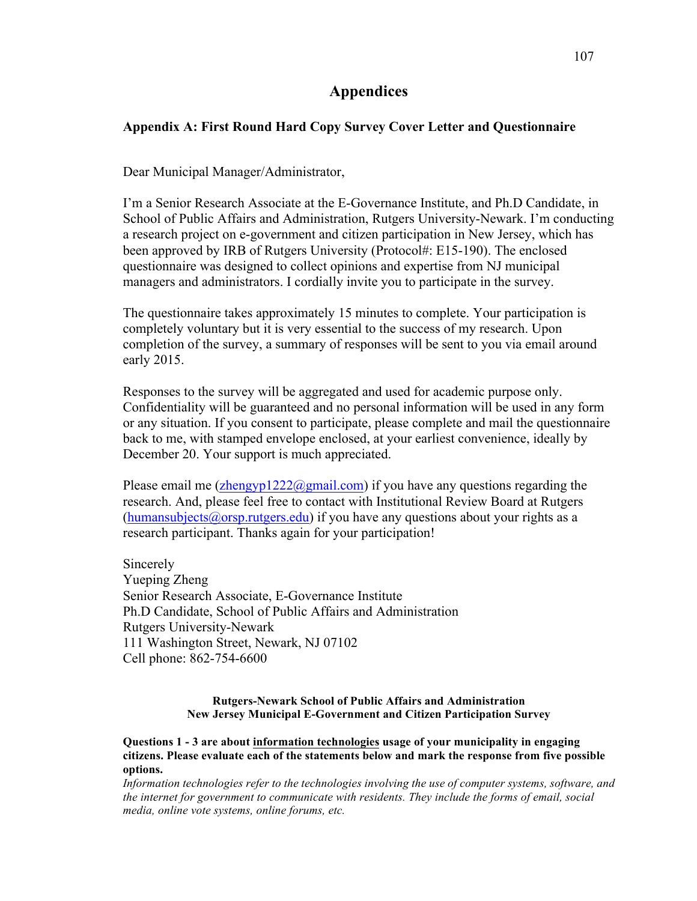# Appendices

## Appendix A: First Round Hard Copy Survey Cover Letter and Questionnaire

Dear Municipal Manager/Administrator,

I'm a Senior Research Associate at the E-Governance Institute, and Ph.D Candidate, in School of Public Affairs and Administration, Rutgers University-Newark. I'm conducting a research project on e-government and citizen participation in New Jersey, which has been approved by IRB of Rutgers University (Protocol#: E15-190). The enclosed questionnaire was designed to collect opinions and expertise from NJ municipal managers and administrators. I cordially invite you to participate in the survey.

The questionnaire takes approximately 15 minutes to complete. Your participation is completely voluntary but it is very essential to the success of my research. Upon completion of the survey, a summary of responses will be sent to you via email around early 2015.

Responses to the survey will be aggregated and used for academic purpose only. Confidentiality will be guaranteed and no personal information will be used in any form or any situation. If you consent to participate, please complete and mail the questionnaire back to me, with stamped envelope enclosed, at your earliest convenience, ideally by December 20. Your support is much appreciated.

Please email me (zhengyp1222@gmail.com) if you have any questions regarding the research. And, please feel free to contact with Institutional Review Board at Rutgers (humansubjects@orsp.rutgers.edu) if you have any questions about your rights as a research participant. Thanks again for your participation!

Sincerely
Yueping Zheng
Senior Research Associate, E-Governance Institute
Ph.D Candidate, School of Public Affairs and Administration
Rutgers University-Newark
111 Washington Street, Newark, NJ 07102
Cell phone: 862-754-6600

**Rutgers-Newark School of Public Affairs and Administration**
**New Jersey Municipal E-Government and Citizen Participation Survey**

**Questions 1 - 3 are about information technologies usage of your municipality in engaging citizens. Please evaluate each of the statements below and mark the response from five possible options.**

*Information technologies refer to the technologies involving the use of computer systems, software, and the internet for government to communicate with residents. They include the forms of email, social media, online vote systems, online forums, etc.*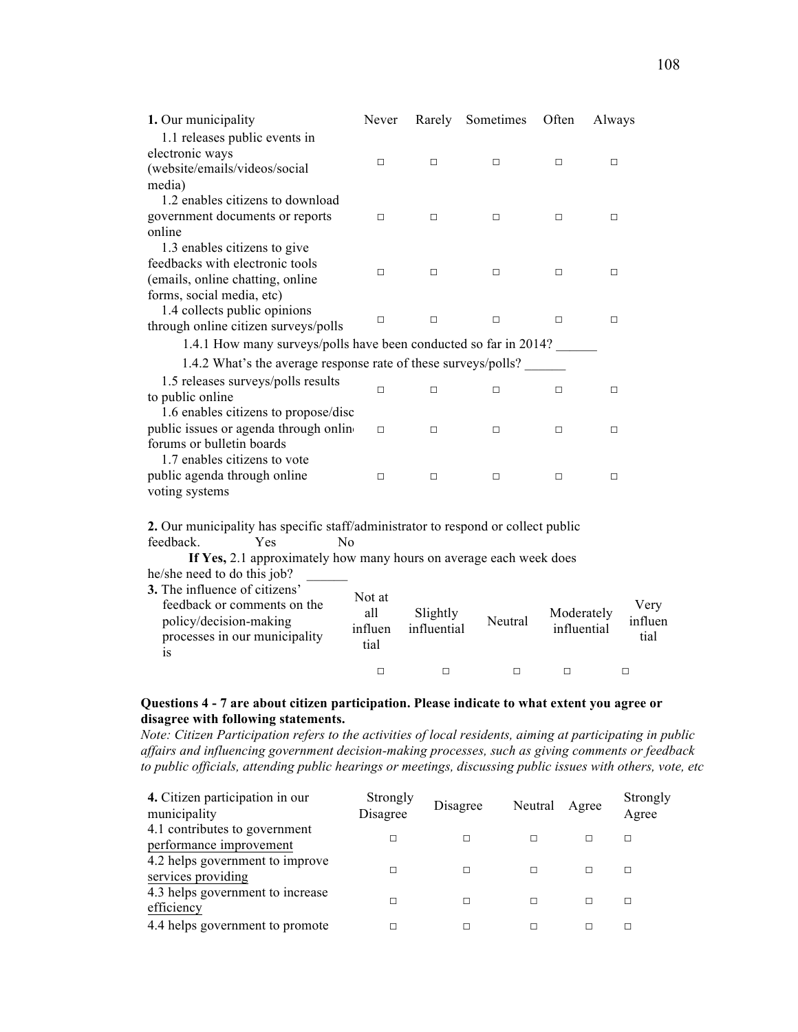| **1.** Our municipality | Never | Rarely | Sometimes | Often | Always |
|---|---|---|---|---|---|
| 1.1 releases public events in electronic ways (website/emails/videos/social media) | □ | □ | □ | □ | □ |
| 1.2 enables citizens to download government documents or reports online | □ | □ | □ | □ | □ |
| 1.3 enables citizens to give feedbacks with electronic tools (emails, online chatting, online forms, social media, etc) | □ | □ | □ | □ | □ |
| 1.4 collects public opinions through online citizen surveys/polls | □ | □ | □ | □ | □ |

1.4.1 How many surveys/polls have been conducted so far in 2014? ______

1.4.2 What's the average response rate of these surveys/polls? ______

| | | | | | |
|---|---|---|---|---|---|
| 1.5 releases surveys/polls results to public online | □ | □ | □ | □ | □ |
| 1.6 enables citizens to propose/disc public issues or agenda through onlin forums or bulletin boards | □ | □ | □ | □ | □ |
| 1.7 enables citizens to vote public agenda through online voting systems | □ | □ | □ | □ | □ |

**2.** Our municipality has specific staff/administrator to respond or collect public feedback. Yes No

**If Yes,** 2.1 approximately how many hours on average each week does he/she need to do this job? ______

| **3.** The influence of citizens' feedback or comments on the policy/decision-making processes in our municipality is | Not at all influential | Slightly influential | Neutral | Moderately influential | Very influential |
|---|---|---|---|---|---|
| | □ | □ | □ | □ | □ |

**Questions 4 - 7 are about citizen participation. Please indicate to what extent you agree or disagree with following statements.**

*Note: Citizen Participation refers to the activities of local residents, aiming at participating in public affairs and influencing government decision-making processes, such as giving comments or feedback to public officials, attending public hearings or meetings, discussing public issues with others, vote, etc*

| **4.** Citizen participation in our municipality | Strongly Disagree | Disagree | Neutral | Agree | Strongly Agree |
|---|---|---|---|---|---|
| 4.1 contributes to government performance improvement | □ | □ | □ | □ | □ |
| 4.2 helps government to improve services providing | □ | □ | □ | □ | □ |
| 4.3 helps government to increase efficiency | □ | □ | □ | □ | □ |
| 4.4 helps government to promote | □ | □ | □ | □ | □ |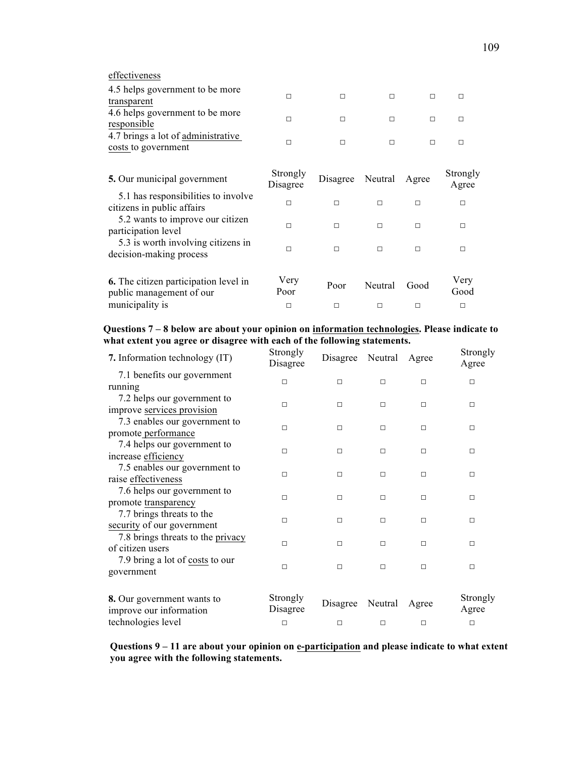| | | | | | |
|---|---|---|---|---|---|
| effectiveness | | | | | |
| 4.5 helps government to be more transparent | □ | □ | □ | □ | □ |
| 4.6 helps government to be more responsible | □ | □ | □ | □ | □ |
| 4.7 brings a lot of administrative costs to government | □ | □ | □ | □ | □ |

| **5.** Our municipal government | Strongly Disagree | Disagree | Neutral | Agree | Strongly Agree |
|---|---|---|---|---|---|
| 5.1 has responsibilities to involve citizens in public affairs | □ | □ | □ | □ | □ |
| 5.2 wants to improve our citizen participation level | □ | □ | □ | □ | □ |
| 5.3 is worth involving citizens in decision-making process | □ | □ | □ | □ | □ |

| **6.** The citizen participation level in public management of our municipality is | Very Poor | Poor | Neutral | Good | Very Good |
|---|---|---|---|---|---|
| | □ | □ | □ | □ | □ |

**Questions 7 – 8 below are about your opinion on information technologies. Please indicate to what extent you agree or disagree with each of the following statements.**

| **7.** Information technology (IT) | Strongly Disagree | Disagree | Neutral | Agree | Strongly Agree |
|---|---|---|---|---|---|
| 7.1 benefits our government running | □ | □ | □ | □ | □ |
| 7.2 helps our government to improve services provision | □ | □ | □ | □ | □ |
| 7.3 enables our government to promote performance | □ | □ | □ | □ | □ |
| 7.4 helps our government to increase efficiency | □ | □ | □ | □ | □ |
| 7.5 enables our government to raise effectiveness | □ | □ | □ | □ | □ |
| 7.6 helps our government to promote transparency | □ | □ | □ | □ | □ |
| 7.7 brings threats to the security of our government | □ | □ | □ | □ | □ |
| 7.8 brings threats to the privacy of citizen users | □ | □ | □ | □ | □ |
| 7.9 bring a lot of costs to our government | □ | □ | □ | □ | □ |

| **8.** Our government wants to improve our information technologies level | Strongly Disagree | Disagree | Neutral | Agree | Strongly Agree |
|---|---|---|---|---|---|
| | □ | □ | □ | □ | □ |

**Questions 9 – 11 are about your opinion on e-participation and please indicate to what extent you agree with the following statements.**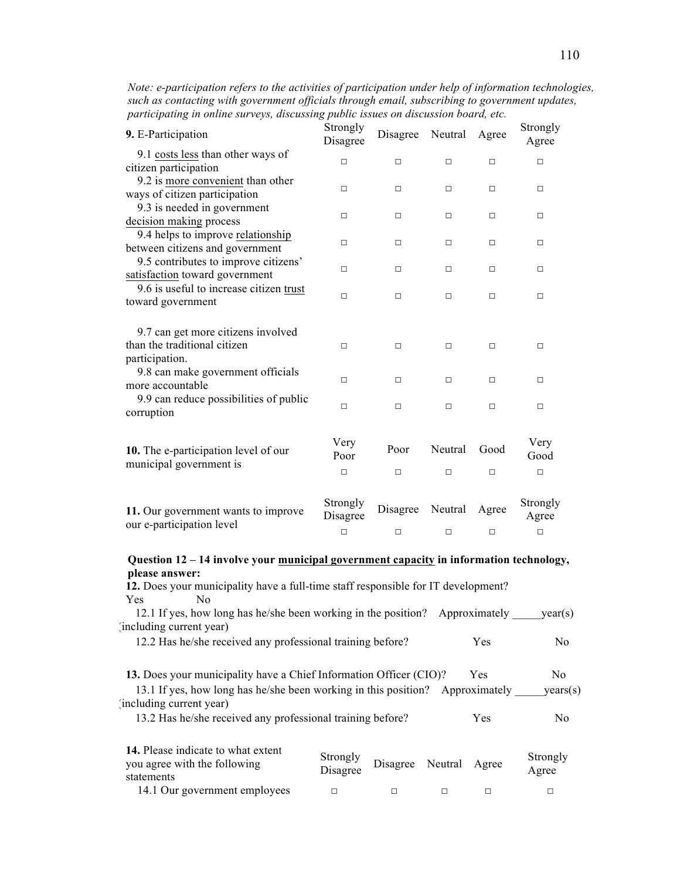*Note: e-participation refers to the activities of participation under help of information technologies, such as contacting with government officials through email, subscribing to government updates, participating in online surveys, discussing public issues on discussion board, etc.*

| **9.** E-Participation | Strongly Disagree | Disagree | Neutral | Agree | Strongly Agree |
|---|---|---|---|---|---|
| 9.1 costs less than other ways of citizen participation | □ | □ | □ | □ | □ |
| 9.2 is more convenient than other ways of citizen participation | □ | □ | □ | □ | □ |
| 9.3 is needed in government decision making process | □ | □ | □ | □ | □ |
| 9.4 helps to improve relationship between citizens and government | □ | □ | □ | □ | □ |
| 9.5 contributes to improve citizens' satisfaction toward government | □ | □ | □ | □ | □ |
| 9.6 is useful to increase citizen trust toward government | □ | □ | □ | □ | □ |
| 9.7 can get more citizens involved than the traditional citizen participation. | □ | □ | □ | □ | □ |
| 9.8 can make government officials more accountable | □ | □ | □ | □ | □ |
| 9.9 can reduce possibilities of public corruption | □ | □ | □ | □ | □ |

| **10.** The e-participation level of our municipal government is | Very Poor | Poor | Neutral | Good | Very Good |
|---|---|---|---|---|---|
| | □ | □ | □ | □ | □ |

| **11.** Our government wants to improve our e-participation level | Strongly Disagree | Disagree | Neutral | Agree | Strongly Agree |
|---|---|---|---|---|---|
| | □ | □ | □ | □ | □ |

**Question 12 – 14 involve your municipal government capacity in information technology, please answer:**

**12.** Does your municipality have a full-time staff responsible for IT development?
Yes No

12.1 If yes, how long has he/she been working in the position? Approximately _____year(s) (including current year)

12.2 Has he/she received any professional training before? Yes No

**13.** Does your municipality have a Chief Information Officer (CIO)? Yes No

13.1 If yes, how long has he/she been working in this position? Approximately _____years(s) (including current year)

13.2 Has he/she received any professional training before? Yes No

| **14.** Please indicate to what extent you agree with the following statements | Strongly Disagree | Disagree | Neutral | Agree | Strongly Agree |
|---|---|---|---|---|---|
| 14.1 Our government employees | □ | □ | □ | □ | □ |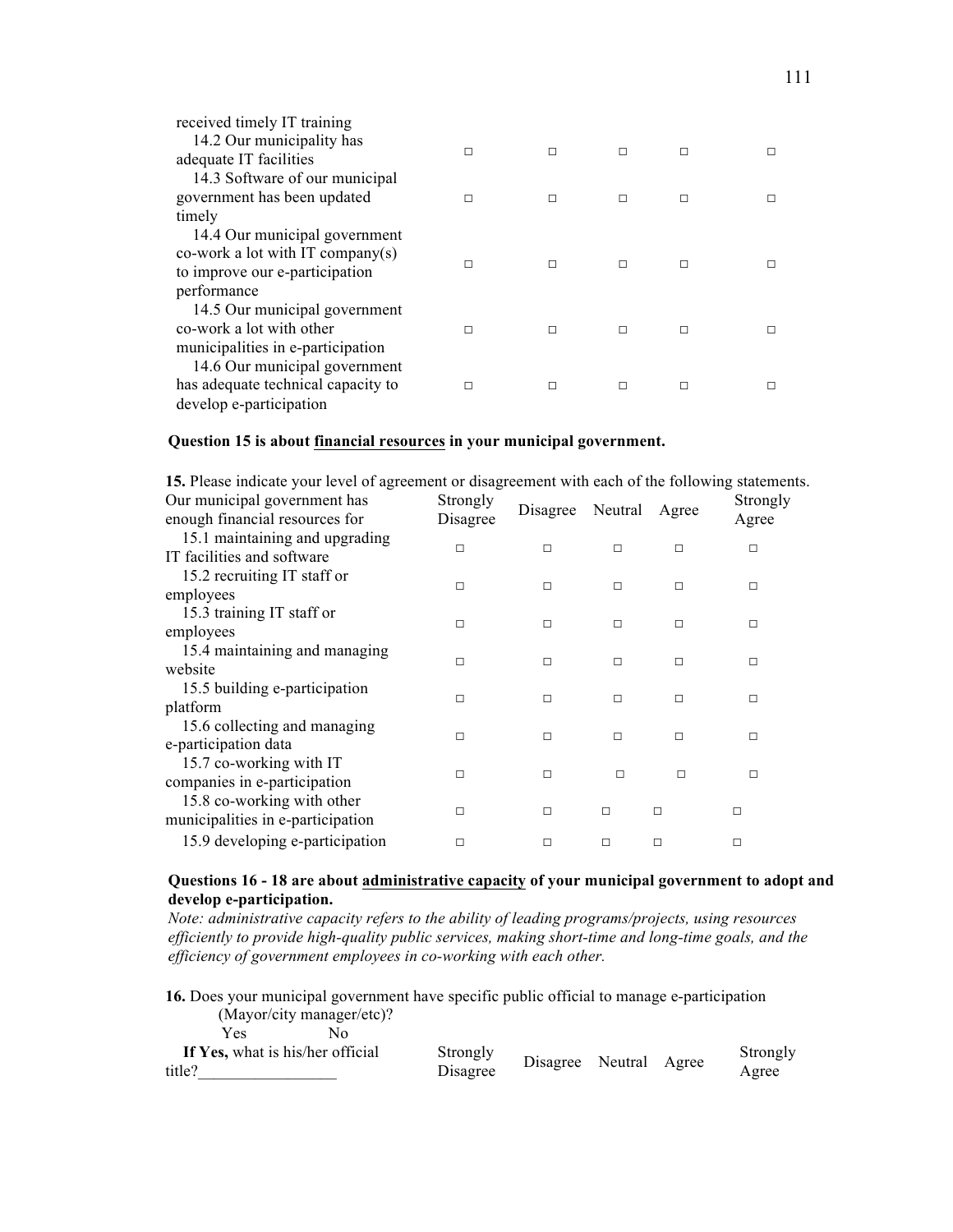| | | | | | |
|---|---|---|---|---|---|
| received timely IT training | | | | | |
| 14.2 Our municipality has adequate IT facilities | □ | □ | □ | □ | □ |
| 14.3 Software of our municipal government has been updated timely | □ | □ | □ | □ | □ |
| 14.4 Our municipal government co-work a lot with IT company(s) to improve our e-participation performance | □ | □ | □ | □ | □ |
| 14.5 Our municipal government co-work a lot with other municipalities in e-participation | □ | □ | □ | □ | □ |
| 14.6 Our municipal government has adequate technical capacity to develop e-participation | □ | □ | □ | □ | □ |

**Question 15 is about financial resources in your municipal government.**

**15.** Please indicate your level of agreement or disagreement with each of the following statements.

| Our municipal government has enough financial resources for | Strongly Disagree | Disagree | Neutral | Agree | Strongly Agree |
|---|---|---|---|---|---|
| 15.1 maintaining and upgrading IT facilities and software | □ | □ | □ | □ | □ |
| 15.2 recruiting IT staff or employees | □ | □ | □ | □ | □ |
| 15.3 training IT staff or employees | □ | □ | □ | □ | □ |
| 15.4 maintaining and managing website | □ | □ | □ | □ | □ |
| 15.5 building e-participation platform | □ | □ | □ | □ | □ |
| 15.6 collecting and managing e-participation data | □ | □ | □ | □ | □ |
| 15.7 co-working with IT companies in e-participation | □ | □ | □ | □ | □ |
| 15.8 co-working with other municipalities in e-participation | □ | □ | □ | □ | □ |
| 15.9 developing e-participation | □ | □ | □ | □ | □ |

**Questions 16 - 18 are about administrative capacity of your municipal government to adopt and develop e-participation.**

*Note: administrative capacity refers to the ability of leading programs/projects, using resources efficiently to provide high-quality public services, making short-time and long-time goals, and the efficiency of government employees in co-working with each other.*

**16.** Does your municipal government have specific public official to manage e-participation (Mayor/city manager/etc)?

Yes No

| **If Yes,** what is his/her official title?_________________ | Strongly Disagree | Disagree | Neutral | Agree | Strongly Agree |
|---|---|---|---|---|---|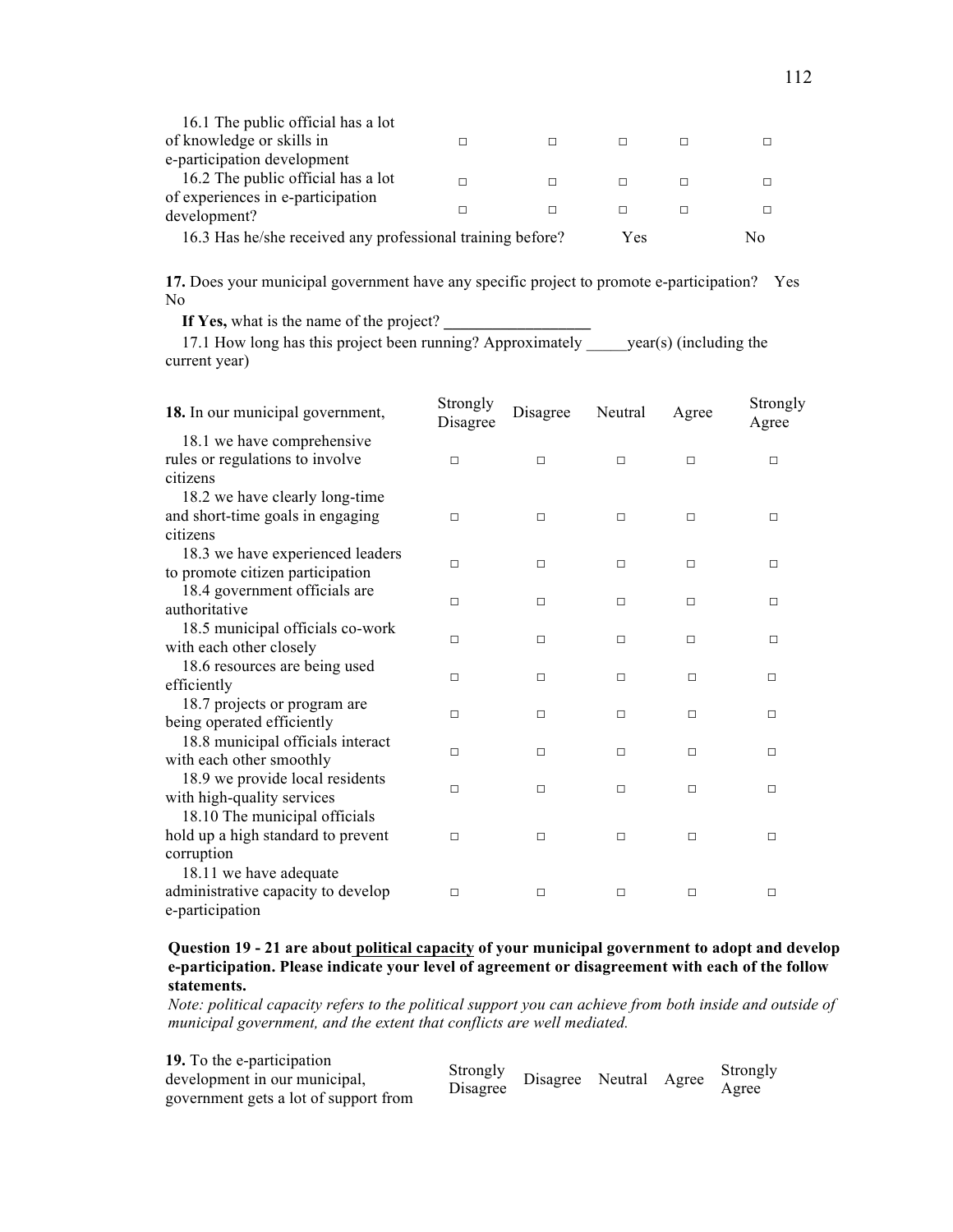| | | | | | |
|---|---|---|---|---|---|
| 16.1 The public official has a lot of knowledge or skills in e-participation development | □ | □ | □ | □ | □ |
| 16.2 The public official has a lot of experiences in e-participation development? | □ | □ | □ | □ | □ |
| | □ | □ | □ | □ | □ |
| 16.3 Has he/she received any professional training before? | | | Yes | | No |

**17.** Does your municipal government have any specific project to promote e-participation? Yes No

**If Yes,** what is the name of the project? ________________

17.1 How long has this project been running? Approximately _____year(s) (including the current year)

| **18.** In our municipal government, | Strongly Disagree | Disagree | Neutral | Agree | Strongly Agree |
|---|---|---|---|---|---|
| 18.1 we have comprehensive rules or regulations to involve citizens | □ | □ | □ | □ | □ |
| 18.2 we have clearly long-time and short-time goals in engaging citizens | □ | □ | □ | □ | □ |
| 18.3 we have experienced leaders to promote citizen participation | □ | □ | □ | □ | □ |
| 18.4 government officials are authoritative | □ | □ | □ | □ | □ |
| 18.5 municipal officials co-work with each other closely | □ | □ | □ | □ | □ |
| 18.6 resources are being used efficiently | □ | □ | □ | □ | □ |
| 18.7 projects or program are being operated efficiently | □ | □ | □ | □ | □ |
| 18.8 municipal officials interact with each other smoothly | □ | □ | □ | □ | □ |
| 18.9 we provide local residents with high-quality services | □ | □ | □ | □ | □ |
| 18.10 The municipal officials hold up a high standard to prevent corruption | □ | □ | □ | □ | □ |
| 18.11 we have adequate administrative capacity to develop e-participation | □ | □ | □ | □ | □ |

**Question 19 - 21 are about political capacity of your municipal government to adopt and develop e-participation. Please indicate your level of agreement or disagreement with each of the follow statements.**

*Note: political capacity refers to the political support you can achieve from both inside and outside of municipal government, and the extent that conflicts are well mediated.*

| **19.** To the e-participation development in our municipal, government gets a lot of support from | Strongly Disagree | Disagree | Neutral | Agree | Strongly Agree |
|---|---|---|---|---|---|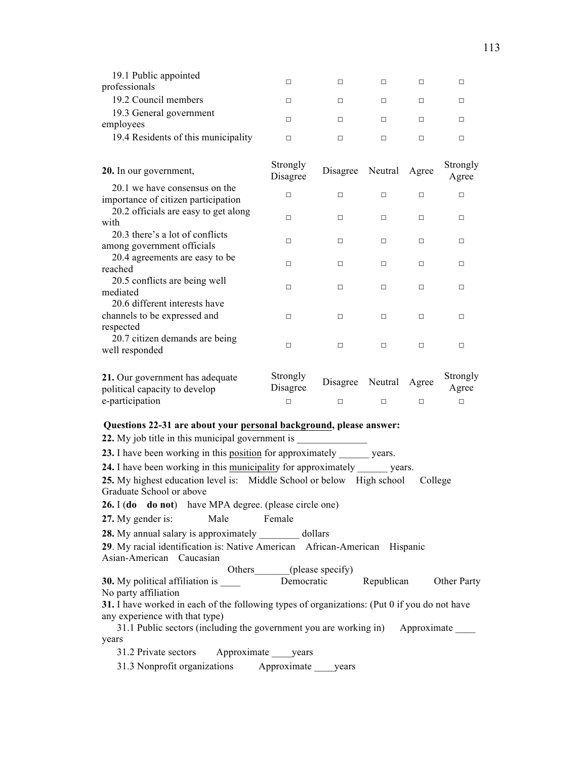| | | | | | |
|---|---|---|---|---|---|
| 19.1 Public appointed professionals | □ | □ | □ | □ | □ |
| 19.2 Council members | □ | □ | □ | □ | □ |
| 19.3 General government employees | □ | □ | □ | □ | □ |
| 19.4 Residents of this municipality | □ | □ | □ | □ | □ |

| **20.** In our government, | Strongly Disagree | Disagree | Neutral | Agree | Strongly Agree |
|---|---|---|---|---|---|
| 20.1 we have consensus on the importance of citizen participation | □ | □ | □ | □ | □ |
| 20.2 officials are easy to get along with | □ | □ | □ | □ | □ |
| 20.3 there's a lot of conflicts among government officials | □ | □ | □ | □ | □ |
| 20.4 agreements are easy to be reached | □ | □ | □ | □ | □ |
| 20.5 conflicts are being well mediated | □ | □ | □ | □ | □ |
| 20.6 different interests have channels to be expressed and respected | □ | □ | □ | □ | □ |
| 20.7 citizen demands are being well responded | □ | □ | □ | □ | □ |

| **21.** Our government has adequate political capacity to develop e-participation | Strongly Disagree | Disagree | Neutral | Agree | Strongly Agree |
|---|---|---|---|---|---|
| | □ | □ | □ | □ | □ |

**Questions 22-31 are about your personal background, please answer:**

**22.** My job title in this municipal government is ______________

**23.** I have been working in this position for approximately ______ years.

**24.** I have been working in this municipality for approximately ______ years.

**25.** My highest education level is: Middle School or below High school College Graduate School or above

**26.** I (**do do not**) have MPA degree. (please circle one)

**27.** My gender is: Male Female

**28.** My annual salary is approximately ________ dollars

**29**. My racial identification is: Native American African-American Hispanic Asian-American Caucasian Others_______(please specify)

**30.** My political affiliation is ____ Democratic Republican Other Party No party affiliation

**31.** I have worked in each of the following types of organizations: (Put 0 if you do not have any experience with that type)

31.1 Public sectors (including the government you are working in) Approximate ____ years

31.2 Private sectors Approximate ____years

31.3 Nonprofit organizations Approximate ____years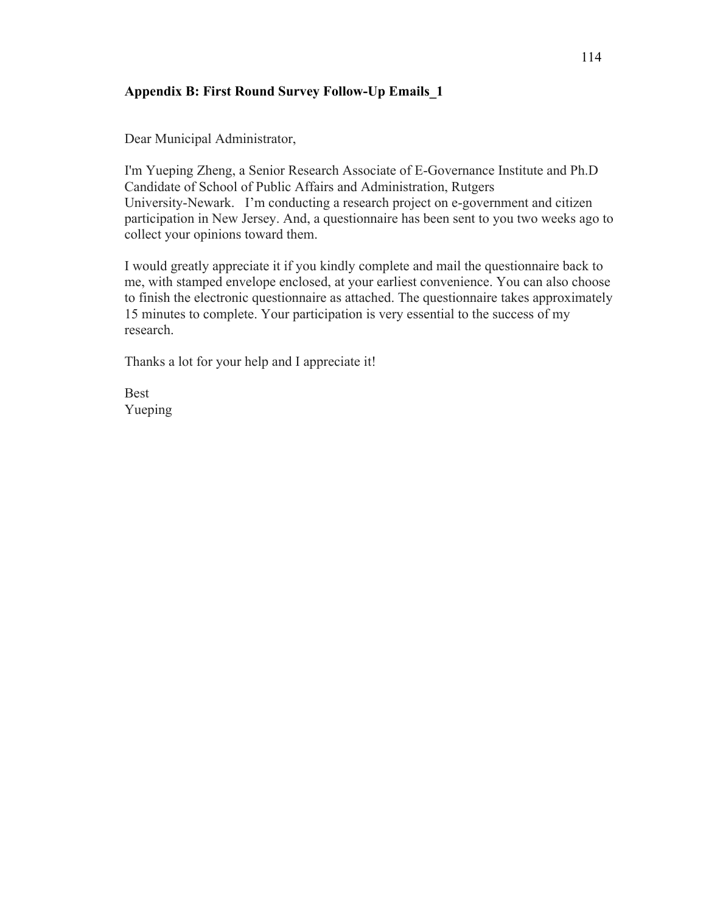**Appendix B: First Round Survey Follow-Up Emails_1**

Dear Municipal Administrator,

I'm Yueping Zheng, a Senior Research Associate of E-Governance Institute and Ph.D Candidate of School of Public Affairs and Administration, Rutgers University-Newark. I'm conducting a research project on e-government and citizen participation in New Jersey. And, a questionnaire has been sent to you two weeks ago to collect your opinions toward them.

I would greatly appreciate it if you kindly complete and mail the questionnaire back to me, with stamped envelope enclosed, at your earliest convenience. You can also choose to finish the electronic questionnaire as attached. The questionnaire takes approximately 15 minutes to complete. Your participation is very essential to the success of my research.

Thanks a lot for your help and I appreciate it!

Best
Yueping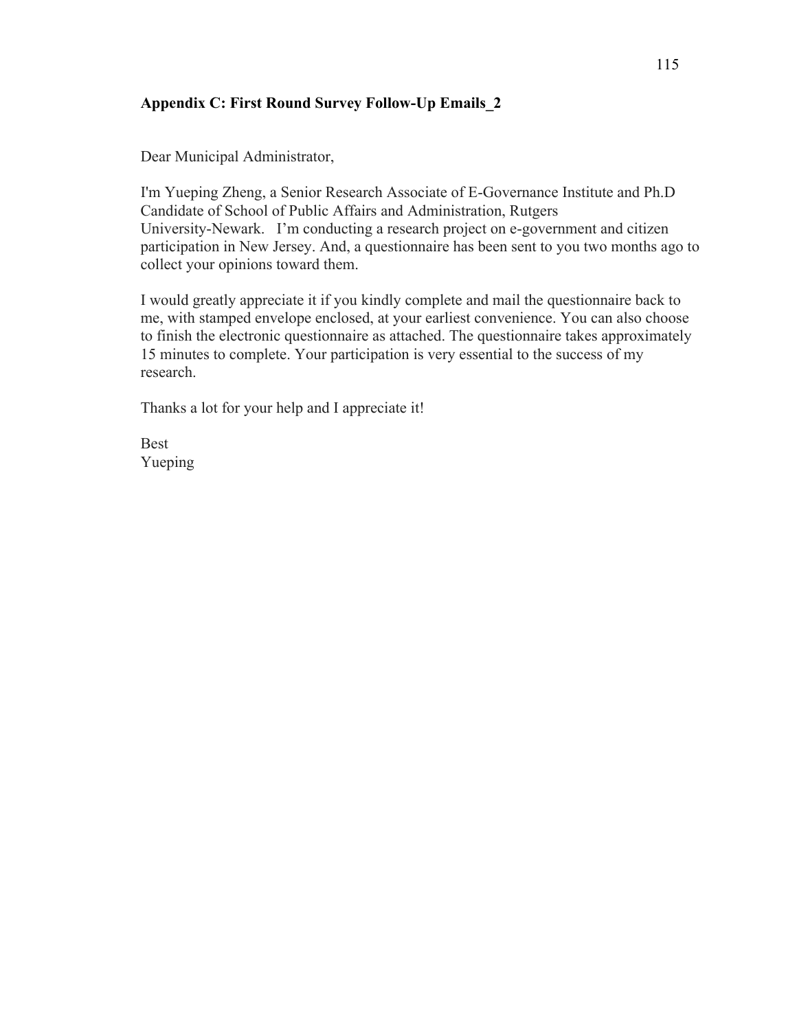**Appendix C: First Round Survey Follow-Up Emails_2**

Dear Municipal Administrator,

I'm Yueping Zheng, a Senior Research Associate of E-Governance Institute and Ph.D Candidate of School of Public Affairs and Administration, Rutgers University-Newark. I'm conducting a research project on e-government and citizen participation in New Jersey. And, a questionnaire has been sent to you two months ago to collect your opinions toward them.

I would greatly appreciate it if you kindly complete and mail the questionnaire back to me, with stamped envelope enclosed, at your earliest convenience. You can also choose to finish the electronic questionnaire as attached. The questionnaire takes approximately 15 minutes to complete. Your participation is very essential to the success of my research.

Thanks a lot for your help and I appreciate it!

Best
Yueping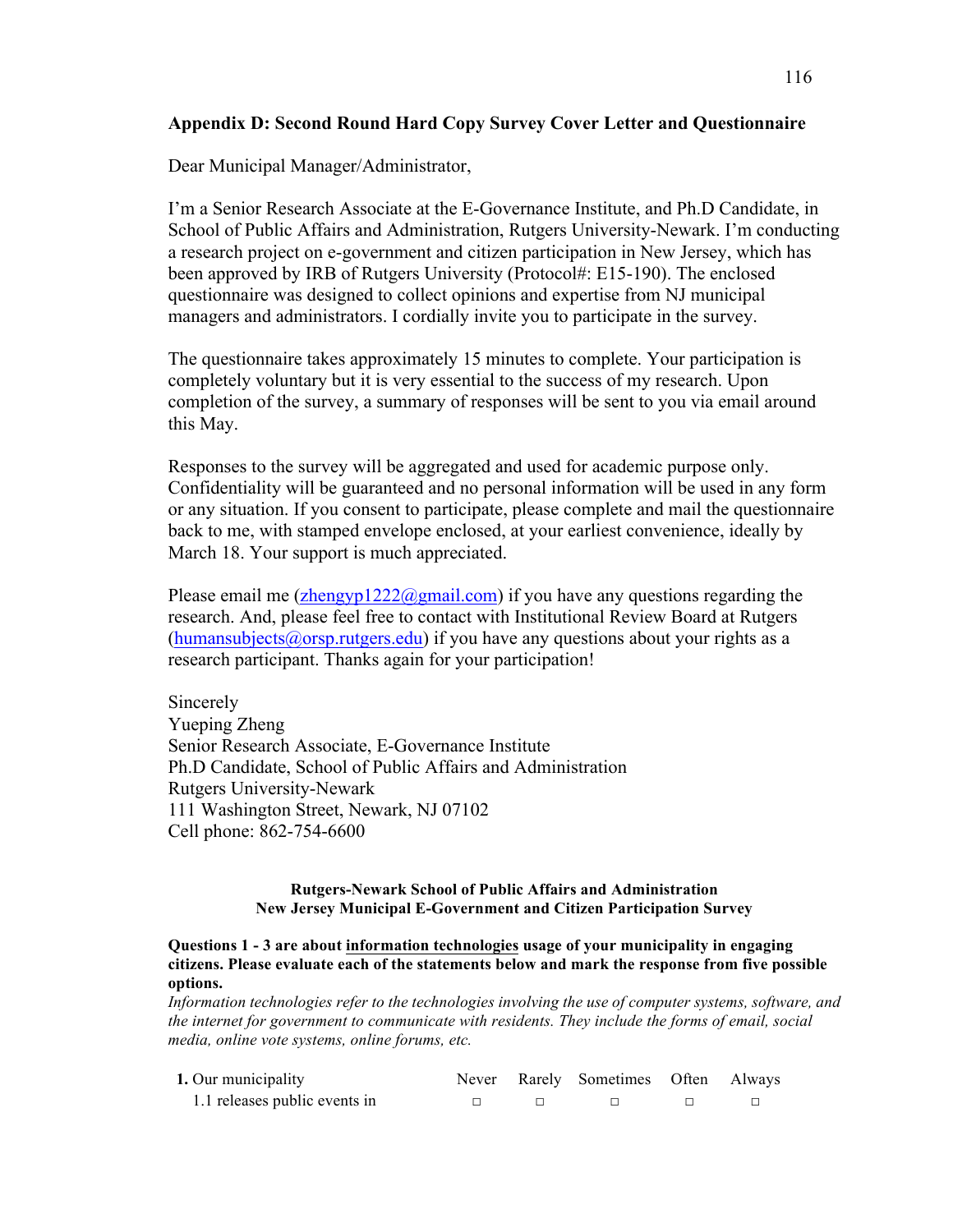## Appendix D: Second Round Hard Copy Survey Cover Letter and Questionnaire

Dear Municipal Manager/Administrator,

I'm a Senior Research Associate at the E-Governance Institute, and Ph.D Candidate, in School of Public Affairs and Administration, Rutgers University-Newark. I'm conducting a research project on e-government and citizen participation in New Jersey, which has been approved by IRB of Rutgers University (Protocol#: E15-190). The enclosed questionnaire was designed to collect opinions and expertise from NJ municipal managers and administrators. I cordially invite you to participate in the survey.

The questionnaire takes approximately 15 minutes to complete. Your participation is completely voluntary but it is very essential to the success of my research. Upon completion of the survey, a summary of responses will be sent to you via email around this May.

Responses to the survey will be aggregated and used for academic purpose only. Confidentiality will be guaranteed and no personal information will be used in any form or any situation. If you consent to participate, please complete and mail the questionnaire back to me, with stamped envelope enclosed, at your earliest convenience, ideally by March 18. Your support is much appreciated.

Please email me (zhengyp1222@gmail.com) if you have any questions regarding the research. And, please feel free to contact with Institutional Review Board at Rutgers (humansubjects@orsp.rutgers.edu) if you have any questions about your rights as a research participant. Thanks again for your participation!

Sincerely
Yueping Zheng
Senior Research Associate, E-Governance Institute
Ph.D Candidate, School of Public Affairs and Administration
Rutgers University-Newark
111 Washington Street, Newark, NJ 07102
Cell phone: 862-754-6600

**Rutgers-Newark School of Public Affairs and Administration**
**New Jersey Municipal E-Government and Citizen Participation Survey**

**Questions 1 - 3 are about information technologies usage of your municipality in engaging citizens. Please evaluate each of the statements below and mark the response from five possible options.**

*Information technologies refer to the technologies involving the use of computer systems, software, and the internet for government to communicate with residents. They include the forms of email, social media, online vote systems, online forums, etc.*

| **1.** Our municipality | Never | Rarely | Sometimes | Often | Always |
|---|---|---|---|---|---|
| 1.1 releases public events in | □ | □ | □ | □ | □ |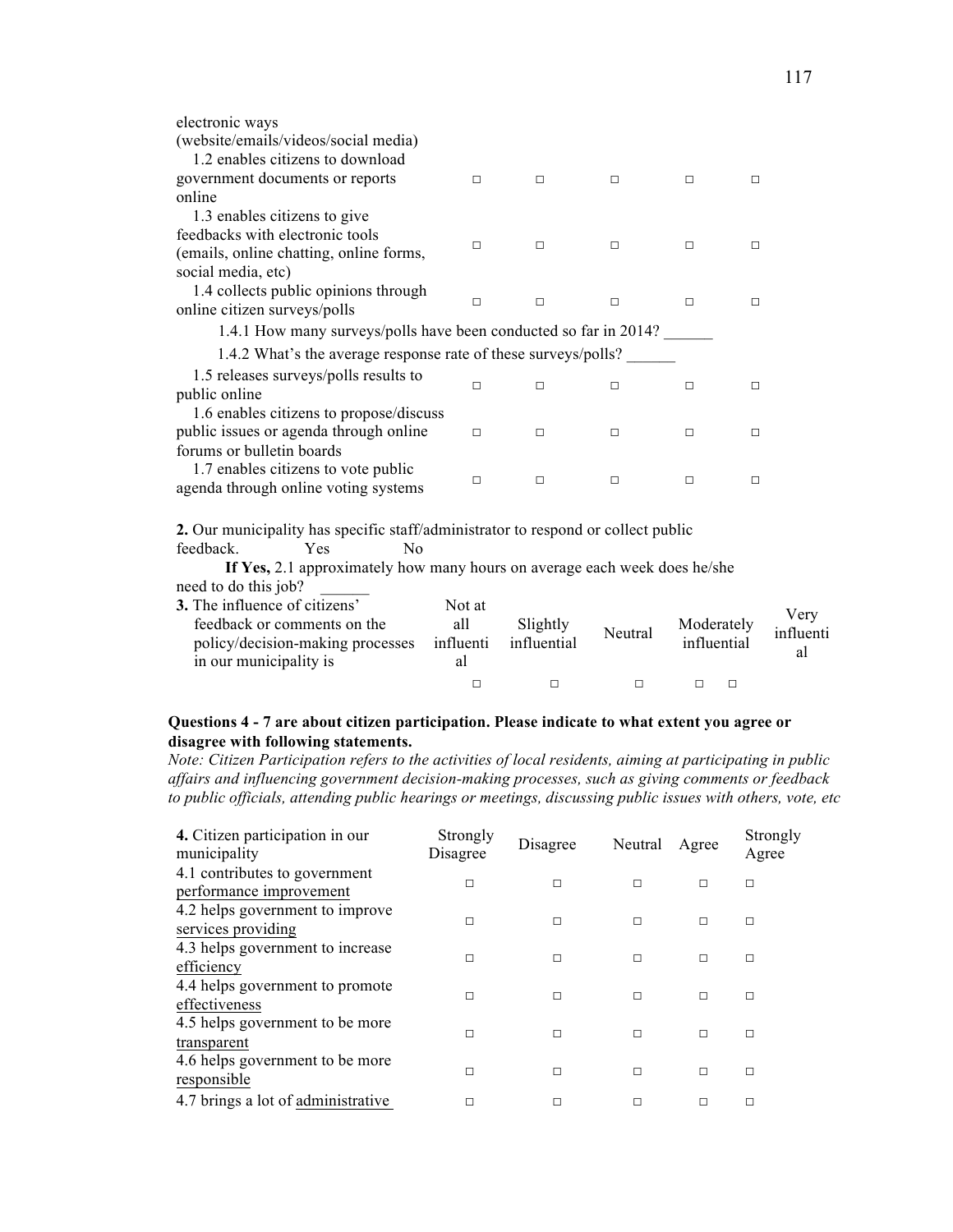| | | | | | |
|---|---|---|---|---|---|
| electronic ways (website/emails/videos/social media) | | | | | |
| 1.2 enables citizens to download government documents or reports online | □ | □ | □ | □ | □ |
| 1.3 enables citizens to give feedbacks with electronic tools (emails, online chatting, online forms, social media, etc) | □ | □ | □ | □ | □ |
| 1.4 collects public opinions through online citizen surveys/polls | □ | □ | □ | □ | □ |

1.4.1 How many surveys/polls have been conducted so far in 2014? ______

1.4.2 What's the average response rate of these surveys/polls? ______

| | | | | | |
|---|---|---|---|---|---|
| 1.5 releases surveys/polls results to public online | □ | □ | □ | □ | □ |
| 1.6 enables citizens to propose/discuss public issues or agenda through online forums or bulletin boards | □ | □ | □ | □ | □ |
| 1.7 enables citizens to vote public agenda through online voting systems | □ | □ | □ | □ | □ |

**2.** Our municipality has specific staff/administrator to respond or collect public feedback. Yes No

**If Yes,** 2.1 approximately how many hours on average each week does he/she need to do this job? ______

| **3.** The influence of citizens' feedback or comments on the policy/decision-making processes in our municipality is | Not at all influential | Slightly influential | Neutral | Moderately influential | Very influential |
|---|---|---|---|---|---|
| | □ | □ | □ | □ | □ |

**Questions 4 - 7 are about citizen participation. Please indicate to what extent you agree or disagree with following statements.**

*Note: Citizen Participation refers to the activities of local residents, aiming at participating in public affairs and influencing government decision-making processes, such as giving comments or feedback to public officials, attending public hearings or meetings, discussing public issues with others, vote, etc*

| **4.** Citizen participation in our municipality | Strongly Disagree | Disagree | Neutral | Agree | Strongly Agree |
|---|---|---|---|---|---|
| 4.1 contributes to government performance improvement | □ | □ | □ | □ | □ |
| 4.2 helps government to improve services providing | □ | □ | □ | □ | □ |
| 4.3 helps government to increase efficiency | □ | □ | □ | □ | □ |
| 4.4 helps government to promote effectiveness | □ | □ | □ | □ | □ |
| 4.5 helps government to be more transparent | □ | □ | □ | □ | □ |
| 4.6 helps government to be more responsible | □ | □ | □ | □ | □ |
| 4.7 brings a lot of administrative | □ | □ | □ | □ | □ |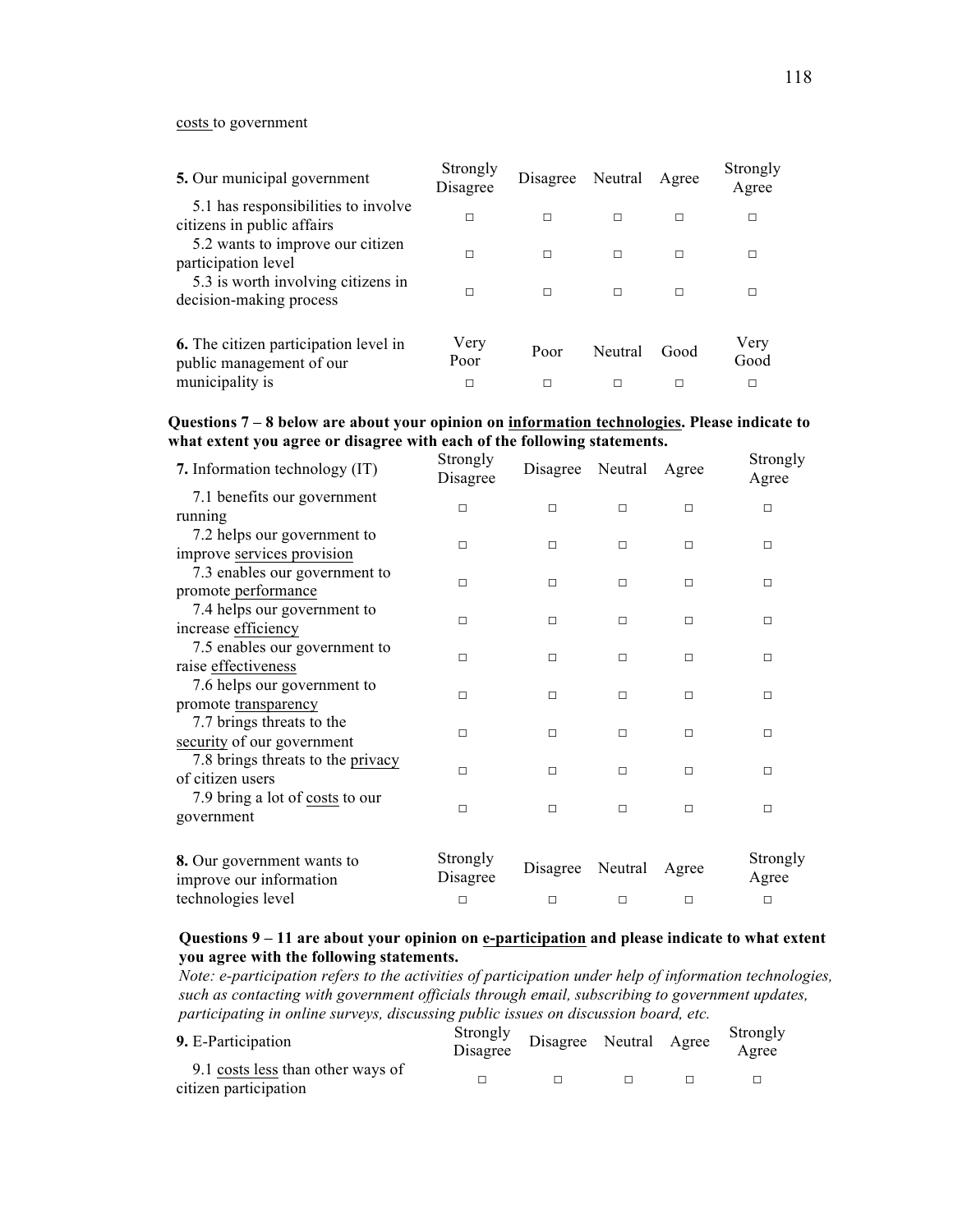costs to government

| **5.** Our municipal government | Strongly Disagree | Disagree | Neutral | Agree | Strongly Agree |
|---|---|---|---|---|---|
| 5.1 has responsibilities to involve citizens in public affairs | □ | □ | □ | □ | □ |
| 5.2 wants to improve our citizen participation level | □ | □ | □ | □ | □ |
| 5.3 is worth involving citizens in decision-making process | □ | □ | □ | □ | □ |

| **6.** The citizen participation level in public management of our municipality is | Very Poor | Poor | Neutral | Good | Very Good |
|---|---|---|---|---|---|
| | □ | □ | □ | □ | □ |

**Questions 7 – 8 below are about your opinion on information technologies. Please indicate to what extent you agree or disagree with each of the following statements.**

| **7.** Information technology (IT) | Strongly Disagree | Disagree | Neutral | Agree | Strongly Agree |
|---|---|---|---|---|---|
| 7.1 benefits our government running | □ | □ | □ | □ | □ |
| 7.2 helps our government to improve services provision | □ | □ | □ | □ | □ |
| 7.3 enables our government to promote performance | □ | □ | □ | □ | □ |
| 7.4 helps our government to increase efficiency | □ | □ | □ | □ | □ |
| 7.5 enables our government to raise effectiveness | □ | □ | □ | □ | □ |
| 7.6 helps our government to promote transparency | □ | □ | □ | □ | □ |
| 7.7 brings threats to the security of our government | □ | □ | □ | □ | □ |
| 7.8 brings threats to the privacy of citizen users | □ | □ | □ | □ | □ |
| 7.9 bring a lot of costs to our government | □ | □ | □ | □ | □ |

| **8.** Our government wants to improve our information technologies level | Strongly Disagree | Disagree | Neutral | Agree | Strongly Agree |
|---|---|---|---|---|---|
| | □ | □ | □ | □ | □ |

**Questions 9 – 11 are about your opinion on e-participation and please indicate to what extent you agree with the following statements.**

*Note: e-participation refers to the activities of participation under help of information technologies, such as contacting with government officials through email, subscribing to government updates, participating in online surveys, discussing public issues on discussion board, etc.*

| **9.** E-Participation | Strongly Disagree | Disagree | Neutral | Agree | Strongly Agree |
|---|---|---|---|---|---|
| 9.1 costs less than other ways of citizen participation | □ | □ | □ | □ | □ |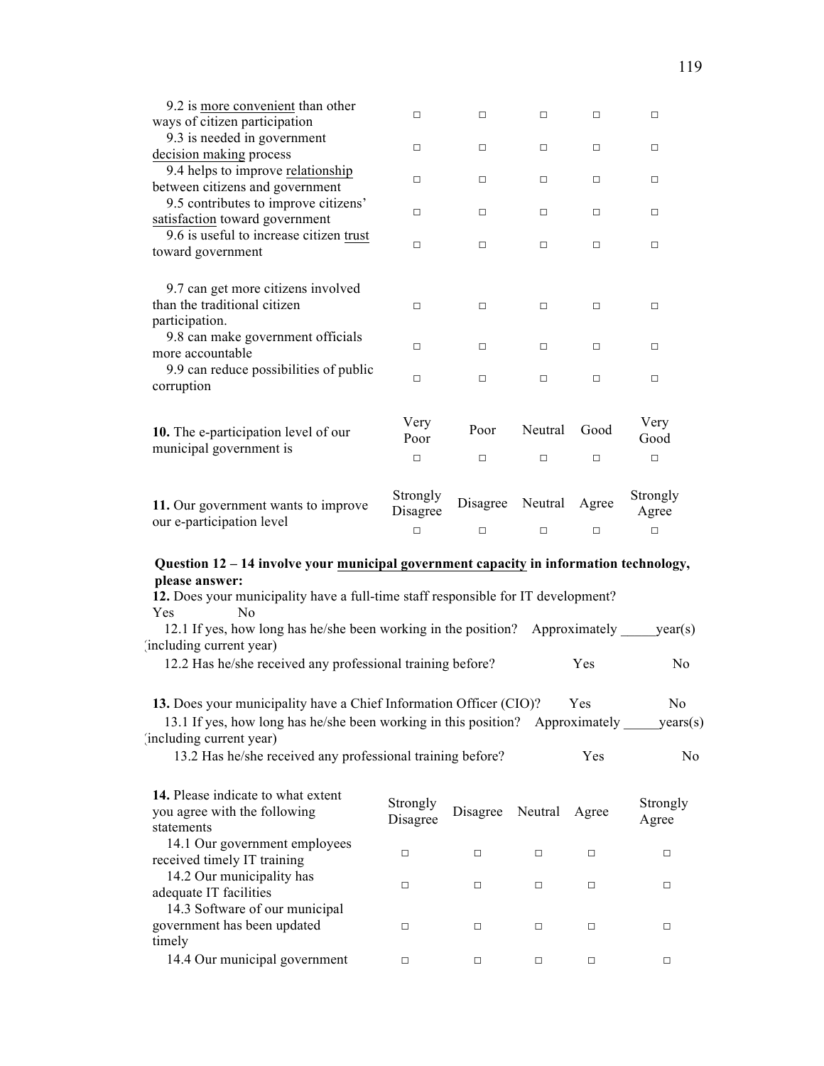| | | | | | |
|---|---|---|---|---|---|
| 9.2 is more convenient than other ways of citizen participation | □ | □ | □ | □ | □ |
| 9.3 is needed in government decision making process | □ | □ | □ | □ | □ |
| 9.4 helps to improve relationship between citizens and government | □ | □ | □ | □ | □ |
| 9.5 contributes to improve citizens' satisfaction toward government | □ | □ | □ | □ | □ |
| 9.6 is useful to increase citizen trust toward government | □ | □ | □ | □ | □ |
| 9.7 can get more citizens involved than the traditional citizen participation. | □ | □ | □ | □ | □ |
| 9.8 can make government officials more accountable | □ | □ | □ | □ | □ |
| 9.9 can reduce possibilities of public corruption | □ | □ | □ | □ | □ |

| **10.** The e-participation level of our municipal government is | Very Poor | Poor | Neutral | Good | Very Good |
|---|---|---|---|---|---|
| | □ | □ | □ | □ | □ |

| **11.** Our government wants to improve our e-participation level | Strongly Disagree | Disagree | Neutral | Agree | Strongly Agree |
|---|---|---|---|---|---|
| | □ | □ | □ | □ | □ |

**Question 12 – 14 involve your municipal government capacity in information technology, please answer:**

**12.** Does your municipality have a full-time staff responsible for IT development?
Yes No

12.1 If yes, how long has he/she been working in the position? Approximately _____year(s) (including current year)

12.2 Has he/she received any professional training before? Yes No

**13.** Does your municipality have a Chief Information Officer (CIO)? Yes No

13.1 If yes, how long has he/she been working in this position? Approximately _____years(s) (including current year)

13.2 Has he/she received any professional training before? Yes No

| **14.** Please indicate to what extent you agree with the following statements | Strongly Disagree | Disagree | Neutral | Agree | Strongly Agree |
|---|---|---|---|---|---|
| 14.1 Our government employees received timely IT training | □ | □ | □ | □ | □ |
| 14.2 Our municipality has adequate IT facilities | □ | □ | □ | □ | □ |
| 14.3 Software of our municipal government has been updated timely | □ | □ | □ | □ | □ |
| 14.4 Our municipal government | □ | □ | □ | □ | □ |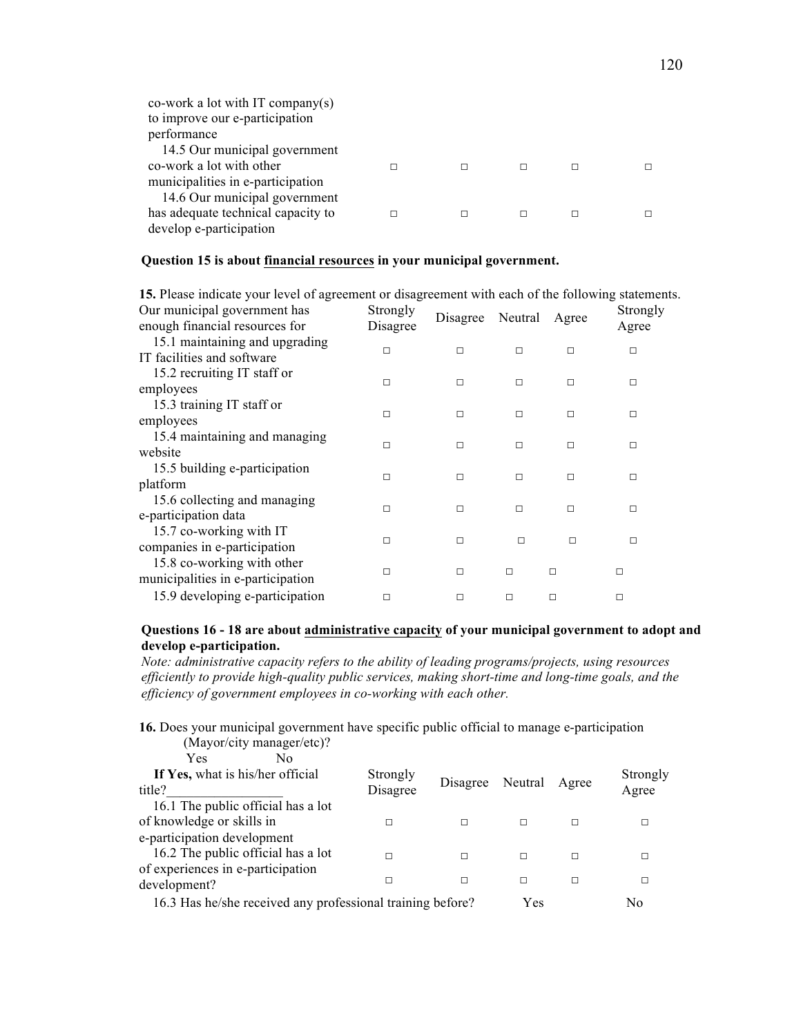| | | | | | |
|---|---|---|---|---|---|
| co-work a lot with IT company(s) to improve our e-participation performance | | | | | |
| 14.5 Our municipal government co-work a lot with other municipalities in e-participation | □ | □ | □ | □ | □ |
| 14.6 Our municipal government has adequate technical capacity to develop e-participation | □ | □ | □ | □ | □ |

**Question 15 is about <u>financial resources</u> in your municipal government.**

**15.** Please indicate your level of agreement or disagreement with each of the following statements.

| Our municipal government has enough financial resources for | Strongly Disagree | Disagree | Neutral | Agree | Strongly Agree |
|---|---|---|---|---|---|
| 15.1 maintaining and upgrading IT facilities and software | □ | □ | □ | □ | □ |
| 15.2 recruiting IT staff or employees | □ | □ | □ | □ | □ |
| 15.3 training IT staff or employees | □ | □ | □ | □ | □ |
| 15.4 maintaining and managing website | □ | □ | □ | □ | □ |
| 15.5 building e-participation platform | □ | □ | □ | □ | □ |
| 15.6 collecting and managing e-participation data | □ | □ | □ | □ | □ |
| 15.7 co-working with IT companies in e-participation | □ | □ | □ | □ | □ |
| 15.8 co-working with other municipalities in e-participation | □ | □ | □ | □ | □ |
| 15.9 developing e-participation | □ | □ | □ | □ | □ |

**Questions 16 - 18 are about <u>administrative capacity</u> of your municipal government to adopt and develop e-participation.**

*Note: administrative capacity refers to the ability of leading programs/projects, using resources efficiently to provide high-quality public services, making short-time and long-time goals, and the efficiency of government employees in co-working with each other.*

**16.** Does your municipal government have specific public official to manage e-participation (Mayor/city manager/etc)?

Yes No

| **If Yes,** what is his/her official title?________________ | Strongly Disagree | Disagree | Neutral | Agree | Strongly Agree |
|---|---|---|---|---|---|
| 16.1 The public official has a lot of knowledge or skills in e-participation development | □ | □ | □ | □ | □ |
| 16.2 The public official has a lot of experiences in e-participation development? | □ | □ | □ | □ | □ |
| | □ | □ | □ | □ | □ |

16.3 Has he/she received any professional training before? Yes No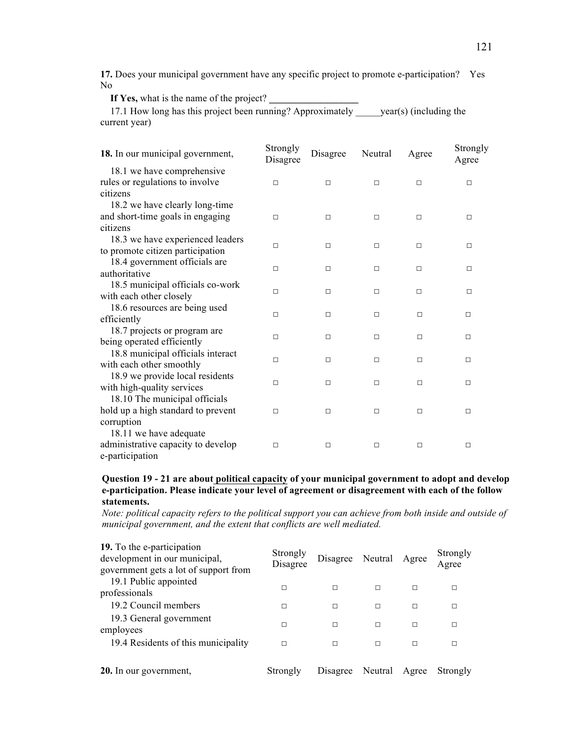**17.** Does your municipal government have any specific project to promote e-participation? Yes No

**If Yes,** what is the name of the project? __________________

17.1 How long has this project been running? Approximately _____year(s) (including the current year)

| **18.** In our municipal government, | Strongly Disagree | Disagree | Neutral | Agree | Strongly Agree |
|---|---|---|---|---|---|
| 18.1 we have comprehensive rules or regulations to involve citizens | □ | □ | □ | □ | □ |
| 18.2 we have clearly long-time and short-time goals in engaging citizens | □ | □ | □ | □ | □ |
| 18.3 we have experienced leaders to promote citizen participation | □ | □ | □ | □ | □ |
| 18.4 government officials are authoritative | □ | □ | □ | □ | □ |
| 18.5 municipal officials co-work with each other closely | □ | □ | □ | □ | □ |
| 18.6 resources are being used efficiently | □ | □ | □ | □ | □ |
| 18.7 projects or program are being operated efficiently | □ | □ | □ | □ | □ |
| 18.8 municipal officials interact with each other smoothly | □ | □ | □ | □ | □ |
| 18.9 we provide local residents with high-quality services | □ | □ | □ | □ | □ |
| 18.10 The municipal officials hold up a high standard to prevent corruption | □ | □ | □ | □ | □ |
| 18.11 we have adequate administrative capacity to develop e-participation | □ | □ | □ | □ | □ |

**Question 19 - 21 are about political capacity of your municipal government to adopt and develop e-participation. Please indicate your level of agreement or disagreement with each of the follow statements.**

*Note: political capacity refers to the political support you can achieve from both inside and outside of municipal government, and the extent that conflicts are well mediated.*

| **19.** To the e-participation development in our municipal, government gets a lot of support from | Strongly Disagree | Disagree | Neutral | Agree | Strongly Agree |
|---|---|---|---|---|---|
| 19.1 Public appointed professionals | □ | □ | □ | □ | □ |
| 19.2 Council members | □ | □ | □ | □ | □ |
| 19.3 General government employees | □ | □ | □ | □ | □ |
| 19.4 Residents of this municipality | □ | □ | □ | □ | □ |

| **20.** In our government, | Strongly | Disagree | Neutral | Agree | Strongly |
|---|---|---|---|---|---|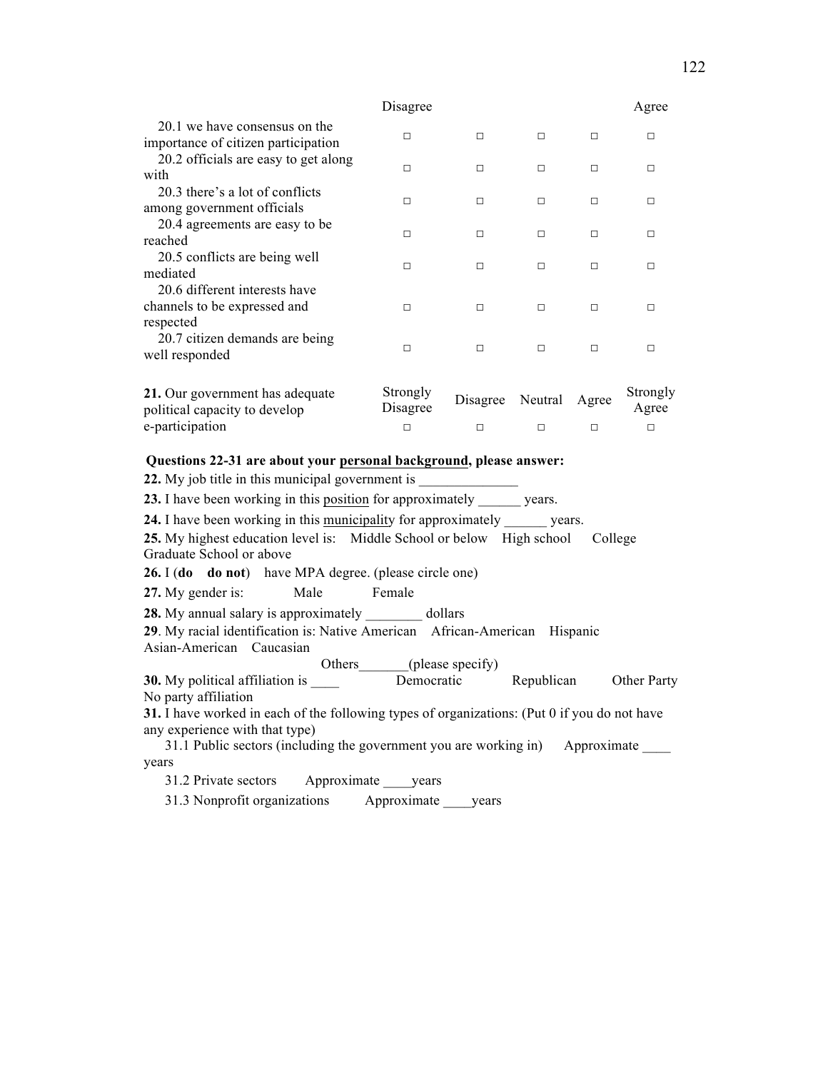| | Disagree | | | | Agree |
|---|---|---|---|---|---|
| 20.1 we have consensus on the importance of citizen participation | □ | □ | □ | □ | □ |
| 20.2 officials are easy to get along with | □ | □ | □ | □ | □ |
| 20.3 there's a lot of conflicts among government officials | □ | □ | □ | □ | □ |
| 20.4 agreements are easy to be reached | □ | □ | □ | □ | □ |
| 20.5 conflicts are being well mediated | □ | □ | □ | □ | □ |
| 20.6 different interests have channels to be expressed and respected | □ | □ | □ | □ | □ |
| 20.7 citizen demands are being well responded | □ | □ | □ | □ | □ |

| | Strongly Disagree | Disagree | Neutral | Agree | Strongly Agree |
|---|---|---|---|---|---|
| **21.** Our government has adequate political capacity to develop e-participation | □ | □ | □ | □ | □ |

**Questions 22-31 are about your personal background, please answer:**

**22.** My job title in this municipal government is ______________

**23.** I have been working in this position for approximately ______ years.

**24.** I have been working in this municipality for approximately ______ years.

**25.** My highest education level is: Middle School or below High school College Graduate School or above

**26.** I (**do do not**) have MPA degree. (please circle one)

**27.** My gender is: Male Female

**28.** My annual salary is approximately ________ dollars

**29**. My racial identification is: Native American African-American Hispanic Asian-American Caucasian Others_______(please specify)

**30.** My political affiliation is ____ Democratic Republican Other Party No party affiliation

**31.** I have worked in each of the following types of organizations: (Put 0 if you do not have any experience with that type)

31.1 Public sectors (including the government you are working in) Approximate ____ years

31.2 Private sectors Approximate ____years

31.3 Nonprofit organizations Approximate ____years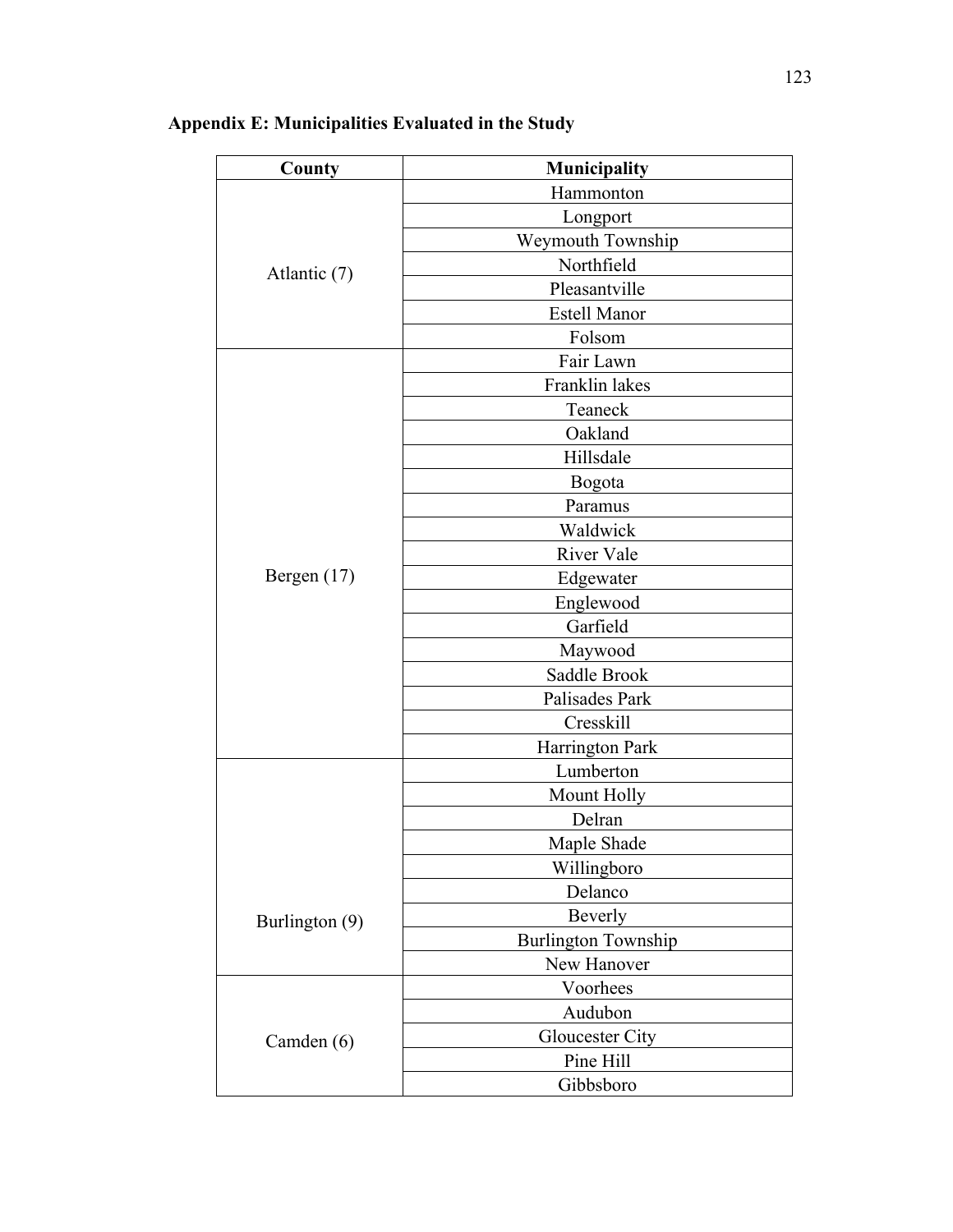**Appendix E: Municipalities Evaluated in the Study**

| County | Municipality |
|---|---|
| Atlantic (7) | Hammonton |
| | Longport |
| | Weymouth Township |
| | Northfield |
| | Pleasantville |
| | Estell Manor |
| | Folsom |
| Bergen (17) | Fair Lawn |
| | Franklin lakes |
| | Teaneck |
| | Oakland |
| | Hillsdale |
| | Bogota |
| | Paramus |
| | Waldwick |
| | River Vale |
| | Edgewater |
| | Englewood |
| | Garfield |
| | Maywood |
| | Saddle Brook |
| | Palisades Park |
| | Cresskill |
| | Harrington Park |
| Burlington (9) | Lumberton |
| | Mount Holly |
| | Delran |
| | Maple Shade |
| | Willingboro |
| | Delanco |
| | Beverly |
| | Burlington Township |
| | New Hanover |
| Camden (6) | Voorhees |
| | Audubon |
| | Gloucester City |
| | Pine Hill |
| | Gibbsboro |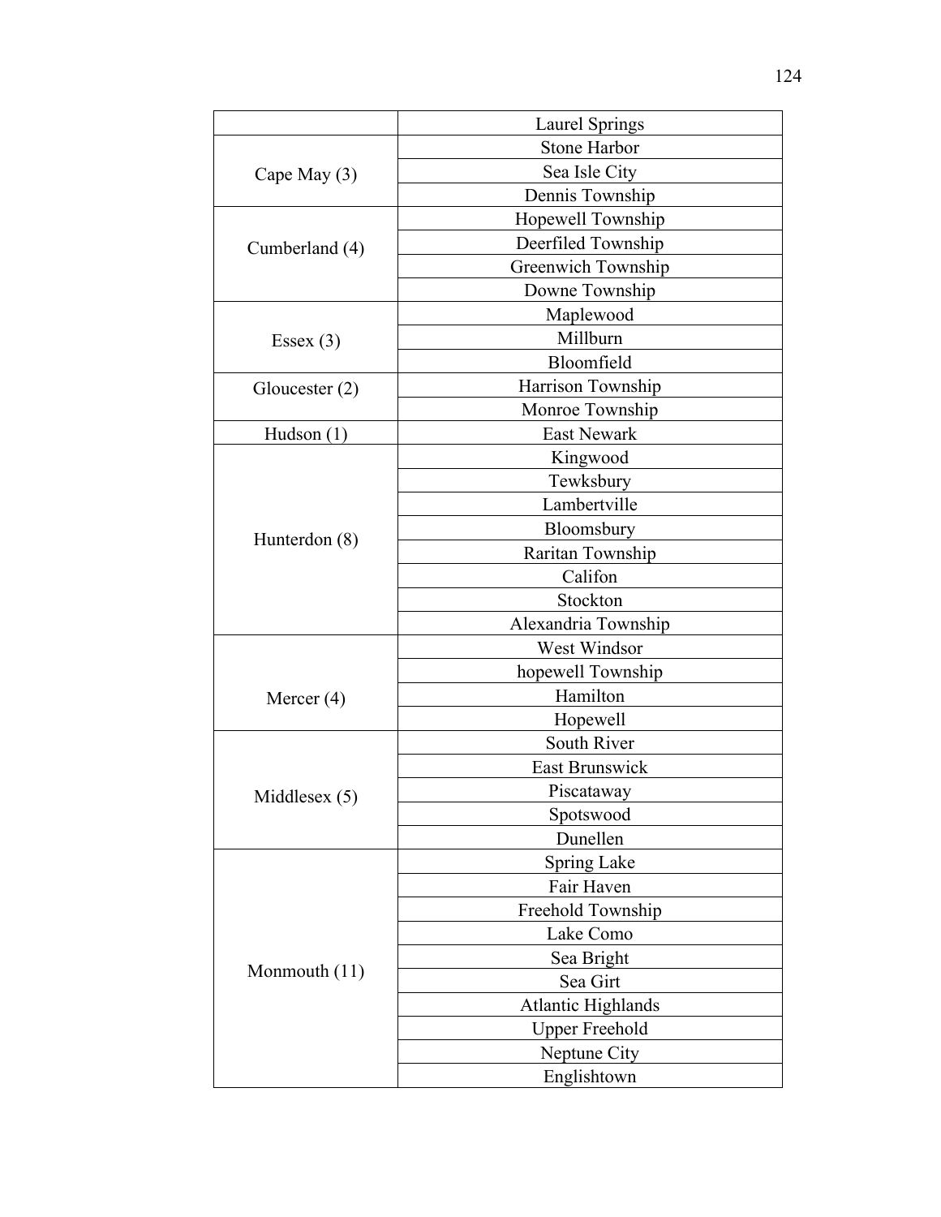| | |
|---|---|
| | Laurel Springs |
| Cape May (3) | Stone Harbor |
| | Sea Isle City |
| | Dennis Township |
| Cumberland (4) | Hopewell Township |
| | Deerfiled Township |
| | Greenwich Township |
| | Downe Township |
| Essex (3) | Maplewood |
| | Millburn |
| | Bloomfield |
| Gloucester (2) | Harrison Township |
| | Monroe Township |
| Hudson (1) | East Newark |
| Hunterdon (8) | Kingwood |
| | Tewksbury |
| | Lambertville |
| | Bloomsbury |
| | Raritan Township |
| | Califon |
| | Stockton |
| | Alexandria Township |
| Mercer (4) | West Windsor |
| | hopewell Township |
| | Hamilton |
| | Hopewell |
| Middlesex (5) | South River |
| | East Brunswick |
| | Piscataway |
| | Spotswood |
| | Dunellen |
| Monmouth (11) | Spring Lake |
| | Fair Haven |
| | Freehold Township |
| | Lake Como |
| | Sea Bright |
| | Sea Girt |
| | Atlantic Highlands |
| | Upper Freehold |
| | Neptune City |
| | Englishtown |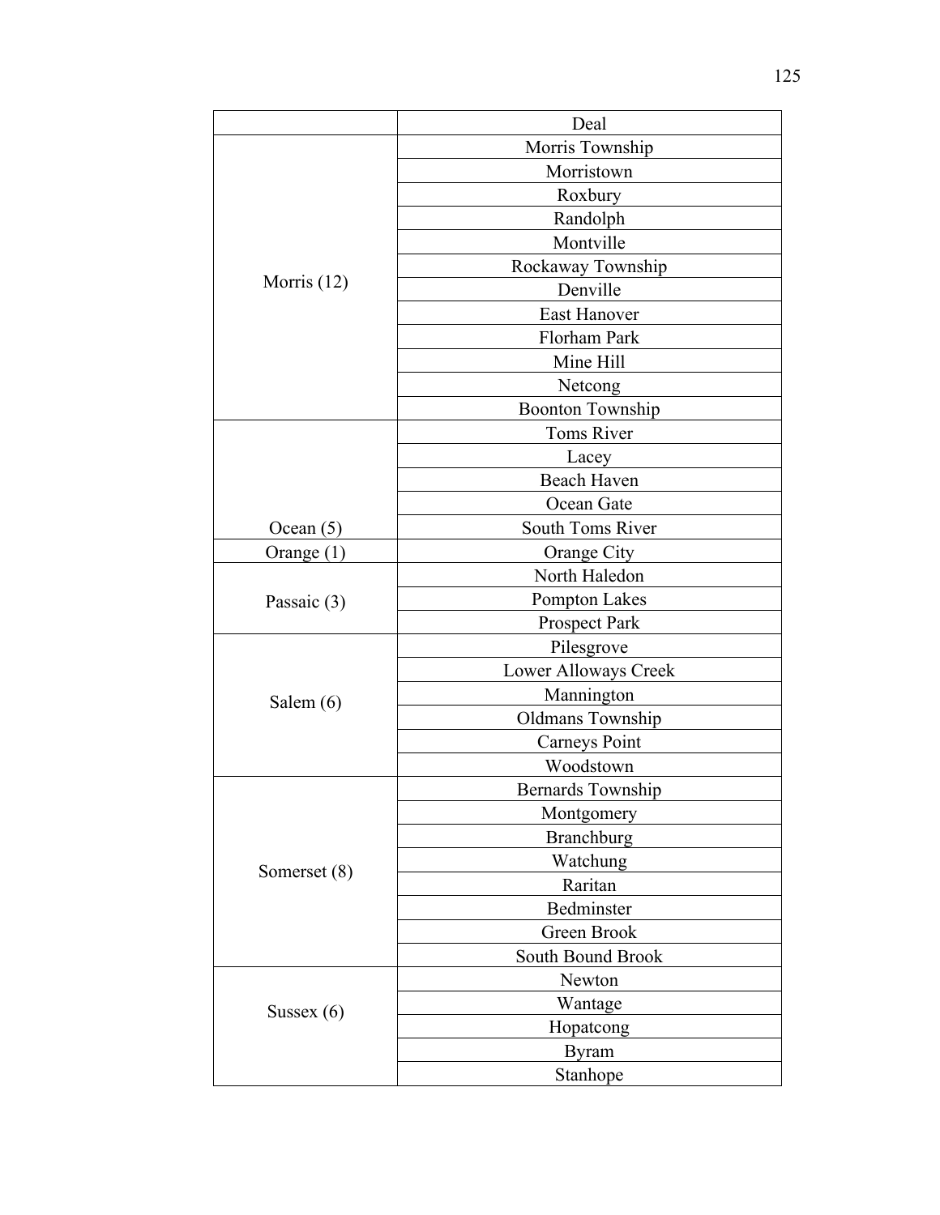| | |
|---|---|
| | Deal |
| Morris (12) | Morris Township |
| | Morristown |
| | Roxbury |
| | Randolph |
| | Montville |
| | Rockaway Township |
| | Denville |
| | East Hanover |
| | Florham Park |
| | Mine Hill |
| | Netcong |
| | Boonton Township |
| Ocean (5) | Toms River |
| | Lacey |
| | Beach Haven |
| | Ocean Gate |
| | South Toms River |
| Orange (1) | Orange City |
| Passaic (3) | North Haledon |
| | Pompton Lakes |
| | Prospect Park |
| Salem (6) | Pilesgrove |
| | Lower Alloways Creek |
| | Mannington |
| | Oldmans Township |
| | Carneys Point |
| | Woodstown |
| Somerset (8) | Bernards Township |
| | Montgomery |
| | Branchburg |
| | Watchung |
| | Raritan |
| | Bedminster |
| | Green Brook |
| | South Bound Brook |
| Sussex (6) | Newton |
| | Wantage |
| | Hopatcong |
| | Byram |
| | Stanhope |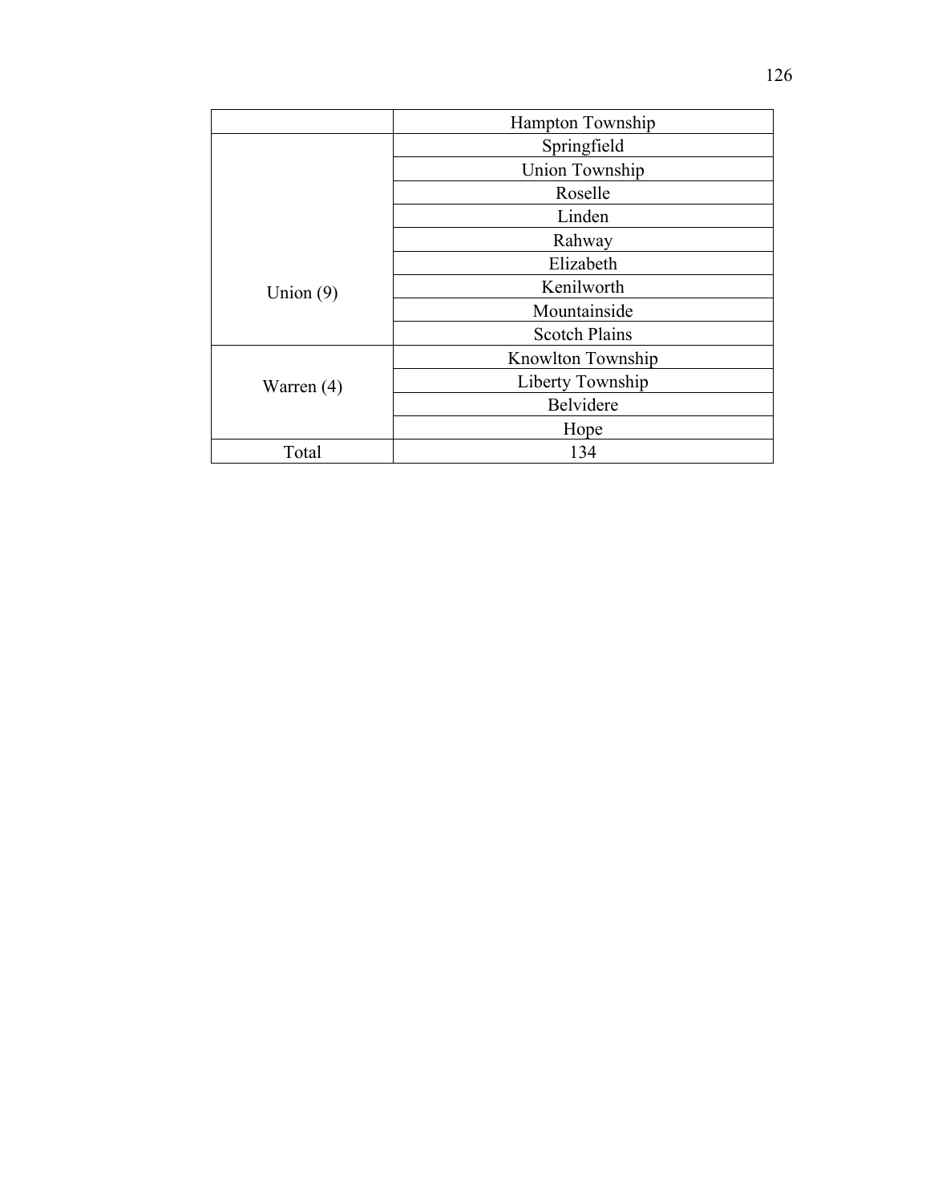| | |
|---|---|
| | Hampton Township |
| Union (9) | Springfield |
| | Union Township |
| | Roselle |
| | Linden |
| | Rahway |
| | Elizabeth |
| | Kenilworth |
| | Mountainside |
| | Scotch Plains |
| Warren (4) | Knowlton Township |
| | Liberty Township |
| | Belvidere |
| | Hope |
| Total | 134 |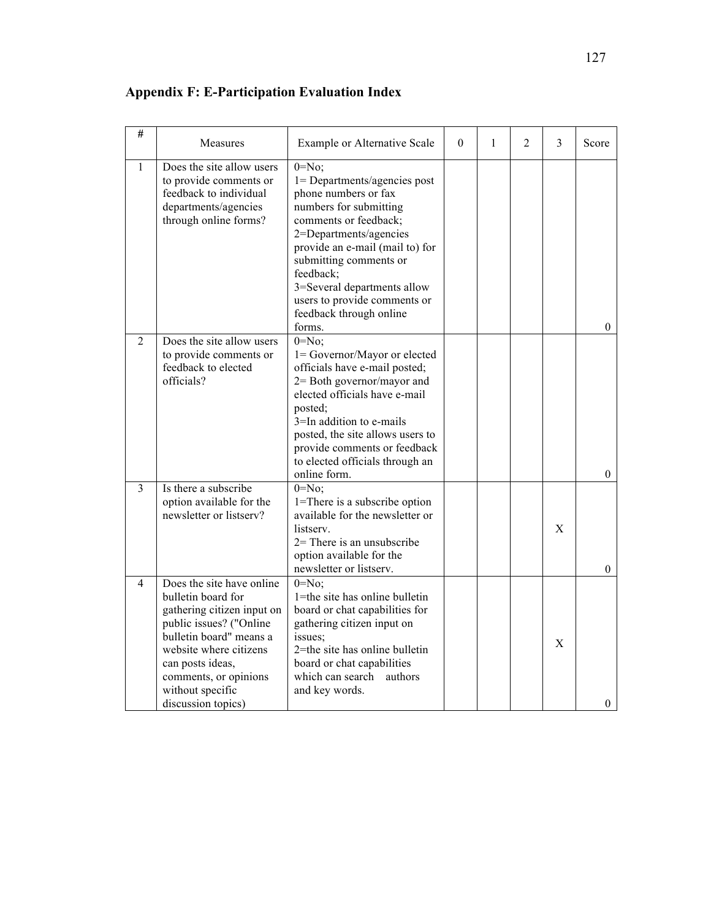## Appendix F: E-Participation Evaluation Index

| # | Measures | Example or Alternative Scale | 0 | 1 | 2 | 3 | Score |
|---|---|---|---|---|---|---|---|
| 1 | Does the site allow users to provide comments or feedback to individual departments/agencies through online forms? | 0=No;<br>1= Departments/agencies post phone numbers or fax numbers for submitting comments or feedback;<br>2=Departments/agencies provide an e-mail (mail to) for submitting comments or feedback;<br>3=Several departments allow users to provide comments or feedback through online forms. | | | | | 0 |
| 2 | Does the site allow users to provide comments or feedback to elected officials? | 0=No;<br>1= Governor/Mayor or elected officials have e-mail posted;<br>2= Both governor/mayor and elected officials have e-mail posted;<br>3=In addition to e-mails posted, the site allows users to provide comments or feedback to elected officials through an online form. | | | | | 0 |
| 3 | Is there a subscribe option available for the newsletter or listserv? | 0=No;<br>1=There is a subscribe option available for the newsletter or listserv.<br>2= There is an unsubscribe option available for the newsletter or listserv. | | | | X | 0 |
| 4 | Does the site have online bulletin board for gathering citizen input on public issues? ("Online bulletin board" means a website where citizens can posts ideas, comments, or opinions without specific discussion topics) | 0=No;<br>1=the site has online bulletin board or chat capabilities for gathering citizen input on issues;<br>2=the site has online bulletin board or chat capabilities which can search authors and key words. | | | | X | 0 |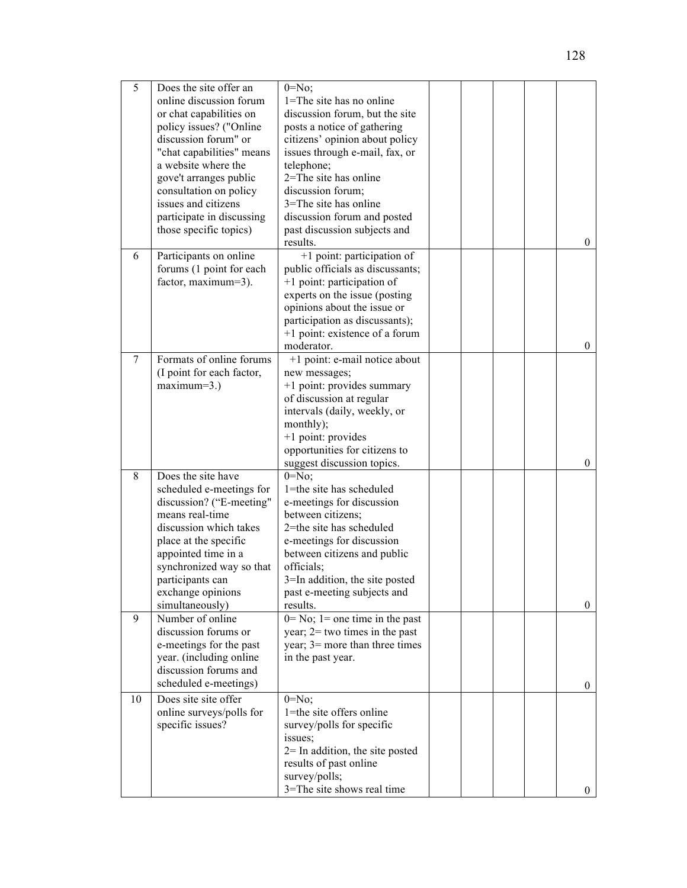| | | | | | | | |
|---|---|---|---|---|---|---|---|
| 5 | Does the site offer an online discussion forum or chat capabilities on policy issues? ("Online discussion forum" or "chat capabilities" means a website where the gove't arranges public consultation on policy issues and citizens participate in discussing those specific topics) | 0=No;<br>1=The site has no online discussion forum, but the site posts a notice of gathering citizens' opinion about policy issues through e-mail, fax, or telephone;<br>2=The site has online discussion forum;<br>3=The site has online discussion forum and posted past discussion subjects and results. | | | | | 0 |
| 6 | Participants on online forums (1 point for each factor, maximum=3). | +1 point: participation of public officials as discussants;<br>+1 point: participation of experts on the issue (posting opinions about the issue or participation as discussants);<br>+1 point: existence of a forum moderator. | | | | | 0 |
| 7 | Formats of online forums (I point for each factor, maximum=3.) | +1 point: e-mail notice about new messages;<br>+1 point: provides summary of discussion at regular intervals (daily, weekly, or monthly);<br>+1 point: provides opportunities for citizens to suggest discussion topics. | | | | | 0 |
| 8 | Does the site have scheduled e-meetings for discussion? ("E-meeting" means real-time discussion which takes place at the specific appointed time in a synchronized way so that participants can exchange opinions simultaneously) | 0=No;<br>1=the site has scheduled e-meetings for discussion between citizens;<br>2=the site has scheduled e-meetings for discussion between citizens and public officials;<br>3=In addition, the site posted past e-meeting subjects and results. | | | | | 0 |
| 9 | Number of online discussion forums or e-meetings for the past year. (including online discussion forums and scheduled e-meetings) | 0= No; 1= one time in the past year; 2= two times in the past year; 3= more than three times in the past year. | | | | | 0 |
| 10 | Does site site offer online surveys/polls for specific issues? | 0=No;<br>1=the site offers online survey/polls for specific issues;<br>2= In addition, the site posted results of past online survey/polls;<br>3=The site shows real time | | | | | 0 |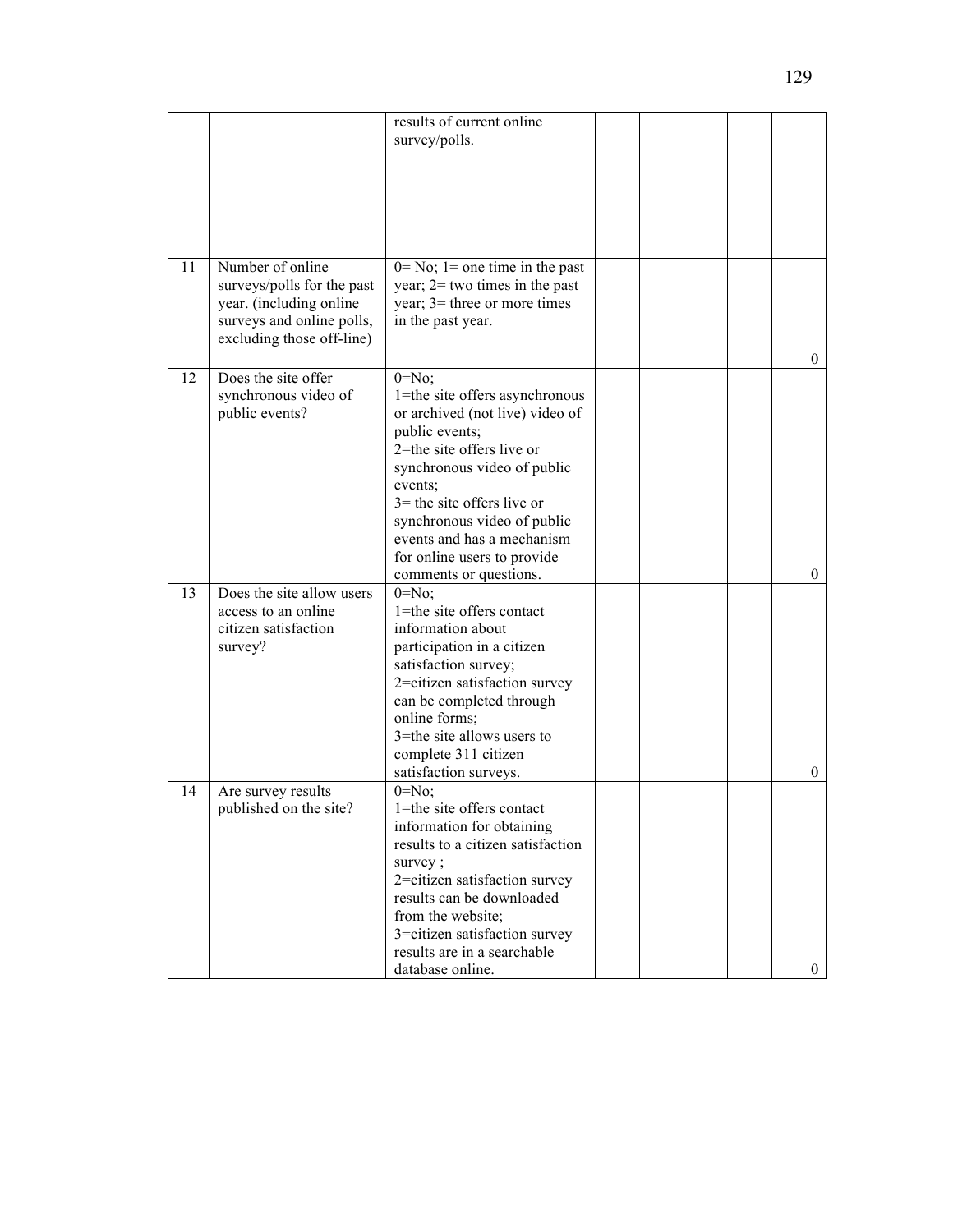| | | | | | | | |
|---|---|---|---|---|---|---|---|
| | | results of current online survey/polls. | | | | | |
| 11 | Number of online surveys/polls for the past year. (including online surveys and online polls, excluding those off-line) | 0= No; 1= one time in the past year; 2= two times in the past year; 3= three or more times in the past year. | | | | | 0 |
| 12 | Does the site offer synchronous video of public events? | 0=No;<br>1=the site offers asynchronous or archived (not live) video of public events;<br>2=the site offers live or synchronous video of public events;<br>3= the site offers live or synchronous video of public events and has a mechanism for online users to provide comments or questions. | | | | | 0 |
| 13 | Does the site allow users access to an online citizen satisfaction survey? | 0=No;<br>1=the site offers contact information about participation in a citizen satisfaction survey;<br>2=citizen satisfaction survey can be completed through online forms;<br>3=the site allows users to complete 311 citizen satisfaction surveys. | | | | | 0 |
| 14 | Are survey results published on the site? | 0=No;<br>1=the site offers contact information for obtaining results to a citizen satisfaction survey ;<br>2=citizen satisfaction survey results can be downloaded from the website;<br>3=citizen satisfaction survey results are in a searchable database online. | | | | | 0 |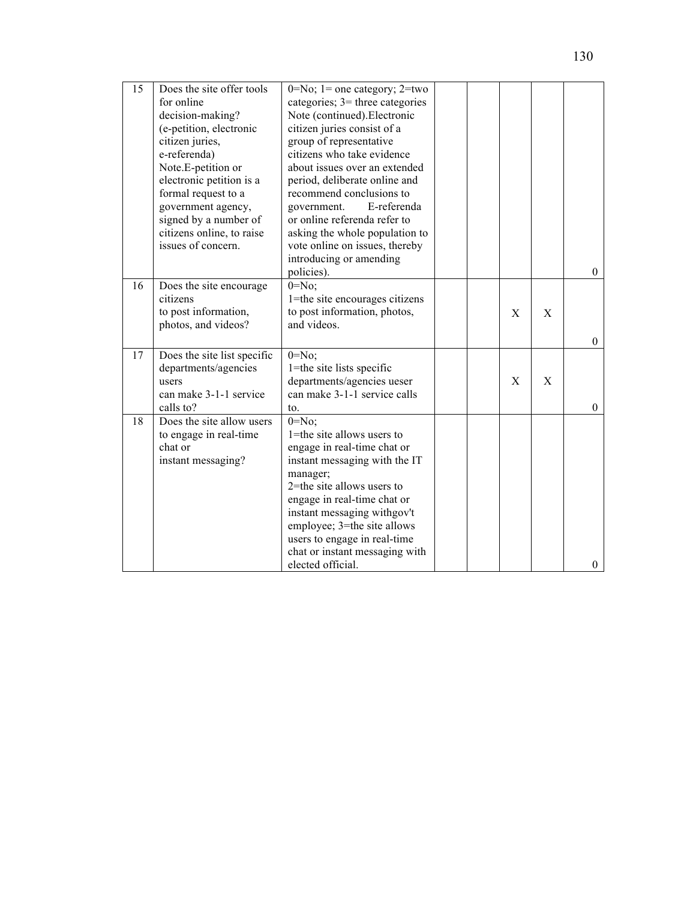| 15 | Does the site offer tools for online decision-making? (e-petition, electronic citizen juries, e-referenda) Note.E-petition or electronic petition is a formal request to a government agency, signed by a number of citizens online, to raise issues of concern. | 0=No; 1= one category; 2=two categories; 3= three categories Note (continued).Electronic citizen juries consist of a group of representative citizens who take evidence about issues over an extended period, deliberate online and recommend conclusions to government. E-referenda or online referenda refer to asking the whole population to vote online on issues, thereby introducing or amending policies). | | | | | 0 |
|---|---|---|---|---|---|---|---|
| 16 | Does the site encourage citizens to post information, photos, and videos? | 0=No; 1=the site encourages citizens to post information, photos, and videos. | | | X | X | 0 |
| 17 | Does the site list specific departments/agencies users can make 3-1-1 service calls to? | 0=No; 1=the site lists specific departments/agencies ueser can make 3-1-1 service calls to. | | | X | X | 0 |
| 18 | Does the site allow users to engage in real-time chat or instant messaging? | 0=No; 1=the site allows users to engage in real-time chat or instant messaging with the IT manager; 2=the site allows users to engage in real-time chat or instant messaging withgov't employee; 3=the site allows users to engage in real-time chat or instant messaging with elected official. | | | | | 0 |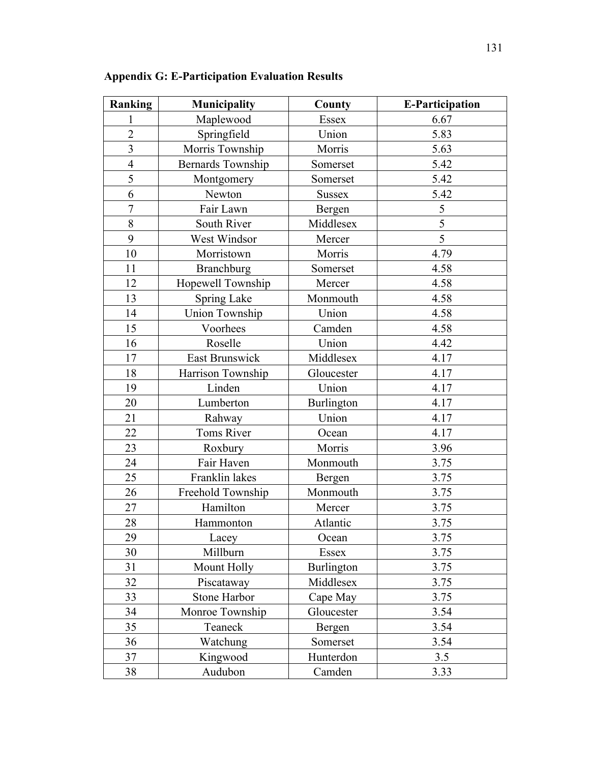**Appendix G: E-Participation Evaluation Results**

| Ranking | Municipality | County | E-Participation |
|---|---|---|---|
| 1 | Maplewood | Essex | 6.67 |
| 2 | Springfield | Union | 5.83 |
| 3 | Morris Township | Morris | 5.63 |
| 4 | Bernards Township | Somerset | 5.42 |
| 5 | Montgomery | Somerset | 5.42 |
| 6 | Newton | Sussex | 5.42 |
| 7 | Fair Lawn | Bergen | 5 |
| 8 | South River | Middlesex | 5 |
| 9 | West Windsor | Mercer | 5 |
| 10 | Morristown | Morris | 4.79 |
| 11 | Branchburg | Somerset | 4.58 |
| 12 | Hopewell Township | Mercer | 4.58 |
| 13 | Spring Lake | Monmouth | 4.58 |
| 14 | Union Township | Union | 4.58 |
| 15 | Voorhees | Camden | 4.58 |
| 16 | Roselle | Union | 4.42 |
| 17 | East Brunswick | Middlesex | 4.17 |
| 18 | Harrison Township | Gloucester | 4.17 |
| 19 | Linden | Union | 4.17 |
| 20 | Lumberton | Burlington | 4.17 |
| 21 | Rahway | Union | 4.17 |
| 22 | Toms River | Ocean | 4.17 |
| 23 | Roxbury | Morris | 3.96 |
| 24 | Fair Haven | Monmouth | 3.75 |
| 25 | Franklin lakes | Bergen | 3.75 |
| 26 | Freehold Township | Monmouth | 3.75 |
| 27 | Hamilton | Mercer | 3.75 |
| 28 | Hammonton | Atlantic | 3.75 |
| 29 | Lacey | Ocean | 3.75 |
| 30 | Millburn | Essex | 3.75 |
| 31 | Mount Holly | Burlington | 3.75 |
| 32 | Piscataway | Middlesex | 3.75 |
| 33 | Stone Harbor | Cape May | 3.75 |
| 34 | Monroe Township | Gloucester | 3.54 |
| 35 | Teaneck | Bergen | 3.54 |
| 36 | Watchung | Somerset | 3.54 |
| 37 | Kingwood | Hunterdon | 3.5 |
| 38 | Audubon | Camden | 3.33 |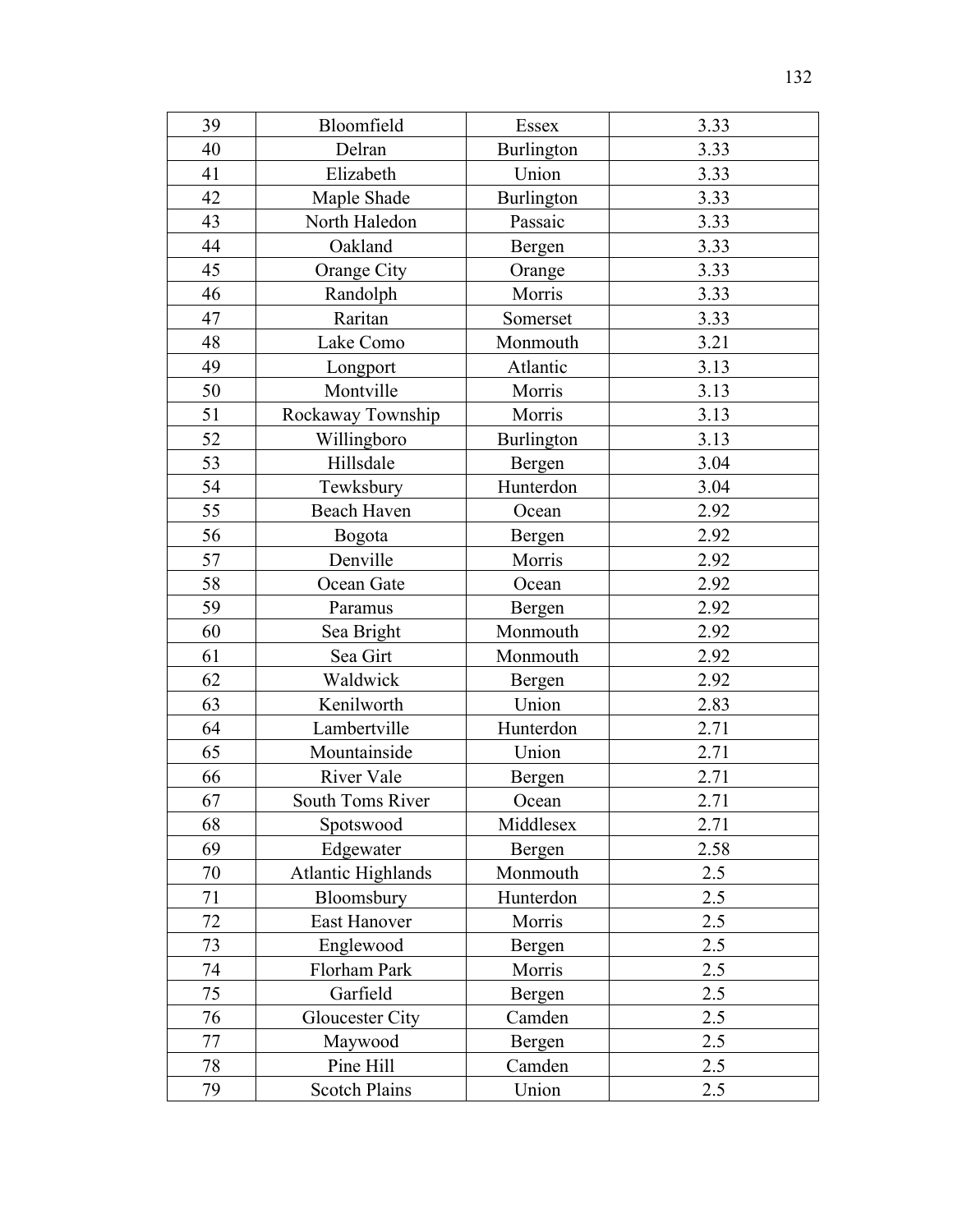| 39 | Bloomfield | Essex | 3.33 |
|---|---|---|---|
| 40 | Delran | Burlington | 3.33 |
| 41 | Elizabeth | Union | 3.33 |
| 42 | Maple Shade | Burlington | 3.33 |
| 43 | North Haledon | Passaic | 3.33 |
| 44 | Oakland | Bergen | 3.33 |
| 45 | Orange City | Orange | 3.33 |
| 46 | Randolph | Morris | 3.33 |
| 47 | Raritan | Somerset | 3.33 |
| 48 | Lake Como | Monmouth | 3.21 |
| 49 | Longport | Atlantic | 3.13 |
| 50 | Montville | Morris | 3.13 |
| 51 | Rockaway Township | Morris | 3.13 |
| 52 | Willingboro | Burlington | 3.13 |
| 53 | Hillsdale | Bergen | 3.04 |
| 54 | Tewksbury | Hunterdon | 3.04 |
| 55 | Beach Haven | Ocean | 2.92 |
| 56 | Bogota | Bergen | 2.92 |
| 57 | Denville | Morris | 2.92 |
| 58 | Ocean Gate | Ocean | 2.92 |
| 59 | Paramus | Bergen | 2.92 |
| 60 | Sea Bright | Monmouth | 2.92 |
| 61 | Sea Girt | Monmouth | 2.92 |
| 62 | Waldwick | Bergen | 2.92 |
| 63 | Kenilworth | Union | 2.83 |
| 64 | Lambertville | Hunterdon | 2.71 |
| 65 | Mountainside | Union | 2.71 |
| 66 | River Vale | Bergen | 2.71 |
| 67 | South Toms River | Ocean | 2.71 |
| 68 | Spotswood | Middlesex | 2.71 |
| 69 | Edgewater | Bergen | 2.58 |
| 70 | Atlantic Highlands | Monmouth | 2.5 |
| 71 | Bloomsbury | Hunterdon | 2.5 |
| 72 | East Hanover | Morris | 2.5 |
| 73 | Englewood | Bergen | 2.5 |
| 74 | Florham Park | Morris | 2.5 |
| 75 | Garfield | Bergen | 2.5 |
| 76 | Gloucester City | Camden | 2.5 |
| 77 | Maywood | Bergen | 2.5 |
| 78 | Pine Hill | Camden | 2.5 |
| 79 | Scotch Plains | Union | 2.5 |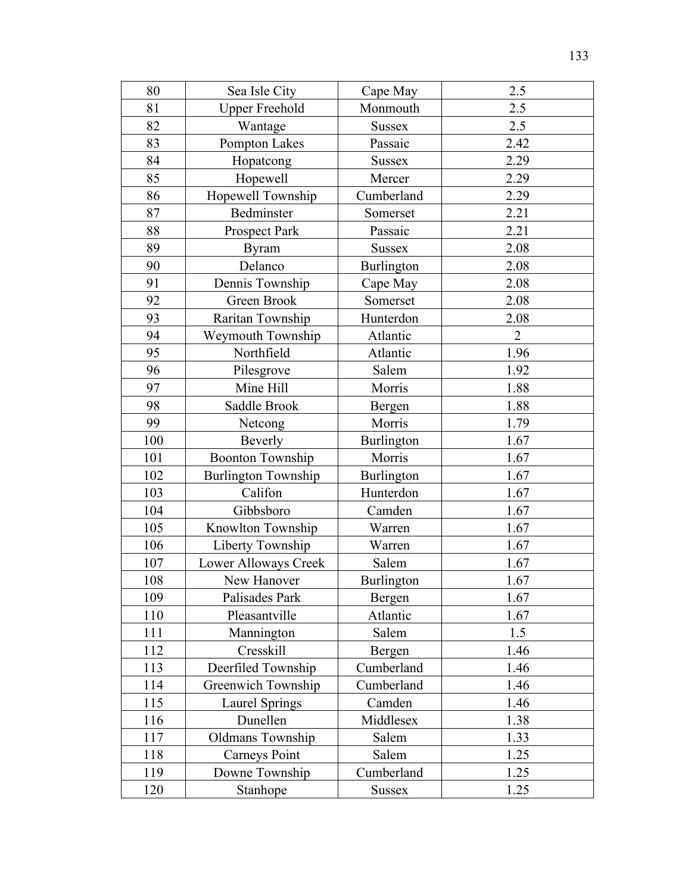| 80 | Sea Isle City | Cape May | 2.5 |
|---|---|---|---|
| 81 | Upper Freehold | Monmouth | 2.5 |
| 82 | Wantage | Sussex | 2.5 |
| 83 | Pompton Lakes | Passaic | 2.42 |
| 84 | Hopatcong | Sussex | 2.29 |
| 85 | Hopewell | Mercer | 2.29 |
| 86 | Hopewell Township | Cumberland | 2.29 |
| 87 | Bedminster | Somerset | 2.21 |
| 88 | Prospect Park | Passaic | 2.21 |
| 89 | Byram | Sussex | 2.08 |
| 90 | Delanco | Burlington | 2.08 |
| 91 | Dennis Township | Cape May | 2.08 |
| 92 | Green Brook | Somerset | 2.08 |
| 93 | Raritan Township | Hunterdon | 2.08 |
| 94 | Weymouth Township | Atlantic | 2 |
| 95 | Northfield | Atlantic | 1.96 |
| 96 | Pilesgrove | Salem | 1.92 |
| 97 | Mine Hill | Morris | 1.88 |
| 98 | Saddle Brook | Bergen | 1.88 |
| 99 | Netcong | Morris | 1.79 |
| 100 | Beverly | Burlington | 1.67 |
| 101 | Boonton Township | Morris | 1.67 |
| 102 | Burlington Township | Burlington | 1.67 |
| 103 | Califon | Hunterdon | 1.67 |
| 104 | Gibbsboro | Camden | 1.67 |
| 105 | Knowlton Township | Warren | 1.67 |
| 106 | Liberty Township | Warren | 1.67 |
| 107 | Lower Alloways Creek | Salem | 1.67 |
| 108 | New Hanover | Burlington | 1.67 |
| 109 | Palisades Park | Bergen | 1.67 |
| 110 | Pleasantville | Atlantic | 1.67 |
| 111 | Mannington | Salem | 1.5 |
| 112 | Cresskill | Bergen | 1.46 |
| 113 | Deerfiled Township | Cumberland | 1.46 |
| 114 | Greenwich Township | Cumberland | 1.46 |
| 115 | Laurel Springs | Camden | 1.46 |
| 116 | Dunellen | Middlesex | 1.38 |
| 117 | Oldmans Township | Salem | 1.33 |
| 118 | Carneys Point | Salem | 1.25 |
| 119 | Downe Township | Cumberland | 1.25 |
| 120 | Stanhope | Sussex | 1.25 |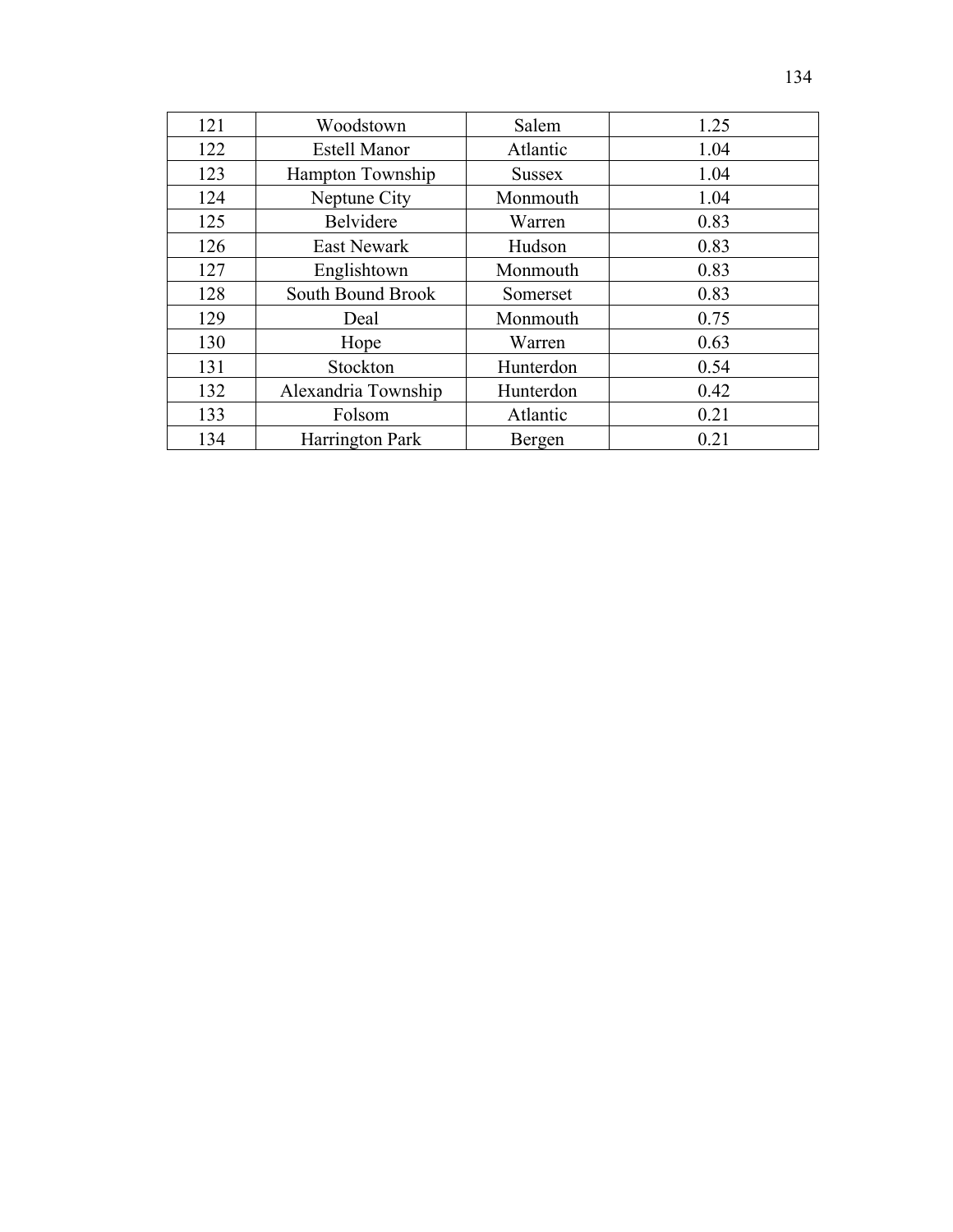| | | | |
|---|---|---|---|
| 121 | Woodstown | Salem | 1.25 |
| 122 | Estell Manor | Atlantic | 1.04 |
| 123 | Hampton Township | Sussex | 1.04 |
| 124 | Neptune City | Monmouth | 1.04 |
| 125 | Belvidere | Warren | 0.83 |
| 126 | East Newark | Hudson | 0.83 |
| 127 | Englishtown | Monmouth | 0.83 |
| 128 | South Bound Brook | Somerset | 0.83 |
| 129 | Deal | Monmouth | 0.75 |
| 130 | Hope | Warren | 0.63 |
| 131 | Stockton | Hunterdon | 0.54 |
| 132 | Alexandria Township | Hunterdon | 0.42 |
| 133 | Folsom | Atlantic | 0.21 |
| 134 | Harrington Park | Bergen | 0.21 |